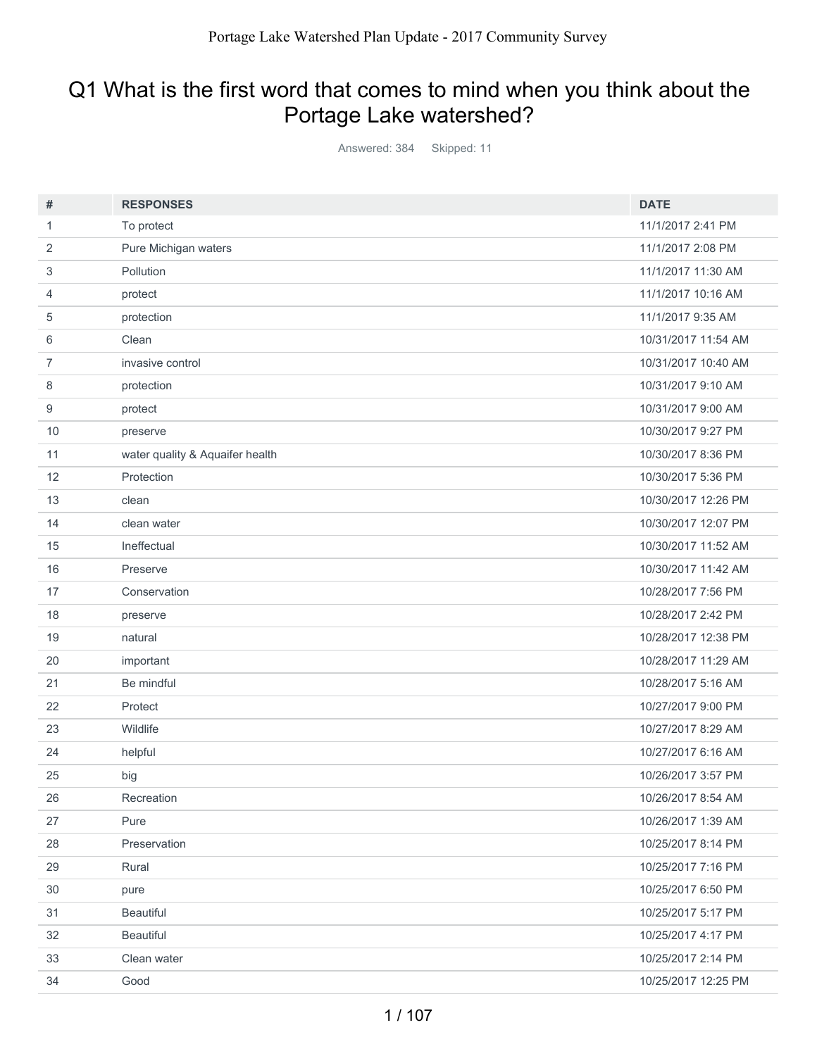# Q1 What is the first word that comes to mind when you think about the Portage Lake watershed?

Answered: 384 Skipped: 11

| # | RESPONSES | DATE |
|---|---|---|
| 1 | To protect | 11/1/2017 2:41 PM |
| 2 | Pure Michigan waters | 11/1/2017 2:08 PM |
| 3 | Pollution | 11/1/2017 11:30 AM |
| 4 | protect | 11/1/2017 10:16 AM |
| 5 | protection | 11/1/2017 9:35 AM |
| 6 | Clean | 10/31/2017 11:54 AM |
| 7 | invasive control | 10/31/2017 10:40 AM |
| 8 | protection | 10/31/2017 9:10 AM |
| 9 | protect | 10/31/2017 9:00 AM |
| 10 | preserve | 10/30/2017 9:27 PM |
| 11 | water quality & Aquaifer health | 10/30/2017 8:36 PM |
| 12 | Protection | 10/30/2017 5:36 PM |
| 13 | clean | 10/30/2017 12:26 PM |
| 14 | clean water | 10/30/2017 12:07 PM |
| 15 | Ineffectual | 10/30/2017 11:52 AM |
| 16 | Preserve | 10/30/2017 11:42 AM |
| 17 | Conservation | 10/28/2017 7:56 PM |
| 18 | preserve | 10/28/2017 2:42 PM |
| 19 | natural | 10/28/2017 12:38 PM |
| 20 | important | 10/28/2017 11:29 AM |
| 21 | Be mindful | 10/28/2017 5:16 AM |
| 22 | Protect | 10/27/2017 9:00 PM |
| 23 | Wildlife | 10/27/2017 8:29 AM |
| 24 | helpful | 10/27/2017 6:16 AM |
| 25 | big | 10/26/2017 3:57 PM |
| 26 | Recreation | 10/26/2017 8:54 AM |
| 27 | Pure | 10/26/2017 1:39 AM |
| 28 | Preservation | 10/25/2017 8:14 PM |
| 29 | Rural | 10/25/2017 7:16 PM |
| 30 | pure | 10/25/2017 6:50 PM |
| 31 | Beautiful | 10/25/2017 5:17 PM |
| 32 | Beautiful | 10/25/2017 4:17 PM |
| 33 | Clean water | 10/25/2017 2:14 PM |
| 34 | Good | 10/25/2017 12:25 PM |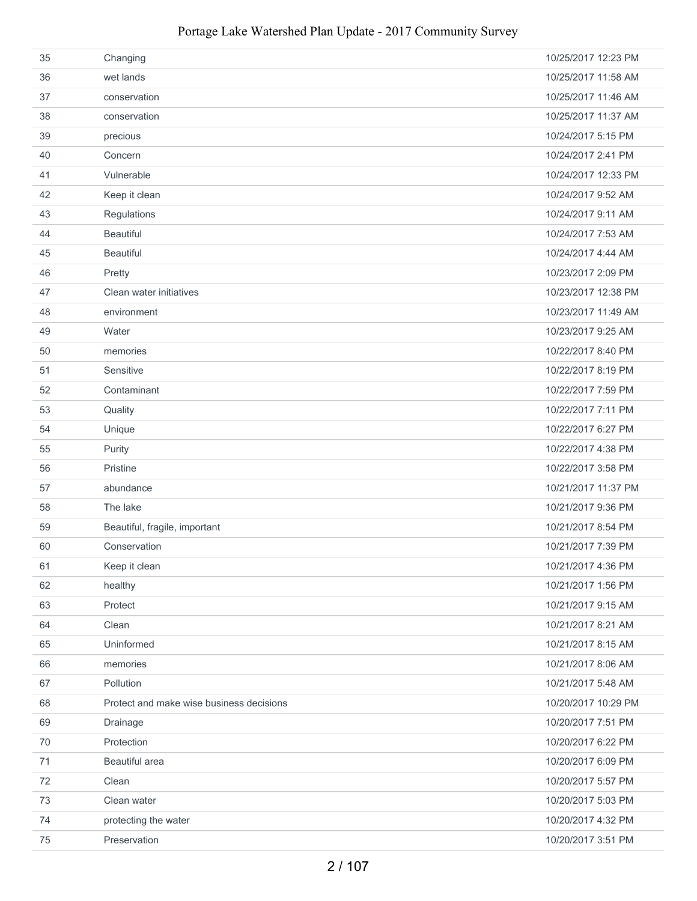| | | |
|---|---|---|
| 35 | Changing | 10/25/2017 12:23 PM |
| 36 | wet lands | 10/25/2017 11:58 AM |
| 37 | conservation | 10/25/2017 11:46 AM |
| 38 | conservation | 10/25/2017 11:37 AM |
| 39 | precious | 10/24/2017 5:15 PM |
| 40 | Concern | 10/24/2017 2:41 PM |
| 41 | Vulnerable | 10/24/2017 12:33 PM |
| 42 | Keep it clean | 10/24/2017 9:52 AM |
| 43 | Regulations | 10/24/2017 9:11 AM |
| 44 | Beautiful | 10/24/2017 7:53 AM |
| 45 | Beautiful | 10/24/2017 4:44 AM |
| 46 | Pretty | 10/23/2017 2:09 PM |
| 47 | Clean water initiatives | 10/23/2017 12:38 PM |
| 48 | environment | 10/23/2017 11:49 AM |
| 49 | Water | 10/23/2017 9:25 AM |
| 50 | memories | 10/22/2017 8:40 PM |
| 51 | Sensitive | 10/22/2017 8:19 PM |
| 52 | Contaminant | 10/22/2017 7:59 PM |
| 53 | Quality | 10/22/2017 7:11 PM |
| 54 | Unique | 10/22/2017 6:27 PM |
| 55 | Purity | 10/22/2017 4:38 PM |
| 56 | Pristine | 10/22/2017 3:58 PM |
| 57 | abundance | 10/21/2017 11:37 PM |
| 58 | The lake | 10/21/2017 9:36 PM |
| 59 | Beautiful, fragile, important | 10/21/2017 8:54 PM |
| 60 | Conservation | 10/21/2017 7:39 PM |
| 61 | Keep it clean | 10/21/2017 4:36 PM |
| 62 | healthy | 10/21/2017 1:56 PM |
| 63 | Protect | 10/21/2017 9:15 AM |
| 64 | Clean | 10/21/2017 8:21 AM |
| 65 | Uninformed | 10/21/2017 8:15 AM |
| 66 | memories | 10/21/2017 8:06 AM |
| 67 | Pollution | 10/21/2017 5:48 AM |
| 68 | Protect and make wise business decisions | 10/20/2017 10:29 PM |
| 69 | Drainage | 10/20/2017 7:51 PM |
| 70 | Protection | 10/20/2017 6:22 PM |
| 71 | Beautiful area | 10/20/2017 6:09 PM |
| 72 | Clean | 10/20/2017 5:57 PM |
| 73 | Clean water | 10/20/2017 5:03 PM |
| 74 | protecting the water | 10/20/2017 4:32 PM |
| 75 | Preservation | 10/20/2017 3:51 PM |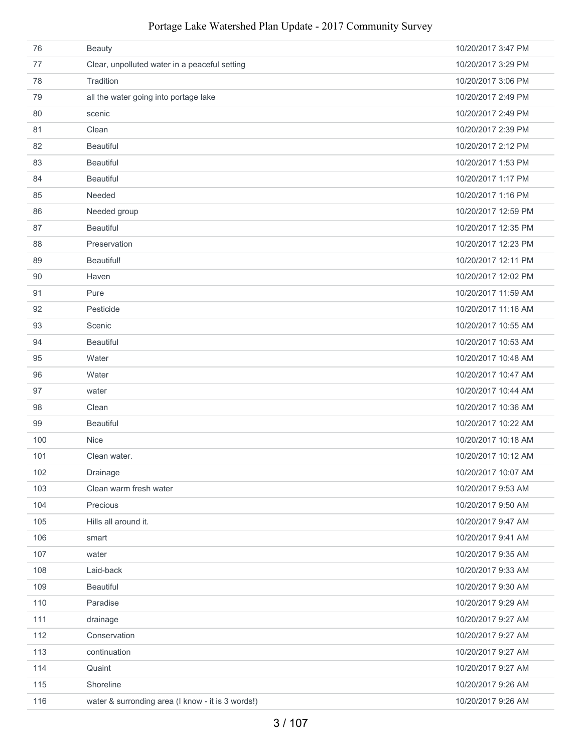| | | |
|---|---|---|
| 76 | Beauty | 10/20/2017 3:47 PM |
| 77 | Clear, unpolluted water in a peaceful setting | 10/20/2017 3:29 PM |
| 78 | Tradition | 10/20/2017 3:06 PM |
| 79 | all the water going into portage lake | 10/20/2017 2:49 PM |
| 80 | scenic | 10/20/2017 2:49 PM |
| 81 | Clean | 10/20/2017 2:39 PM |
| 82 | Beautiful | 10/20/2017 2:12 PM |
| 83 | Beautiful | 10/20/2017 1:53 PM |
| 84 | Beautiful | 10/20/2017 1:17 PM |
| 85 | Needed | 10/20/2017 1:16 PM |
| 86 | Needed group | 10/20/2017 12:59 PM |
| 87 | Beautiful | 10/20/2017 12:35 PM |
| 88 | Preservation | 10/20/2017 12:23 PM |
| 89 | Beautiful! | 10/20/2017 12:11 PM |
| 90 | Haven | 10/20/2017 12:02 PM |
| 91 | Pure | 10/20/2017 11:59 AM |
| 92 | Pesticide | 10/20/2017 11:16 AM |
| 93 | Scenic | 10/20/2017 10:55 AM |
| 94 | Beautiful | 10/20/2017 10:53 AM |
| 95 | Water | 10/20/2017 10:48 AM |
| 96 | Water | 10/20/2017 10:47 AM |
| 97 | water | 10/20/2017 10:44 AM |
| 98 | Clean | 10/20/2017 10:36 AM |
| 99 | Beautiful | 10/20/2017 10:22 AM |
| 100 | Nice | 10/20/2017 10:18 AM |
| 101 | Clean water. | 10/20/2017 10:12 AM |
| 102 | Drainage | 10/20/2017 10:07 AM |
| 103 | Clean warm fresh water | 10/20/2017 9:53 AM |
| 104 | Precious | 10/20/2017 9:50 AM |
| 105 | Hills all around it. | 10/20/2017 9:47 AM |
| 106 | smart | 10/20/2017 9:41 AM |
| 107 | water | 10/20/2017 9:35 AM |
| 108 | Laid-back | 10/20/2017 9:33 AM |
| 109 | Beautiful | 10/20/2017 9:30 AM |
| 110 | Paradise | 10/20/2017 9:29 AM |
| 111 | drainage | 10/20/2017 9:27 AM |
| 112 | Conservation | 10/20/2017 9:27 AM |
| 113 | continuation | 10/20/2017 9:27 AM |
| 114 | Quaint | 10/20/2017 9:27 AM |
| 115 | Shoreline | 10/20/2017 9:26 AM |
| 116 | water & surrounding area (I know - it is 3 words!) | 10/20/2017 9:26 AM |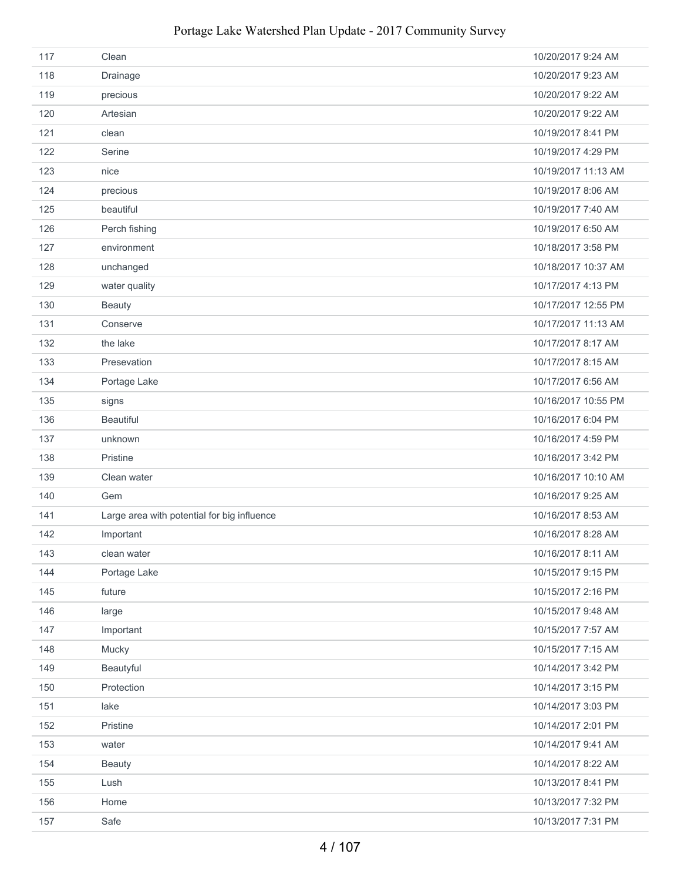| | | |
|---|---|---|
| 117 | Clean | 10/20/2017 9:24 AM |
| 118 | Drainage | 10/20/2017 9:23 AM |
| 119 | precious | 10/20/2017 9:22 AM |
| 120 | Artesian | 10/20/2017 9:22 AM |
| 121 | clean | 10/19/2017 8:41 PM |
| 122 | Serine | 10/19/2017 4:29 PM |
| 123 | nice | 10/19/2017 11:13 AM |
| 124 | precious | 10/19/2017 8:06 AM |
| 125 | beautiful | 10/19/2017 7:40 AM |
| 126 | Perch fishing | 10/19/2017 6:50 AM |
| 127 | environment | 10/18/2017 3:58 PM |
| 128 | unchanged | 10/18/2017 10:37 AM |
| 129 | water quality | 10/17/2017 4:13 PM |
| 130 | Beauty | 10/17/2017 12:55 PM |
| 131 | Conserve | 10/17/2017 11:13 AM |
| 132 | the lake | 10/17/2017 8:17 AM |
| 133 | Presevation | 10/17/2017 8:15 AM |
| 134 | Portage Lake | 10/17/2017 6:56 AM |
| 135 | signs | 10/16/2017 10:55 PM |
| 136 | Beautiful | 10/16/2017 6:04 PM |
| 137 | unknown | 10/16/2017 4:59 PM |
| 138 | Pristine | 10/16/2017 3:42 PM |
| 139 | Clean water | 10/16/2017 10:10 AM |
| 140 | Gem | 10/16/2017 9:25 AM |
| 141 | Large area with potential for big influence | 10/16/2017 8:53 AM |
| 142 | Important | 10/16/2017 8:28 AM |
| 143 | clean water | 10/16/2017 8:11 AM |
| 144 | Portage Lake | 10/15/2017 9:15 PM |
| 145 | future | 10/15/2017 2:16 PM |
| 146 | large | 10/15/2017 9:48 AM |
| 147 | Important | 10/15/2017 7:57 AM |
| 148 | Mucky | 10/15/2017 7:15 AM |
| 149 | Beautyful | 10/14/2017 3:42 PM |
| 150 | Protection | 10/14/2017 3:15 PM |
| 151 | lake | 10/14/2017 3:03 PM |
| 152 | Pristine | 10/14/2017 2:01 PM |
| 153 | water | 10/14/2017 9:41 AM |
| 154 | Beauty | 10/14/2017 8:22 AM |
| 155 | Lush | 10/13/2017 8:41 PM |
| 156 | Home | 10/13/2017 7:32 PM |
| 157 | Safe | 10/13/2017 7:31 PM |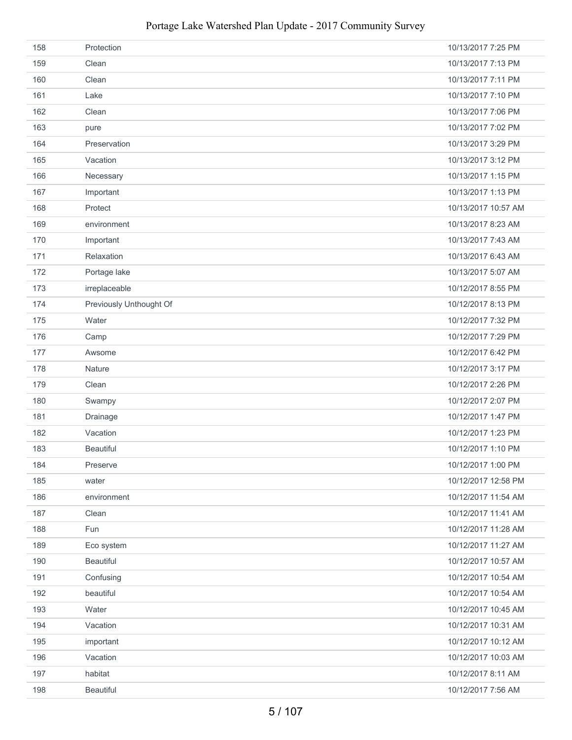| 158 | Protection | 10/13/2017 7:25 PM |
|---|---|---|
| 159 | Clean | 10/13/2017 7:13 PM |
| 160 | Clean | 10/13/2017 7:11 PM |
| 161 | Lake | 10/13/2017 7:10 PM |
| 162 | Clean | 10/13/2017 7:06 PM |
| 163 | pure | 10/13/2017 7:02 PM |
| 164 | Preservation | 10/13/2017 3:29 PM |
| 165 | Vacation | 10/13/2017 3:12 PM |
| 166 | Necessary | 10/13/2017 1:15 PM |
| 167 | Important | 10/13/2017 1:13 PM |
| 168 | Protect | 10/13/2017 10:57 AM |
| 169 | environment | 10/13/2017 8:23 AM |
| 170 | Important | 10/13/2017 7:43 AM |
| 171 | Relaxation | 10/13/2017 6:43 AM |
| 172 | Portage lake | 10/13/2017 5:07 AM |
| 173 | irreplaceable | 10/12/2017 8:55 PM |
| 174 | Previously Unthought Of | 10/12/2017 8:13 PM |
| 175 | Water | 10/12/2017 7:32 PM |
| 176 | Camp | 10/12/2017 7:29 PM |
| 177 | Awsome | 10/12/2017 6:42 PM |
| 178 | Nature | 10/12/2017 3:17 PM |
| 179 | Clean | 10/12/2017 2:26 PM |
| 180 | Swampy | 10/12/2017 2:07 PM |
| 181 | Drainage | 10/12/2017 1:47 PM |
| 182 | Vacation | 10/12/2017 1:23 PM |
| 183 | Beautiful | 10/12/2017 1:10 PM |
| 184 | Preserve | 10/12/2017 1:00 PM |
| 185 | water | 10/12/2017 12:58 PM |
| 186 | environment | 10/12/2017 11:54 AM |
| 187 | Clean | 10/12/2017 11:41 AM |
| 188 | Fun | 10/12/2017 11:28 AM |
| 189 | Eco system | 10/12/2017 11:27 AM |
| 190 | Beautiful | 10/12/2017 10:57 AM |
| 191 | Confusing | 10/12/2017 10:54 AM |
| 192 | beautiful | 10/12/2017 10:54 AM |
| 193 | Water | 10/12/2017 10:45 AM |
| 194 | Vacation | 10/12/2017 10:31 AM |
| 195 | important | 10/12/2017 10:12 AM |
| 196 | Vacation | 10/12/2017 10:03 AM |
| 197 | habitat | 10/12/2017 8:11 AM |
| 198 | Beautiful | 10/12/2017 7:56 AM |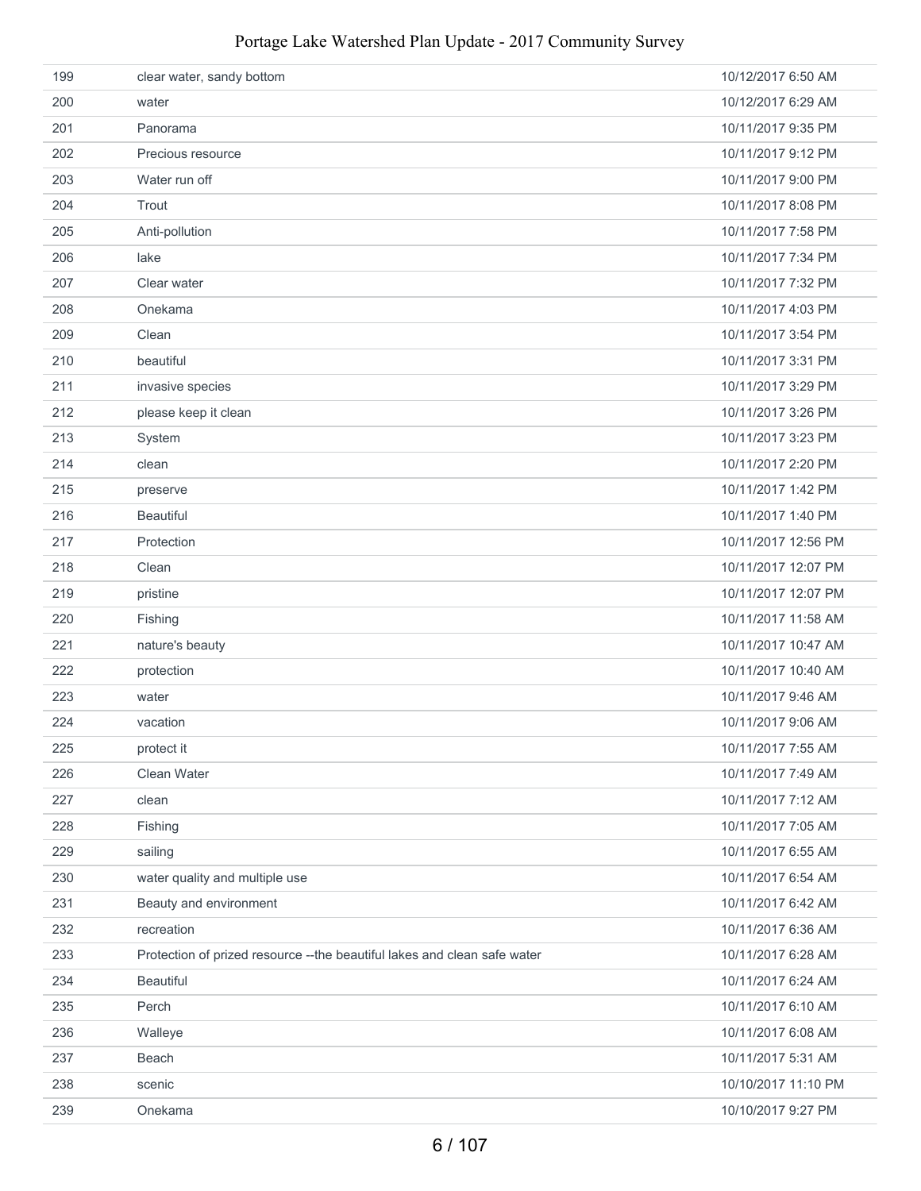| | | |
|---|---|---|
| 199 | clear water, sandy bottom | 10/12/2017 6:50 AM |
| 200 | water | 10/12/2017 6:29 AM |
| 201 | Panorama | 10/11/2017 9:35 PM |
| 202 | Precious resource | 10/11/2017 9:12 PM |
| 203 | Water run off | 10/11/2017 9:00 PM |
| 204 | Trout | 10/11/2017 8:08 PM |
| 205 | Anti-pollution | 10/11/2017 7:58 PM |
| 206 | lake | 10/11/2017 7:34 PM |
| 207 | Clear water | 10/11/2017 7:32 PM |
| 208 | Onekama | 10/11/2017 4:03 PM |
| 209 | Clean | 10/11/2017 3:54 PM |
| 210 | beautiful | 10/11/2017 3:31 PM |
| 211 | invasive species | 10/11/2017 3:29 PM |
| 212 | please keep it clean | 10/11/2017 3:26 PM |
| 213 | System | 10/11/2017 3:23 PM |
| 214 | clean | 10/11/2017 2:20 PM |
| 215 | preserve | 10/11/2017 1:42 PM |
| 216 | Beautiful | 10/11/2017 1:40 PM |
| 217 | Protection | 10/11/2017 12:56 PM |
| 218 | Clean | 10/11/2017 12:07 PM |
| 219 | pristine | 10/11/2017 12:07 PM |
| 220 | Fishing | 10/11/2017 11:58 AM |
| 221 | nature's beauty | 10/11/2017 10:47 AM |
| 222 | protection | 10/11/2017 10:40 AM |
| 223 | water | 10/11/2017 9:46 AM |
| 224 | vacation | 10/11/2017 9:06 AM |
| 225 | protect it | 10/11/2017 7:55 AM |
| 226 | Clean Water | 10/11/2017 7:49 AM |
| 227 | clean | 10/11/2017 7:12 AM |
| 228 | Fishing | 10/11/2017 7:05 AM |
| 229 | sailing | 10/11/2017 6:55 AM |
| 230 | water quality and multiple use | 10/11/2017 6:54 AM |
| 231 | Beauty and environment | 10/11/2017 6:42 AM |
| 232 | recreation | 10/11/2017 6:36 AM |
| 233 | Protection of prized resource --the beautiful lakes and clean safe water | 10/11/2017 6:28 AM |
| 234 | Beautiful | 10/11/2017 6:24 AM |
| 235 | Perch | 10/11/2017 6:10 AM |
| 236 | Walleye | 10/11/2017 6:08 AM |
| 237 | Beach | 10/11/2017 5:31 AM |
| 238 | scenic | 10/10/2017 11:10 PM |
| 239 | Onekama | 10/10/2017 9:27 PM |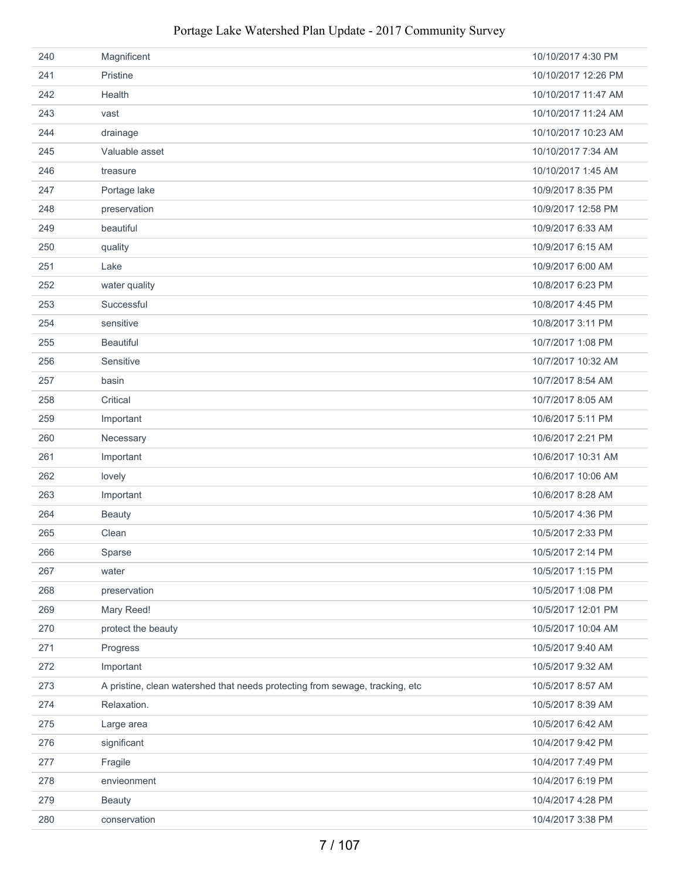| | | |
|---|---|---|
| 240 | Magnificent | 10/10/2017 4:30 PM |
| 241 | Pristine | 10/10/2017 12:26 PM |
| 242 | Health | 10/10/2017 11:47 AM |
| 243 | vast | 10/10/2017 11:24 AM |
| 244 | drainage | 10/10/2017 10:23 AM |
| 245 | Valuable asset | 10/10/2017 7:34 AM |
| 246 | treasure | 10/10/2017 1:45 AM |
| 247 | Portage lake | 10/9/2017 8:35 PM |
| 248 | preservation | 10/9/2017 12:58 PM |
| 249 | beautiful | 10/9/2017 6:33 AM |
| 250 | quality | 10/9/2017 6:15 AM |
| 251 | Lake | 10/9/2017 6:00 AM |
| 252 | water quality | 10/8/2017 6:23 PM |
| 253 | Successful | 10/8/2017 4:45 PM |
| 254 | sensitive | 10/8/2017 3:11 PM |
| 255 | Beautiful | 10/7/2017 1:08 PM |
| 256 | Sensitive | 10/7/2017 10:32 AM |
| 257 | basin | 10/7/2017 8:54 AM |
| 258 | Critical | 10/7/2017 8:05 AM |
| 259 | Important | 10/6/2017 5:11 PM |
| 260 | Necessary | 10/6/2017 2:21 PM |
| 261 | Important | 10/6/2017 10:31 AM |
| 262 | lovely | 10/6/2017 10:06 AM |
| 263 | Important | 10/6/2017 8:28 AM |
| 264 | Beauty | 10/5/2017 4:36 PM |
| 265 | Clean | 10/5/2017 2:33 PM |
| 266 | Sparse | 10/5/2017 2:14 PM |
| 267 | water | 10/5/2017 1:15 PM |
| 268 | preservation | 10/5/2017 1:08 PM |
| 269 | Mary Reed! | 10/5/2017 12:01 PM |
| 270 | protect the beauty | 10/5/2017 10:04 AM |
| 271 | Progress | 10/5/2017 9:40 AM |
| 272 | Important | 10/5/2017 9:32 AM |
| 273 | A pristine, clean watershed that needs protecting from sewage, tracking, etc | 10/5/2017 8:57 AM |
| 274 | Relaxation. | 10/5/2017 8:39 AM |
| 275 | Large area | 10/5/2017 6:42 AM |
| 276 | significant | 10/4/2017 9:42 PM |
| 277 | Fragile | 10/4/2017 7:49 PM |
| 278 | envieonment | 10/4/2017 6:19 PM |
| 279 | Beauty | 10/4/2017 4:28 PM |
| 280 | conservation | 10/4/2017 3:38 PM |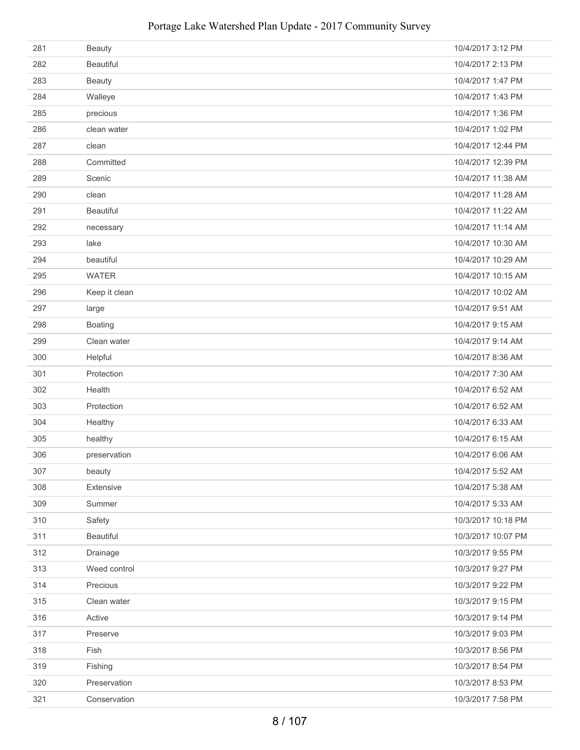| | | |
|---|---|---|
| 281 | Beauty | 10/4/2017 3:12 PM |
| 282 | Beautiful | 10/4/2017 2:13 PM |
| 283 | Beauty | 10/4/2017 1:47 PM |
| 284 | Walleye | 10/4/2017 1:43 PM |
| 285 | precious | 10/4/2017 1:36 PM |
| 286 | clean water | 10/4/2017 1:02 PM |
| 287 | clean | 10/4/2017 12:44 PM |
| 288 | Committed | 10/4/2017 12:39 PM |
| 289 | Scenic | 10/4/2017 11:38 AM |
| 290 | clean | 10/4/2017 11:28 AM |
| 291 | Beautiful | 10/4/2017 11:22 AM |
| 292 | necessary | 10/4/2017 11:14 AM |
| 293 | lake | 10/4/2017 10:30 AM |
| 294 | beautiful | 10/4/2017 10:29 AM |
| 295 | WATER | 10/4/2017 10:15 AM |
| 296 | Keep it clean | 10/4/2017 10:02 AM |
| 297 | large | 10/4/2017 9:51 AM |
| 298 | Boating | 10/4/2017 9:15 AM |
| 299 | Clean water | 10/4/2017 9:14 AM |
| 300 | Helpful | 10/4/2017 8:36 AM |
| 301 | Protection | 10/4/2017 7:30 AM |
| 302 | Health | 10/4/2017 6:52 AM |
| 303 | Protection | 10/4/2017 6:52 AM |
| 304 | Healthy | 10/4/2017 6:33 AM |
| 305 | healthy | 10/4/2017 6:15 AM |
| 306 | preservation | 10/4/2017 6:06 AM |
| 307 | beauty | 10/4/2017 5:52 AM |
| 308 | Extensive | 10/4/2017 5:38 AM |
| 309 | Summer | 10/4/2017 5:33 AM |
| 310 | Safety | 10/3/2017 10:18 PM |
| 311 | Beautiful | 10/3/2017 10:07 PM |
| 312 | Drainage | 10/3/2017 9:55 PM |
| 313 | Weed control | 10/3/2017 9:27 PM |
| 314 | Precious | 10/3/2017 9:22 PM |
| 315 | Clean water | 10/3/2017 9:15 PM |
| 316 | Active | 10/3/2017 9:14 PM |
| 317 | Preserve | 10/3/2017 9:03 PM |
| 318 | Fish | 10/3/2017 8:56 PM |
| 319 | Fishing | 10/3/2017 8:54 PM |
| 320 | Preservation | 10/3/2017 8:53 PM |
| 321 | Conservation | 10/3/2017 7:58 PM |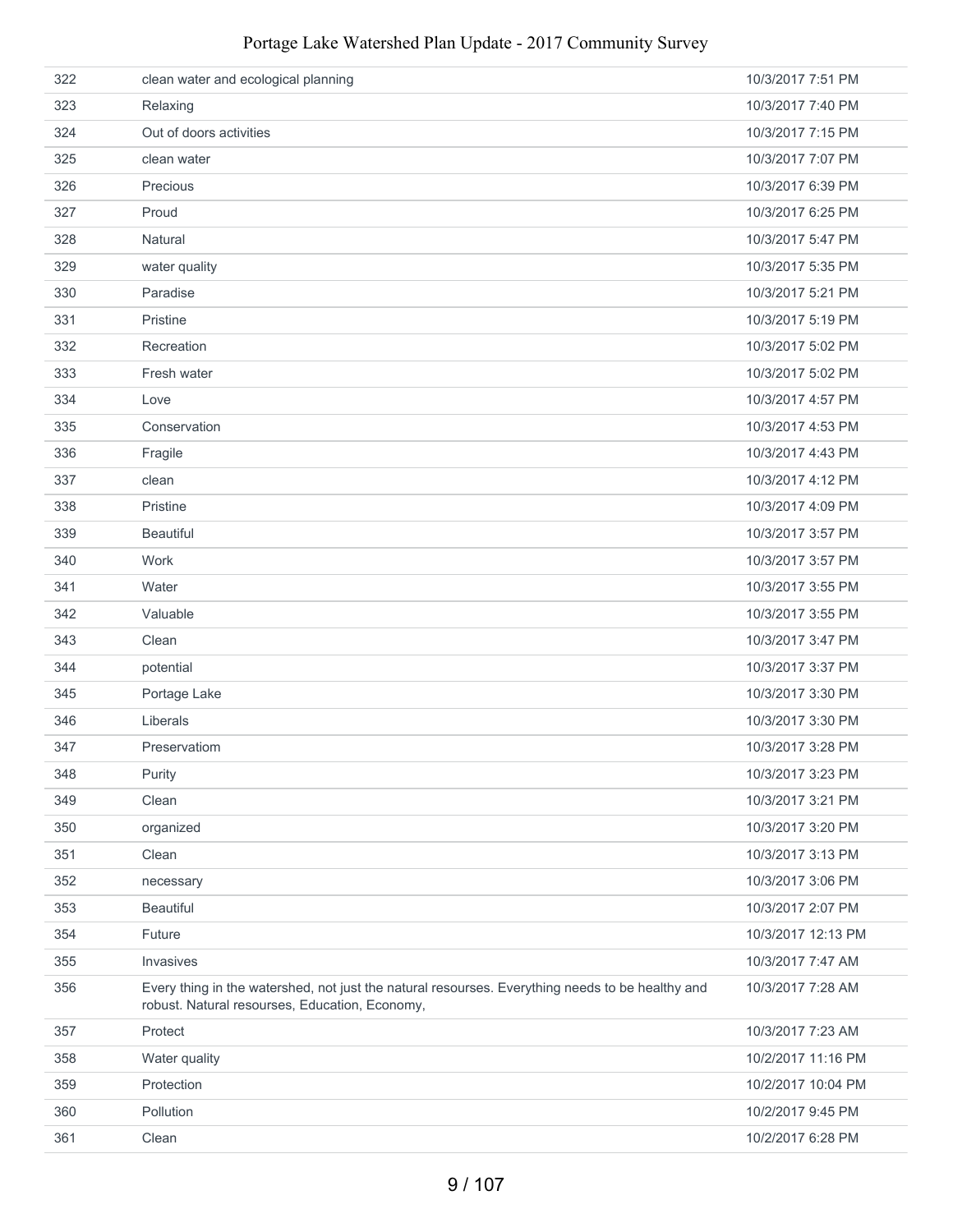| | | |
|---|---|---|
| 322 | clean water and ecological planning | 10/3/2017 7:51 PM |
| 323 | Relaxing | 10/3/2017 7:40 PM |
| 324 | Out of doors activities | 10/3/2017 7:15 PM |
| 325 | clean water | 10/3/2017 7:07 PM |
| 326 | Precious | 10/3/2017 6:39 PM |
| 327 | Proud | 10/3/2017 6:25 PM |
| 328 | Natural | 10/3/2017 5:47 PM |
| 329 | water quality | 10/3/2017 5:35 PM |
| 330 | Paradise | 10/3/2017 5:21 PM |
| 331 | Pristine | 10/3/2017 5:19 PM |
| 332 | Recreation | 10/3/2017 5:02 PM |
| 333 | Fresh water | 10/3/2017 5:02 PM |
| 334 | Love | 10/3/2017 4:57 PM |
| 335 | Conservation | 10/3/2017 4:53 PM |
| 336 | Fragile | 10/3/2017 4:43 PM |
| 337 | clean | 10/3/2017 4:12 PM |
| 338 | Pristine | 10/3/2017 4:09 PM |
| 339 | Beautiful | 10/3/2017 3:57 PM |
| 340 | Work | 10/3/2017 3:57 PM |
| 341 | Water | 10/3/2017 3:55 PM |
| 342 | Valuable | 10/3/2017 3:55 PM |
| 343 | Clean | 10/3/2017 3:47 PM |
| 344 | potential | 10/3/2017 3:37 PM |
| 345 | Portage Lake | 10/3/2017 3:30 PM |
| 346 | Liberals | 10/3/2017 3:30 PM |
| 347 | Preservatiom | 10/3/2017 3:28 PM |
| 348 | Purity | 10/3/2017 3:23 PM |
| 349 | Clean | 10/3/2017 3:21 PM |
| 350 | organized | 10/3/2017 3:20 PM |
| 351 | Clean | 10/3/2017 3:13 PM |
| 352 | necessary | 10/3/2017 3:06 PM |
| 353 | Beautiful | 10/3/2017 2:07 PM |
| 354 | Future | 10/3/2017 12:13 PM |
| 355 | Invasives | 10/3/2017 7:47 AM |
| 356 | Every thing in the watershed, not just the natural resourses. Everything needs to be healthy and robust. Natural resourses, Education, Economy, | 10/3/2017 7:28 AM |
| 357 | Protect | 10/3/2017 7:23 AM |
| 358 | Water quality | 10/2/2017 11:16 PM |
| 359 | Protection | 10/2/2017 10:04 PM |
| 360 | Pollution | 10/2/2017 9:45 PM |
| 361 | Clean | 10/2/2017 6:28 PM |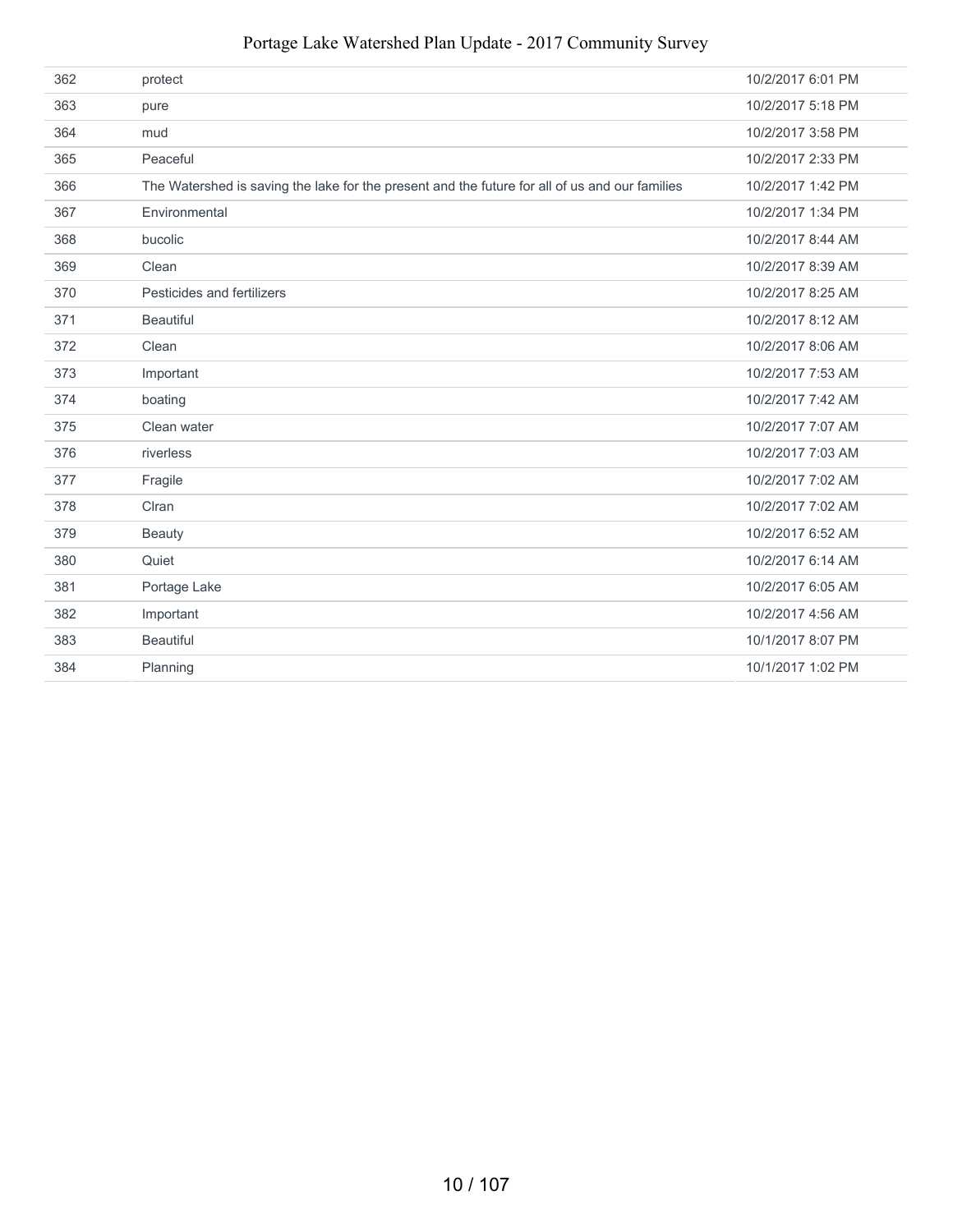| | | |
|---|---|---|
| 362 | protect | 10/2/2017 6:01 PM |
| 363 | pure | 10/2/2017 5:18 PM |
| 364 | mud | 10/2/2017 3:58 PM |
| 365 | Peaceful | 10/2/2017 2:33 PM |
| 366 | The Watershed is saving the lake for the present and the future for all of us and our families | 10/2/2017 1:42 PM |
| 367 | Environmental | 10/2/2017 1:34 PM |
| 368 | bucolic | 10/2/2017 8:44 AM |
| 369 | Clean | 10/2/2017 8:39 AM |
| 370 | Pesticides and fertilizers | 10/2/2017 8:25 AM |
| 371 | Beautiful | 10/2/2017 8:12 AM |
| 372 | Clean | 10/2/2017 8:06 AM |
| 373 | Important | 10/2/2017 7:53 AM |
| 374 | boating | 10/2/2017 7:42 AM |
| 375 | Clean water | 10/2/2017 7:07 AM |
| 376 | riverless | 10/2/2017 7:03 AM |
| 377 | Fragile | 10/2/2017 7:02 AM |
| 378 | Clran | 10/2/2017 7:02 AM |
| 379 | Beauty | 10/2/2017 6:52 AM |
| 380 | Quiet | 10/2/2017 6:14 AM |
| 381 | Portage Lake | 10/2/2017 6:05 AM |
| 382 | Important | 10/2/2017 4:56 AM |
| 383 | Beautiful | 10/1/2017 8:07 PM |
| 384 | Planning | 10/1/2017 1:02 PM |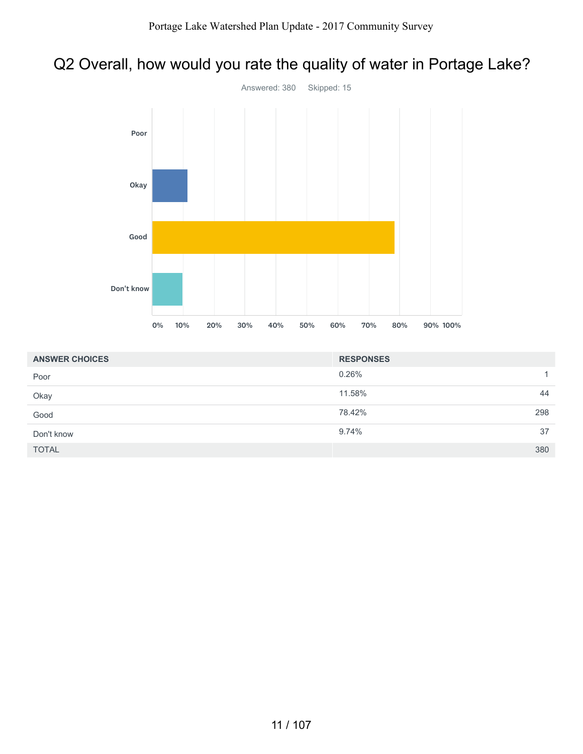# Q2 Overall, how would you rate the quality of water in Portage Lake?

Answered: 380 Skipped: 15

| ANSWER CHOICES | RESPONSES | |
|---|---|---|
| Poor | 0.26% | 1 |
| Okay | 11.58% | 44 |
| Good | 78.42% | 298 |
| Don't know | 9.74% | 37 |
| TOTAL | | 380 |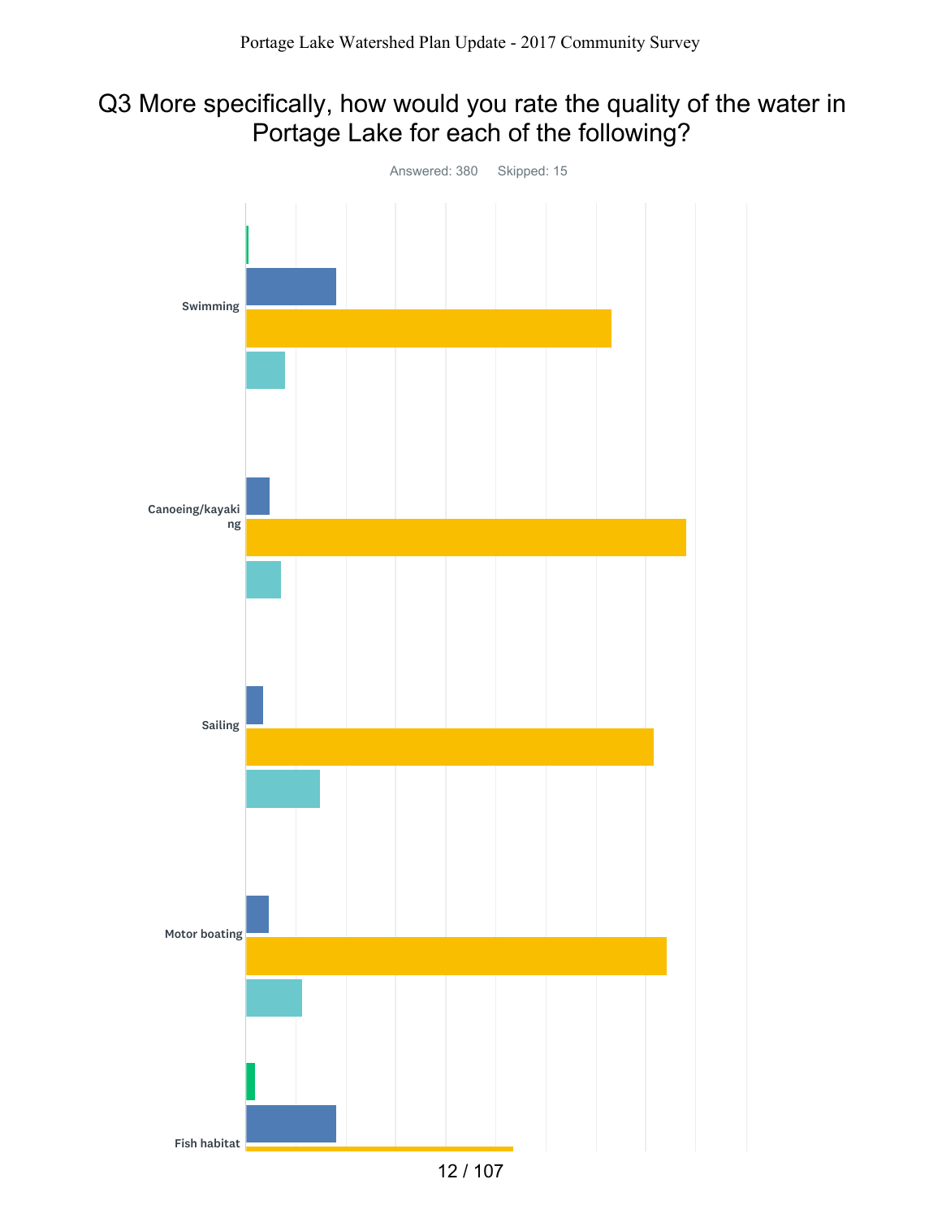Portage Lake Watershed Plan Update - 2017 Community Survey

# Q3 More specifically, how would you rate the quality of the water in Portage Lake for each of the following?

Answered: 380 Skipped: 15

Swimming

Canoeing/kayaking

Sailing

Motor boating

Fish habitat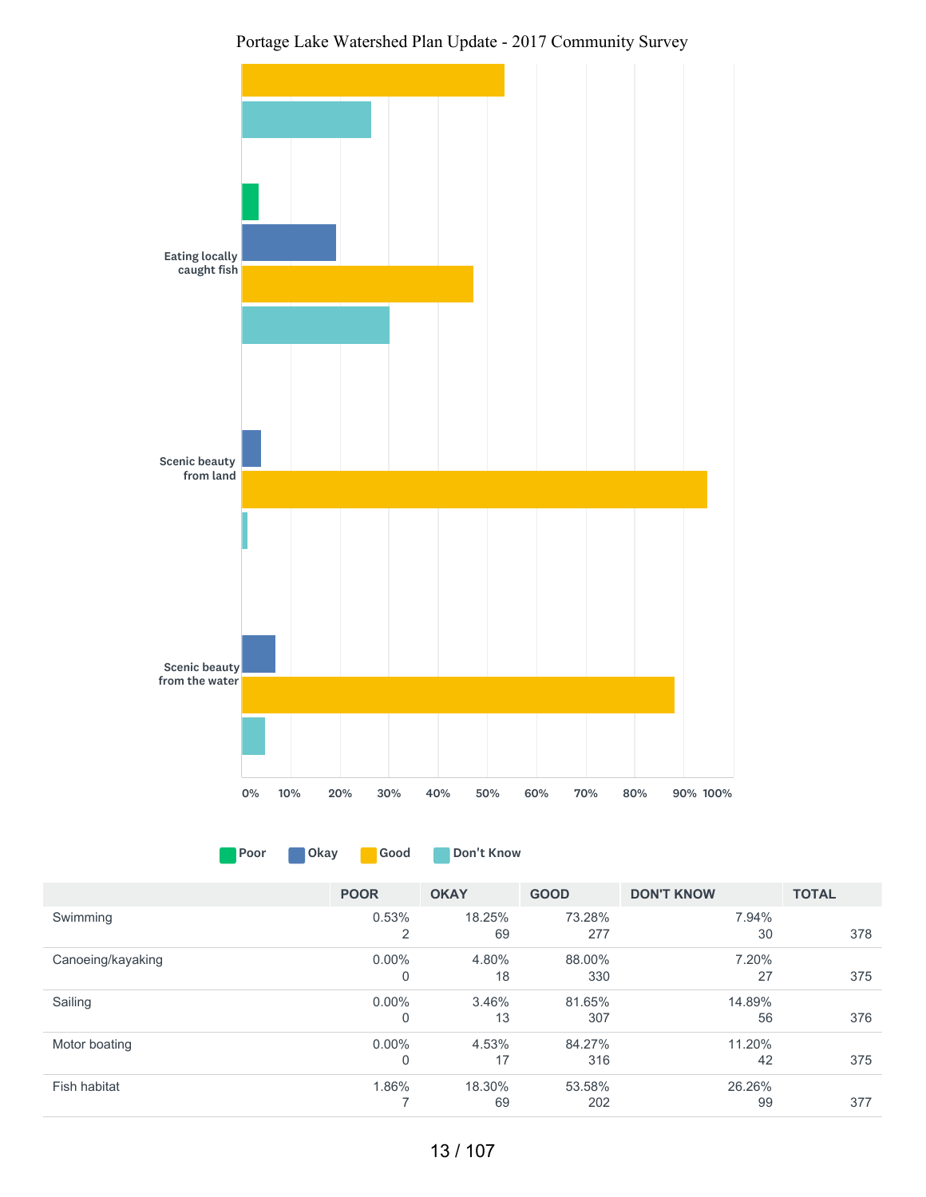Eating locally caught fish

Scenic beauty from land

Scenic beauty from the water

0% 10% 20% 30% 40% 50% 60% 70% 80% 90% 100%

Poor Okay Good Don't Know

| | POOR | OKAY | GOOD | DON'T KNOW | TOTAL |
|---|---|---|---|---|---|
| Swimming | 0.53%<br>2 | 18.25%<br>69 | 73.28%<br>277 | 7.94%<br>30 | 378 |
| Canoeing/kayaking | 0.00%<br>0 | 4.80%<br>18 | 88.00%<br>330 | 7.20%<br>27 | 375 |
| Sailing | 0.00%<br>0 | 3.46%<br>13 | 81.65%<br>307 | 14.89%<br>56 | 376 |
| Motor boating | 0.00%<br>0 | 4.53%<br>17 | 84.27%<br>316 | 11.20%<br>42 | 375 |
| Fish habitat | 1.86%<br>7 | 18.30%<br>69 | 53.58%<br>202 | 26.26%<br>99 | 377 |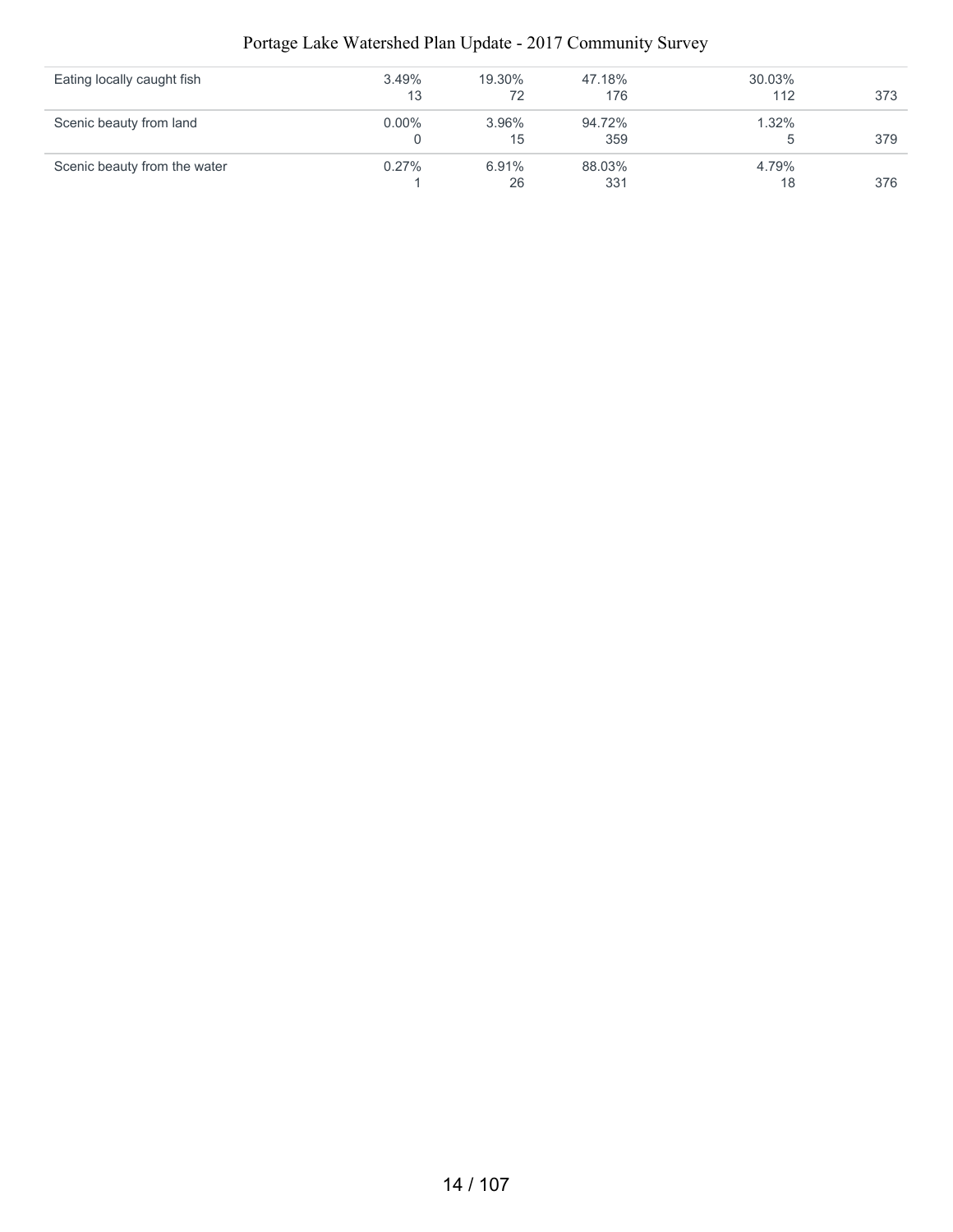| | | | | | |
|---|---|---|---|---|---|
| Eating locally caught fish | 3.49%<br>13 | 19.30%<br>72 | 47.18%<br>176 | 30.03%<br>112 | 373 |
| Scenic beauty from land | 0.00%<br>0 | 3.96%<br>15 | 94.72%<br>359 | 1.32%<br>5 | 379 |
| Scenic beauty from the water | 0.27%<br>1 | 6.91%<br>26 | 88.03%<br>331 | 4.79%<br>18 | 376 |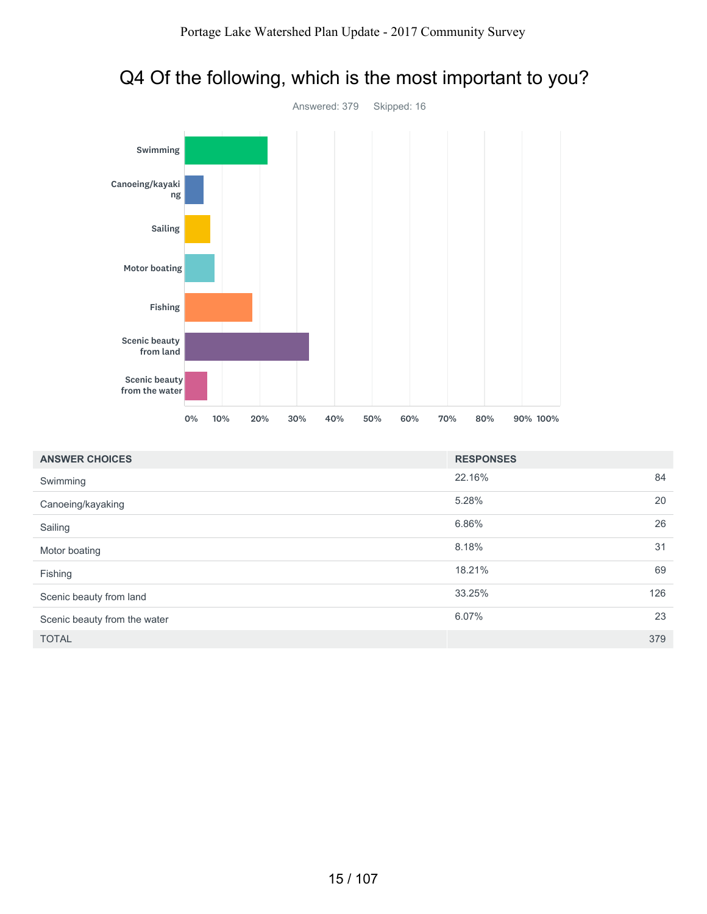## Q4 Of the following, which is the most important to you?

Answered: 379 Skipped: 16

| ANSWER CHOICES | RESPONSES | |
|---|---|---|
| Swimming | 22.16% | 84 |
| Canoeing/kayaking | 5.28% | 20 |
| Sailing | 6.86% | 26 |
| Motor boating | 8.18% | 31 |
| Fishing | 18.21% | 69 |
| Scenic beauty from land | 33.25% | 126 |
| Scenic beauty from the water | 6.07% | 23 |
| TOTAL | | 379 |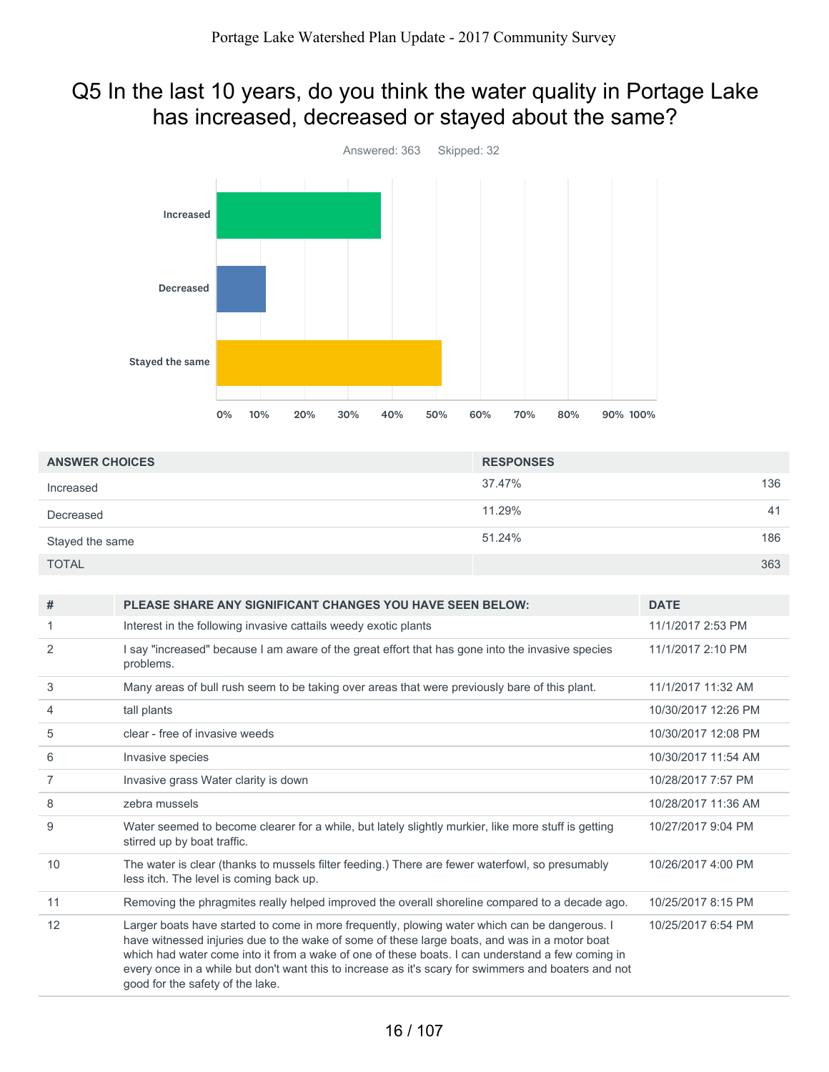# Q5 In the last 10 years, do you think the water quality in Portage Lake has increased, decreased or stayed about the same?

Answered: 363 Skipped: 32

| ANSWER CHOICES | RESPONSES | |
|---|---|---|
| Increased | 37.47% | 136 |
| Decreased | 11.29% | 41 |
| Stayed the same | 51.24% | 186 |
| TOTAL | | 363 |

| # | PLEASE SHARE ANY SIGNIFICANT CHANGES YOU HAVE SEEN BELOW: | DATE |
|---|---|---|
| 1 | Interest in the following invasive cattails weedy exotic plants | 11/1/2017 2:53 PM |
| 2 | I say "increased" because I am aware of the great effort that has gone into the invasive species problems. | 11/1/2017 2:10 PM |
| 3 | Many areas of bull rush seem to be taking over areas that were previously bare of this plant. | 11/1/2017 11:32 AM |
| 4 | tall plants | 10/30/2017 12:26 PM |
| 5 | clear - free of invasive weeds | 10/30/2017 12:08 PM |
| 6 | Invasive species | 10/30/2017 11:54 AM |
| 7 | Invasive grass Water clarity is down | 10/28/2017 7:57 PM |
| 8 | zebra mussels | 10/28/2017 11:36 AM |
| 9 | Water seemed to become clearer for a while, but lately slightly murkier, like more stuff is getting stirred up by boat traffic. | 10/27/2017 9:04 PM |
| 10 | The water is clear (thanks to mussels filter feeding.) There are fewer waterfowl, so presumably less itch. The level is coming back up. | 10/26/2017 4:00 PM |
| 11 | Removing the phragmites really helped improved the overall shoreline compared to a decade ago. | 10/25/2017 8:15 PM |
| 12 | Larger boats have started to come in more frequently, plowing water which can be dangerous. I have witnessed injuries due to the wake of some of these large boats, and was in a motor boat which had water come into it from a wake of one of these boats. I can understand a few coming in every once in a while but don't want this to increase as it's scary for swimmers and boaters and not good for the safety of the lake. | 10/25/2017 6:54 PM |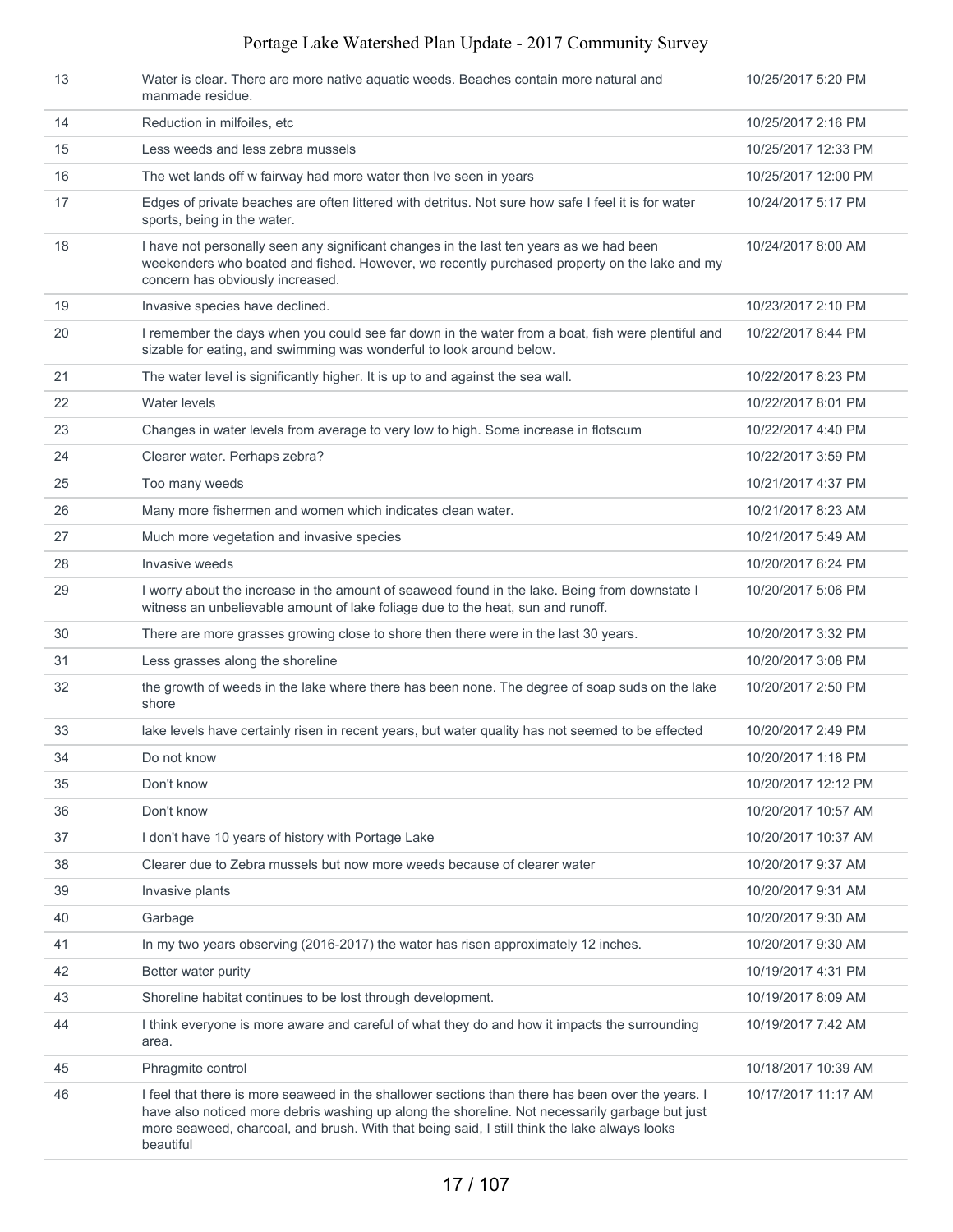| | | |
|---|---|---|
| 13 | Water is clear. There are more native aquatic weeds. Beaches contain more natural and manmade residue. | 10/25/2017 5:20 PM |
| 14 | Reduction in milfoiles, etc | 10/25/2017 2:16 PM |
| 15 | Less weeds and less zebra mussels | 10/25/2017 12:33 PM |
| 16 | The wet lands off w fairway had more water then Ive seen in years | 10/25/2017 12:00 PM |
| 17 | Edges of private beaches are often littered with detritus. Not sure how safe I feel it is for water sports, being in the water. | 10/24/2017 5:17 PM |
| 18 | I have not personally seen any significant changes in the last ten years as we had been weekenders who boated and fished. However, we recently purchased property on the lake and my concern has obviously increased. | 10/24/2017 8:00 AM |
| 19 | Invasive species have declined. | 10/23/2017 2:10 PM |
| 20 | I remember the days when you could see far down in the water from a boat, fish were plentiful and sizable for eating, and swimming was wonderful to look around below. | 10/22/2017 8:44 PM |
| 21 | The water level is significantly higher. It is up to and against the sea wall. | 10/22/2017 8:23 PM |
| 22 | Water levels | 10/22/2017 8:01 PM |
| 23 | Changes in water levels from average to very low to high. Some increase in flotscum | 10/22/2017 4:40 PM |
| 24 | Clearer water. Perhaps zebra? | 10/22/2017 3:59 PM |
| 25 | Too many weeds | 10/21/2017 4:37 PM |
| 26 | Many more fishermen and women which indicates clean water. | 10/21/2017 8:23 AM |
| 27 | Much more vegetation and invasive species | 10/21/2017 5:49 AM |
| 28 | Invasive weeds | 10/20/2017 6:24 PM |
| 29 | I worry about the increase in the amount of seaweed found in the lake. Being from downstate I witness an unbelievable amount of lake foliage due to the heat, sun and runoff. | 10/20/2017 5:06 PM |
| 30 | There are more grasses growing close to shore then there were in the last 30 years. | 10/20/2017 3:32 PM |
| 31 | Less grasses along the shoreline | 10/20/2017 3:08 PM |
| 32 | the growth of weeds in the lake where there has been none. The degree of soap suds on the lake shore | 10/20/2017 2:50 PM |
| 33 | lake levels have certainly risen in recent years, but water quality has not seemed to be effected | 10/20/2017 2:49 PM |
| 34 | Do not know | 10/20/2017 1:18 PM |
| 35 | Don't know | 10/20/2017 12:12 PM |
| 36 | Don't know | 10/20/2017 10:57 AM |
| 37 | I don't have 10 years of history with Portage Lake | 10/20/2017 10:37 AM |
| 38 | Clearer due to Zebra mussels but now more weeds because of clearer water | 10/20/2017 9:37 AM |
| 39 | Invasive plants | 10/20/2017 9:31 AM |
| 40 | Garbage | 10/20/2017 9:30 AM |
| 41 | In my two years observing (2016-2017) the water has risen approximately 12 inches. | 10/20/2017 9:30 AM |
| 42 | Better water purity | 10/19/2017 4:31 PM |
| 43 | Shoreline habitat continues to be lost through development. | 10/19/2017 8:09 AM |
| 44 | I think everyone is more aware and careful of what they do and how it impacts the surrounding area. | 10/19/2017 7:42 AM |
| 45 | Phragmite control | 10/18/2017 10:39 AM |
| 46 | I feel that there is more seaweed in the shallower sections than there has been over the years. I have also noticed more debris washing up along the shoreline. Not necessarily garbage but just more seaweed, charcoal, and brush. With that being said, I still think the lake always looks beautiful | 10/17/2017 11:17 AM |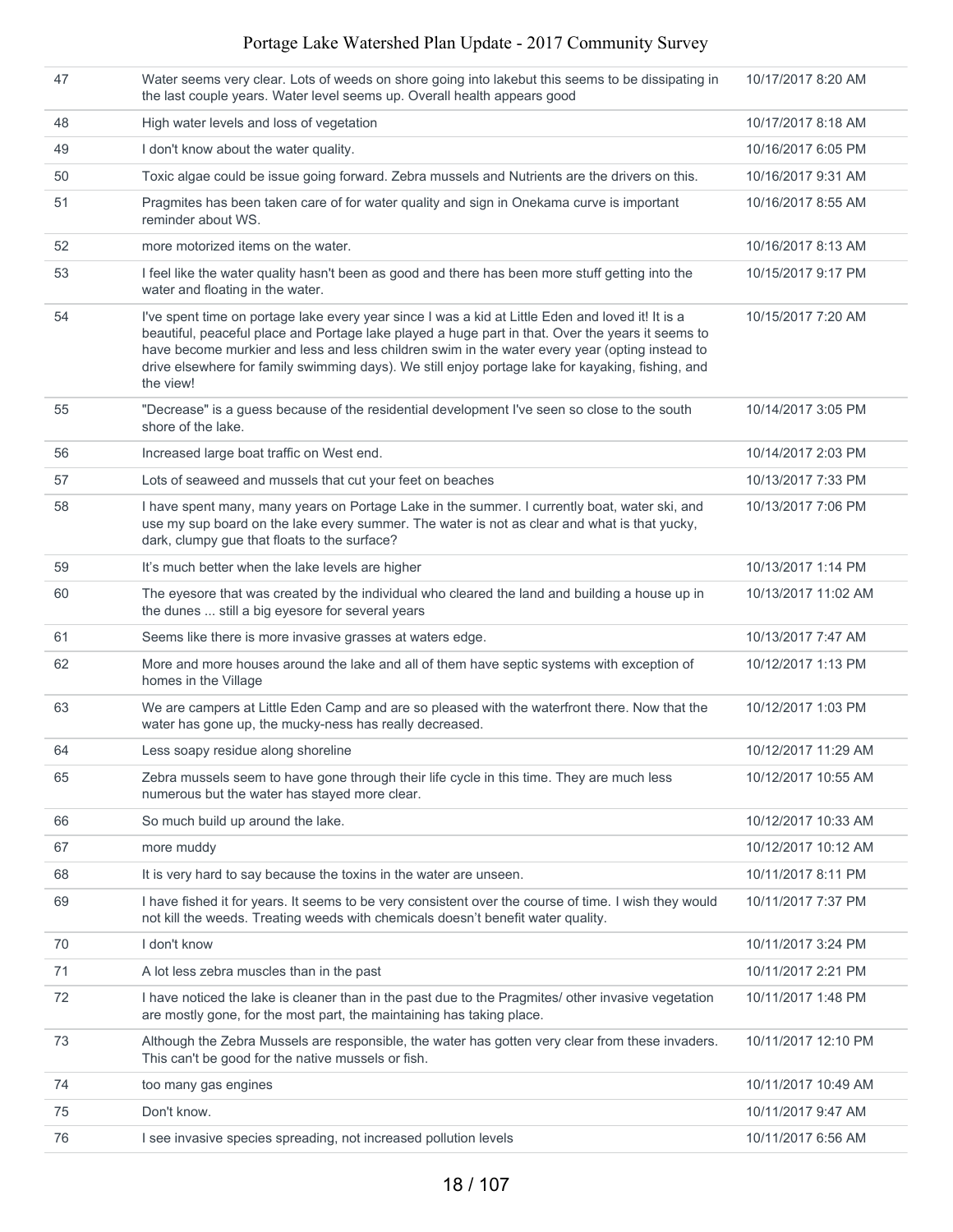| | | |
|---|---|---|
| 47 | Water seems very clear. Lots of weeds on shore going into lakebut this seems to be dissipating in the last couple years. Water level seems up. Overall health appears good | 10/17/2017 8:20 AM |
| 48 | High water levels and loss of vegetation | 10/17/2017 8:18 AM |
| 49 | I don't know about the water quality. | 10/16/2017 6:05 PM |
| 50 | Toxic algae could be issue going forward. Zebra mussels and Nutrients are the drivers on this. | 10/16/2017 9:31 AM |
| 51 | Pragmites has been taken care of for water quality and sign in Onekama curve is important reminder about WS. | 10/16/2017 8:55 AM |
| 52 | more motorized items on the water. | 10/16/2017 8:13 AM |
| 53 | I feel like the water quality hasn't been as good and there has been more stuff getting into the water and floating in the water. | 10/15/2017 9:17 PM |
| 54 | I've spent time on portage lake every year since I was a kid at Little Eden and loved it! It is a beautiful, peaceful place and Portage lake played a huge part in that. Over the years it seems to have become murkier and less and less children swim in the water every year (opting instead to drive elsewhere for family swimming days). We still enjoy portage lake for kayaking, fishing, and the view! | 10/15/2017 7:20 AM |
| 55 | "Decrease" is a guess because of the residential development I've seen so close to the south shore of the lake. | 10/14/2017 3:05 PM |
| 56 | Increased large boat traffic on West end. | 10/14/2017 2:03 PM |
| 57 | Lots of seaweed and mussels that cut your feet on beaches | 10/13/2017 7:33 PM |
| 58 | I have spent many, many years on Portage Lake in the summer. I currently boat, water ski, and use my sup board on the lake every summer. The water is not as clear and what is that yucky, dark, clumpy gue that floats to the surface? | 10/13/2017 7:06 PM |
| 59 | It's much better when the lake levels are higher | 10/13/2017 1:14 PM |
| 60 | The eyesore that was created by the individual who cleared the land and building a house up in the dunes ... still a big eyesore for several years | 10/13/2017 11:02 AM |
| 61 | Seems like there is more invasive grasses at waters edge. | 10/13/2017 7:47 AM |
| 62 | More and more houses around the lake and all of them have septic systems with exception of homes in the Village | 10/12/2017 1:13 PM |
| 63 | We are campers at Little Eden Camp and are so pleased with the waterfront there. Now that the water has gone up, the mucky-ness has really decreased. | 10/12/2017 1:03 PM |
| 64 | Less soapy residue along shoreline | 10/12/2017 11:29 AM |
| 65 | Zebra mussels seem to have gone through their life cycle in this time. They are much less numerous but the water has stayed more clear. | 10/12/2017 10:55 AM |
| 66 | So much build up around the lake. | 10/12/2017 10:33 AM |
| 67 | more muddy | 10/12/2017 10:12 AM |
| 68 | It is very hard to say because the toxins in the water are unseen. | 10/11/2017 8:11 PM |
| 69 | I have fished it for years. It seems to be very consistent over the course of time. I wish they would not kill the weeds. Treating weeds with chemicals doesn't benefit water quality. | 10/11/2017 7:37 PM |
| 70 | I don't know | 10/11/2017 3:24 PM |
| 71 | A lot less zebra muscles than in the past | 10/11/2017 2:21 PM |
| 72 | I have noticed the lake is cleaner than in the past due to the Pragmites/ other invasive vegetation are mostly gone, for the most part, the maintaining has taking place. | 10/11/2017 1:48 PM |
| 73 | Although the Zebra Mussels are responsible, the water has gotten very clear from these invaders. This can't be good for the native mussels or fish. | 10/11/2017 12:10 PM |
| 74 | too many gas engines | 10/11/2017 10:49 AM |
| 75 | Don't know. | 10/11/2017 9:47 AM |
| 76 | I see invasive species spreading, not increased pollution levels | 10/11/2017 6:56 AM |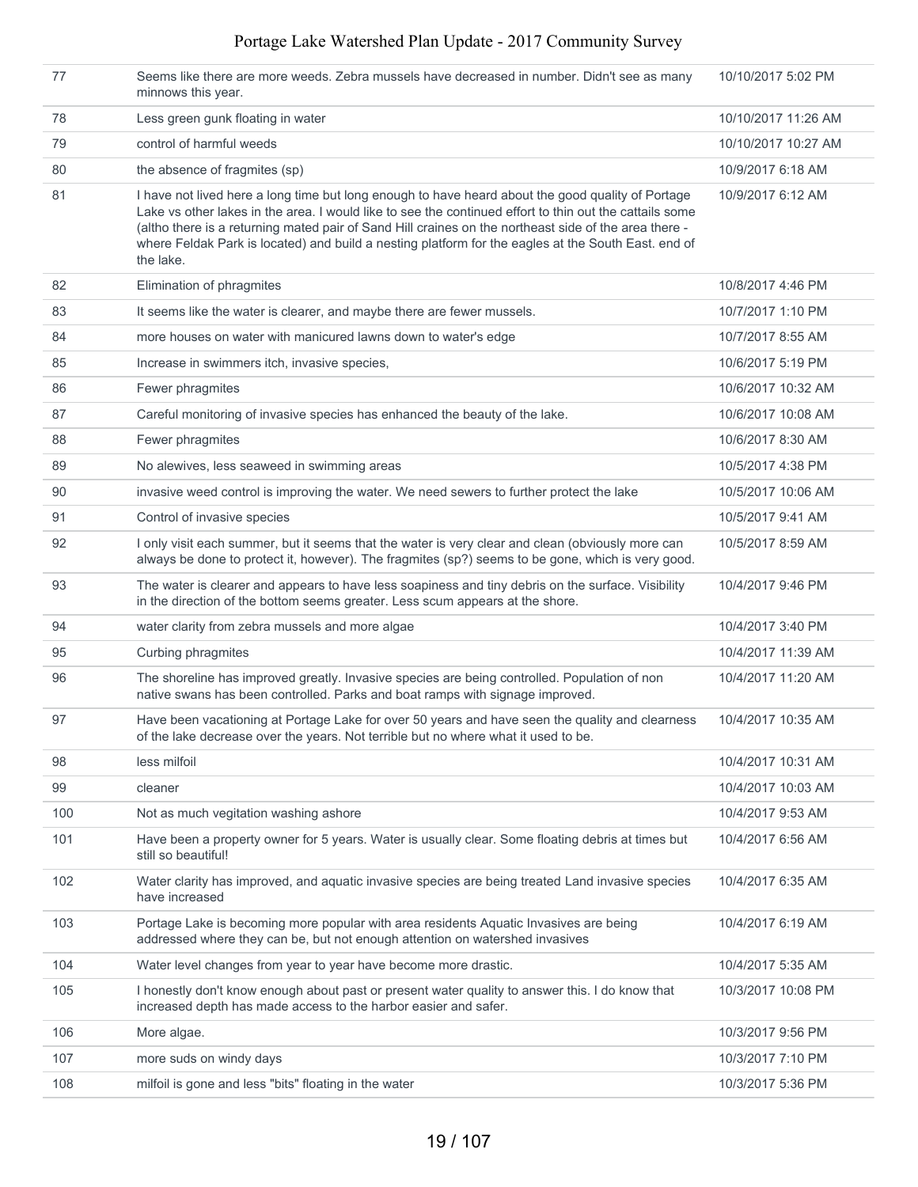| | | |
|---|---|---|
| 77 | Seems like there are more weeds. Zebra mussels have decreased in number. Didn't see as many minnows this year. | 10/10/2017 5:02 PM |
| 78 | Less green gunk floating in water | 10/10/2017 11:26 AM |
| 79 | control of harmful weeds | 10/10/2017 10:27 AM |
| 80 | the absence of fragmites (sp) | 10/9/2017 6:18 AM |
| 81 | I have not lived here a long time but long enough to have heard about the good quality of Portage Lake vs other lakes in the area. I would like to see the continued effort to thin out the cattails some (altho there is a returning mated pair of Sand Hill craines on the northeast side of the area there - where Feldak Park is located) and build a nesting platform for the eagles at the South East. end of the lake. | 10/9/2017 6:12 AM |
| 82 | Elimination of phragmites | 10/8/2017 4:46 PM |
| 83 | It seems like the water is clearer, and maybe there are fewer mussels. | 10/7/2017 1:10 PM |
| 84 | more houses on water with manicured lawns down to water's edge | 10/7/2017 8:55 AM |
| 85 | Increase in swimmers itch, invasive species, | 10/6/2017 5:19 PM |
| 86 | Fewer phragmites | 10/6/2017 10:32 AM |
| 87 | Careful monitoring of invasive species has enhanced the beauty of the lake. | 10/6/2017 10:08 AM |
| 88 | Fewer phragmites | 10/6/2017 8:30 AM |
| 89 | No alewives, less seaweed in swimming areas | 10/5/2017 4:38 PM |
| 90 | invasive weed control is improving the water. We need sewers to further protect the lake | 10/5/2017 10:06 AM |
| 91 | Control of invasive species | 10/5/2017 9:41 AM |
| 92 | I only visit each summer, but it seems that the water is very clear and clean (obviously more can always be done to protect it, however). The fragmites (sp?) seems to be gone, which is very good. | 10/5/2017 8:59 AM |
| 93 | The water is clearer and appears to have less soapiness and tiny debris on the surface. Visibility in the direction of the bottom seems greater. Less scum appears at the shore. | 10/4/2017 9:46 PM |
| 94 | water clarity from zebra mussels and more algae | 10/4/2017 3:40 PM |
| 95 | Curbing phragmites | 10/4/2017 11:39 AM |
| 96 | The shoreline has improved greatly. Invasive species are being controlled. Population of non native swans has been controlled. Parks and boat ramps with signage improved. | 10/4/2017 11:20 AM |
| 97 | Have been vacationing at Portage Lake for over 50 years and have seen the quality and clearness of the lake decrease over the years. Not terrible but no where what it used to be. | 10/4/2017 10:35 AM |
| 98 | less milfoil | 10/4/2017 10:31 AM |
| 99 | cleaner | 10/4/2017 10:03 AM |
| 100 | Not as much vegitation washing ashore | 10/4/2017 9:53 AM |
| 101 | Have been a property owner for 5 years. Water is usually clear. Some floating debris at times but still so beautiful! | 10/4/2017 6:56 AM |
| 102 | Water clarity has improved, and aquatic invasive species are being treated Land invasive species have increased | 10/4/2017 6:35 AM |
| 103 | Portage Lake is becoming more popular with area residents Aquatic Invasives are being addressed where they can be, but not enough attention on watershed invasives | 10/4/2017 6:19 AM |
| 104 | Water level changes from year to year have become more drastic. | 10/4/2017 5:35 AM |
| 105 | I honestly don't know enough about past or present water quality to answer this. I do know that increased depth has made access to the harbor easier and safer. | 10/3/2017 10:08 PM |
| 106 | More algae. | 10/3/2017 9:56 PM |
| 107 | more suds on windy days | 10/3/2017 7:10 PM |
| 108 | milfoil is gone and less "bits" floating in the water | 10/3/2017 5:36 PM |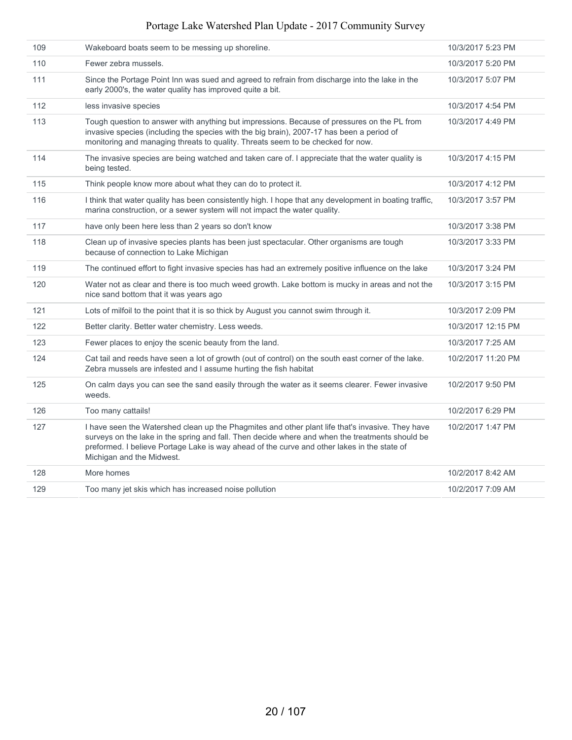| | | |
|---|---|---|
| 109 | Wakeboard boats seem to be messing up shoreline. | 10/3/2017 5:23 PM |
| 110 | Fewer zebra mussels. | 10/3/2017 5:20 PM |
| 111 | Since the Portage Point Inn was sued and agreed to refrain from discharge into the lake in the early 2000's, the water quality has improved quite a bit. | 10/3/2017 5:07 PM |
| 112 | less invasive species | 10/3/2017 4:54 PM |
| 113 | Tough question to answer with anything but impressions. Because of pressures on the PL from invasive species (including the species with the big brain), 2007-17 has been a period of monitoring and managing threats to quality. Threats seem to be checked for now. | 10/3/2017 4:49 PM |
| 114 | The invasive species are being watched and taken care of. I appreciate that the water quality is being tested. | 10/3/2017 4:15 PM |
| 115 | Think people know more about what they can do to protect it. | 10/3/2017 4:12 PM |
| 116 | I think that water quality has been consistently high. I hope that any development in boating traffic, marina construction, or a sewer system will not impact the water quality. | 10/3/2017 3:57 PM |
| 117 | have only been here less than 2 years so don't know | 10/3/2017 3:38 PM |
| 118 | Clean up of invasive species plants has been just spectacular. Other organisms are tough because of connection to Lake Michigan | 10/3/2017 3:33 PM |
| 119 | The continued effort to fight invasive species has had an extremely positive influence on the lake | 10/3/2017 3:24 PM |
| 120 | Water not as clear and there is too much weed growth. Lake bottom is mucky in areas and not the nice sand bottom that it was years ago | 10/3/2017 3:15 PM |
| 121 | Lots of milfoil to the point that it is so thick by August you cannot swim through it. | 10/3/2017 2:09 PM |
| 122 | Better clarity. Better water chemistry. Less weeds. | 10/3/2017 12:15 PM |
| 123 | Fewer places to enjoy the scenic beauty from the land. | 10/3/2017 7:25 AM |
| 124 | Cat tail and reeds have seen a lot of growth (out of control) on the south east corner of the lake. Zebra mussels are infested and I assume hurting the fish habitat | 10/2/2017 11:20 PM |
| 125 | On calm days you can see the sand easily through the water as it seems clearer. Fewer invasive weeds. | 10/2/2017 9:50 PM |
| 126 | Too many cattails! | 10/2/2017 6:29 PM |
| 127 | I have seen the Watershed clean up the Phagmites and other plant life that's invasive. They have surveys on the lake in the spring and fall. Then decide where and when the treatments should be preformed. I believe Portage Lake is way ahead of the curve and other lakes in the state of Michigan and the Midwest. | 10/2/2017 1:47 PM |
| 128 | More homes | 10/2/2017 8:42 AM |
| 129 | Too many jet skis which has increased noise pollution | 10/2/2017 7:09 AM |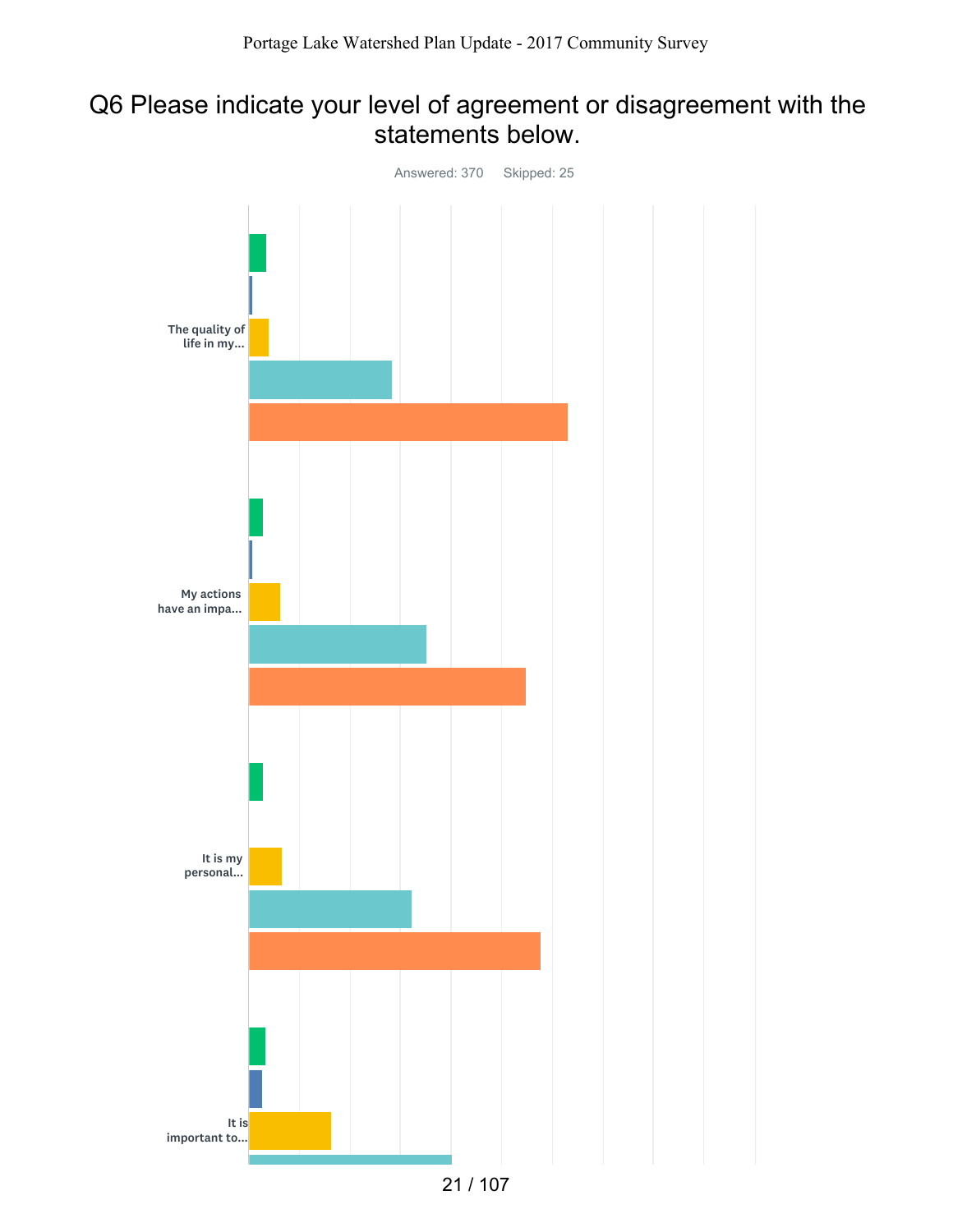# Q6 Please indicate your level of agreement or disagreement with the statements below.

Answered: 370 Skipped: 25

The quality of life in my...

My actions have an impa...

It is my personal...

It is important to...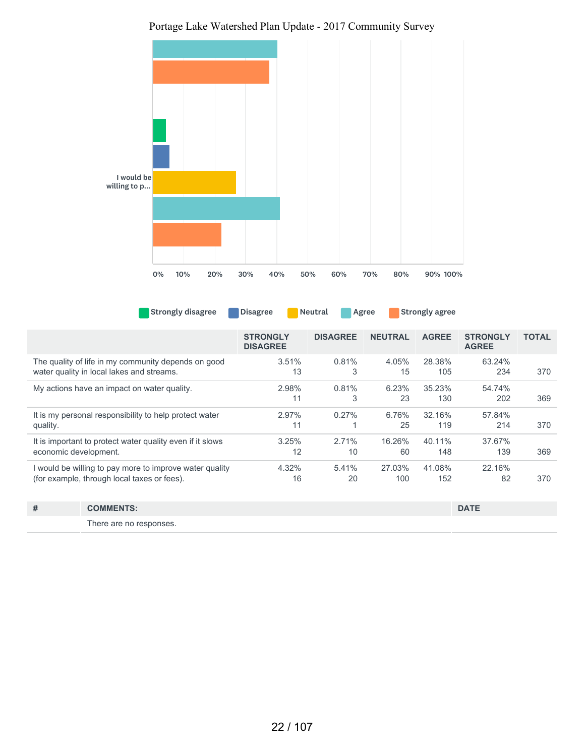I would be willing to p...

0% 10% 20% 30% 40% 50% 60% 70% 80% 90% 100%

Strongly disagree | Disagree | Neutral | Agree | Strongly agree

| | STRONGLY DISAGREE | DISAGREE | NEUTRAL | AGREE | STRONGLY AGREE | TOTAL |
|---|---|---|---|---|---|---|
| The quality of life in my community depends on good water quality in local lakes and streams. | 3.51% 13 | 0.81% 3 | 4.05% 15 | 28.38% 105 | 63.24% 234 | 370 |
| My actions have an impact on water quality. | 2.98% 11 | 0.81% 3 | 6.23% 23 | 35.23% 130 | 54.74% 202 | 369 |
| It is my personal responsibility to help protect water quality. | 2.97% 11 | 0.27% 1 | 6.76% 25 | 32.16% 119 | 57.84% 214 | 370 |
| It is important to protect water quality even if it slows economic development. | 3.25% 12 | 2.71% 10 | 16.26% 60 | 40.11% 148 | 37.67% 139 | 369 |
| I would be willing to pay more to improve water quality (for example, through local taxes or fees). | 4.32% 16 | 5.41% 20 | 27.03% 100 | 41.08% 152 | 22.16% 82 | 370 |

| # | COMMENTS: | DATE |
|---|---|---|
| | There are no responses. | |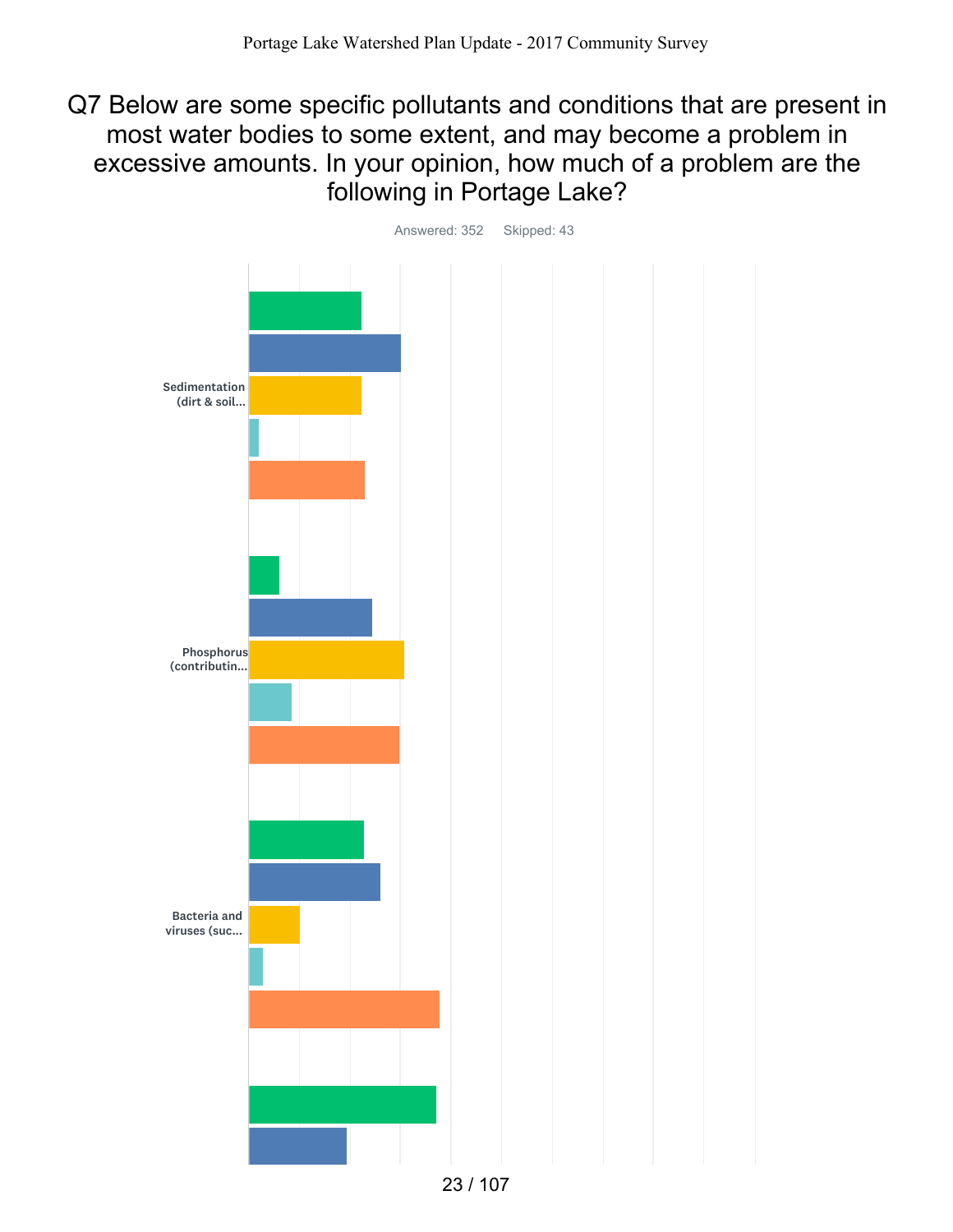# Q7 Below are some specific pollutants and conditions that are present in most water bodies to some extent, and may become a problem in excessive amounts. In your opinion, how much of a problem are the following in Portage Lake?

Answered: 352 Skipped: 43

Sedimentation (dirt & soil...

Phosphorus (contributin...

Bacteria and viruses (suc...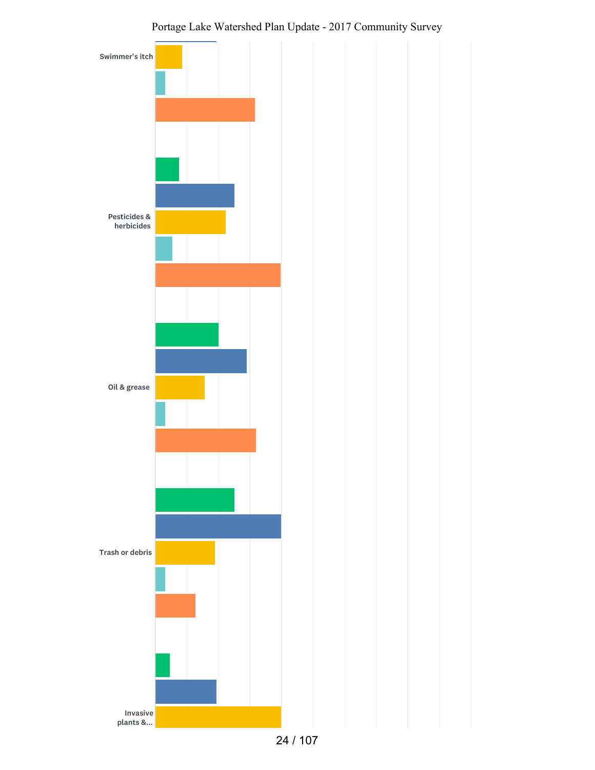Swimmer's itch

Pesticides & herbicides

Oil & grease

Trash or debris

Invasive plants &...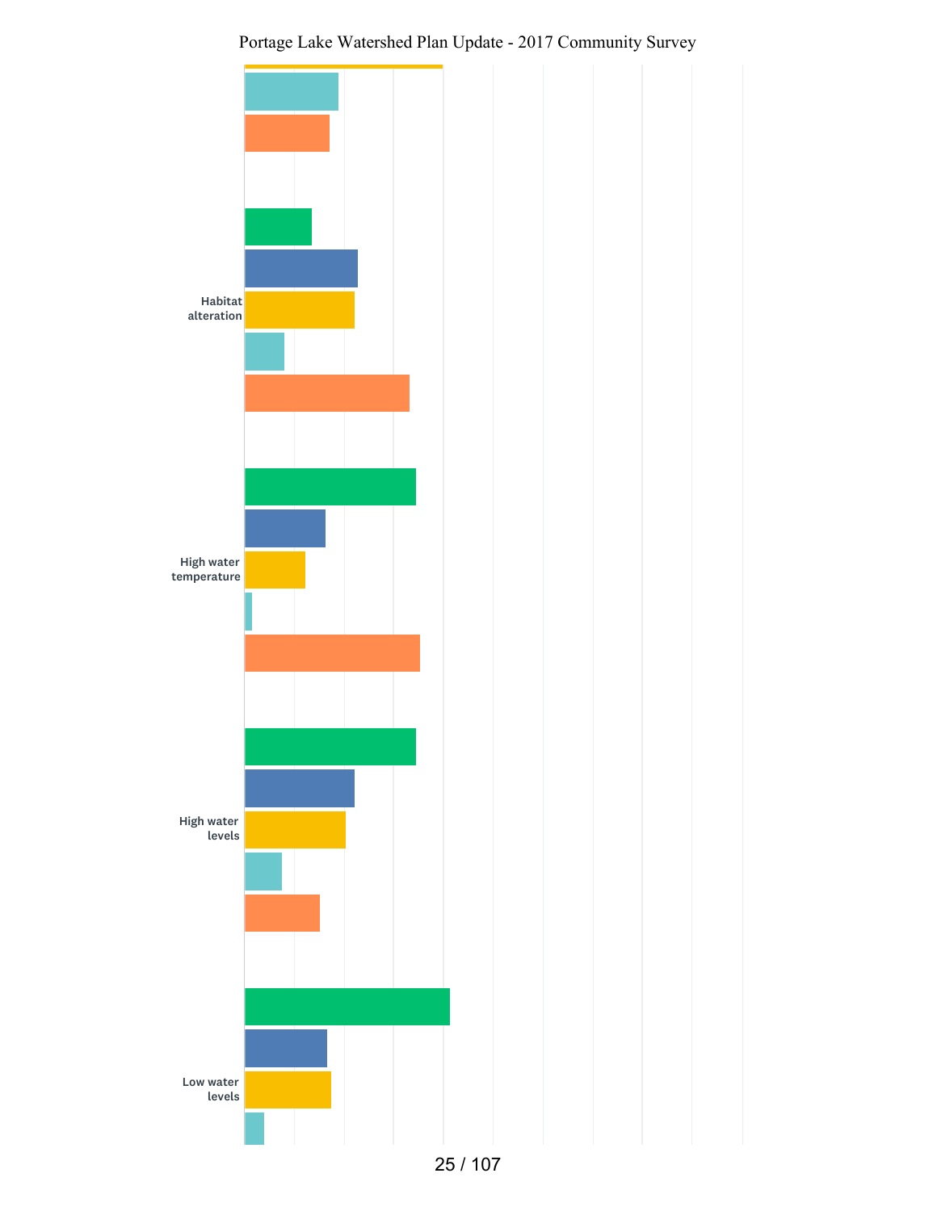Habitat alteration

High water temperature

High water levels

Low water levels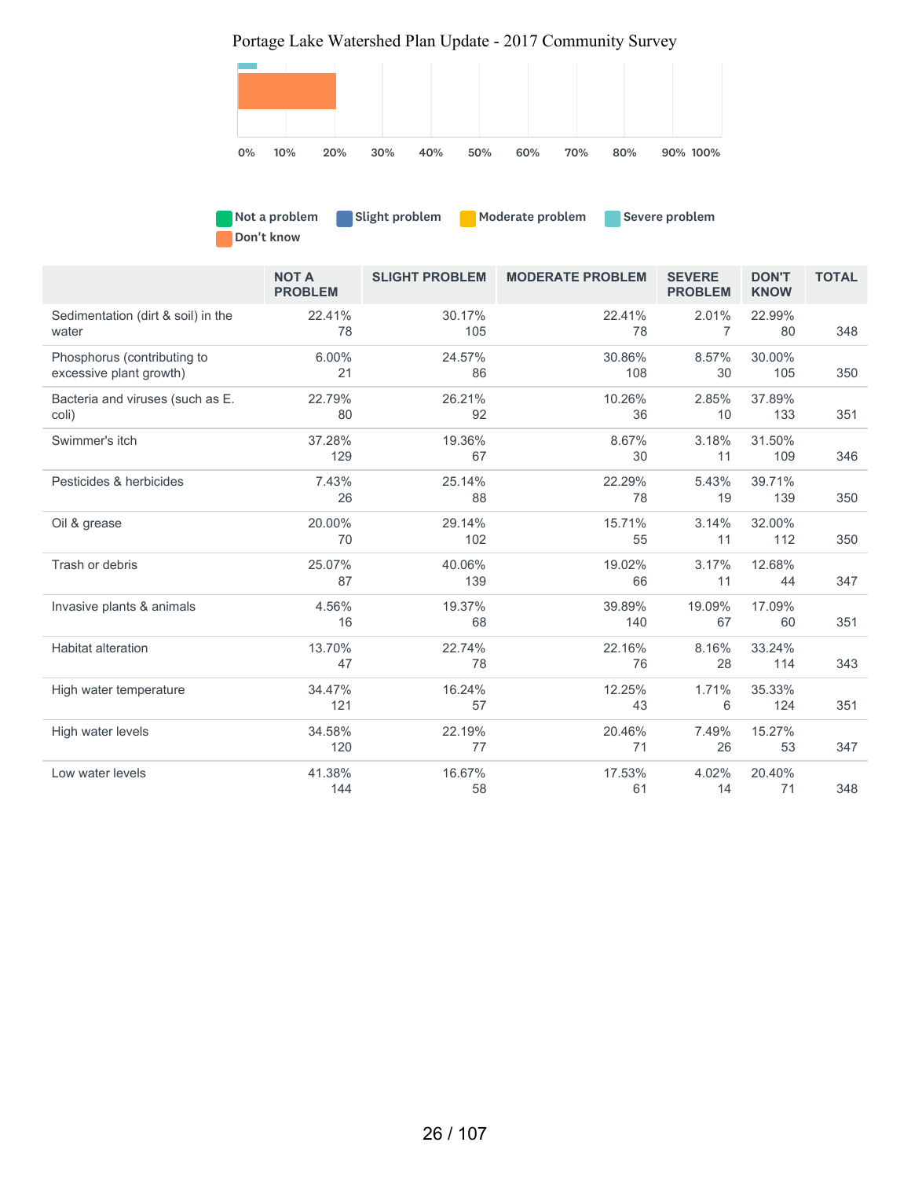| | NOT A PROBLEM | SLIGHT PROBLEM | MODERATE PROBLEM | SEVERE PROBLEM | DON'T KNOW | TOTAL |
|---|---|---|---|---|---|---|
| Sedimentation (dirt & soil) in the water | 22.41%<br>78 | 30.17%<br>105 | 22.41%<br>78 | 2.01%<br>7 | 22.99%<br>80 | 348 |
| Phosphorus (contributing to excessive plant growth) | 6.00%<br>21 | 24.57%<br>86 | 30.86%<br>108 | 8.57%<br>30 | 30.00%<br>105 | 350 |
| Bacteria and viruses (such as E. coli) | 22.79%<br>80 | 26.21%<br>92 | 10.26%<br>36 | 2.85%<br>10 | 37.89%<br>133 | 351 |
| Swimmer's itch | 37.28%<br>129 | 19.36%<br>67 | 8.67%<br>30 | 3.18%<br>11 | 31.50%<br>109 | 346 |
| Pesticides & herbicides | 7.43%<br>26 | 25.14%<br>88 | 22.29%<br>78 | 5.43%<br>19 | 39.71%<br>139 | 350 |
| Oil & grease | 20.00%<br>70 | 29.14%<br>102 | 15.71%<br>55 | 3.14%<br>11 | 32.00%<br>112 | 350 |
| Trash or debris | 25.07%<br>87 | 40.06%<br>139 | 19.02%<br>66 | 3.17%<br>11 | 12.68%<br>44 | 347 |
| Invasive plants & animals | 4.56%<br>16 | 19.37%<br>68 | 39.89%<br>140 | 19.09%<br>67 | 17.09%<br>60 | 351 |
| Habitat alteration | 13.70%<br>47 | 22.74%<br>78 | 22.16%<br>76 | 8.16%<br>28 | 33.24%<br>114 | 343 |
| High water temperature | 34.47%<br>121 | 16.24%<br>57 | 12.25%<br>43 | 1.71%<br>6 | 35.33%<br>124 | 351 |
| High water levels | 34.58%<br>120 | 22.19%<br>77 | 20.46%<br>71 | 7.49%<br>26 | 15.27%<br>53 | 347 |
| Low water levels | 41.38%<br>144 | 16.67%<br>58 | 17.53%<br>61 | 4.02%<br>14 | 20.40%<br>71 | 348 |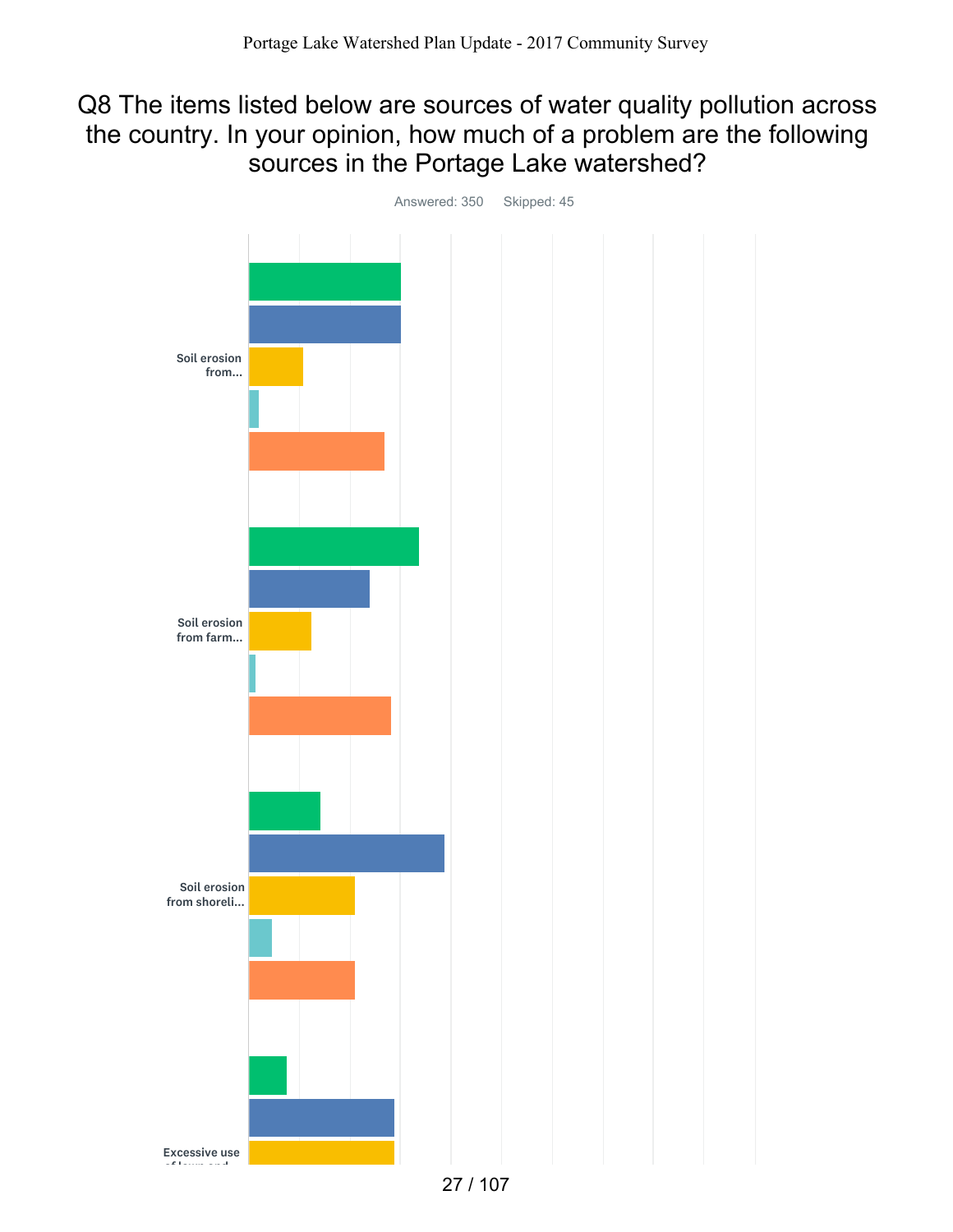# Q8 The items listed below are sources of water quality pollution across the country. In your opinion, how much of a problem are the following sources in the Portage Lake watershed?

Answered: 350 Skipped: 45

Soil erosion from...

Soil erosion from farm...

Soil erosion from shoreli...

Excessive use of lawn and...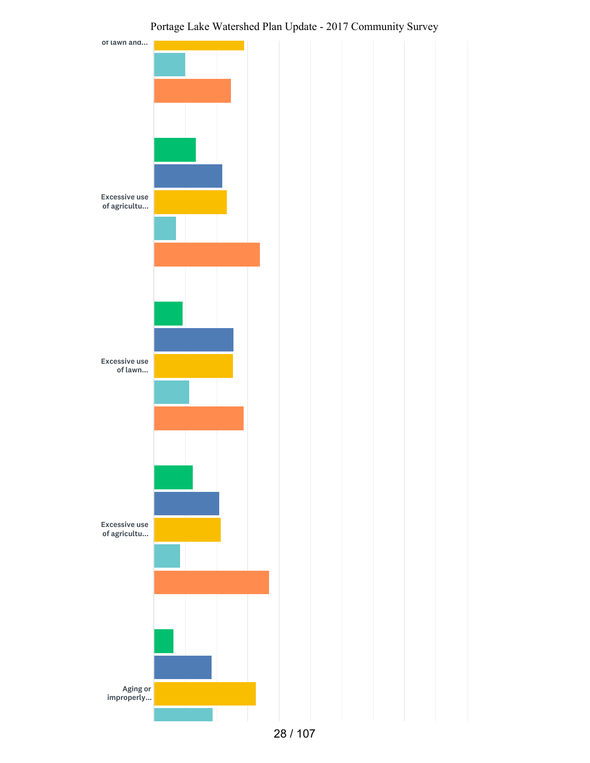of lawn and...

Excessive use of agricultu...

Excessive use of lawn...

Excessive use of agricultu...

Aging or improperly...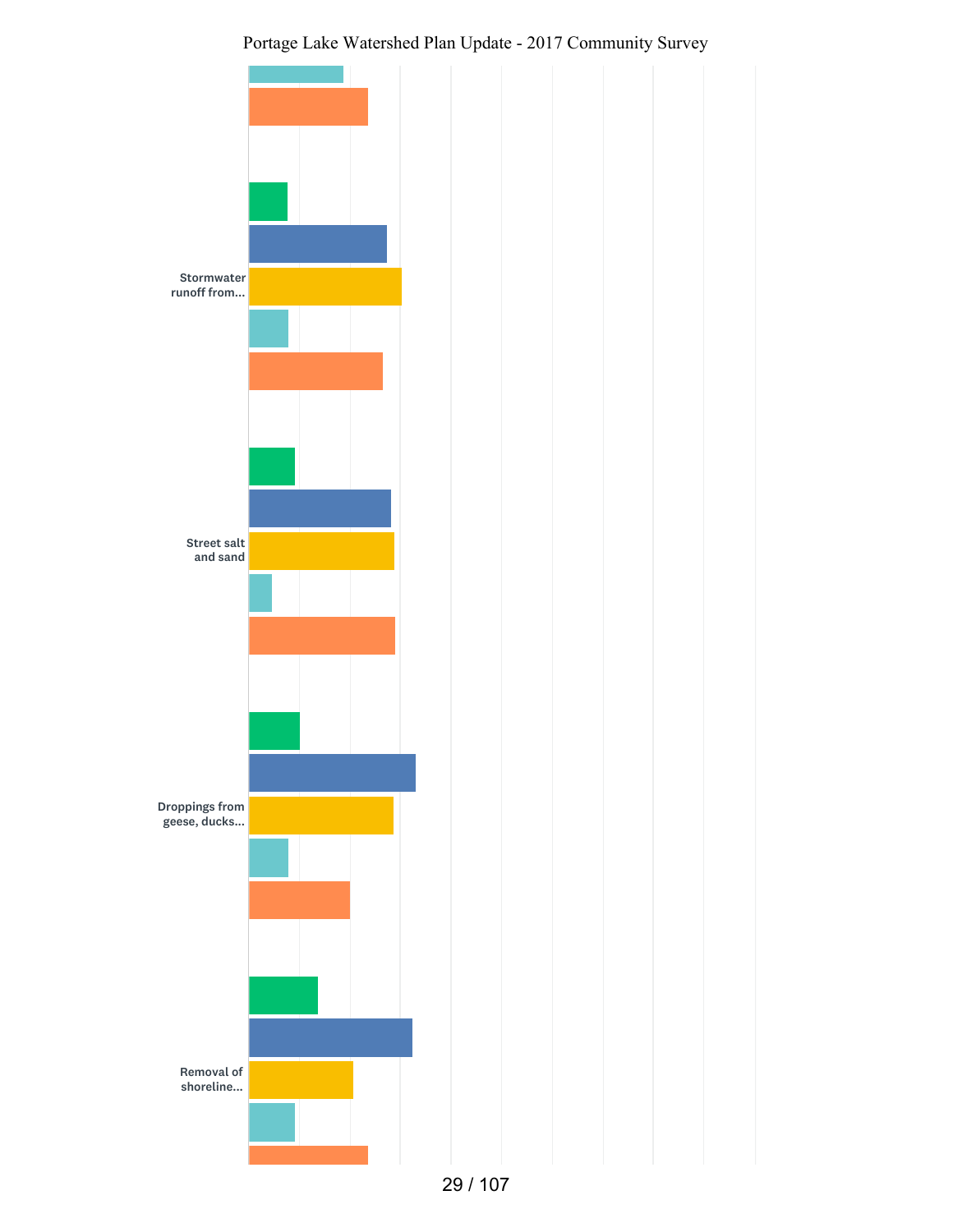Stormwater runoff from...

Street salt and sand

Droppings from geese, ducks...

Removal of shoreline...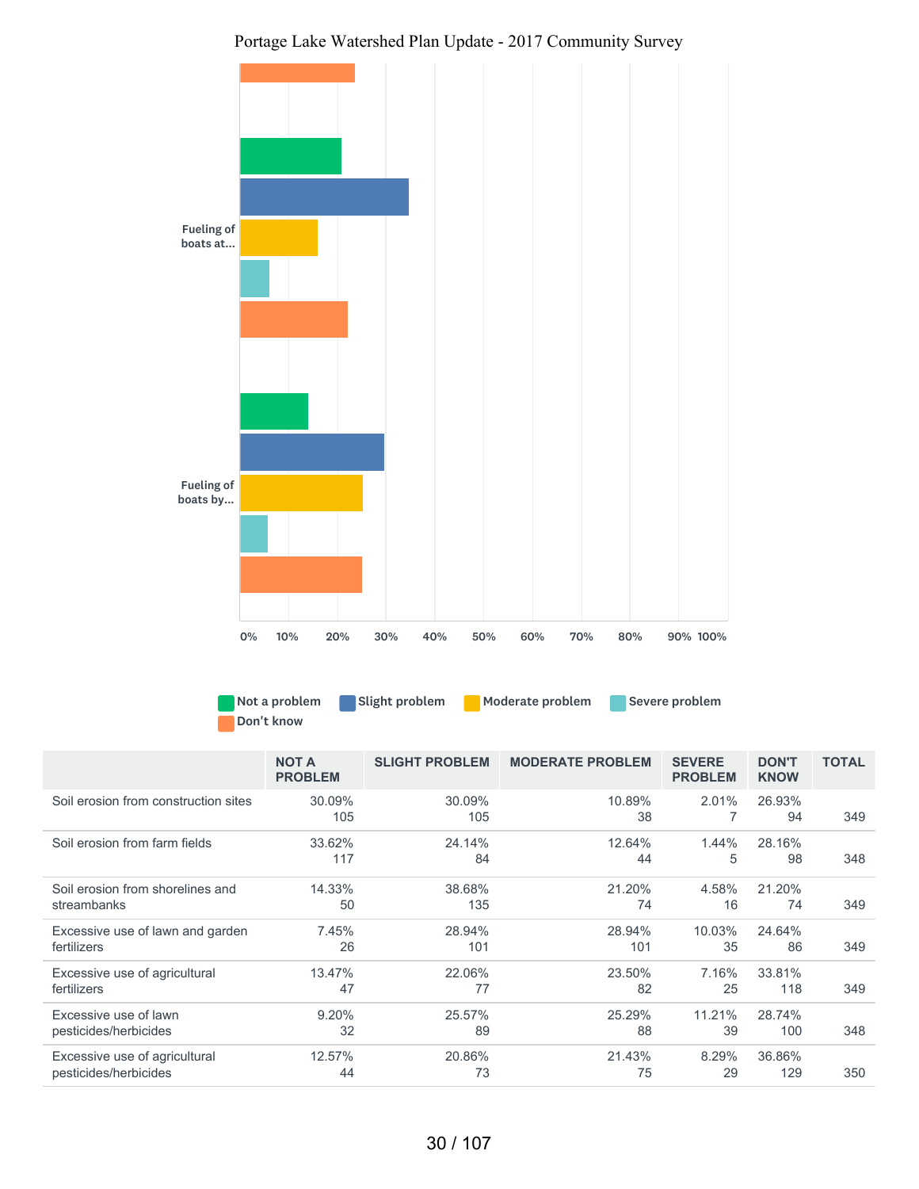| | NOT A PROBLEM | SLIGHT PROBLEM | MODERATE PROBLEM | SEVERE PROBLEM | DON'T KNOW | TOTAL |
|---|---|---|---|---|---|---|
| Soil erosion from construction sites | 30.09%<br>105 | 30.09%<br>105 | 10.89%<br>38 | 2.01%<br>7 | 26.93%<br>94 | 349 |
| Soil erosion from farm fields | 33.62%<br>117 | 24.14%<br>84 | 12.64%<br>44 | 1.44%<br>5 | 28.16%<br>98 | 348 |
| Soil erosion from shorelines and streambanks | 14.33%<br>50 | 38.68%<br>135 | 21.20%<br>74 | 4.58%<br>16 | 21.20%<br>74 | 349 |
| Excessive use of lawn and garden fertilizers | 7.45%<br>26 | 28.94%<br>101 | 28.94%<br>101 | 10.03%<br>35 | 24.64%<br>86 | 349 |
| Excessive use of agricultural fertilizers | 13.47%<br>47 | 22.06%<br>77 | 23.50%<br>82 | 7.16%<br>25 | 33.81%<br>118 | 349 |
| Excessive use of lawn pesticides/herbicides | 9.20%<br>32 | 25.57%<br>89 | 25.29%<br>88 | 11.21%<br>39 | 28.74%<br>100 | 348 |
| Excessive use of agricultural pesticides/herbicides | 12.57%<br>44 | 20.86%<br>73 | 21.43%<br>75 | 8.29%<br>29 | 36.86%<br>129 | 350 |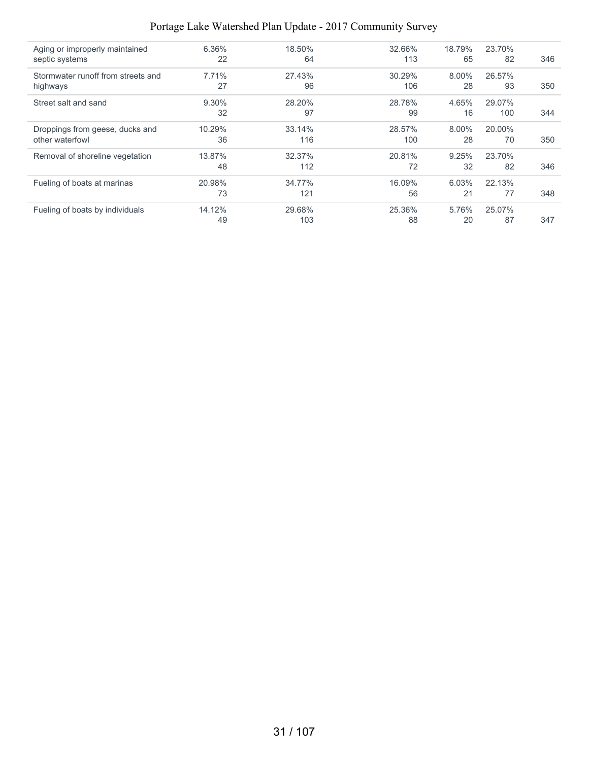| | | | | | | |
|---|---|---|---|---|---|---|
| Aging or improperly maintained septic systems | 6.36%<br>22 | 18.50%<br>64 | 32.66%<br>113 | 18.79%<br>65 | 23.70%<br>82 | 346 |
| Stormwater runoff from streets and highways | 7.71%<br>27 | 27.43%<br>96 | 30.29%<br>106 | 8.00%<br>28 | 26.57%<br>93 | 350 |
| Street salt and sand | 9.30%<br>32 | 28.20%<br>97 | 28.78%<br>99 | 4.65%<br>16 | 29.07%<br>100 | 344 |
| Droppings from geese, ducks and other waterfowl | 10.29%<br>36 | 33.14%<br>116 | 28.57%<br>100 | 8.00%<br>28 | 20.00%<br>70 | 350 |
| Removal of shoreline vegetation | 13.87%<br>48 | 32.37%<br>112 | 20.81%<br>72 | 9.25%<br>32 | 23.70%<br>82 | 346 |
| Fueling of boats at marinas | 20.98%<br>73 | 34.77%<br>121 | 16.09%<br>56 | 6.03%<br>21 | 22.13%<br>77 | 348 |
| Fueling of boats by individuals | 14.12%<br>49 | 29.68%<br>103 | 25.36%<br>88 | 5.76%<br>20 | 25.07%<br>87 | 347 |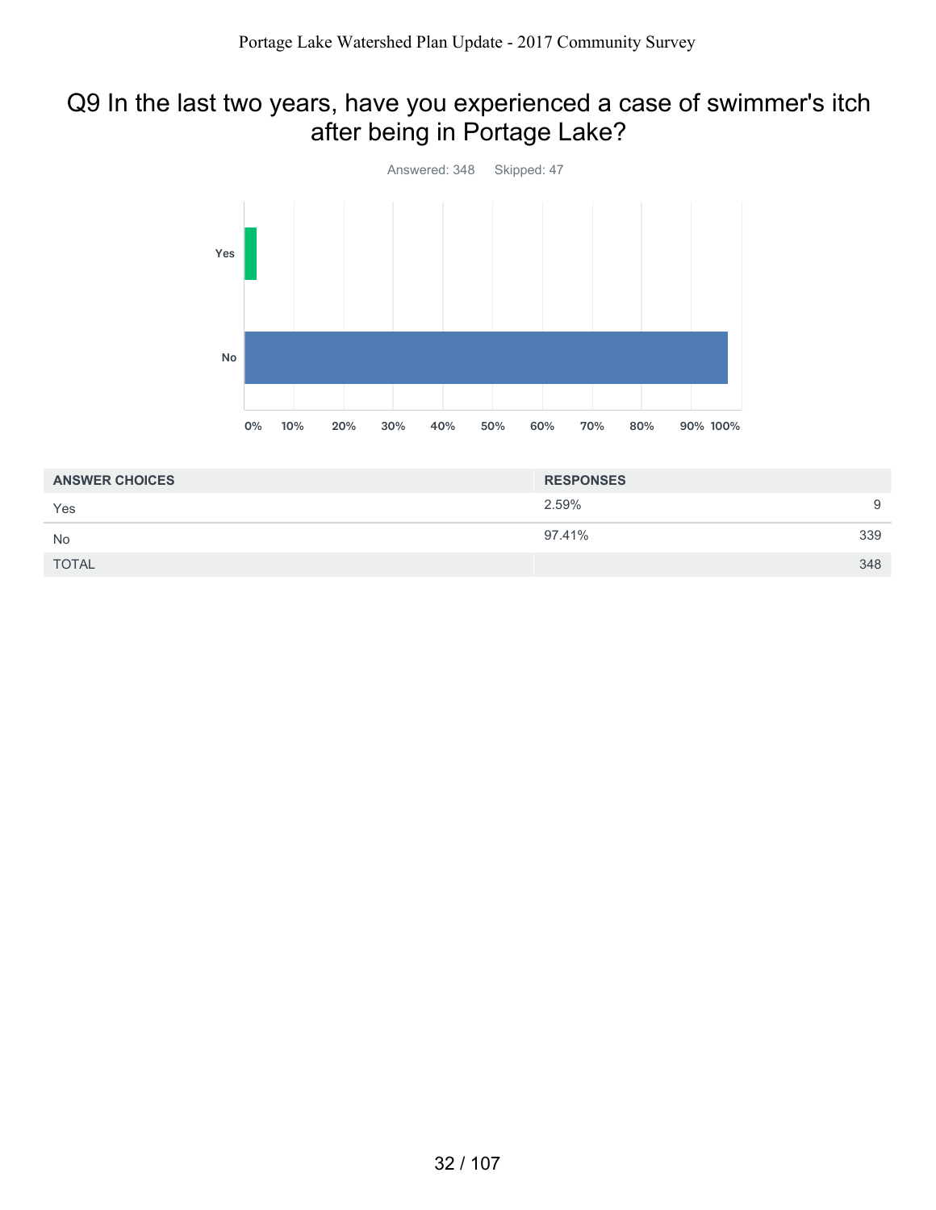# Q9 In the last two years, have you experienced a case of swimmer's itch after being in Portage Lake?

Answered: 348 Skipped: 47

| ANSWER CHOICES | RESPONSES | |
|---|---|---|
| Yes | 2.59% | 9 |
| No | 97.41% | 339 |
| TOTAL | | 348 |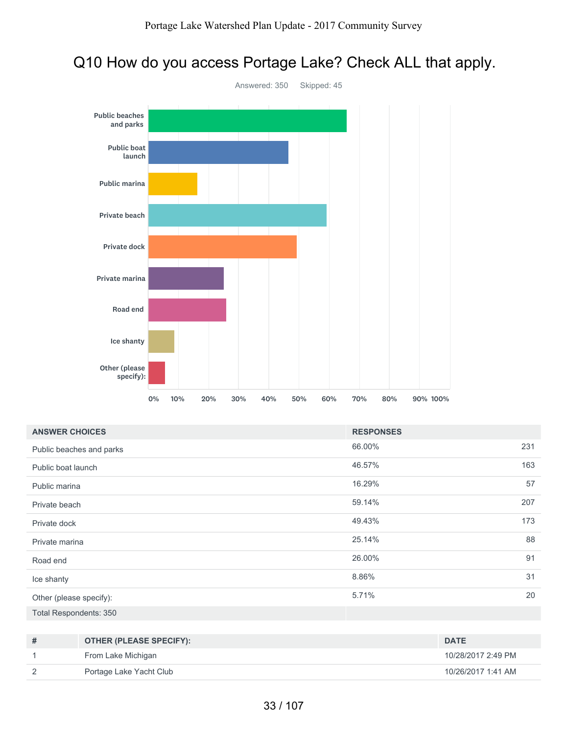## Q10 How do you access Portage Lake? Check ALL that apply.

Answered: 350 Skipped: 45

| ANSWER CHOICES | RESPONSES | |
|---|---|---|
| Public beaches and parks | 66.00% | 231 |
| Public boat launch | 46.57% | 163 |
| Public marina | 16.29% | 57 |
| Private beach | 59.14% | 207 |
| Private dock | 49.43% | 173 |
| Private marina | 25.14% | 88 |
| Road end | 26.00% | 91 |
| Ice shanty | 8.86% | 31 |
| Other (please specify): | 5.71% | 20 |
| Total Respondents: 350 | | |

| # | OTHER (PLEASE SPECIFY): | DATE |
|---|---|---|
| 1 | From Lake Michigan | 10/28/2017 2:49 PM |
| 2 | Portage Lake Yacht Club | 10/26/2017 1:41 AM |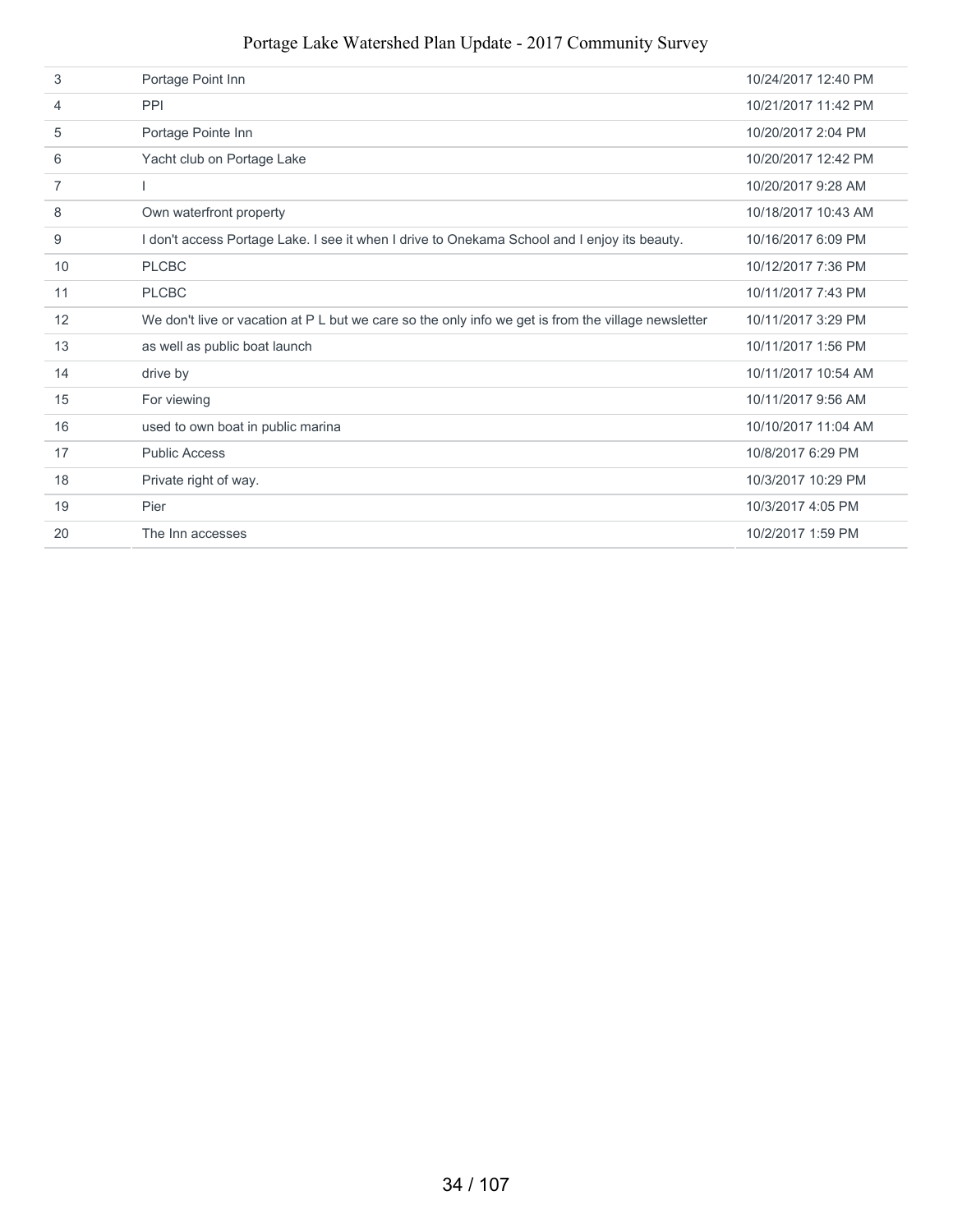| 3 | Portage Point Inn | 10/24/2017 12:40 PM |
|---|---|---|
| 4 | PPI | 10/21/2017 11:42 PM |
| 5 | Portage Pointe Inn | 10/20/2017 2:04 PM |
| 6 | Yacht club on Portage Lake | 10/20/2017 12:42 PM |
| 7 | I | 10/20/2017 9:28 AM |
| 8 | Own waterfront property | 10/18/2017 10:43 AM |
| 9 | I don't access Portage Lake. I see it when I drive to Onekama School and I enjoy its beauty. | 10/16/2017 6:09 PM |
| 10 | PLCBC | 10/12/2017 7:36 PM |
| 11 | PLCBC | 10/11/2017 7:43 PM |
| 12 | We don't live or vacation at P L but we care so the only info we get is from the village newsletter | 10/11/2017 3:29 PM |
| 13 | as well as public boat launch | 10/11/2017 1:56 PM |
| 14 | drive by | 10/11/2017 10:54 AM |
| 15 | For viewing | 10/11/2017 9:56 AM |
| 16 | used to own boat in public marina | 10/10/2017 11:04 AM |
| 17 | Public Access | 10/8/2017 6:29 PM |
| 18 | Private right of way. | 10/3/2017 10:29 PM |
| 19 | Pier | 10/3/2017 4:05 PM |
| 20 | The Inn accesses | 10/2/2017 1:59 PM |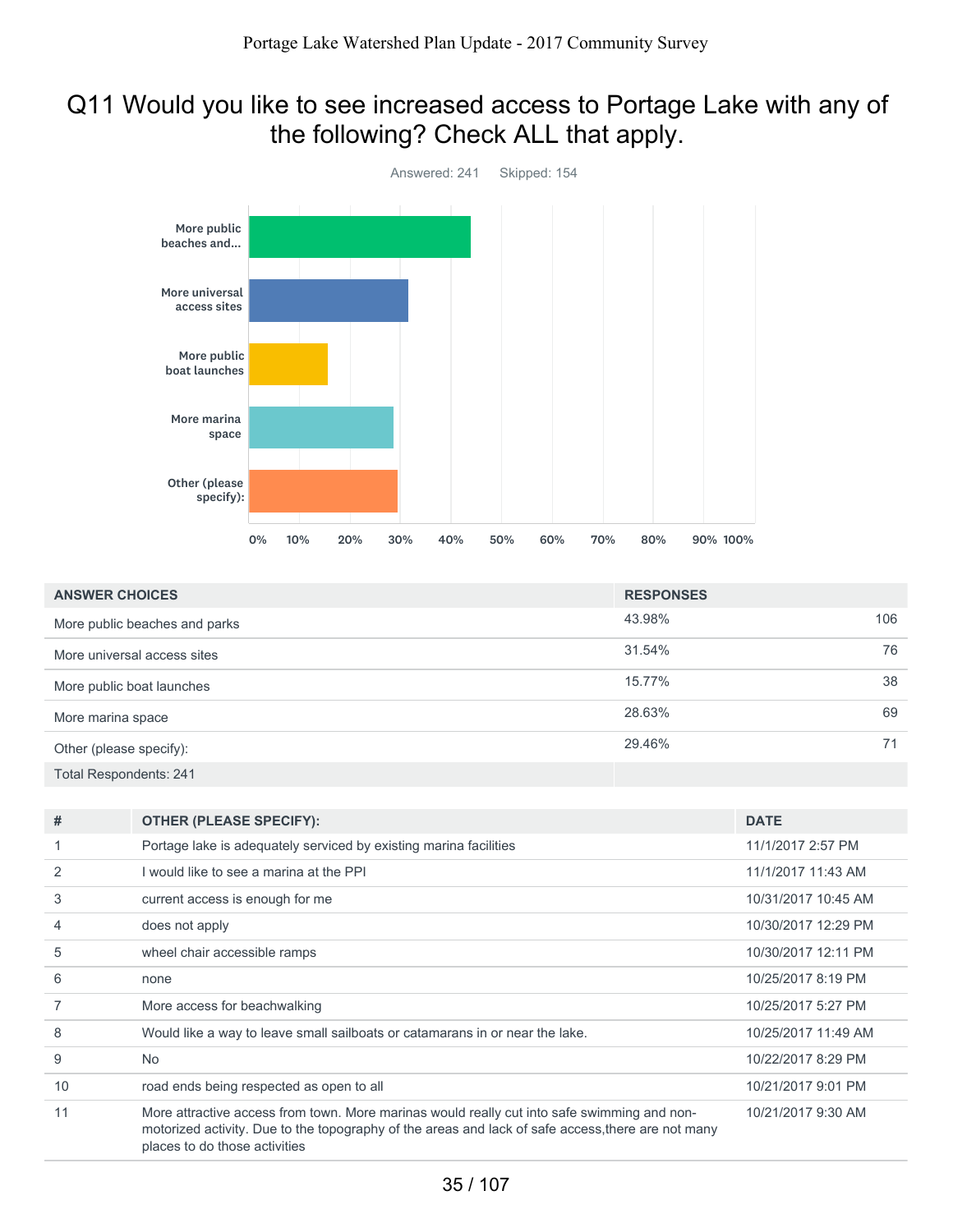## Q11 Would you like to see increased access to Portage Lake with any of the following? Check ALL that apply.

Answered: 241    Skipped: 154

| ANSWER CHOICES | RESPONSES | |
|---|---|---|
| More public beaches and parks | 43.98% | 106 |
| More universal access sites | 31.54% | 76 |
| More public boat launches | 15.77% | 38 |
| More marina space | 28.63% | 69 |
| Other (please specify): | 29.46% | 71 |
| Total Respondents: 241 | | |

| # | OTHER (PLEASE SPECIFY): | DATE |
|---|---|---|
| 1 | Portage lake is adequately serviced by existing marina facilities | 11/1/2017 2:57 PM |
| 2 | I would like to see a marina at the PPI | 11/1/2017 11:43 AM |
| 3 | current access is enough for me | 10/31/2017 10:45 AM |
| 4 | does not apply | 10/30/2017 12:29 PM |
| 5 | wheel chair accessible ramps | 10/30/2017 12:11 PM |
| 6 | none | 10/25/2017 8:19 PM |
| 7 | More access for beachwalking | 10/25/2017 5:27 PM |
| 8 | Would like a way to leave small sailboats or catamarans in or near the lake. | 10/25/2017 11:49 AM |
| 9 | No | 10/22/2017 8:29 PM |
| 10 | road ends being respected as open to all | 10/21/2017 9:01 PM |
| 11 | More attractive access from town. More marinas would really cut into safe swimming and non-motorized activity. Due to the topography of the areas and lack of safe access,there are not many places to do those activities | 10/21/2017 9:30 AM |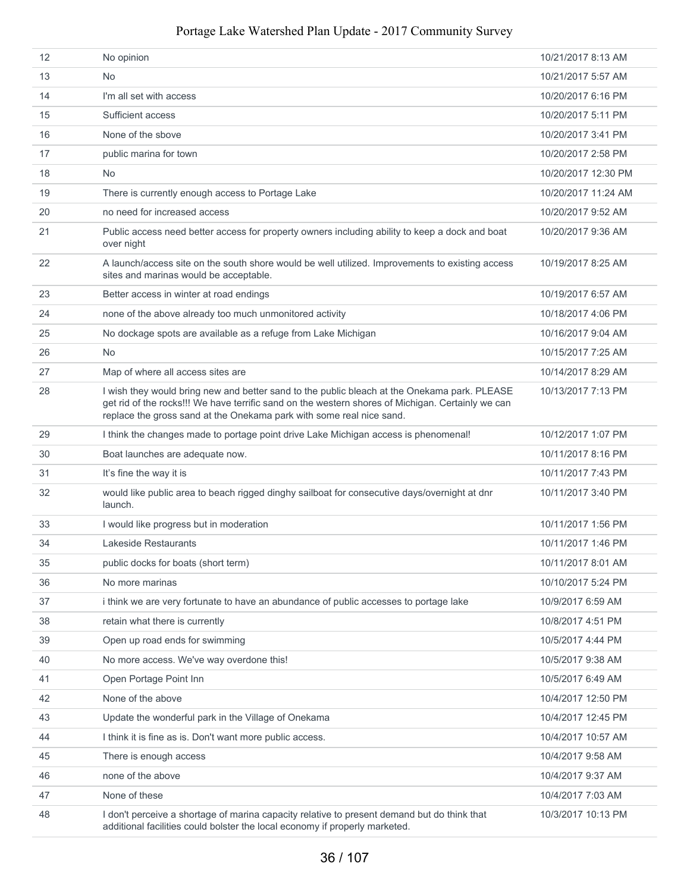| 12 | No opinion | 10/21/2017 8:13 AM |
|---|---|---|
| 13 | No | 10/21/2017 5:57 AM |
| 14 | I'm all set with access | 10/20/2017 6:16 PM |
| 15 | Sufficient access | 10/20/2017 5:11 PM |
| 16 | None of the sbove | 10/20/2017 3:41 PM |
| 17 | public marina for town | 10/20/2017 2:58 PM |
| 18 | No | 10/20/2017 12:30 PM |
| 19 | There is currently enough access to Portage Lake | 10/20/2017 11:24 AM |
| 20 | no need for increased access | 10/20/2017 9:52 AM |
| 21 | Public access need better access for property owners including ability to keep a dock and boat over night | 10/20/2017 9:36 AM |
| 22 | A launch/access site on the south shore would be well utilized. Improvements to existing access sites and marinas would be acceptable. | 10/19/2017 8:25 AM |
| 23 | Better access in winter at road endings | 10/19/2017 6:57 AM |
| 24 | none of the above already too much unmonitored activity | 10/18/2017 4:06 PM |
| 25 | No dockage spots are available as a refuge from Lake Michigan | 10/16/2017 9:04 AM |
| 26 | No | 10/15/2017 7:25 AM |
| 27 | Map of where all access sites are | 10/14/2017 8:29 AM |
| 28 | I wish they would bring new and better sand to the public bleach at the Onekama park. PLEASE get rid of the rocks!!! We have terrific sand on the western shores of Michigan. Certainly we can replace the gross sand at the Onekama park with some real nice sand. | 10/13/2017 7:13 PM |
| 29 | I think the changes made to portage point drive Lake Michigan access is phenomenal! | 10/12/2017 1:07 PM |
| 30 | Boat launches are adequate now. | 10/11/2017 8:16 PM |
| 31 | It's fine the way it is | 10/11/2017 7:43 PM |
| 32 | would like public area to beach rigged dinghy sailboat for consecutive days/overnight at dnr launch. | 10/11/2017 3:40 PM |
| 33 | I would like progress but in moderation | 10/11/2017 1:56 PM |
| 34 | Lakeside Restaurants | 10/11/2017 1:46 PM |
| 35 | public docks for boats (short term) | 10/11/2017 8:01 AM |
| 36 | No more marinas | 10/10/2017 5:24 PM |
| 37 | i think we are very fortunate to have an abundance of public accesses to portage lake | 10/9/2017 6:59 AM |
| 38 | retain what there is currently | 10/8/2017 4:51 PM |
| 39 | Open up road ends for swimming | 10/5/2017 4:44 PM |
| 40 | No more access. We've way overdone this! | 10/5/2017 9:38 AM |
| 41 | Open Portage Point Inn | 10/5/2017 6:49 AM |
| 42 | None of the above | 10/4/2017 12:50 PM |
| 43 | Update the wonderful park in the Village of Onekama | 10/4/2017 12:45 PM |
| 44 | I think it is fine as is. Don't want more public access. | 10/4/2017 10:57 AM |
| 45 | There is enough access | 10/4/2017 9:58 AM |
| 46 | none of the above | 10/4/2017 9:37 AM |
| 47 | None of these | 10/4/2017 7:03 AM |
| 48 | I don't perceive a shortage of marina capacity relative to present demand but do think that additional facilities could bolster the local economy if properly marketed. | 10/3/2017 10:13 PM |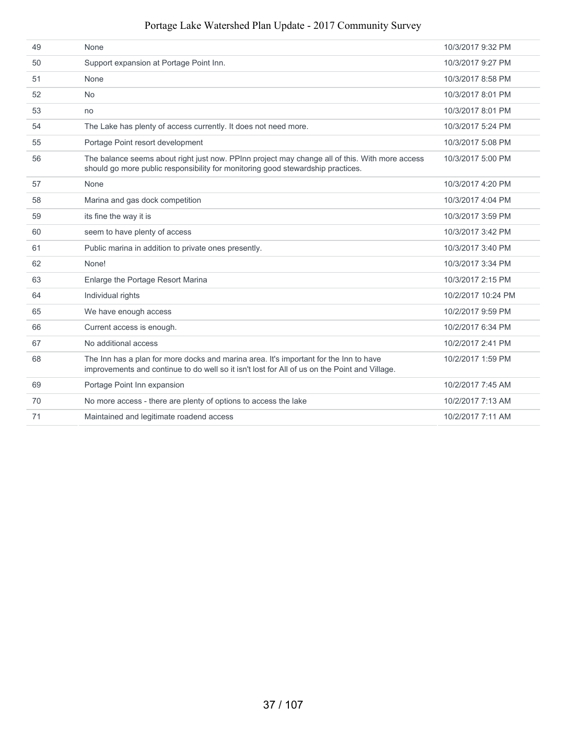| | | |
|---|---|---|
| 49 | None | 10/3/2017 9:32 PM |
| 50 | Support expansion at Portage Point Inn. | 10/3/2017 9:27 PM |
| 51 | None | 10/3/2017 8:58 PM |
| 52 | No | 10/3/2017 8:01 PM |
| 53 | no | 10/3/2017 8:01 PM |
| 54 | The Lake has plenty of access currently. It does not need more. | 10/3/2017 5:24 PM |
| 55 | Portage Point resort development | 10/3/2017 5:08 PM |
| 56 | The balance seems about right just now. PPInn project may change all of this. With more access should go more public responsibility for monitoring good stewardship practices. | 10/3/2017 5:00 PM |
| 57 | None | 10/3/2017 4:20 PM |
| 58 | Marina and gas dock competition | 10/3/2017 4:04 PM |
| 59 | its fine the way it is | 10/3/2017 3:59 PM |
| 60 | seem to have plenty of access | 10/3/2017 3:42 PM |
| 61 | Public marina in addition to private ones presently. | 10/3/2017 3:40 PM |
| 62 | None! | 10/3/2017 3:34 PM |
| 63 | Enlarge the Portage Resort Marina | 10/3/2017 2:15 PM |
| 64 | Individual rights | 10/2/2017 10:24 PM |
| 65 | We have enough access | 10/2/2017 9:59 PM |
| 66 | Current access is enough. | 10/2/2017 6:34 PM |
| 67 | No additional access | 10/2/2017 2:41 PM |
| 68 | The Inn has a plan for more docks and marina area. It's important for the Inn to have improvements and continue to do well so it isn't lost for All of us on the Point and Village. | 10/2/2017 1:59 PM |
| 69 | Portage Point Inn expansion | 10/2/2017 7:45 AM |
| 70 | No more access - there are plenty of options to access the lake | 10/2/2017 7:13 AM |
| 71 | Maintained and legitimate roadend access | 10/2/2017 7:11 AM |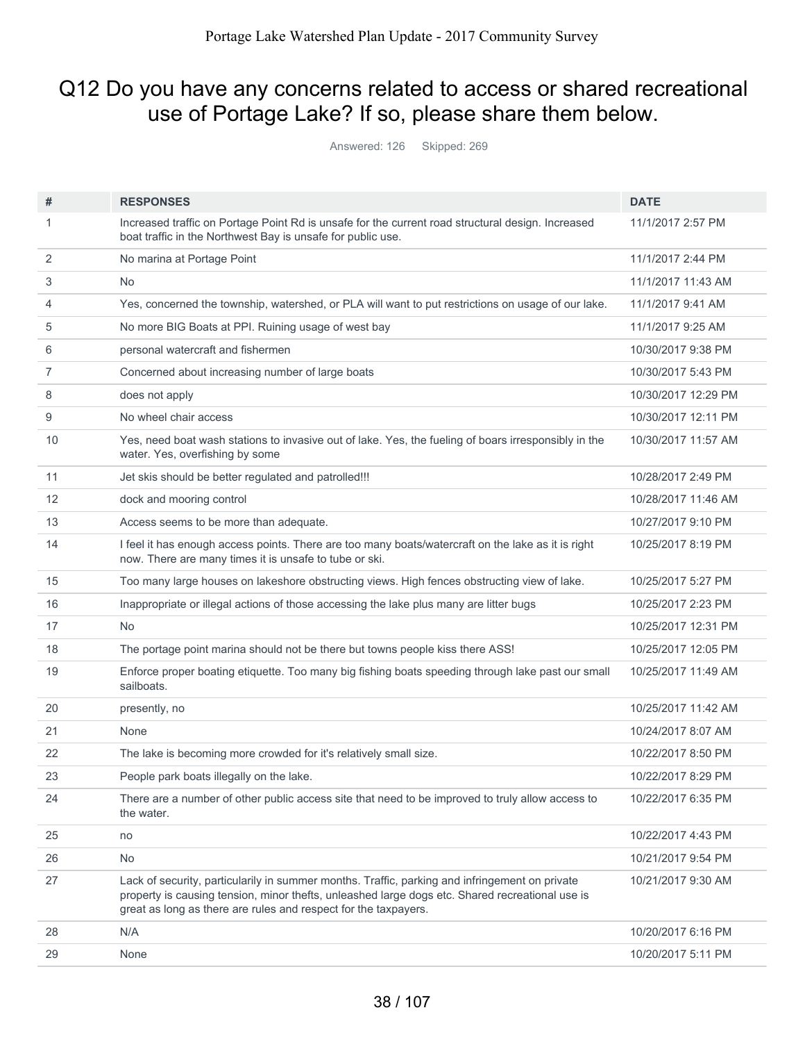## Q12 Do you have any concerns related to access or shared recreational use of Portage Lake? If so, please share them below.

Answered: 126    Skipped: 269

| # | RESPONSES | DATE |
|---|---|---|
| 1 | Increased traffic on Portage Point Rd is unsafe for the current road structural design. Increased boat traffic in the Northwest Bay is unsafe for public use. | 11/1/2017 2:57 PM |
| 2 | No marina at Portage Point | 11/1/2017 2:44 PM |
| 3 | No | 11/1/2017 11:43 AM |
| 4 | Yes, concerned the township, watershed, or PLA will want to put restrictions on usage of our lake. | 11/1/2017 9:41 AM |
| 5 | No more BIG Boats at PPI. Ruining usage of west bay | 11/1/2017 9:25 AM |
| 6 | personal watercraft and fishermen | 10/30/2017 9:38 PM |
| 7 | Concerned about increasing number of large boats | 10/30/2017 5:43 PM |
| 8 | does not apply | 10/30/2017 12:29 PM |
| 9 | No wheel chair access | 10/30/2017 12:11 PM |
| 10 | Yes, need boat wash stations to invasive out of lake. Yes, the fueling of boars irresponsibly in the water. Yes, overfishing by some | 10/30/2017 11:57 AM |
| 11 | Jet skis should be better regulated and patrolled!!! | 10/28/2017 2:49 PM |
| 12 | dock and mooring control | 10/28/2017 11:46 AM |
| 13 | Access seems to be more than adequate. | 10/27/2017 9:10 PM |
| 14 | I feel it has enough access points. There are too many boats/watercraft on the lake as it is right now. There are many times it is unsafe to tube or ski. | 10/25/2017 8:19 PM |
| 15 | Too many large houses on lakeshore obstructing views. High fences obstructing view of lake. | 10/25/2017 5:27 PM |
| 16 | Inappropriate or illegal actions of those accessing the lake plus many are litter bugs | 10/25/2017 2:23 PM |
| 17 | No | 10/25/2017 12:31 PM |
| 18 | The portage point marina should not be there but towns people kiss there ASS! | 10/25/2017 12:05 PM |
| 19 | Enforce proper boating etiquette. Too many big fishing boats speeding through lake past our small sailboats. | 10/25/2017 11:49 AM |
| 20 | presently, no | 10/25/2017 11:42 AM |
| 21 | None | 10/24/2017 8:07 AM |
| 22 | The lake is becoming more crowded for it's relatively small size. | 10/22/2017 8:50 PM |
| 23 | People park boats illegally on the lake. | 10/22/2017 8:29 PM |
| 24 | There are a number of other public access site that need to be improved to truly allow access to the water. | 10/22/2017 6:35 PM |
| 25 | no | 10/22/2017 4:43 PM |
| 26 | No | 10/21/2017 9:54 PM |
| 27 | Lack of security, particularily in summer months. Traffic, parking and infringement on private property is causing tension, minor thefts, unleashed large dogs etc. Shared recreational use is great as long as there are rules and respect for the taxpayers. | 10/21/2017 9:30 AM |
| 28 | N/A | 10/20/2017 6:16 PM |
| 29 | None | 10/20/2017 5:11 PM |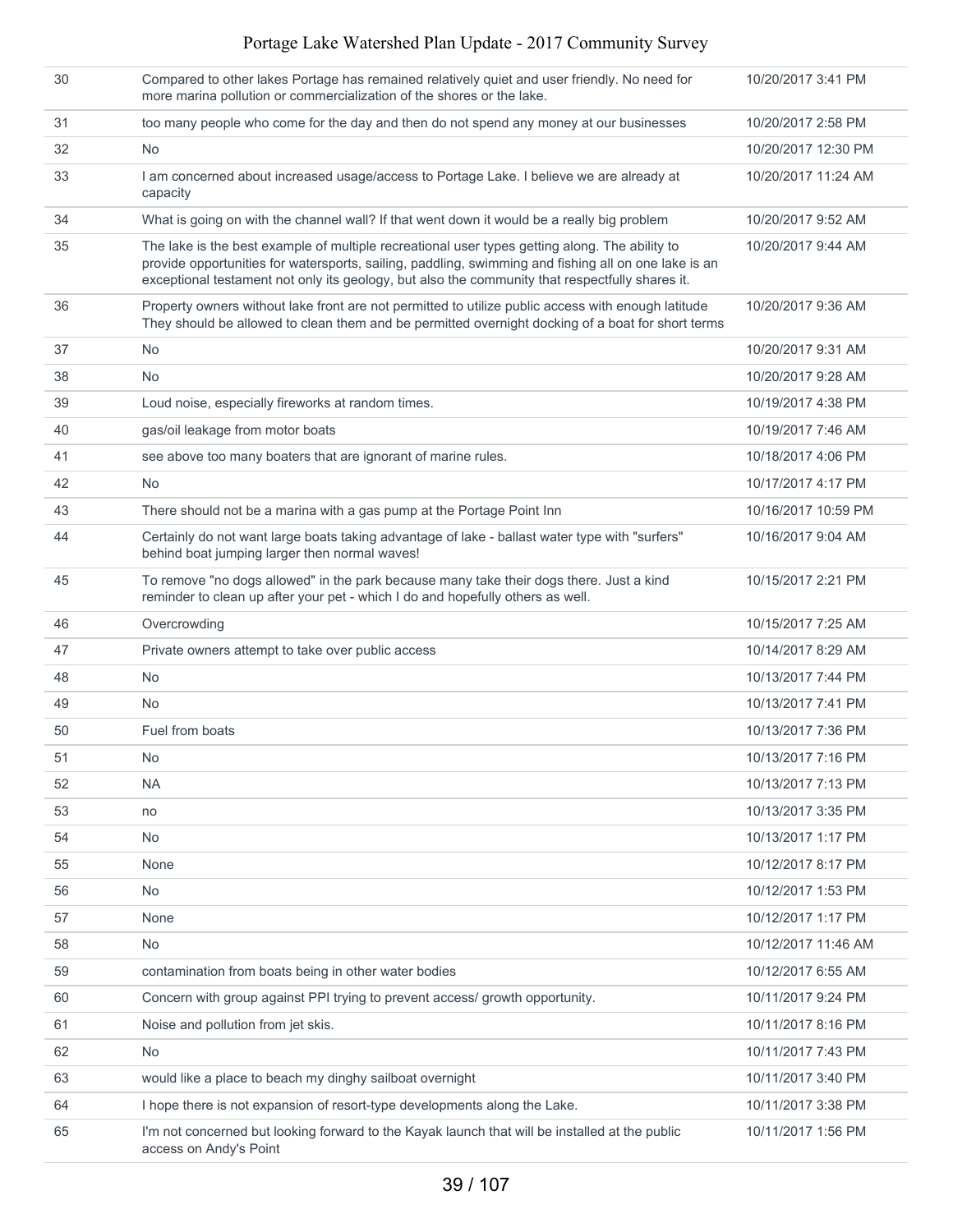| | | |
|---|---|---|
| 30 | Compared to other lakes Portage has remained relatively quiet and user friendly. No need for more marina pollution or commercialization of the shores or the lake. | 10/20/2017 3:41 PM |
| 31 | too many people who come for the day and then do not spend any money at our businesses | 10/20/2017 2:58 PM |
| 32 | No | 10/20/2017 12:30 PM |
| 33 | I am concerned about increased usage/access to Portage Lake. I believe we are already at capacity | 10/20/2017 11:24 AM |
| 34 | What is going on with the channel wall? If that went down it would be a really big problem | 10/20/2017 9:52 AM |
| 35 | The lake is the best example of multiple recreational user types getting along. The ability to provide opportunities for watersports, sailing, paddling, swimming and fishing all on one lake is an exceptional testament not only its geology, but also the community that respectfully shares it. | 10/20/2017 9:44 AM |
| 36 | Property owners without lake front are not permitted to utilize public access with enough latitude They should be allowed to clean them and be permitted overnight docking of a boat for short terms | 10/20/2017 9:36 AM |
| 37 | No | 10/20/2017 9:31 AM |
| 38 | No | 10/20/2017 9:28 AM |
| 39 | Loud noise, especially fireworks at random times. | 10/19/2017 4:38 PM |
| 40 | gas/oil leakage from motor boats | 10/19/2017 7:46 AM |
| 41 | see above too many boaters that are ignorant of marine rules. | 10/18/2017 4:06 PM |
| 42 | No | 10/17/2017 4:17 PM |
| 43 | There should not be a marina with a gas pump at the Portage Point Inn | 10/16/2017 10:59 PM |
| 44 | Certainly do not want large boats taking advantage of lake - ballast water type with "surfers" behind boat jumping larger then normal waves! | 10/16/2017 9:04 AM |
| 45 | To remove "no dogs allowed" in the park because many take their dogs there. Just a kind reminder to clean up after your pet - which I do and hopefully others as well. | 10/15/2017 2:21 PM |
| 46 | Overcrowding | 10/15/2017 7:25 AM |
| 47 | Private owners attempt to take over public access | 10/14/2017 8:29 AM |
| 48 | No | 10/13/2017 7:44 PM |
| 49 | No | 10/13/2017 7:41 PM |
| 50 | Fuel from boats | 10/13/2017 7:36 PM |
| 51 | No | 10/13/2017 7:16 PM |
| 52 | NA | 10/13/2017 7:13 PM |
| 53 | no | 10/13/2017 3:35 PM |
| 54 | No | 10/13/2017 1:17 PM |
| 55 | None | 10/12/2017 8:17 PM |
| 56 | No | 10/12/2017 1:53 PM |
| 57 | None | 10/12/2017 1:17 PM |
| 58 | No | 10/12/2017 11:46 AM |
| 59 | contamination from boats being in other water bodies | 10/12/2017 6:55 AM |
| 60 | Concern with group against PPI trying to prevent access/ growth opportunity. | 10/11/2017 9:24 PM |
| 61 | Noise and pollution from jet skis. | 10/11/2017 8:16 PM |
| 62 | No | 10/11/2017 7:43 PM |
| 63 | would like a place to beach my dinghy sailboat overnight | 10/11/2017 3:40 PM |
| 64 | I hope there is not expansion of resort-type developments along the Lake. | 10/11/2017 3:38 PM |
| 65 | I'm not concerned but looking forward to the Kayak launch that will be installed at the public access on Andy's Point | 10/11/2017 1:56 PM |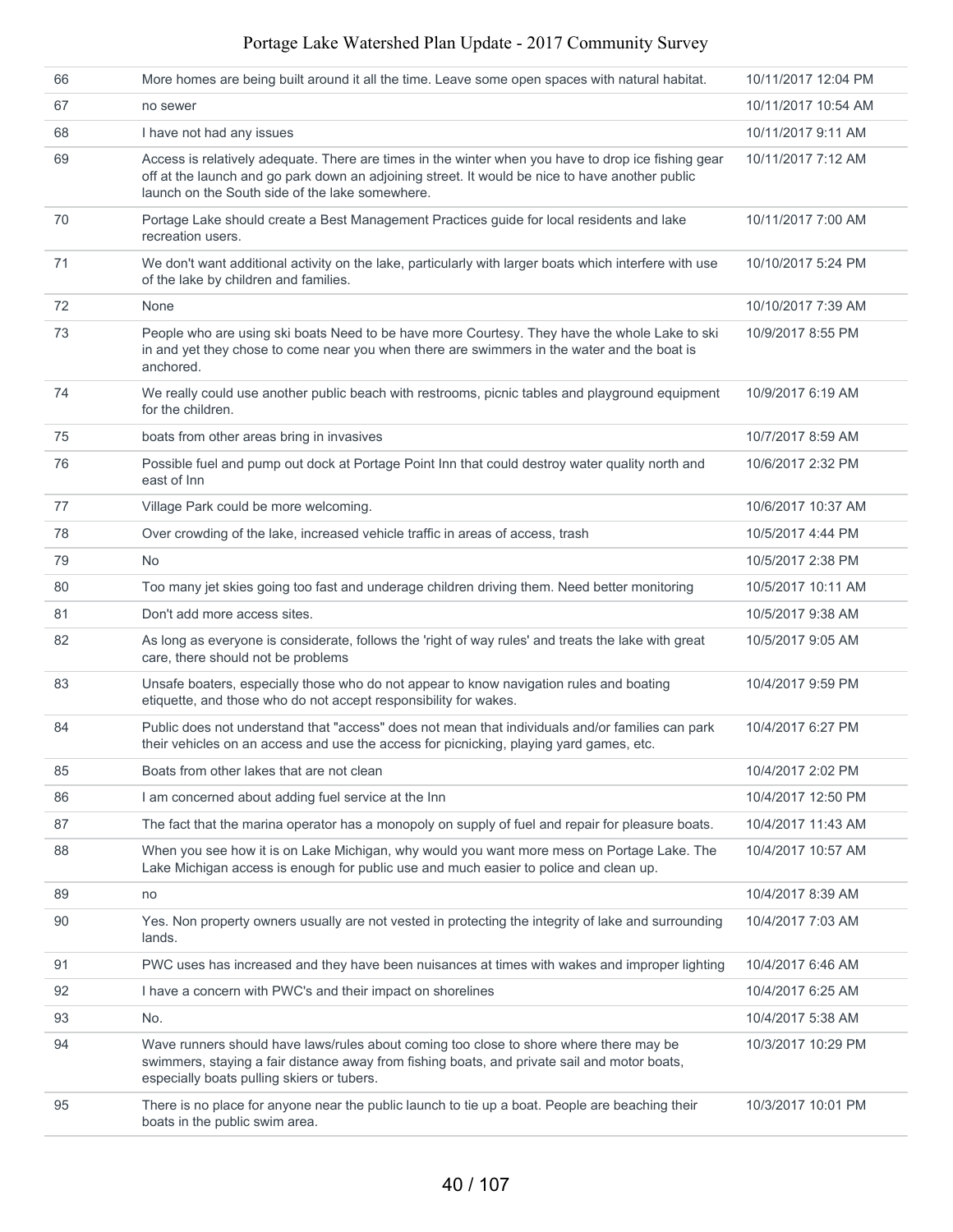| 66 | More homes are being built around it all the time. Leave some open spaces with natural habitat. | 10/11/2017 12:04 PM |
|---|---|---|
| 67 | no sewer | 10/11/2017 10:54 AM |
| 68 | I have not had any issues | 10/11/2017 9:11 AM |
| 69 | Access is relatively adequate. There are times in the winter when you have to drop ice fishing gear off at the launch and go park down an adjoining street. It would be nice to have another public launch on the South side of the lake somewhere. | 10/11/2017 7:12 AM |
| 70 | Portage Lake should create a Best Management Practices guide for local residents and lake recreation users. | 10/11/2017 7:00 AM |
| 71 | We don't want additional activity on the lake, particularly with larger boats which interfere with use of the lake by children and families. | 10/10/2017 5:24 PM |
| 72 | None | 10/10/2017 7:39 AM |
| 73 | People who are using ski boats Need to be have more Courtesy. They have the whole Lake to ski in and yet they chose to come near you when there are swimmers in the water and the boat is anchored. | 10/9/2017 8:55 PM |
| 74 | We really could use another public beach with restrooms, picnic tables and playground equipment for the children. | 10/9/2017 6:19 AM |
| 75 | boats from other areas bring in invasives | 10/7/2017 8:59 AM |
| 76 | Possible fuel and pump out dock at Portage Point Inn that could destroy water quality north and east of Inn | 10/6/2017 2:32 PM |
| 77 | Village Park could be more welcoming. | 10/6/2017 10:37 AM |
| 78 | Over crowding of the lake, increased vehicle traffic in areas of access, trash | 10/5/2017 4:44 PM |
| 79 | No | 10/5/2017 2:38 PM |
| 80 | Too many jet skies going too fast and underage children driving them. Need better monitoring | 10/5/2017 10:11 AM |
| 81 | Don't add more access sites. | 10/5/2017 9:38 AM |
| 82 | As long as everyone is considerate, follows the 'right of way rules' and treats the lake with great care, there should not be problems | 10/5/2017 9:05 AM |
| 83 | Unsafe boaters, especially those who do not appear to know navigation rules and boating etiquette, and those who do not accept responsibility for wakes. | 10/4/2017 9:59 PM |
| 84 | Public does not understand that "access" does not mean that individuals and/or families can park their vehicles on an access and use the access for picnicking, playing yard games, etc. | 10/4/2017 6:27 PM |
| 85 | Boats from other lakes that are not clean | 10/4/2017 2:02 PM |
| 86 | I am concerned about adding fuel service at the Inn | 10/4/2017 12:50 PM |
| 87 | The fact that the marina operator has a monopoly on supply of fuel and repair for pleasure boats. | 10/4/2017 11:43 AM |
| 88 | When you see how it is on Lake Michigan, why would you want more mess on Portage Lake. The Lake Michigan access is enough for public use and much easier to police and clean up. | 10/4/2017 10:57 AM |
| 89 | no | 10/4/2017 8:39 AM |
| 90 | Yes. Non property owners usually are not vested in protecting the integrity of lake and surrounding lands. | 10/4/2017 7:03 AM |
| 91 | PWC uses has increased and they have been nuisances at times with wakes and improper lighting | 10/4/2017 6:46 AM |
| 92 | I have a concern with PWC's and their impact on shorelines | 10/4/2017 6:25 AM |
| 93 | No. | 10/4/2017 5:38 AM |
| 94 | Wave runners should have laws/rules about coming too close to shore where there may be swimmers, staying a fair distance away from fishing boats, and private sail and motor boats, especially boats pulling skiers or tubers. | 10/3/2017 10:29 PM |
| 95 | There is no place for anyone near the public launch to tie up a boat. People are beaching their boats in the public swim area. | 10/3/2017 10:01 PM |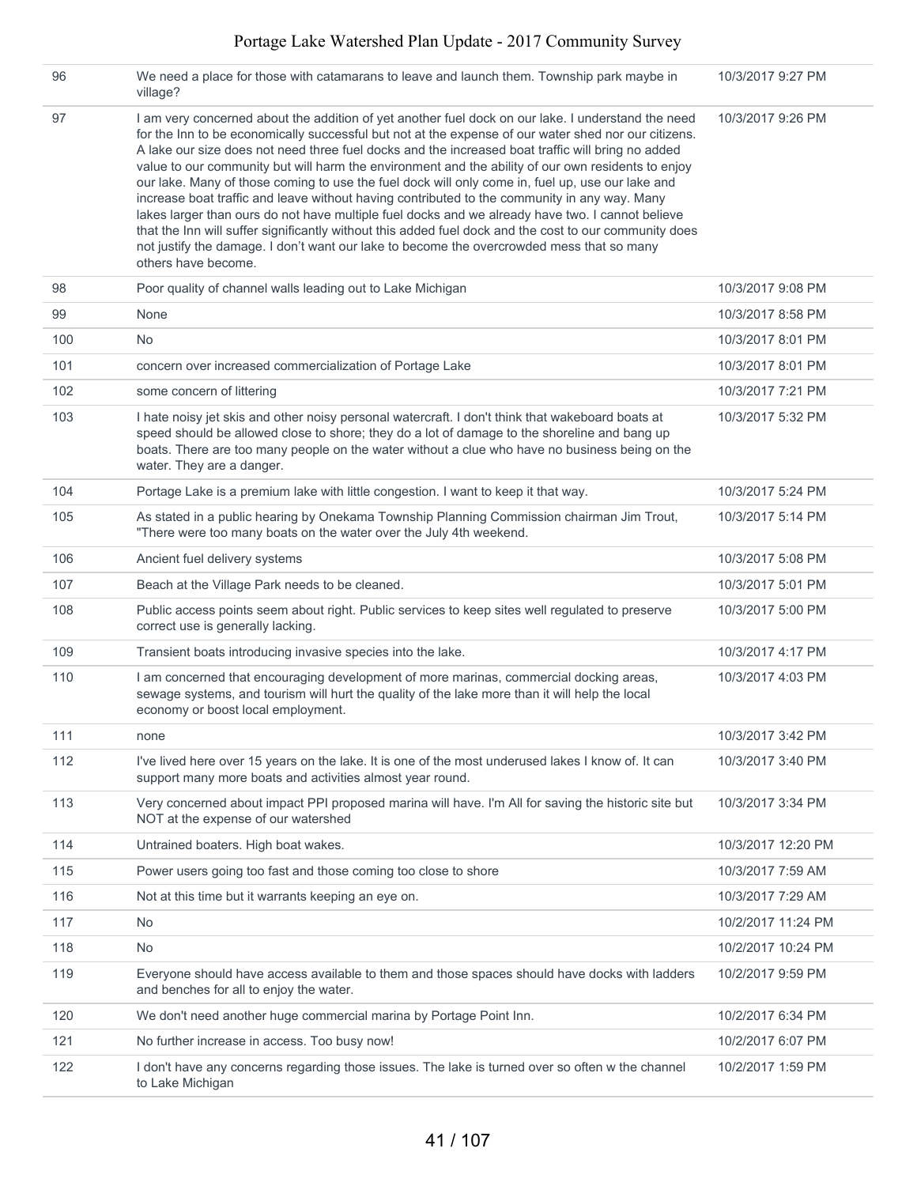| | | |
|---|---|---|
| 96 | We need a place for those with catamarans to leave and launch them. Township park maybe in village? | 10/3/2017 9:27 PM |
| 97 | I am very concerned about the addition of yet another fuel dock on our lake. I understand the need for the Inn to be economically successful but not at the expense of our water shed nor our citizens. A lake our size does not need three fuel docks and the increased boat traffic will bring no added value to our community but will harm the environment and the ability of our own residents to enjoy our lake. Many of those coming to use the fuel dock will only come in, fuel up, use our lake and increase boat traffic and leave without having contributed to the community in any way. Many lakes larger than ours do not have multiple fuel docks and we already have two. I cannot believe that the Inn will suffer significantly without this added fuel dock and the cost to our community does not justify the damage. I don't want our lake to become the overcrowded mess that so many others have become. | 10/3/2017 9:26 PM |
| 98 | Poor quality of channel walls leading out to Lake Michigan | 10/3/2017 9:08 PM |
| 99 | None | 10/3/2017 8:58 PM |
| 100 | No | 10/3/2017 8:01 PM |
| 101 | concern over increased commercialization of Portage Lake | 10/3/2017 8:01 PM |
| 102 | some concern of littering | 10/3/2017 7:21 PM |
| 103 | I hate noisy jet skis and other noisy personal watercraft. I don't think that wakeboard boats at speed should be allowed close to shore; they do a lot of damage to the shoreline and bang up boats. There are too many people on the water without a clue who have no business being on the water. They are a danger. | 10/3/2017 5:32 PM |
| 104 | Portage Lake is a premium lake with little congestion. I want to keep it that way. | 10/3/2017 5:24 PM |
| 105 | As stated in a public hearing by Onekama Township Planning Commission chairman Jim Trout, "There were too many boats on the water over the July 4th weekend. | 10/3/2017 5:14 PM |
| 106 | Ancient fuel delivery systems | 10/3/2017 5:08 PM |
| 107 | Beach at the Village Park needs to be cleaned. | 10/3/2017 5:01 PM |
| 108 | Public access points seem about right. Public services to keep sites well regulated to preserve correct use is generally lacking. | 10/3/2017 5:00 PM |
| 109 | Transient boats introducing invasive species into the lake. | 10/3/2017 4:17 PM |
| 110 | I am concerned that encouraging development of more marinas, commercial docking areas, sewage systems, and tourism will hurt the quality of the lake more than it will help the local economy or boost local employment. | 10/3/2017 4:03 PM |
| 111 | none | 10/3/2017 3:42 PM |
| 112 | I've lived here over 15 years on the lake. It is one of the most underused lakes I know of. It can support many more boats and activities almost year round. | 10/3/2017 3:40 PM |
| 113 | Very concerned about impact PPI proposed marina will have. I'm All for saving the historic site but NOT at the expense of our watershed | 10/3/2017 3:34 PM |
| 114 | Untrained boaters. High boat wakes. | 10/3/2017 12:20 PM |
| 115 | Power users going too fast and those coming too close to shore | 10/3/2017 7:59 AM |
| 116 | Not at this time but it warrants keeping an eye on. | 10/3/2017 7:29 AM |
| 117 | No | 10/2/2017 11:24 PM |
| 118 | No | 10/2/2017 10:24 PM |
| 119 | Everyone should have access available to them and those spaces should have docks with ladders and benches for all to enjoy the water. | 10/2/2017 9:59 PM |
| 120 | We don't need another huge commercial marina by Portage Point Inn. | 10/2/2017 6:34 PM |
| 121 | No further increase in access. Too busy now! | 10/2/2017 6:07 PM |
| 122 | I don't have any concerns regarding those issues. The lake is turned over so often w the channel to Lake Michigan | 10/2/2017 1:59 PM |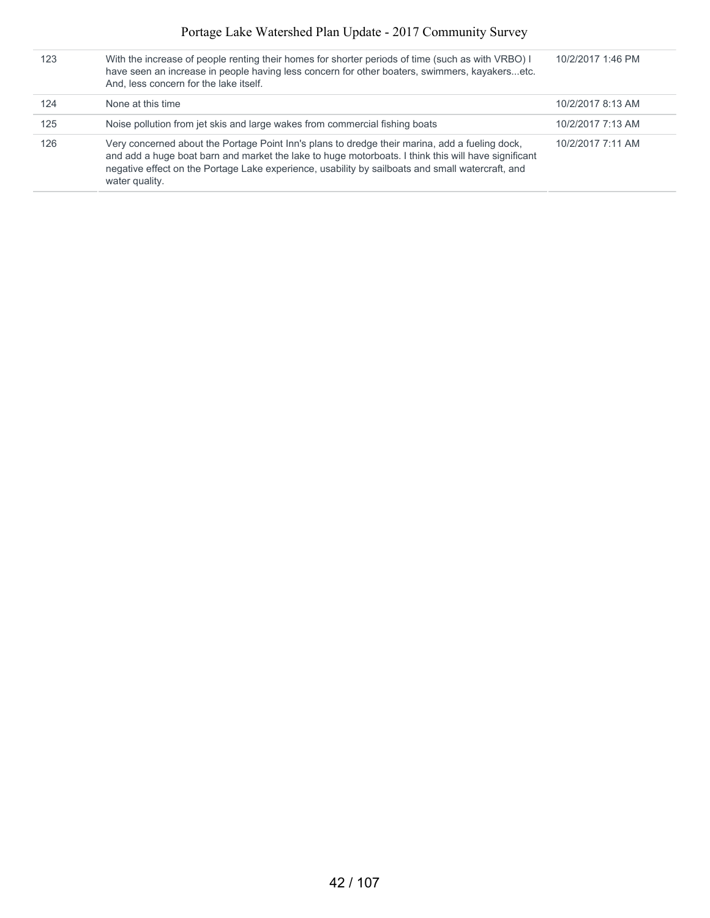| | | |
|---|---|---|
| 123 | With the increase of people renting their homes for shorter periods of time (such as with VRBO) I have seen an increase in people having less concern for other boaters, swimmers, kayakers...etc. And, less concern for the lake itself. | 10/2/2017 1:46 PM |
| 124 | None at this time | 10/2/2017 8:13 AM |
| 125 | Noise pollution from jet skis and large wakes from commercial fishing boats | 10/2/2017 7:13 AM |
| 126 | Very concerned about the Portage Point Inn's plans to dredge their marina, add a fueling dock, and add a huge boat barn and market the lake to huge motorboats. I think this will have significant negative effect on the Portage Lake experience, usability by sailboats and small watercraft, and water quality. | 10/2/2017 7:11 AM |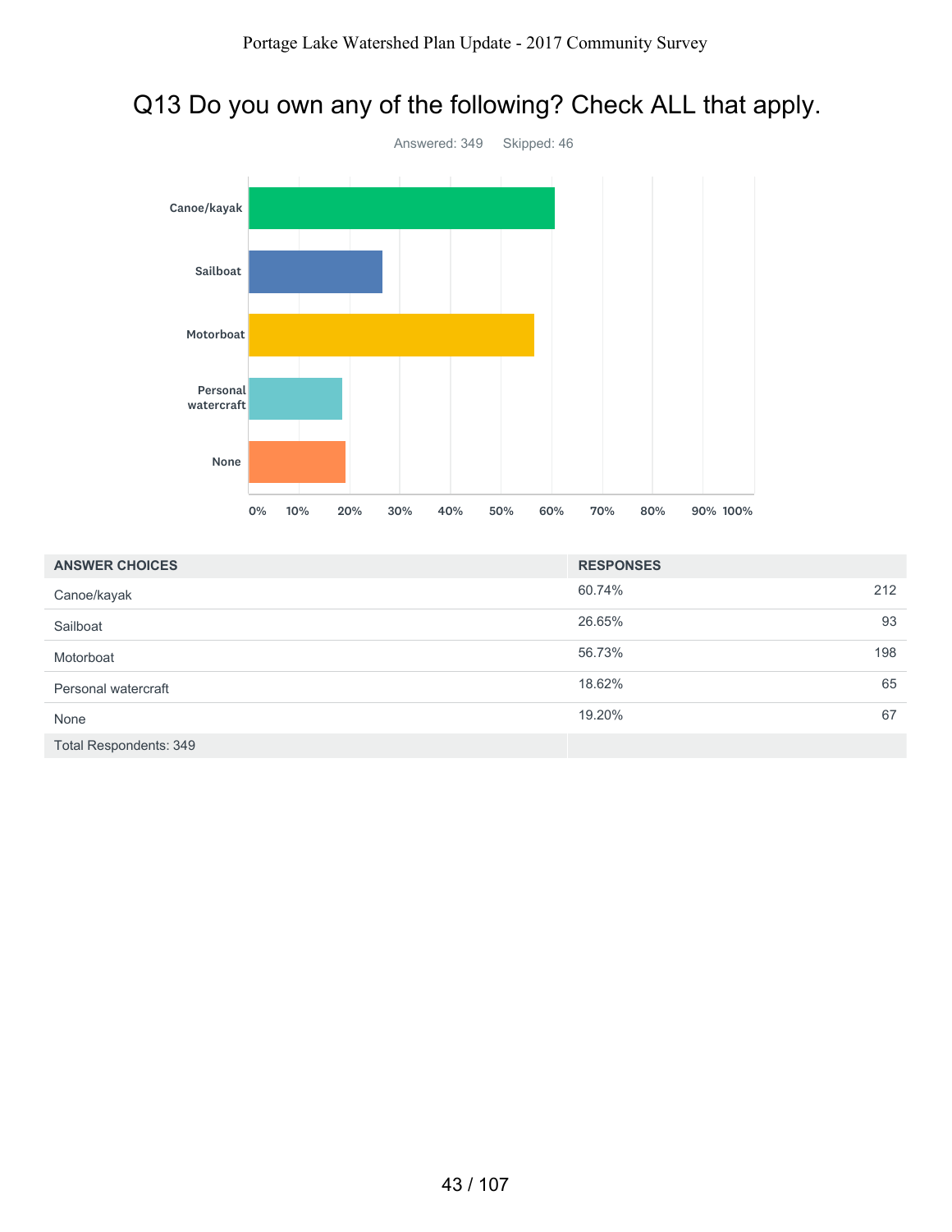# Q13 Do you own any of the following? Check ALL that apply.

Answered: 349 Skipped: 46

| ANSWER CHOICES | RESPONSES | |
|---|---|---|
| Canoe/kayak | 60.74% | 212 |
| Sailboat | 26.65% | 93 |
| Motorboat | 56.73% | 198 |
| Personal watercraft | 18.62% | 65 |
| None | 19.20% | 67 |
| Total Respondents: 349 | | |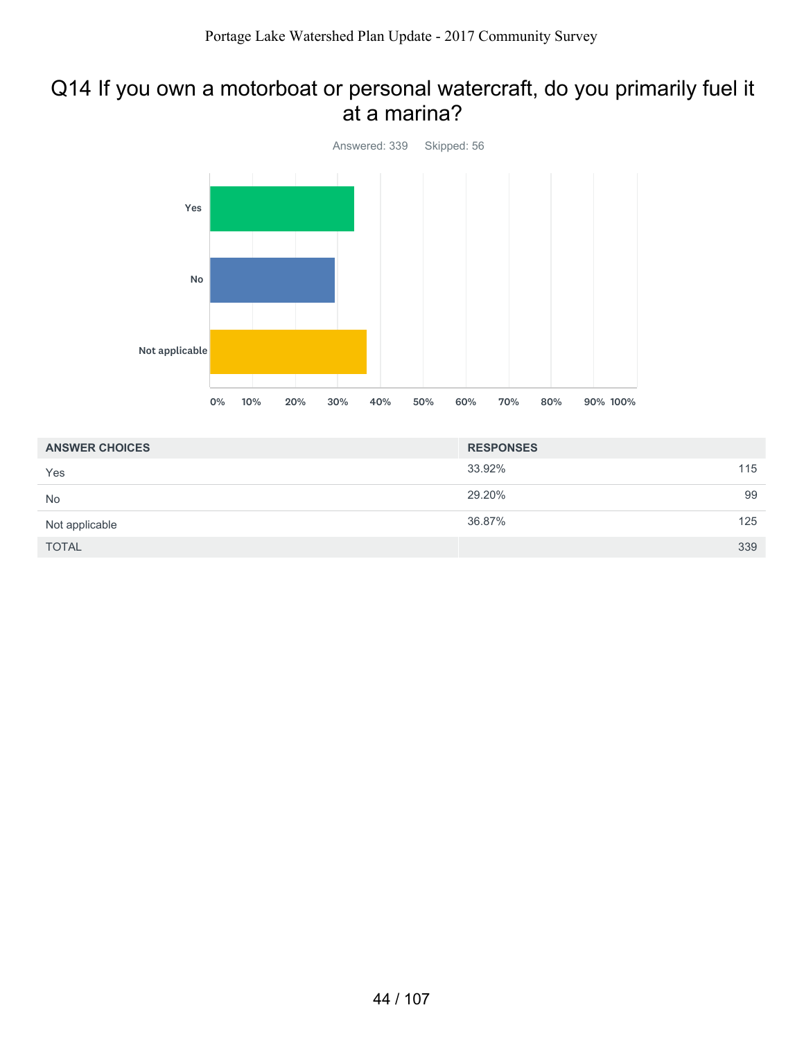## Q14 If you own a motorboat or personal watercraft, do you primarily fuel it at a marina?

Answered: 339 Skipped: 56

| ANSWER CHOICES | RESPONSES | |
|---|---|---|
| Yes | 33.92% | 115 |
| No | 29.20% | 99 |
| Not applicable | 36.87% | 125 |
| TOTAL | | 339 |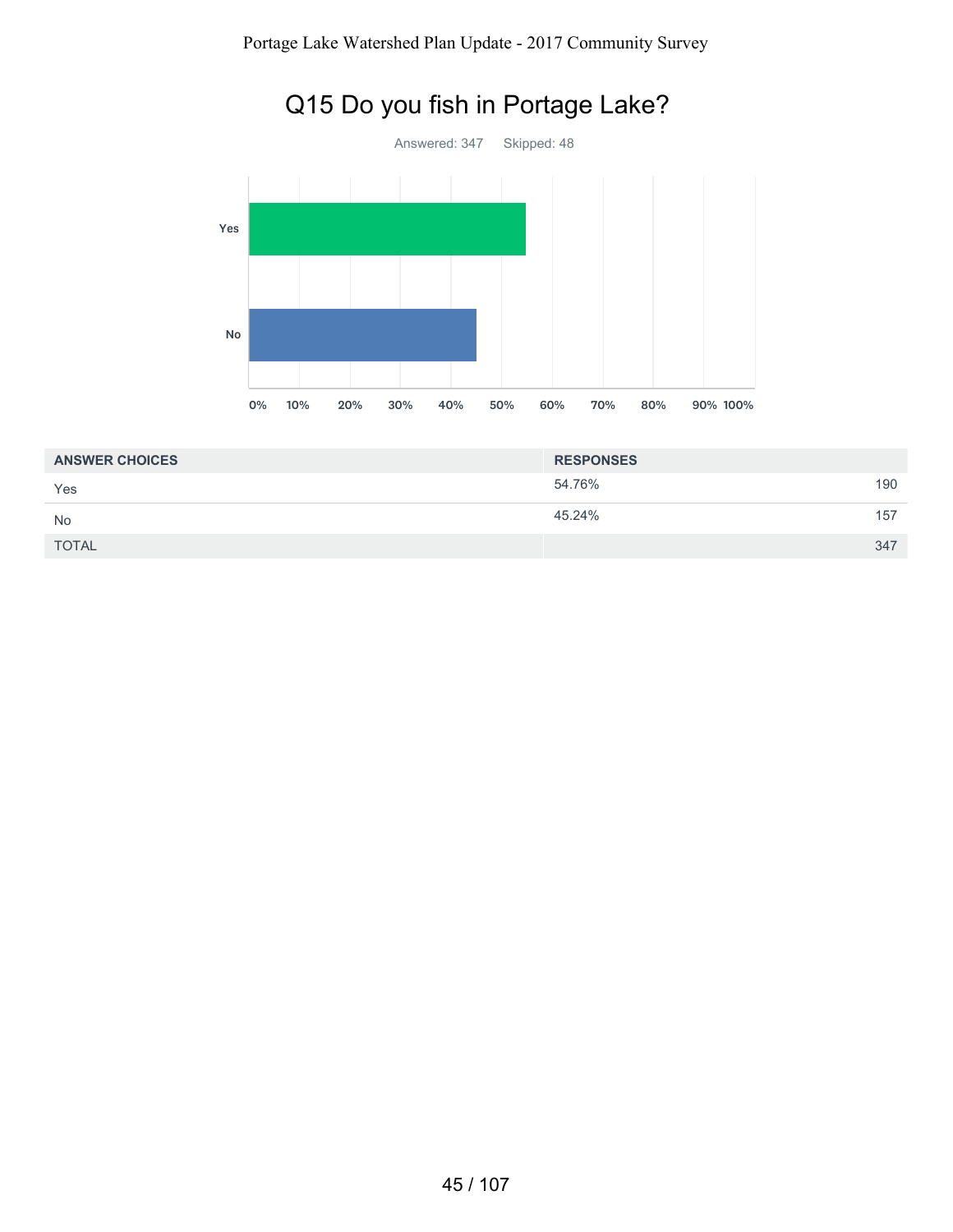# Q15 Do you fish in Portage Lake?

Answered: 347    Skipped: 48

| ANSWER CHOICES | RESPONSES | |
|---|---|---|
| Yes | 54.76% | 190 |
| No | 45.24% | 157 |
| TOTAL | | 347 |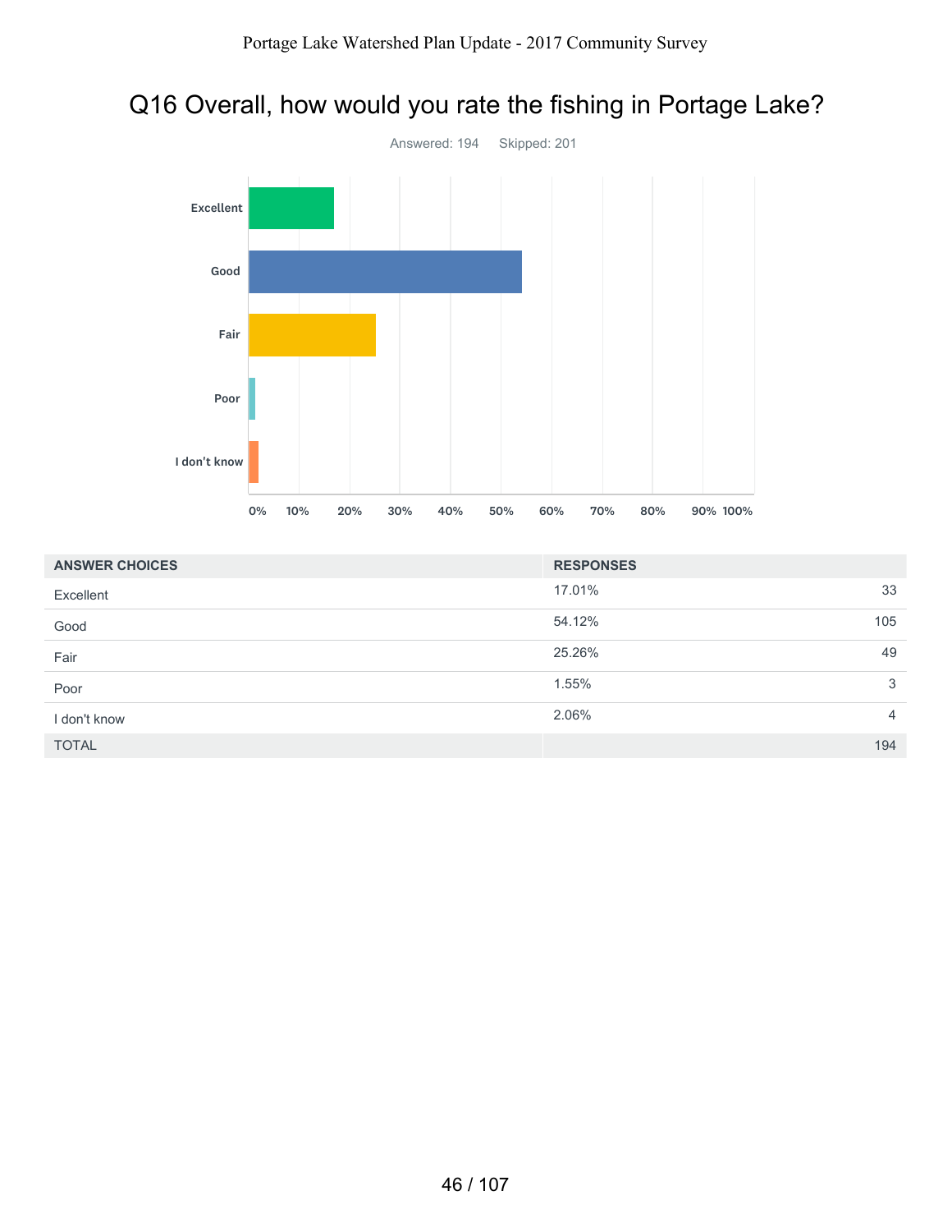# Q16 Overall, how would you rate the fishing in Portage Lake?

Answered: 194 Skipped: 201

| ANSWER CHOICES | RESPONSES | |
|---|---|---|
| Excellent | 17.01% | 33 |
| Good | 54.12% | 105 |
| Fair | 25.26% | 49 |
| Poor | 1.55% | 3 |
| I don't know | 2.06% | 4 |
| TOTAL | | 194 |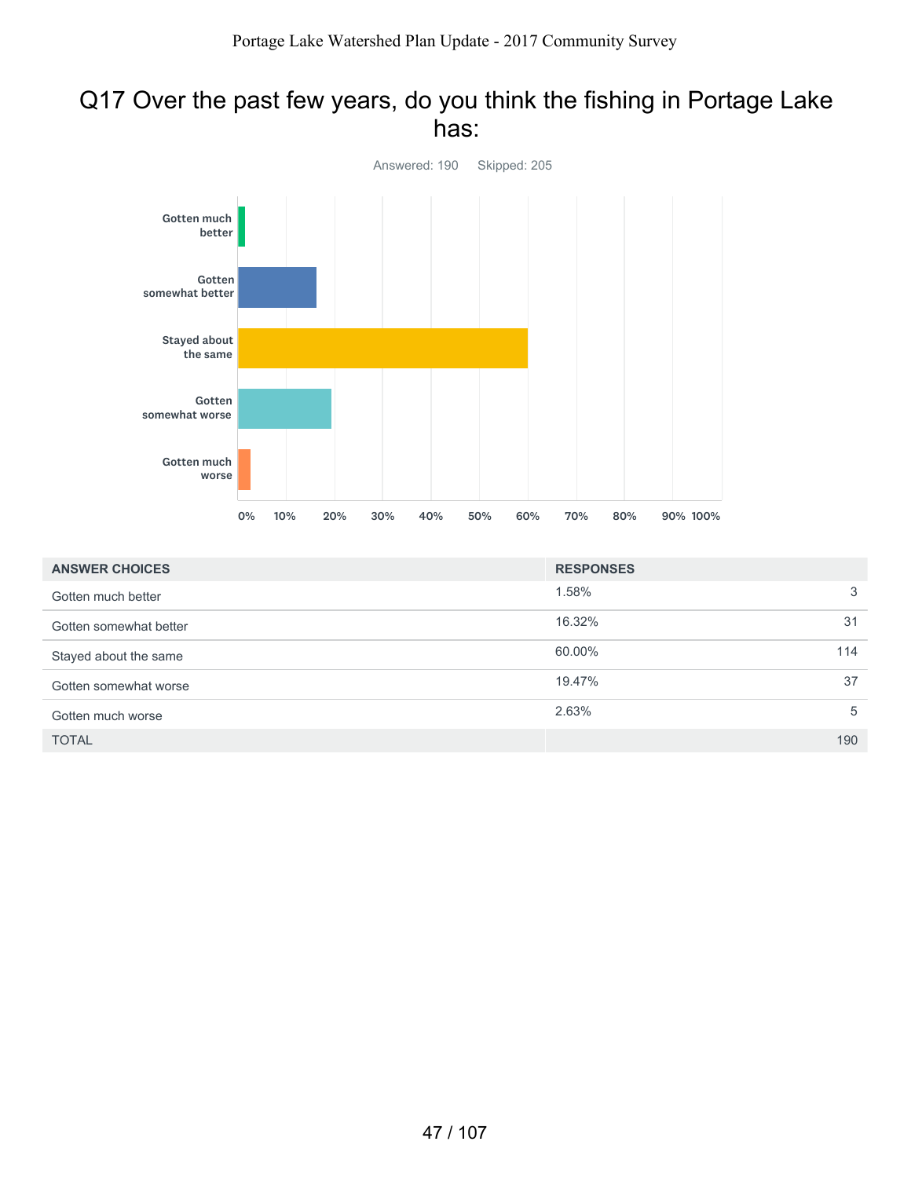## Q17 Over the past few years, do you think the fishing in Portage Lake has:

Answered: 190 Skipped: 205

| ANSWER CHOICES | RESPONSES | |
|---|---|---|
| Gotten much better | 1.58% | 3 |
| Gotten somewhat better | 16.32% | 31 |
| Stayed about the same | 60.00% | 114 |
| Gotten somewhat worse | 19.47% | 37 |
| Gotten much worse | 2.63% | 5 |
| TOTAL | | 190 |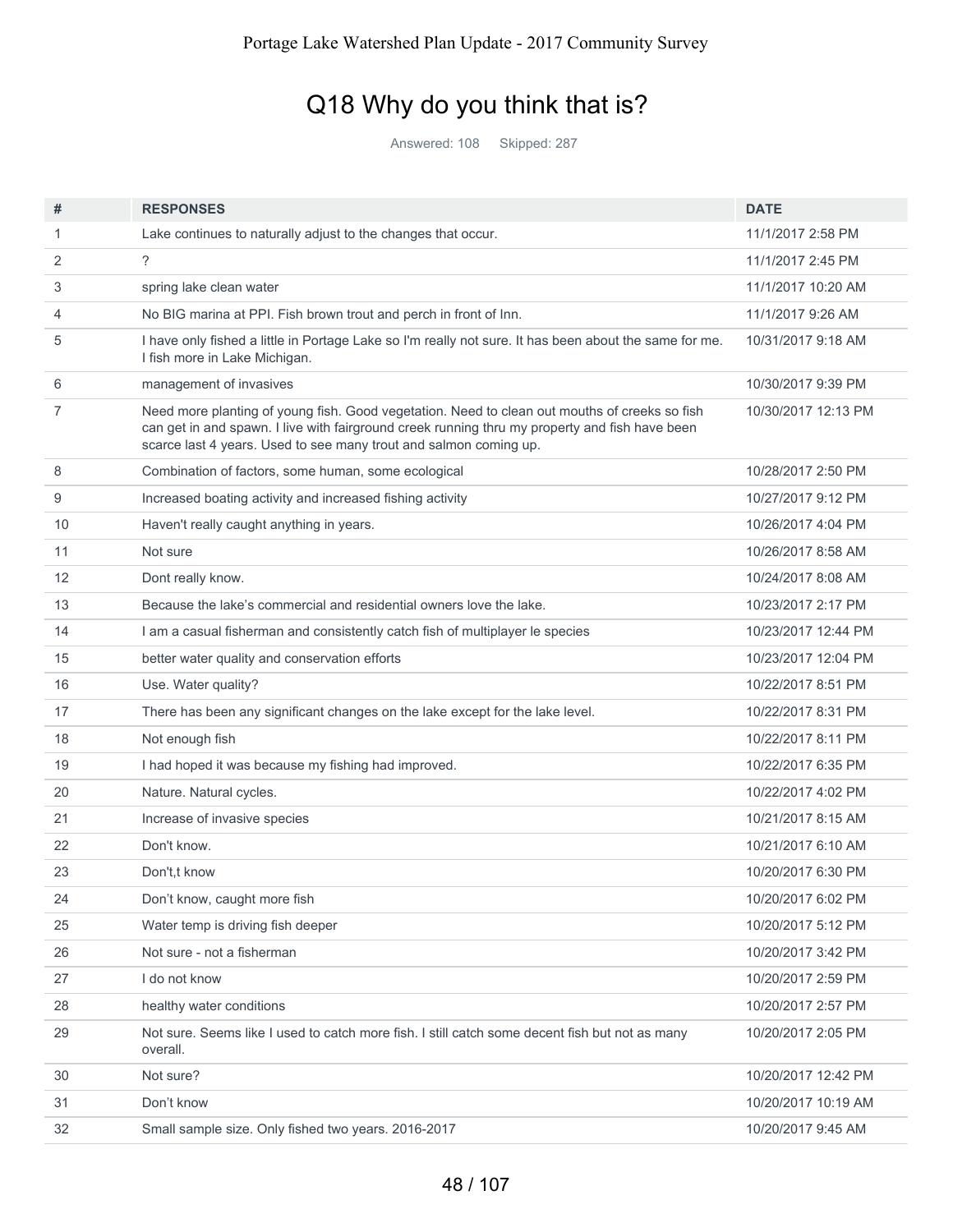# Q18 Why do you think that is?

Answered: 108 Skipped: 287

| # | RESPONSES | DATE |
|---|---|---|
| 1 | Lake continues to naturally adjust to the changes that occur. | 11/1/2017 2:58 PM |
| 2 | ? | 11/1/2017 2:45 PM |
| 3 | spring lake clean water | 11/1/2017 10:20 AM |
| 4 | No BIG marina at PPI. Fish brown trout and perch in front of Inn. | 11/1/2017 9:26 AM |
| 5 | I have only fished a little in Portage Lake so I'm really not sure. It has been about the same for me. I fish more in Lake Michigan. | 10/31/2017 9:18 AM |
| 6 | management of invasives | 10/30/2017 9:39 PM |
| 7 | Need more planting of young fish. Good vegetation. Need to clean out mouths of creeks so fish can get in and spawn. I live with fairground creek running thru my property and fish have been scarce last 4 years. Used to see many trout and salmon coming up. | 10/30/2017 12:13 PM |
| 8 | Combination of factors, some human, some ecological | 10/28/2017 2:50 PM |
| 9 | Increased boating activity and increased fishing activity | 10/27/2017 9:12 PM |
| 10 | Haven't really caught anything in years. | 10/26/2017 4:04 PM |
| 11 | Not sure | 10/26/2017 8:58 AM |
| 12 | Dont really know. | 10/24/2017 8:08 AM |
| 13 | Because the lake's commercial and residential owners love the lake. | 10/23/2017 2:17 PM |
| 14 | I am a casual fisherman and consistently catch fish of multiplayer le species | 10/23/2017 12:44 PM |
| 15 | better water quality and conservation efforts | 10/23/2017 12:04 PM |
| 16 | Use. Water quality? | 10/22/2017 8:51 PM |
| 17 | There has been any significant changes on the lake except for the lake level. | 10/22/2017 8:31 PM |
| 18 | Not enough fish | 10/22/2017 8:11 PM |
| 19 | I had hoped it was because my fishing had improved. | 10/22/2017 6:35 PM |
| 20 | Nature. Natural cycles. | 10/22/2017 4:02 PM |
| 21 | Increase of invasive species | 10/21/2017 8:15 AM |
| 22 | Don't know. | 10/21/2017 6:10 AM |
| 23 | Don't,t know | 10/20/2017 6:30 PM |
| 24 | Don't know, caught more fish | 10/20/2017 6:02 PM |
| 25 | Water temp is driving fish deeper | 10/20/2017 5:12 PM |
| 26 | Not sure - not a fisherman | 10/20/2017 3:42 PM |
| 27 | I do not know | 10/20/2017 2:59 PM |
| 28 | healthy water conditions | 10/20/2017 2:57 PM |
| 29 | Not sure. Seems like I used to catch more fish. I still catch some decent fish but not as many overall. | 10/20/2017 2:05 PM |
| 30 | Not sure? | 10/20/2017 12:42 PM |
| 31 | Don't know | 10/20/2017 10:19 AM |
| 32 | Small sample size. Only fished two years. 2016-2017 | 10/20/2017 9:45 AM |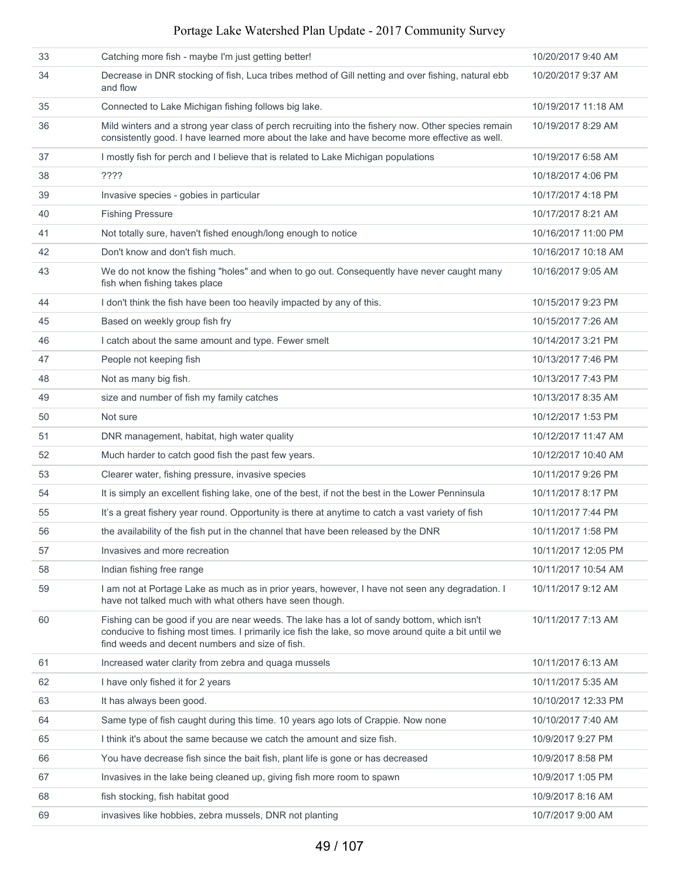| | | |
|---|---|---|
| 33 | Catching more fish - maybe I'm just getting better! | 10/20/2017 9:40 AM |
| 34 | Decrease in DNR stocking of fish, Luca tribes method of Gill netting and over fishing, natural ebb and flow | 10/20/2017 9:37 AM |
| 35 | Connected to Lake Michigan fishing follows big lake. | 10/19/2017 11:18 AM |
| 36 | Mild winters and a strong year class of perch recruiting into the fishery now. Other species remain consistently good. I have learned more about the lake and have become more effective as well. | 10/19/2017 8:29 AM |
| 37 | I mostly fish for perch and I believe that is related to Lake Michigan populations | 10/19/2017 6:58 AM |
| 38 | ???? | 10/18/2017 4:06 PM |
| 39 | Invasive species - gobies in particular | 10/17/2017 4:18 PM |
| 40 | Fishing Pressure | 10/17/2017 8:21 AM |
| 41 | Not totally sure, haven't fished enough/long enough to notice | 10/16/2017 11:00 PM |
| 42 | Don't know and don't fish much. | 10/16/2017 10:18 AM |
| 43 | We do not know the fishing "holes" and when to go out. Consequently have never caught many fish when fishing takes place | 10/16/2017 9:05 AM |
| 44 | I don't think the fish have been too heavily impacted by any of this. | 10/15/2017 9:23 PM |
| 45 | Based on weekly group fish fry | 10/15/2017 7:26 AM |
| 46 | I catch about the same amount and type. Fewer smelt | 10/14/2017 3:21 PM |
| 47 | People not keeping fish | 10/13/2017 7:46 PM |
| 48 | Not as many big fish. | 10/13/2017 7:43 PM |
| 49 | size and number of fish my family catches | 10/13/2017 8:35 AM |
| 50 | Not sure | 10/12/2017 1:53 PM |
| 51 | DNR management, habitat, high water quality | 10/12/2017 11:47 AM |
| 52 | Much harder to catch good fish the past few years. | 10/12/2017 10:40 AM |
| 53 | Clearer water, fishing pressure, invasive species | 10/11/2017 9:26 PM |
| 54 | It is simply an excellent fishing lake, one of the best, if not the best in the Lower Penninsula | 10/11/2017 8:17 PM |
| 55 | It's a great fishery year round. Opportunity is there at anytime to catch a vast variety of fish | 10/11/2017 7:44 PM |
| 56 | the availability of the fish put in the channel that have been released by the DNR | 10/11/2017 1:58 PM |
| 57 | Invasives and more recreation | 10/11/2017 12:05 PM |
| 58 | Indian fishing free range | 10/11/2017 10:54 AM |
| 59 | I am not at Portage Lake as much as in prior years, however, I have not seen any degradation. I have not talked much with what others have seen though. | 10/11/2017 9:12 AM |
| 60 | Fishing can be good if you are near weeds. The lake has a lot of sandy bottom, which isn't conducive to fishing most times. I primarily ice fish the lake, so move around quite a bit until we find weeds and decent numbers and size of fish. | 10/11/2017 7:13 AM |
| 61 | Increased water clarity from zebra and quaga mussels | 10/11/2017 6:13 AM |
| 62 | I have only fished it for 2 years | 10/11/2017 5:35 AM |
| 63 | It has always been good. | 10/10/2017 12:33 PM |
| 64 | Same type of fish caught during this time. 10 years ago lots of Crappie. Now none | 10/10/2017 7:40 AM |
| 65 | I think it's about the same because we catch the amount and size fish. | 10/9/2017 9:27 PM |
| 66 | You have decrease fish since the bait fish, plant life is gone or has decreased | 10/9/2017 8:58 PM |
| 67 | Invasives in the lake being cleaned up, giving fish more room to spawn | 10/9/2017 1:05 PM |
| 68 | fish stocking, fish habitat good | 10/9/2017 8:16 AM |
| 69 | invasives like hobbies, zebra mussels, DNR not planting | 10/7/2017 9:00 AM |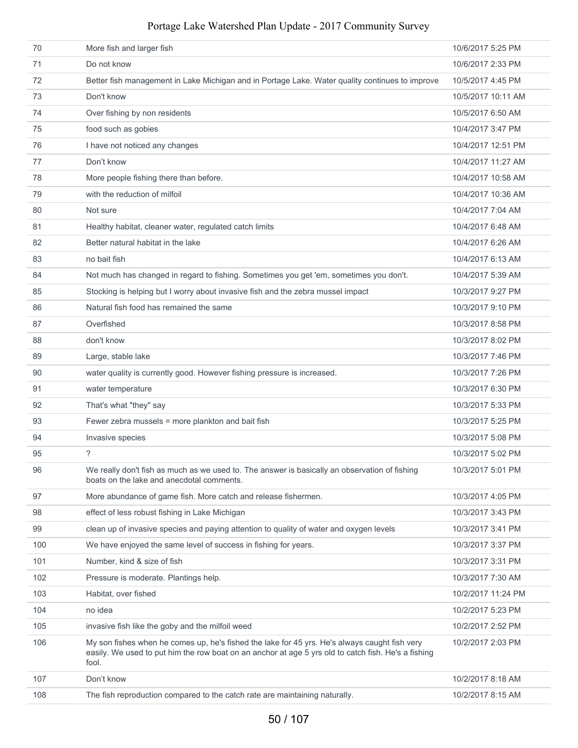| | | |
|---|---|---|
| 70 | More fish and larger fish | 10/6/2017 5:25 PM |
| 71 | Do not know | 10/6/2017 2:33 PM |
| 72 | Better fish management in Lake Michigan and in Portage Lake. Water quality continues to improve | 10/5/2017 4:45 PM |
| 73 | Don't know | 10/5/2017 10:11 AM |
| 74 | Over fishing by non residents | 10/5/2017 6:50 AM |
| 75 | food such as gobies | 10/4/2017 3:47 PM |
| 76 | I have not noticed any changes | 10/4/2017 12:51 PM |
| 77 | Don't know | 10/4/2017 11:27 AM |
| 78 | More people fishing there than before. | 10/4/2017 10:58 AM |
| 79 | with the reduction of milfoil | 10/4/2017 10:36 AM |
| 80 | Not sure | 10/4/2017 7:04 AM |
| 81 | Healthy habitat, cleaner water, regulated catch limits | 10/4/2017 6:48 AM |
| 82 | Better natural habitat in the lake | 10/4/2017 6:26 AM |
| 83 | no bait fish | 10/4/2017 6:13 AM |
| 84 | Not much has changed in regard to fishing. Sometimes you get 'em, sometimes you don't. | 10/4/2017 5:39 AM |
| 85 | Stocking is helping but I worry about invasive fish and the zebra mussel impact | 10/3/2017 9:27 PM |
| 86 | Natural fish food has remained the same | 10/3/2017 9:10 PM |
| 87 | Overfished | 10/3/2017 8:58 PM |
| 88 | don't know | 10/3/2017 8:02 PM |
| 89 | Large, stable lake | 10/3/2017 7:46 PM |
| 90 | water quality is currently good. However fishing pressure is increased. | 10/3/2017 7:26 PM |
| 91 | water temperature | 10/3/2017 6:30 PM |
| 92 | That's what "they" say | 10/3/2017 5:33 PM |
| 93 | Fewer zebra mussels = more plankton and bait fish | 10/3/2017 5:25 PM |
| 94 | Invasive species | 10/3/2017 5:08 PM |
| 95 | ? | 10/3/2017 5:02 PM |
| 96 | We really don't fish as much as we used to. The answer is basically an observation of fishing boats on the lake and anecdotal comments. | 10/3/2017 5:01 PM |
| 97 | More abundance of game fish. More catch and release fishermen. | 10/3/2017 4:05 PM |
| 98 | effect of less robust fishing in Lake Michigan | 10/3/2017 3:43 PM |
| 99 | clean up of invasive species and paying attention to quality of water and oxygen levels | 10/3/2017 3:41 PM |
| 100 | We have enjoyed the same level of success in fishing for years. | 10/3/2017 3:37 PM |
| 101 | Number, kind & size of fish | 10/3/2017 3:31 PM |
| 102 | Pressure is moderate. Plantings help. | 10/3/2017 7:30 AM |
| 103 | Habitat, over fished | 10/2/2017 11:24 PM |
| 104 | no idea | 10/2/2017 5:23 PM |
| 105 | invasive fish like the goby and the milfoil weed | 10/2/2017 2:52 PM |
| 106 | My son fishes when he comes up, he's fished the lake for 45 yrs. He's always caught fish very easily. We used to put him the row boat on an anchor at age 5 yrs old to catch fish. He's a fishing fool. | 10/2/2017 2:03 PM |
| 107 | Don't know | 10/2/2017 8:18 AM |
| 108 | The fish reproduction compared to the catch rate are maintaining naturally. | 10/2/2017 8:15 AM |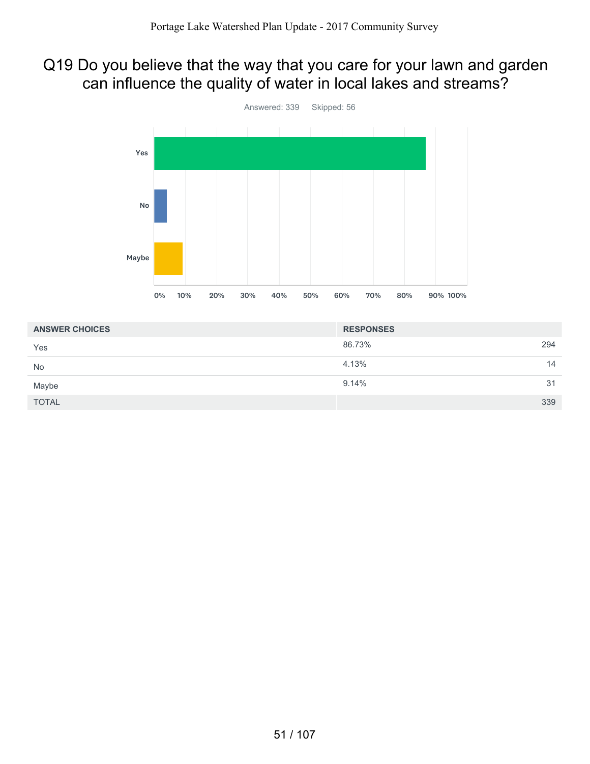## Q19 Do you believe that the way that you care for your lawn and garden can influence the quality of water in local lakes and streams?

Answered: 339 Skipped: 56

| ANSWER CHOICES | RESPONSES | |
|---|---|---|
| Yes | 86.73% | 294 |
| No | 4.13% | 14 |
| Maybe | 9.14% | 31 |
| TOTAL | | 339 |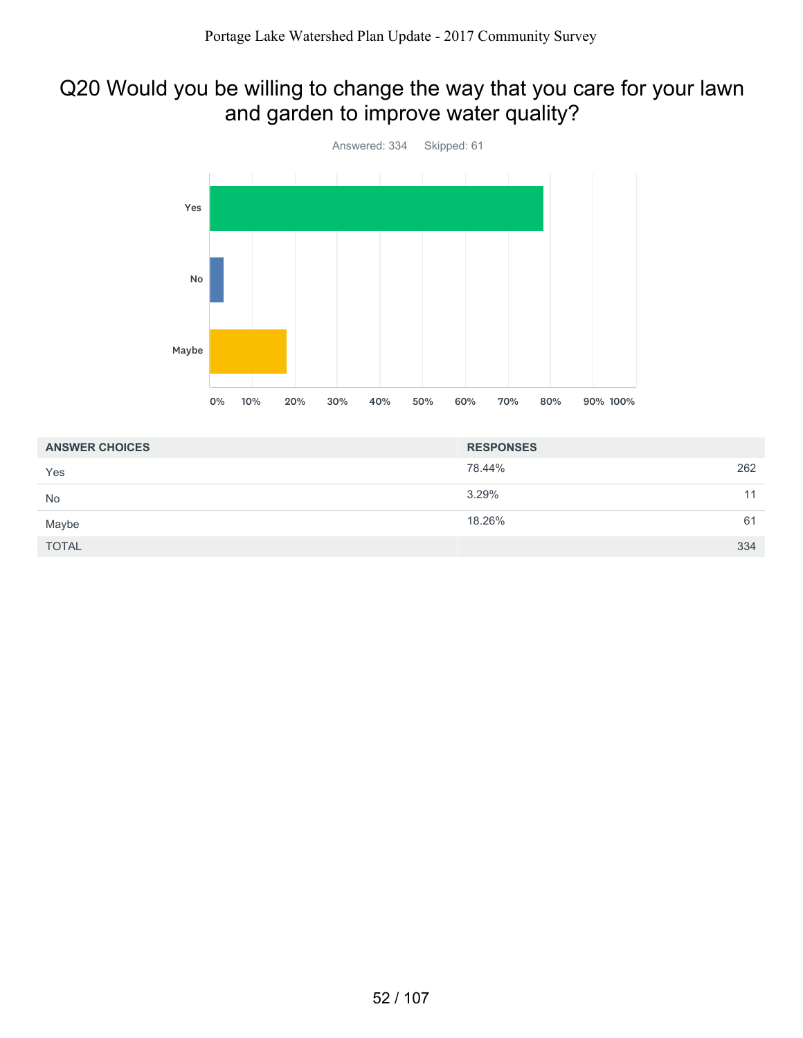# Q20 Would you be willing to change the way that you care for your lawn and garden to improve water quality?

Answered: 334 Skipped: 61

| ANSWER CHOICES | RESPONSES | |
|---|---|---|
| Yes | 78.44% | 262 |
| No | 3.29% | 11 |
| Maybe | 18.26% | 61 |
| TOTAL | | 334 |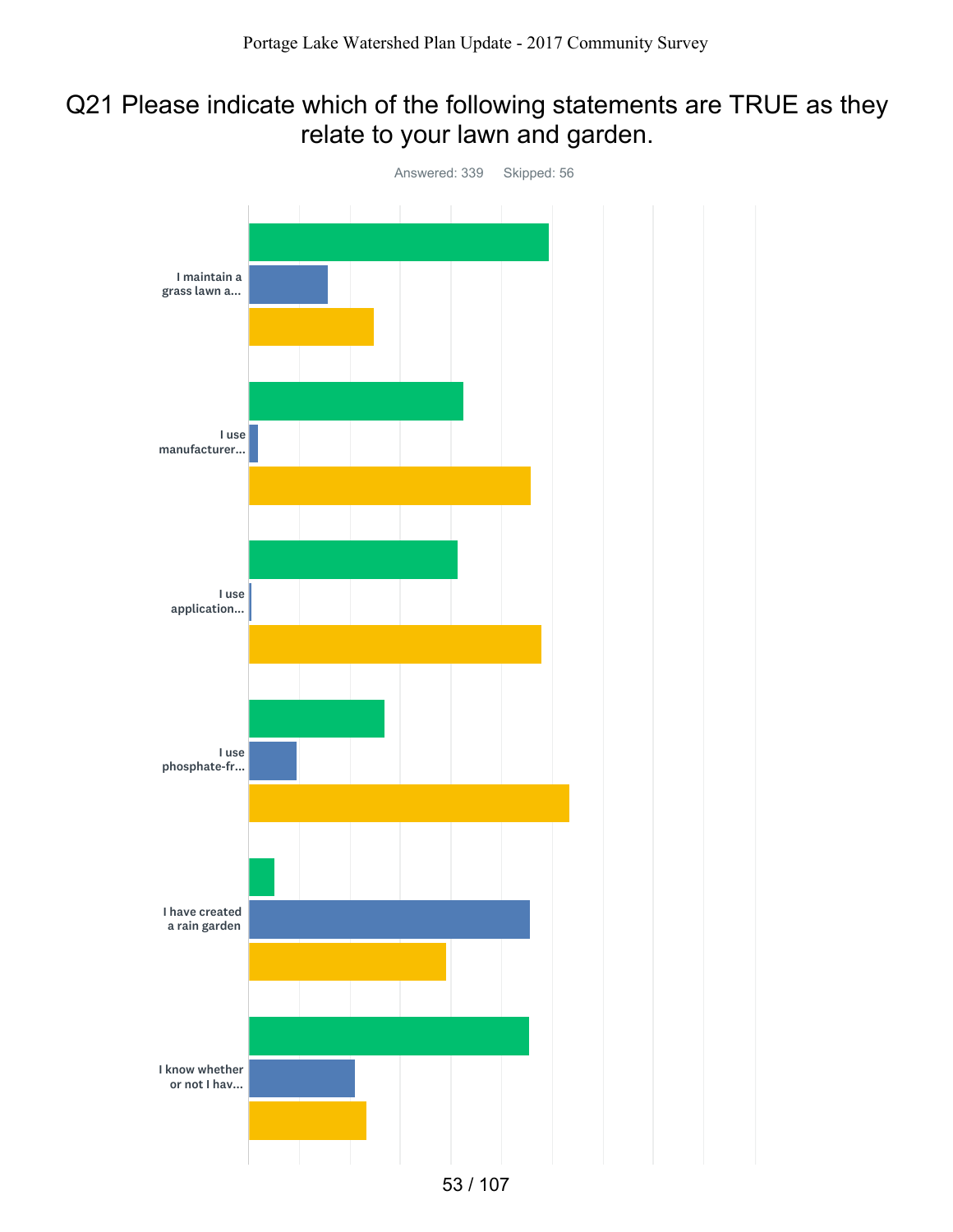# Q21 Please indicate which of the following statements are TRUE as they relate to your lawn and garden.

Answered: 339    Skipped: 56

I maintain a grass lawn a...

I use manufacturer...

I use application...

I use phosphate-fr...

I have created a rain garden

I know whether or not I hav...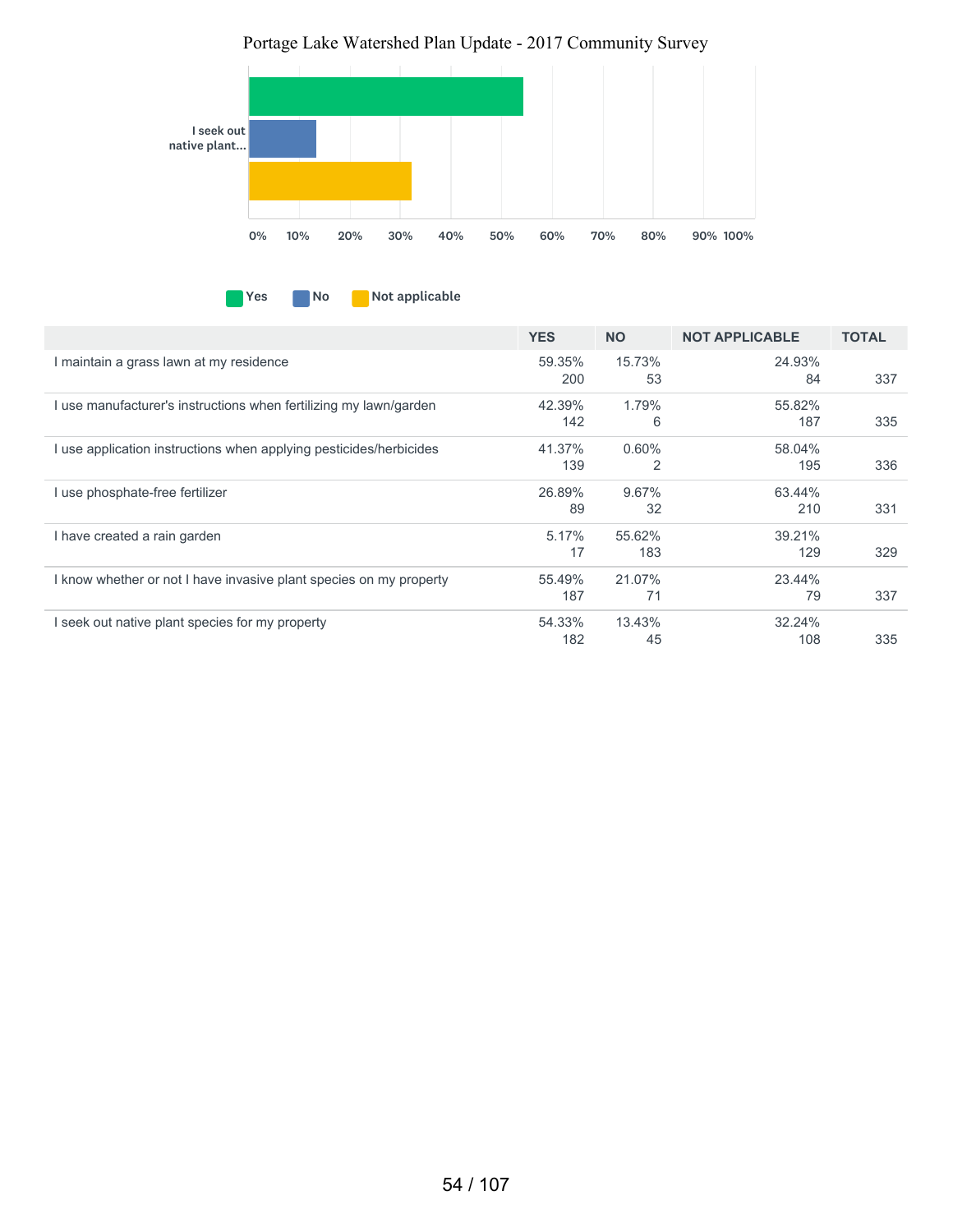Portage Lake Watershed Plan Update - 2017 Community Survey

I seek out native plant...

Yes | No | Not applicable

0% 10% 20% 30% 40% 50% 60% 70% 80% 90% 100%

| | YES | NO | NOT APPLICABLE | TOTAL |
|---|---|---|---|---|
| I maintain a grass lawn at my residence | 59.35% 200 | 15.73% 53 | 24.93% 84 | 337 |
| I use manufacturer's instructions when fertilizing my lawn/garden | 42.39% 142 | 1.79% 6 | 55.82% 187 | 335 |
| I use application instructions when applying pesticides/herbicides | 41.37% 139 | 0.60% 2 | 58.04% 195 | 336 |
| I use phosphate-free fertilizer | 26.89% 89 | 9.67% 32 | 63.44% 210 | 331 |
| I have created a rain garden | 5.17% 17 | 55.62% 183 | 39.21% 129 | 329 |
| I know whether or not I have invasive plant species on my property | 55.49% 187 | 21.07% 71 | 23.44% 79 | 337 |
| I seek out native plant species for my property | 54.33% 182 | 13.43% 45 | 32.24% 108 | 335 |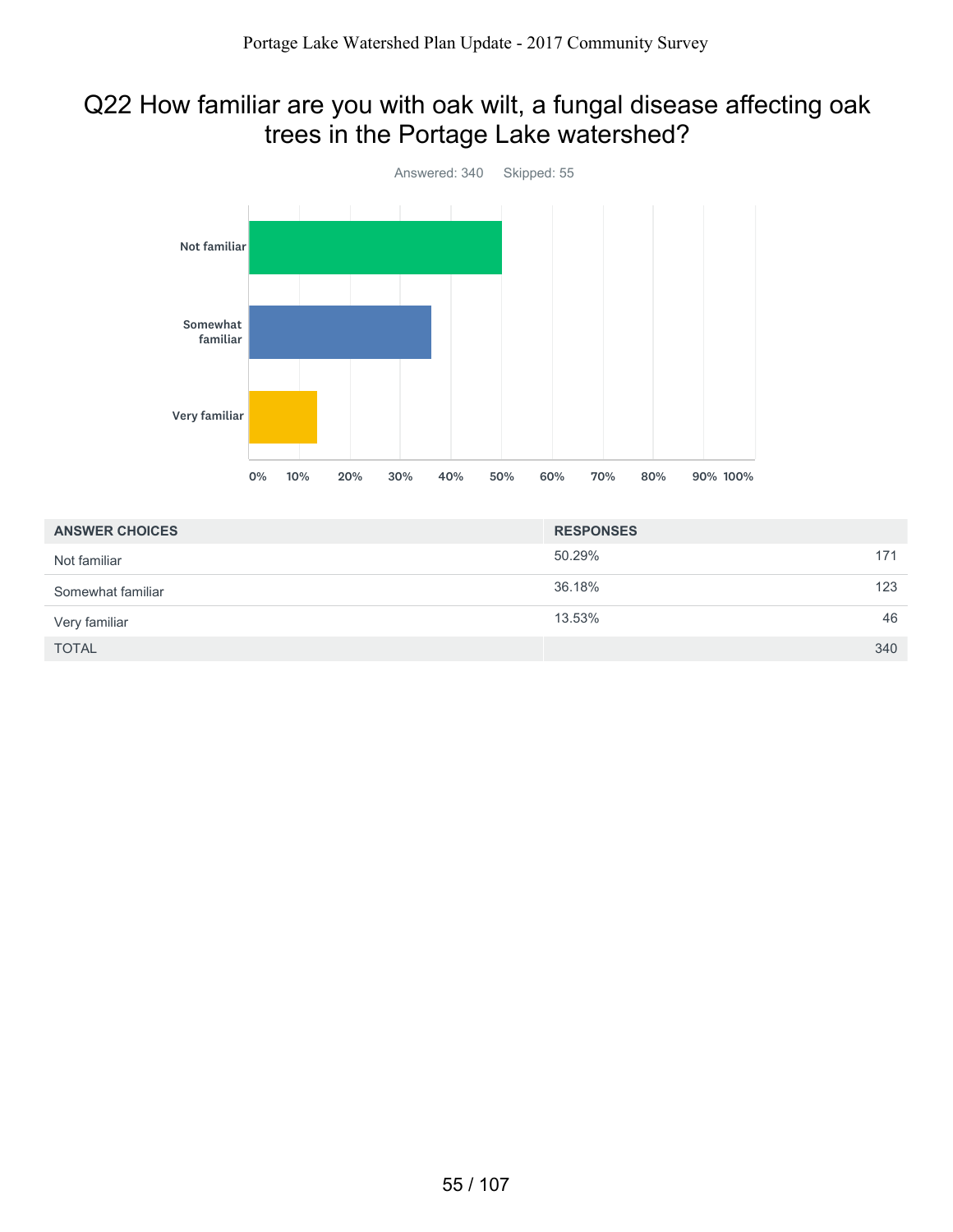## Q22 How familiar are you with oak wilt, a fungal disease affecting oak trees in the Portage Lake watershed?

Answered: 340 Skipped: 55

| ANSWER CHOICES | RESPONSES | |
|---|---|---|
| Not familiar | 50.29% | 171 |
| Somewhat familiar | 36.18% | 123 |
| Very familiar | 13.53% | 46 |
| TOTAL | | 340 |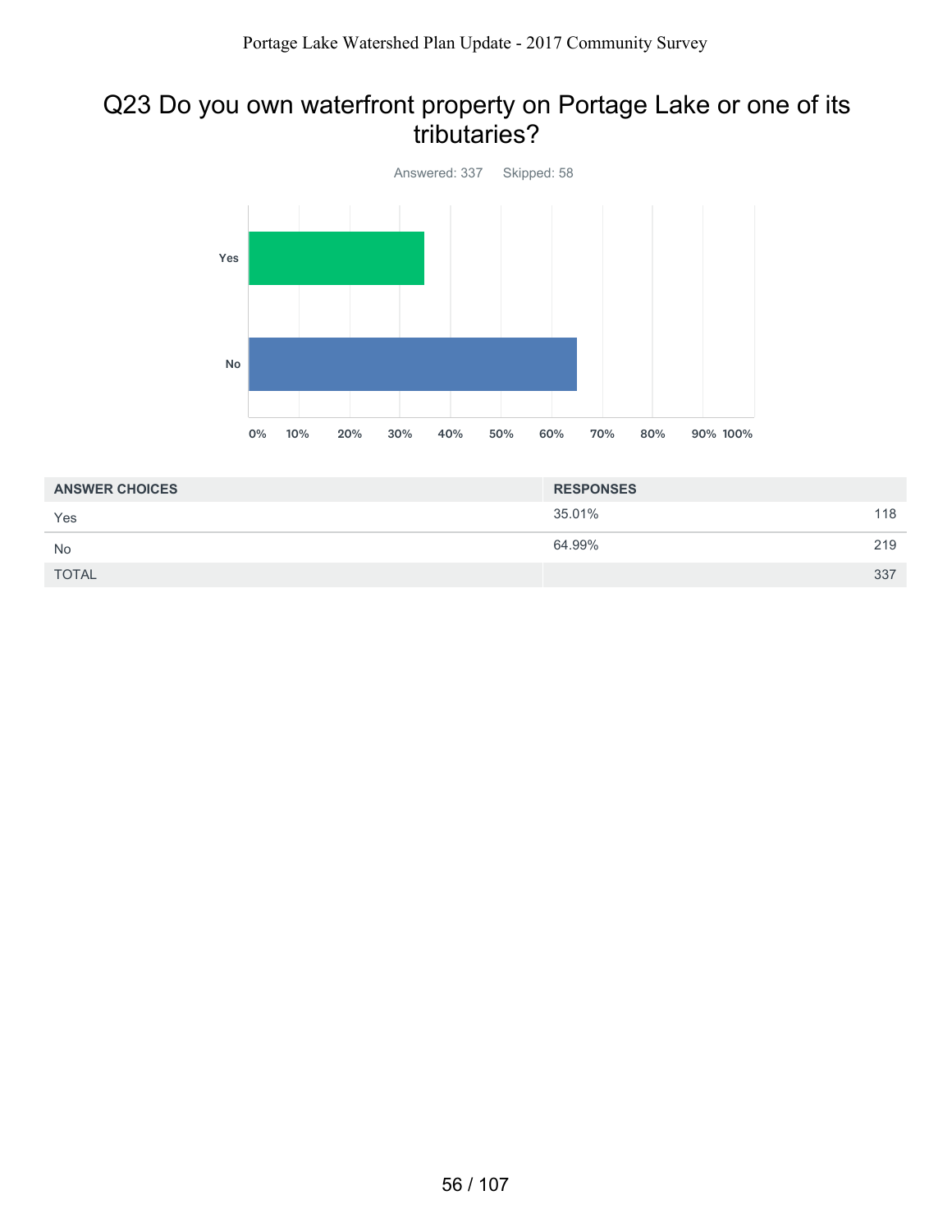## Q23 Do you own waterfront property on Portage Lake or one of its tributaries?

Answered: 337 Skipped: 58

| ANSWER CHOICES | RESPONSES | |
|---|---|---|
| Yes | 35.01% | 118 |
| No | 64.99% | 219 |
| TOTAL | | 337 |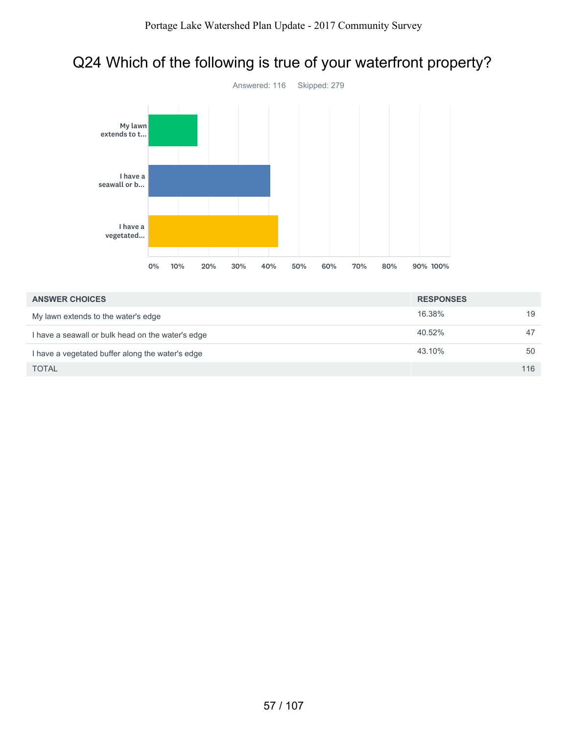# Q24 Which of the following is true of your waterfront property?

Answered: 116 Skipped: 279

| ANSWER CHOICES | RESPONSES | |
|---|---|---|
| My lawn extends to the water's edge | 16.38% | 19 |
| I have a seawall or bulk head on the water's edge | 40.52% | 47 |
| I have a vegetated buffer along the water's edge | 43.10% | 50 |
| TOTAL | | 116 |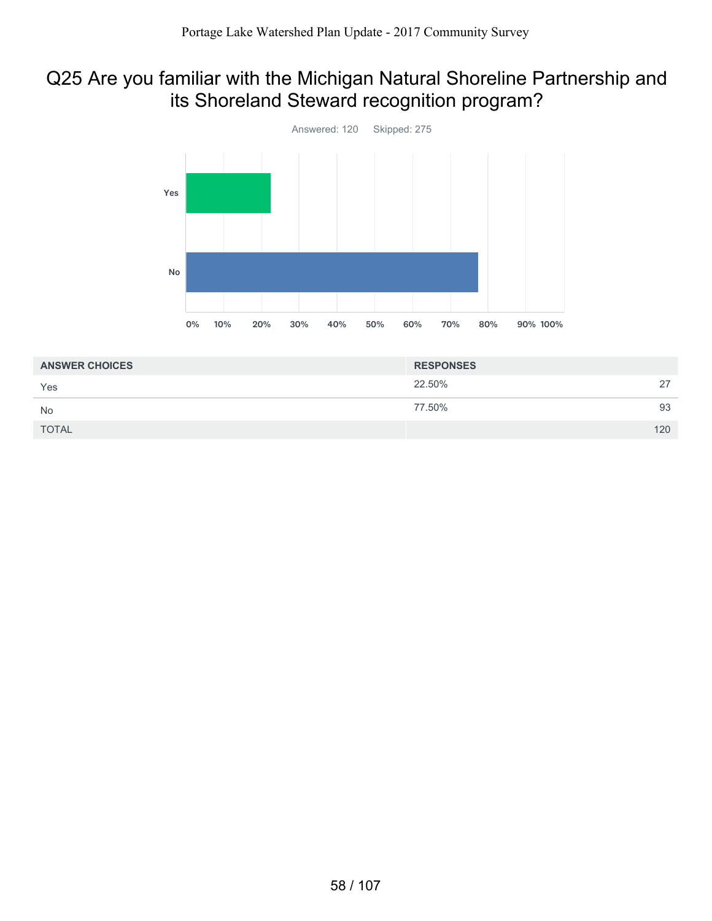## Q25 Are you familiar with the Michigan Natural Shoreline Partnership and its Shoreland Steward recognition program?

Answered: 120    Skipped: 275

| ANSWER CHOICES | RESPONSES | |
|---|---|---|
| Yes | 22.50% | 27 |
| No | 77.50% | 93 |
| TOTAL | | 120 |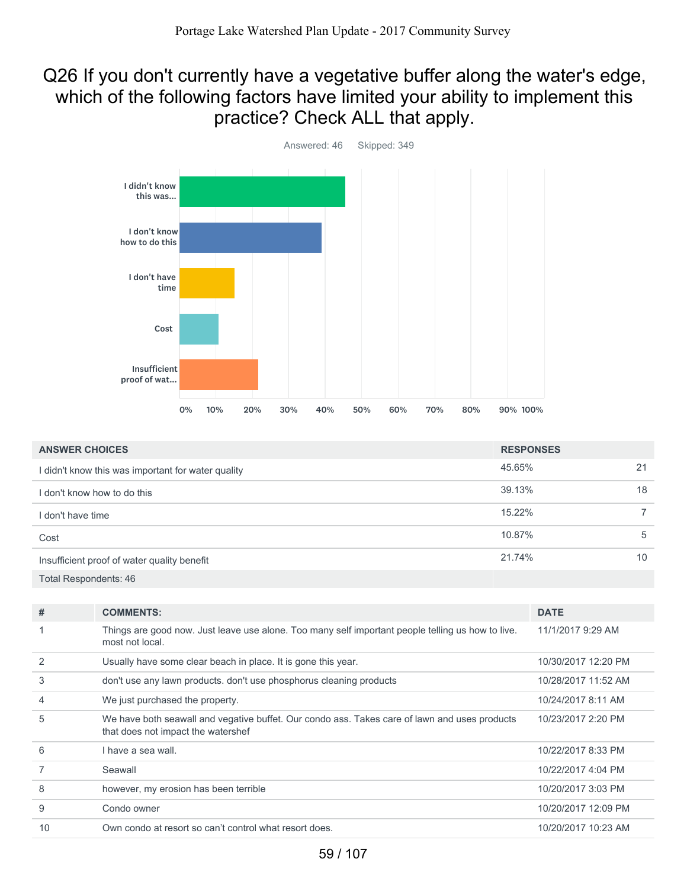## Q26 If you don't currently have a vegetative buffer along the water's edge, which of the following factors have limited your ability to implement this practice? Check ALL that apply.

Answered: 46 Skipped: 349

| ANSWER CHOICES | RESPONSES | |
|---|---|---|
| I didn't know this was important for water quality | 45.65% | 21 |
| I don't know how to do this | 39.13% | 18 |
| I don't have time | 15.22% | 7 |
| Cost | 10.87% | 5 |
| Insufficient proof of water quality benefit | 21.74% | 10 |
| Total Respondents: 46 | | |

| # | COMMENTS: | DATE |
|---|---|---|
| 1 | Things are good now. Just leave use alone. Too many self important people telling us how to live. most not local. | 11/1/2017 9:29 AM |
| 2 | Usually have some clear beach in place. It is gone this year. | 10/30/2017 12:20 PM |
| 3 | don't use any lawn products. don't use phosphorus cleaning products | 10/28/2017 11:52 AM |
| 4 | We just purchased the property. | 10/24/2017 8:11 AM |
| 5 | We have both seawall and vegative buffet. Our condo ass. Takes care of lawn and uses products that does not impact the watershef | 10/23/2017 2:20 PM |
| 6 | I have a sea wall. | 10/22/2017 8:33 PM |
| 7 | Seawall | 10/22/2017 4:04 PM |
| 8 | however, my erosion has been terrible | 10/20/2017 3:03 PM |
| 9 | Condo owner | 10/20/2017 12:09 PM |
| 10 | Own condo at resort so can't control what resort does. | 10/20/2017 10:23 AM |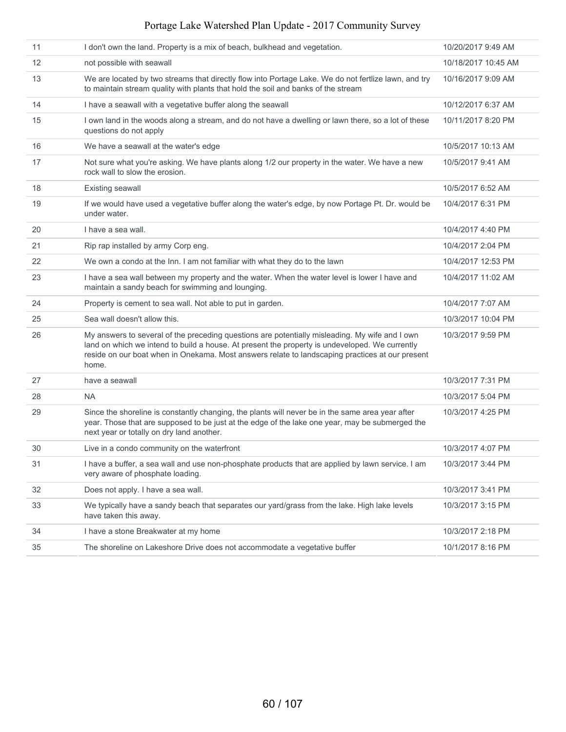| | | |
|---|---|---|
| 11 | I don't own the land. Property is a mix of beach, bulkhead and vegetation. | 10/20/2017 9:49 AM |
| 12 | not possible with seawall | 10/18/2017 10:45 AM |
| 13 | We are located by two streams that directly flow into Portage Lake. We do not fertlize lawn, and try to maintain stream quality with plants that hold the soil and banks of the stream | 10/16/2017 9:09 AM |
| 14 | I have a seawall with a vegetative buffer along the seawall | 10/12/2017 6:37 AM |
| 15 | I own land in the woods along a stream, and do not have a dwelling or lawn there, so a lot of these questions do not apply | 10/11/2017 8:20 PM |
| 16 | We have a seawall at the water's edge | 10/5/2017 10:13 AM |
| 17 | Not sure what you're asking. We have plants along 1/2 our property in the water. We have a new rock wall to slow the erosion. | 10/5/2017 9:41 AM |
| 18 | Existing seawall | 10/5/2017 6:52 AM |
| 19 | If we would have used a vegetative buffer along the water's edge, by now Portage Pt. Dr. would be under water. | 10/4/2017 6:31 PM |
| 20 | I have a sea wall. | 10/4/2017 4:40 PM |
| 21 | Rip rap installed by army Corp eng. | 10/4/2017 2:04 PM |
| 22 | We own a condo at the Inn. I am not familiar with what they do to the lawn | 10/4/2017 12:53 PM |
| 23 | I have a sea wall between my property and the water. When the water level is lower I have and maintain a sandy beach for swimming and lounging. | 10/4/2017 11:02 AM |
| 24 | Property is cement to sea wall. Not able to put in garden. | 10/4/2017 7:07 AM |
| 25 | Sea wall doesn't allow this. | 10/3/2017 10:04 PM |
| 26 | My answers to several of the preceding questions are potentially misleading. My wife and I own land on which we intend to build a house. At present the property is undeveloped. We currently reside on our boat when in Onekama. Most answers relate to landscaping practices at our present home. | 10/3/2017 9:59 PM |
| 27 | have a seawall | 10/3/2017 7:31 PM |
| 28 | NA | 10/3/2017 5:04 PM |
| 29 | Since the shoreline is constantly changing, the plants will never be in the same area year after year. Those that are supposed to be just at the edge of the lake one year, may be submerged the next year or totally on dry land another. | 10/3/2017 4:25 PM |
| 30 | Live in a condo community on the waterfront | 10/3/2017 4:07 PM |
| 31 | I have a buffer, a sea wall and use non-phosphate products that are applied by lawn service. I am very aware of phosphate loading. | 10/3/2017 3:44 PM |
| 32 | Does not apply. I have a sea wall. | 10/3/2017 3:41 PM |
| 33 | We typically have a sandy beach that separates our yard/grass from the lake. High lake levels have taken this away. | 10/3/2017 3:15 PM |
| 34 | I have a stone Breakwater at my home | 10/3/2017 2:18 PM |
| 35 | The shoreline on Lakeshore Drive does not accommodate a vegetative buffer | 10/1/2017 8:16 PM |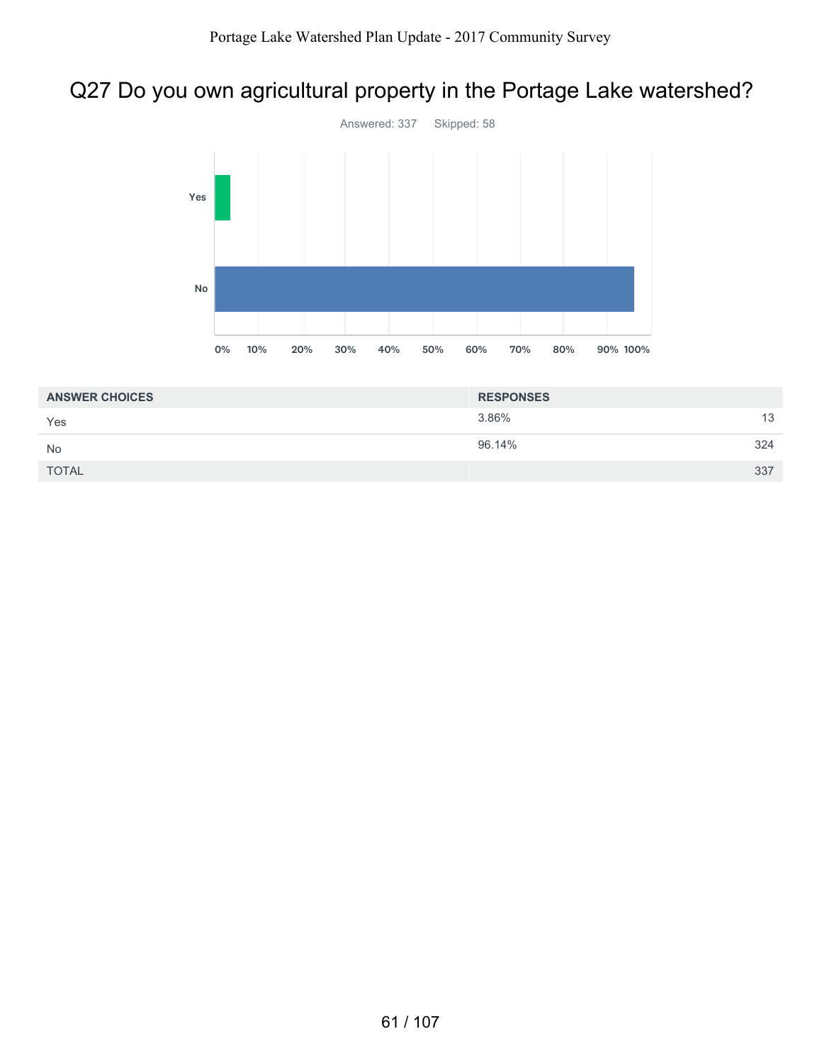# Q27 Do you own agricultural property in the Portage Lake watershed?

Answered: 337 Skipped: 58

| ANSWER CHOICES | RESPONSES | |
|---|---|---|
| Yes | 3.86% | 13 |
| No | 96.14% | 324 |
| TOTAL | | 337 |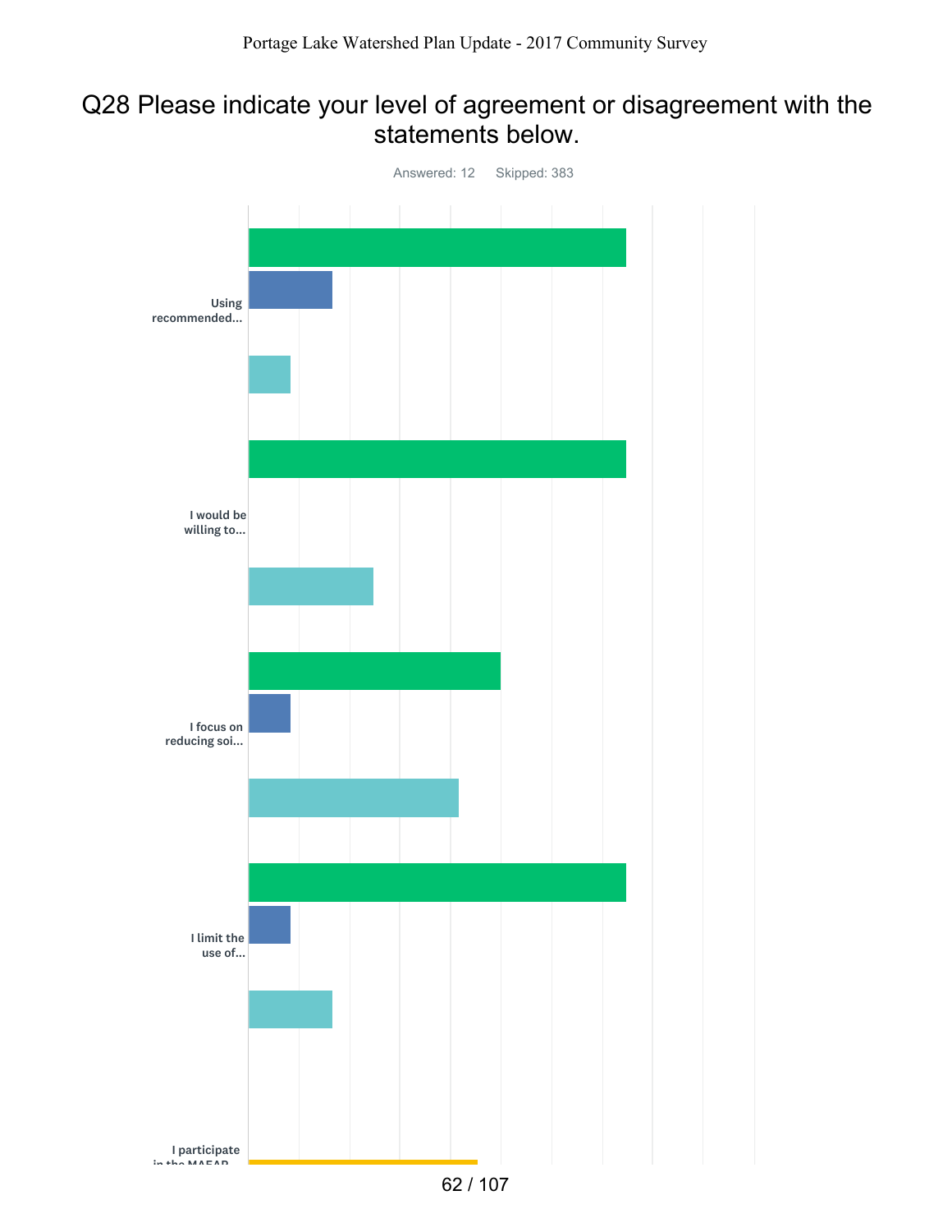## Q28 Please indicate your level of agreement or disagreement with the statements below.

Answered: 12 Skipped: 383

Using recommended...

I would be willing to...

I focus on reducing soi...

I limit the use of...

I participate in the MAEAP...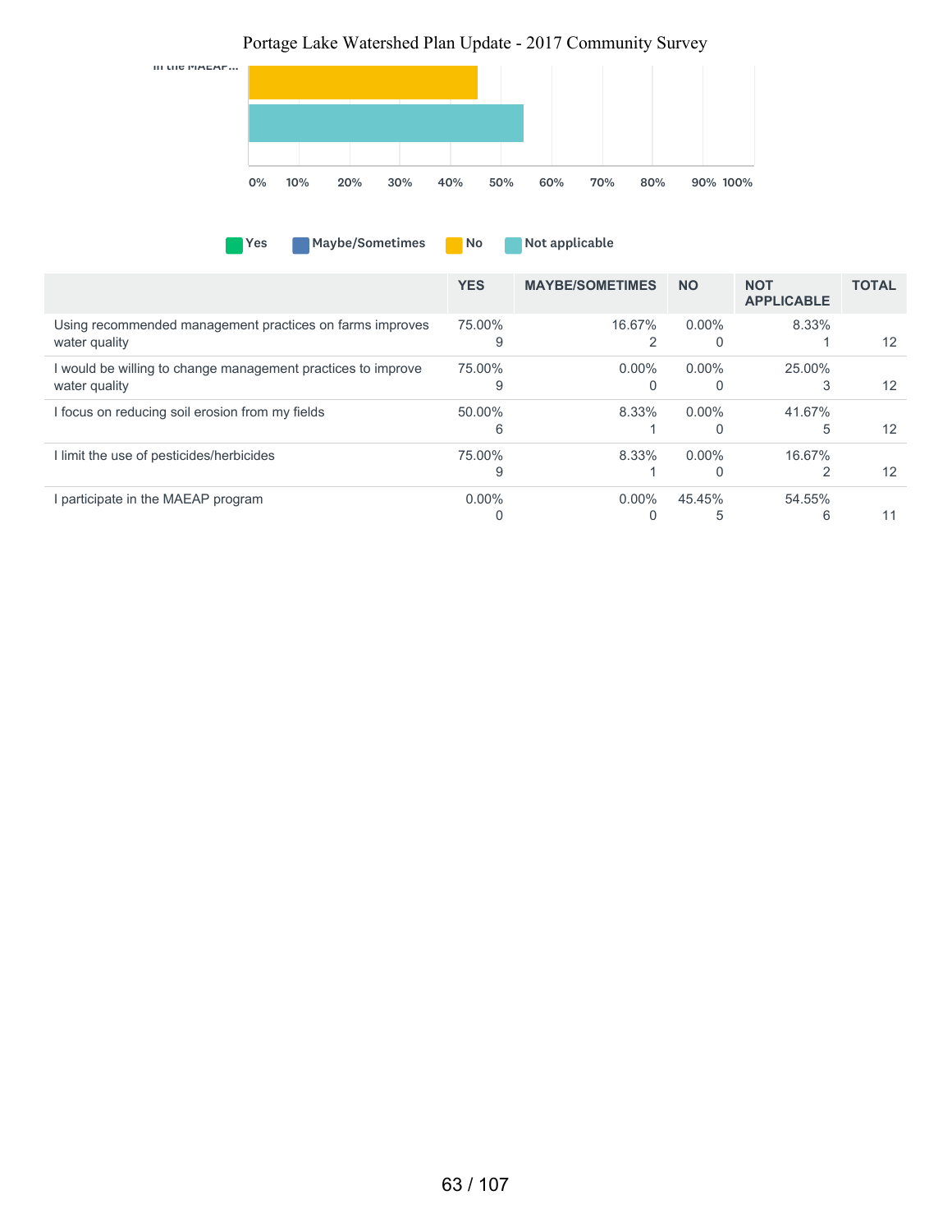| | YES | MAYBE/SOMETIMES | NO | NOT APPLICABLE | TOTAL |
|---|---|---|---|---|---|
| Using recommended management practices on farms improves water quality | 75.00% 9 | 16.67% 2 | 0.00% 0 | 8.33% 1 | 12 |
| I would be willing to change management practices to improve water quality | 75.00% 9 | 0.00% 0 | 0.00% 0 | 25.00% 3 | 12 |
| I focus on reducing soil erosion from my fields | 50.00% 6 | 8.33% 1 | 0.00% 0 | 41.67% 5 | 12 |
| I limit the use of pesticides/herbicides | 75.00% 9 | 8.33% 1 | 0.00% 0 | 16.67% 2 | 12 |
| I participate in the MAEAP program | 0.00% 0 | 0.00% 0 | 45.45% 5 | 54.55% 6 | 11 |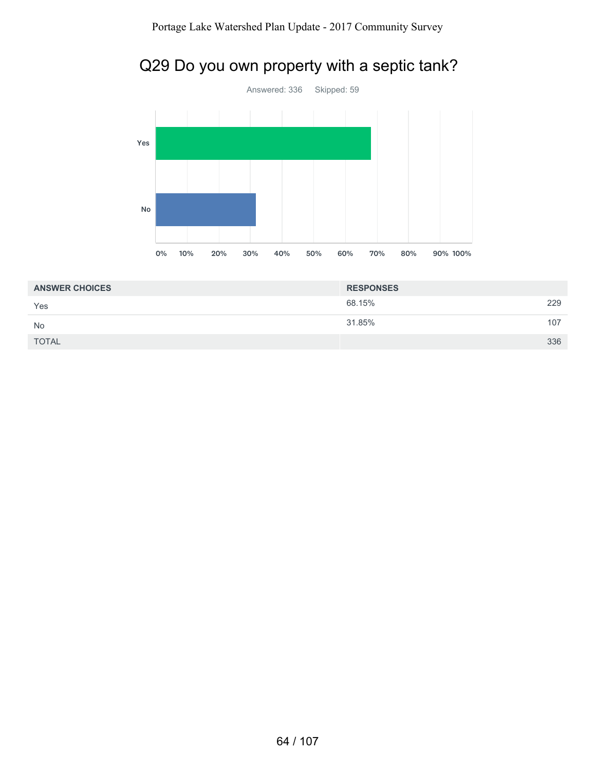## Q29 Do you own property with a septic tank?

Answered: 336 Skipped: 59

| ANSWER CHOICES | RESPONSES | |
|---|---|---|
| Yes | 68.15% | 229 |
| No | 31.85% | 107 |
| TOTAL | | 336 |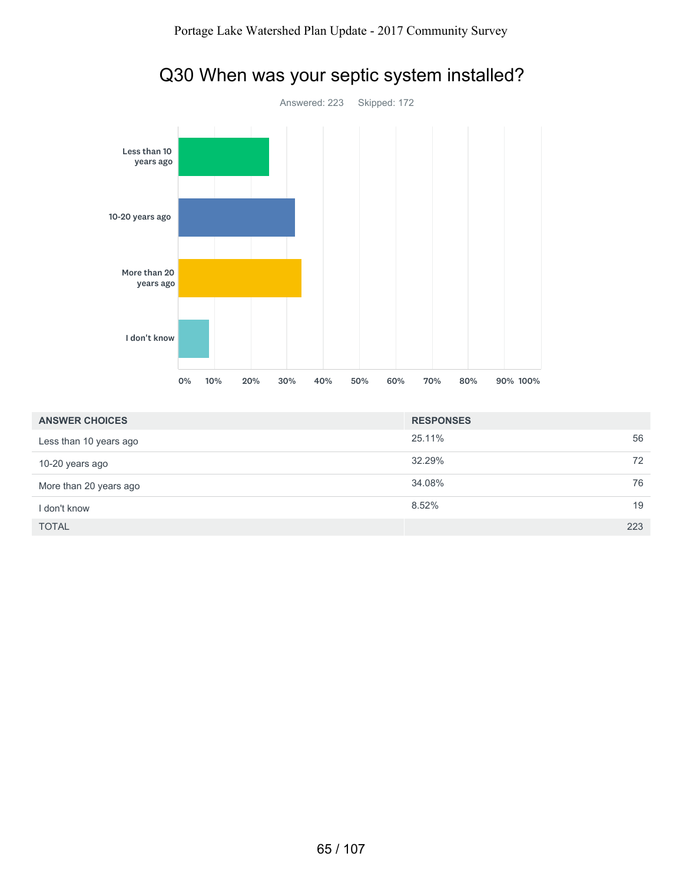## Q30 When was your septic system installed?

Answered: 223 Skipped: 172

| ANSWER CHOICES | RESPONSES | |
|---|---|---|
| Less than 10 years ago | 25.11% | 56 |
| 10-20 years ago | 32.29% | 72 |
| More than 20 years ago | 34.08% | 76 |
| I don't know | 8.52% | 19 |
| TOTAL | | 223 |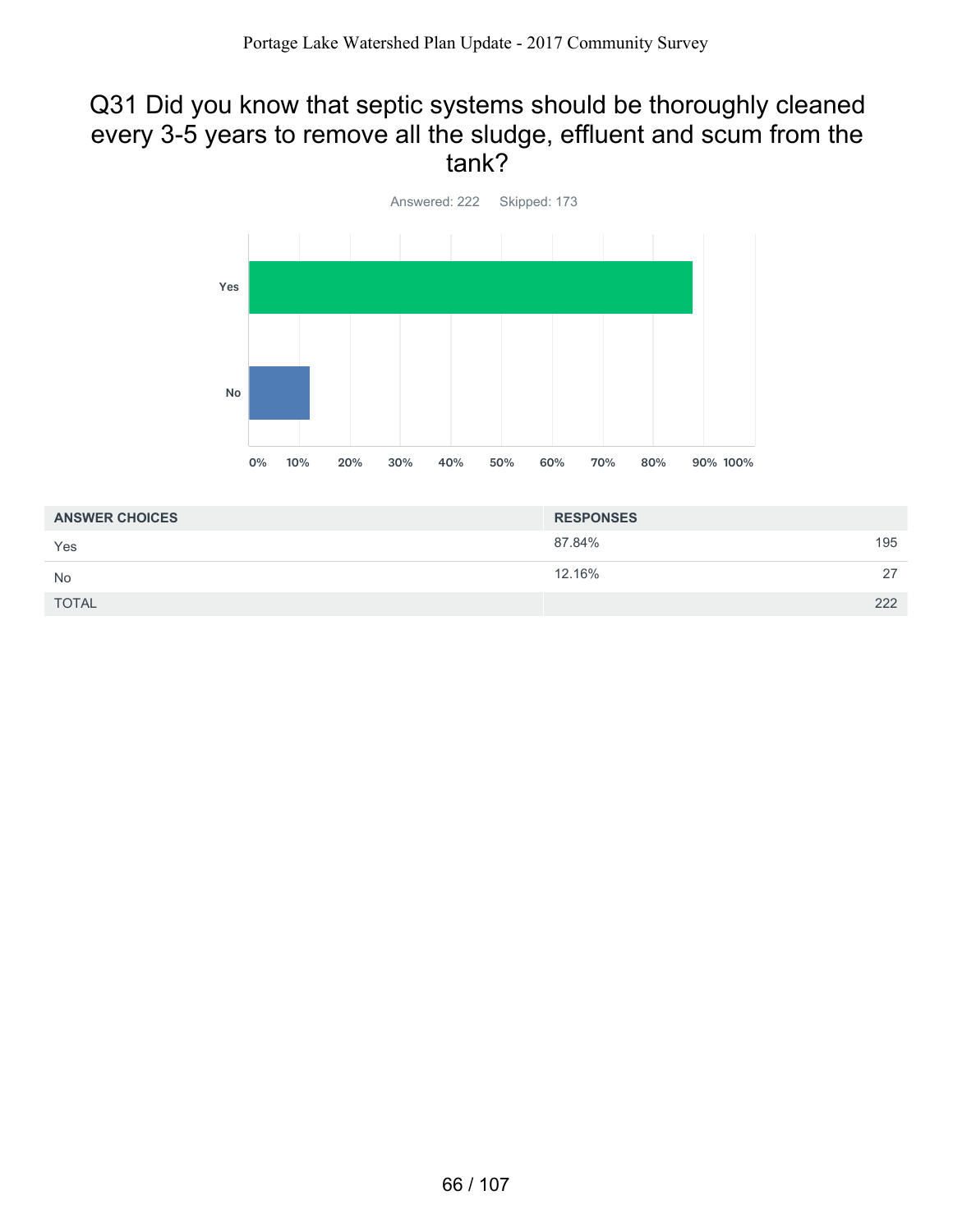## Q31 Did you know that septic systems should be thoroughly cleaned every 3-5 years to remove all the sludge, effluent and scum from the tank?

Answered: 222 Skipped: 173

| ANSWER CHOICES | RESPONSES | |
|---|---|---|
| Yes | 87.84% | 195 |
| No | 12.16% | 27 |
| TOTAL | | 222 |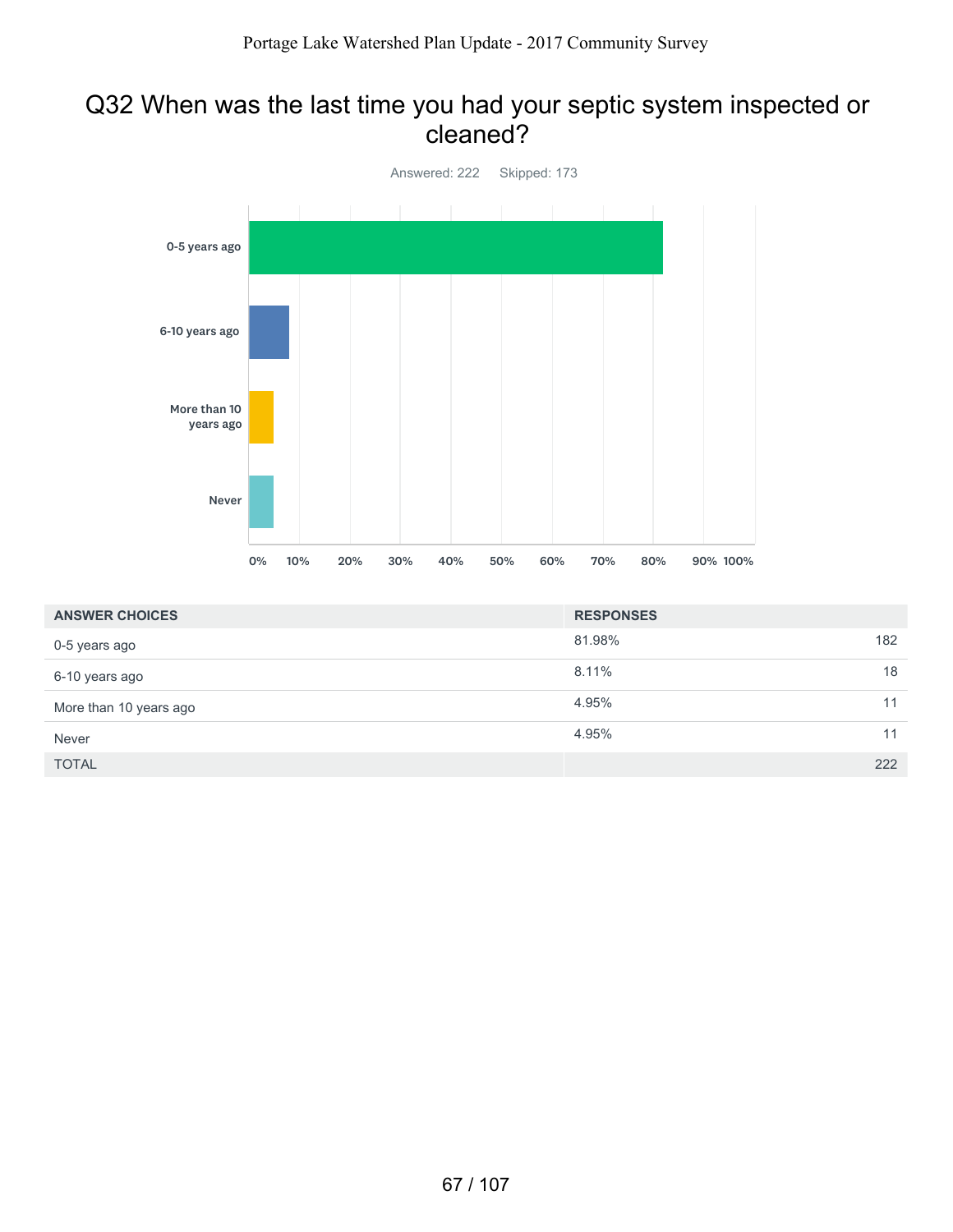# Q32 When was the last time you had your septic system inspected or cleaned?

Answered: 222 Skipped: 173

| ANSWER CHOICES | RESPONSES | |
|---|---|---|
| 0-5 years ago | 81.98% | 182 |
| 6-10 years ago | 8.11% | 18 |
| More than 10 years ago | 4.95% | 11 |
| Never | 4.95% | 11 |
| TOTAL | | 222 |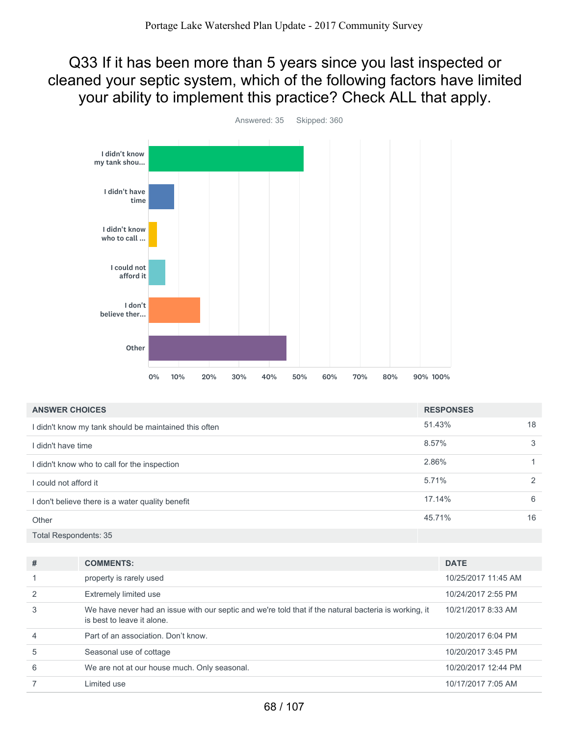# Q33 If it has been more than 5 years since you last inspected or cleaned your septic system, which of the following factors have limited your ability to implement this practice? Check ALL that apply.

Answered: 35 Skipped: 360

| ANSWER CHOICES | RESPONSES | |
|---|---|---|
| I didn't know my tank should be maintained this often | 51.43% | 18 |
| I didn't have time | 8.57% | 3 |
| I didn't know who to call for the inspection | 2.86% | 1 |
| I could not afford it | 5.71% | 2 |
| I don't believe there is a water quality benefit | 17.14% | 6 |
| Other | 45.71% | 16 |
| Total Respondents: 35 | | |

| # | COMMENTS: | DATE |
|---|---|---|
| 1 | property is rarely used | 10/25/2017 11:45 AM |
| 2 | Extremely limited use | 10/24/2017 2:55 PM |
| 3 | We have never had an issue with our septic and we're told that if the natural bacteria is working, it is best to leave it alone. | 10/21/2017 8:33 AM |
| 4 | Part of an association. Don't know. | 10/20/2017 6:04 PM |
| 5 | Seasonal use of cottage | 10/20/2017 3:45 PM |
| 6 | We are not at our house much. Only seasonal. | 10/20/2017 12:44 PM |
| 7 | Limited use | 10/17/2017 7:05 AM |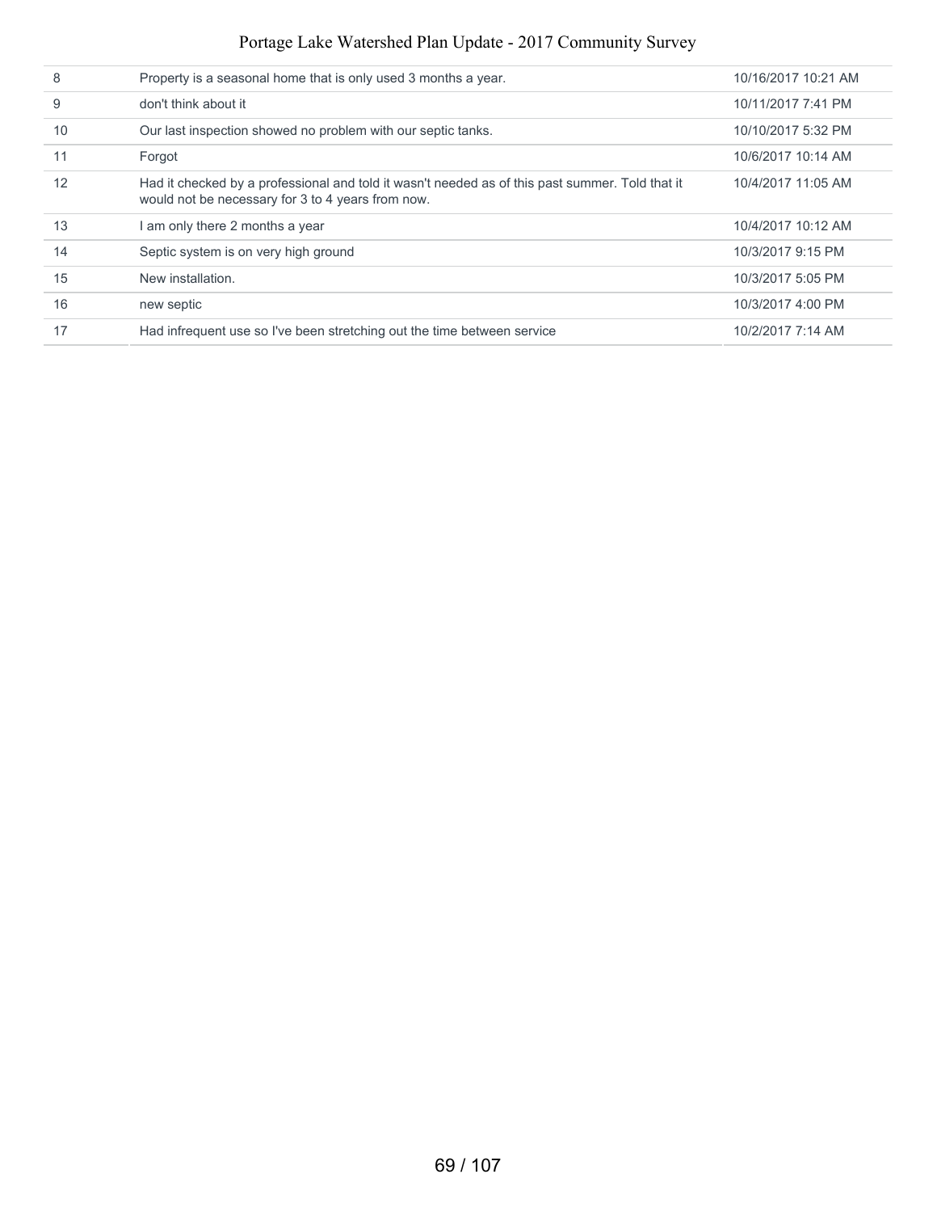| | | |
|---|---|---|
| 8 | Property is a seasonal home that is only used 3 months a year. | 10/16/2017 10:21 AM |
| 9 | don't think about it | 10/11/2017 7:41 PM |
| 10 | Our last inspection showed no problem with our septic tanks. | 10/10/2017 5:32 PM |
| 11 | Forgot | 10/6/2017 10:14 AM |
| 12 | Had it checked by a professional and told it wasn't needed as of this past summer. Told that it would not be necessary for 3 to 4 years from now. | 10/4/2017 11:05 AM |
| 13 | I am only there 2 months a year | 10/4/2017 10:12 AM |
| 14 | Septic system is on very high ground | 10/3/2017 9:15 PM |
| 15 | New installation. | 10/3/2017 5:05 PM |
| 16 | new septic | 10/3/2017 4:00 PM |
| 17 | Had infrequent use so I've been stretching out the time between service | 10/2/2017 7:14 AM |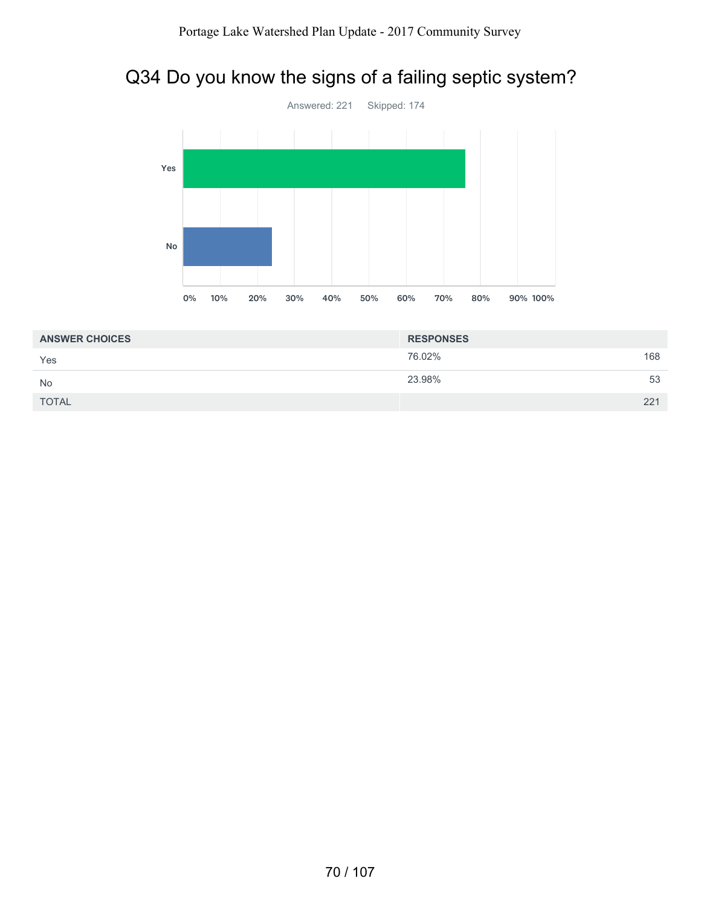## Q34 Do you know the signs of a failing septic system?

Answered: 221 Skipped: 174

| ANSWER CHOICES | RESPONSES | |
|---|---|---|
| Yes | 76.02% | 168 |
| No | 23.98% | 53 |
| TOTAL | | 221 |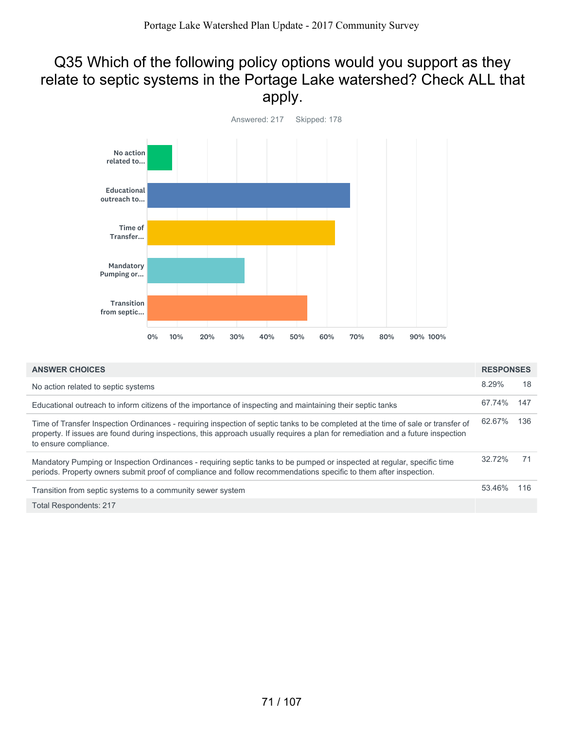# Q35 Which of the following policy options would you support as they relate to septic systems in the Portage Lake watershed? Check ALL that apply.

Answered: 217 Skipped: 178

| ANSWER CHOICES | RESPONSES | |
|---|---|---|
| No action related to septic systems | 8.29% | 18 |
| Educational outreach to inform citizens of the importance of inspecting and maintaining their septic tanks | 67.74% | 147 |
| Time of Transfer Inspection Ordinances - requiring inspection of septic tanks to be completed at the time of sale or transfer of property. If issues are found during inspections, this approach usually requires a plan for remediation and a future inspection to ensure compliance. | 62.67% | 136 |
| Mandatory Pumping or Inspection Ordinances - requiring septic tanks to be pumped or inspected at regular, specific time periods. Property owners submit proof of compliance and follow recommendations specific to them after inspection. | 32.72% | 71 |
| Transition from septic systems to a community sewer system | 53.46% | 116 |
| Total Respondents: 217 | | |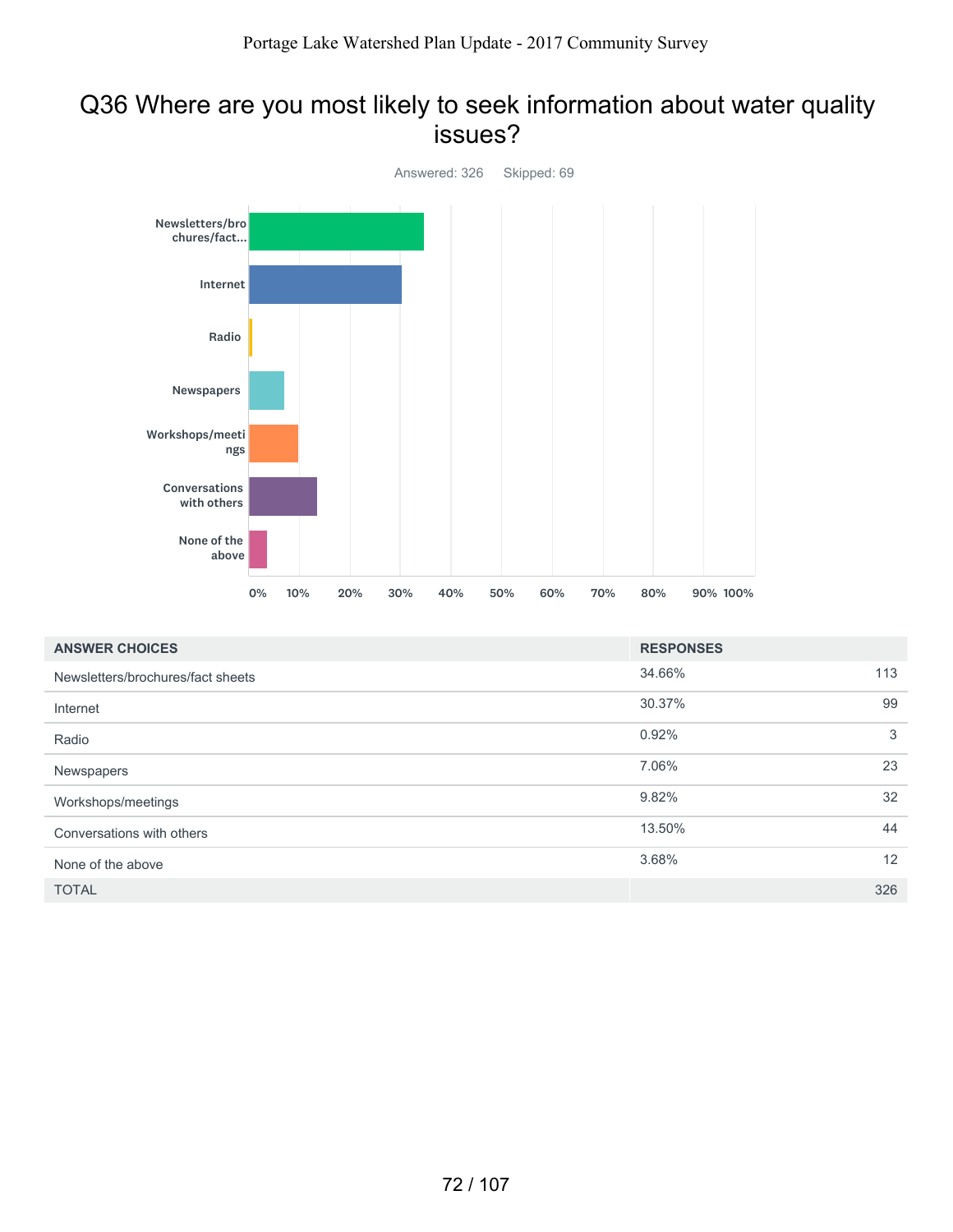## Q36 Where are you most likely to seek information about water quality issues?

Answered: 326 Skipped: 69

| ANSWER CHOICES | RESPONSES | |
|---|---|---|
| Newsletters/brochures/fact sheets | 34.66% | 113 |
| Internet | 30.37% | 99 |
| Radio | 0.92% | 3 |
| Newspapers | 7.06% | 23 |
| Workshops/meetings | 9.82% | 32 |
| Conversations with others | 13.50% | 44 |
| None of the above | 3.68% | 12 |
| TOTAL | | 326 |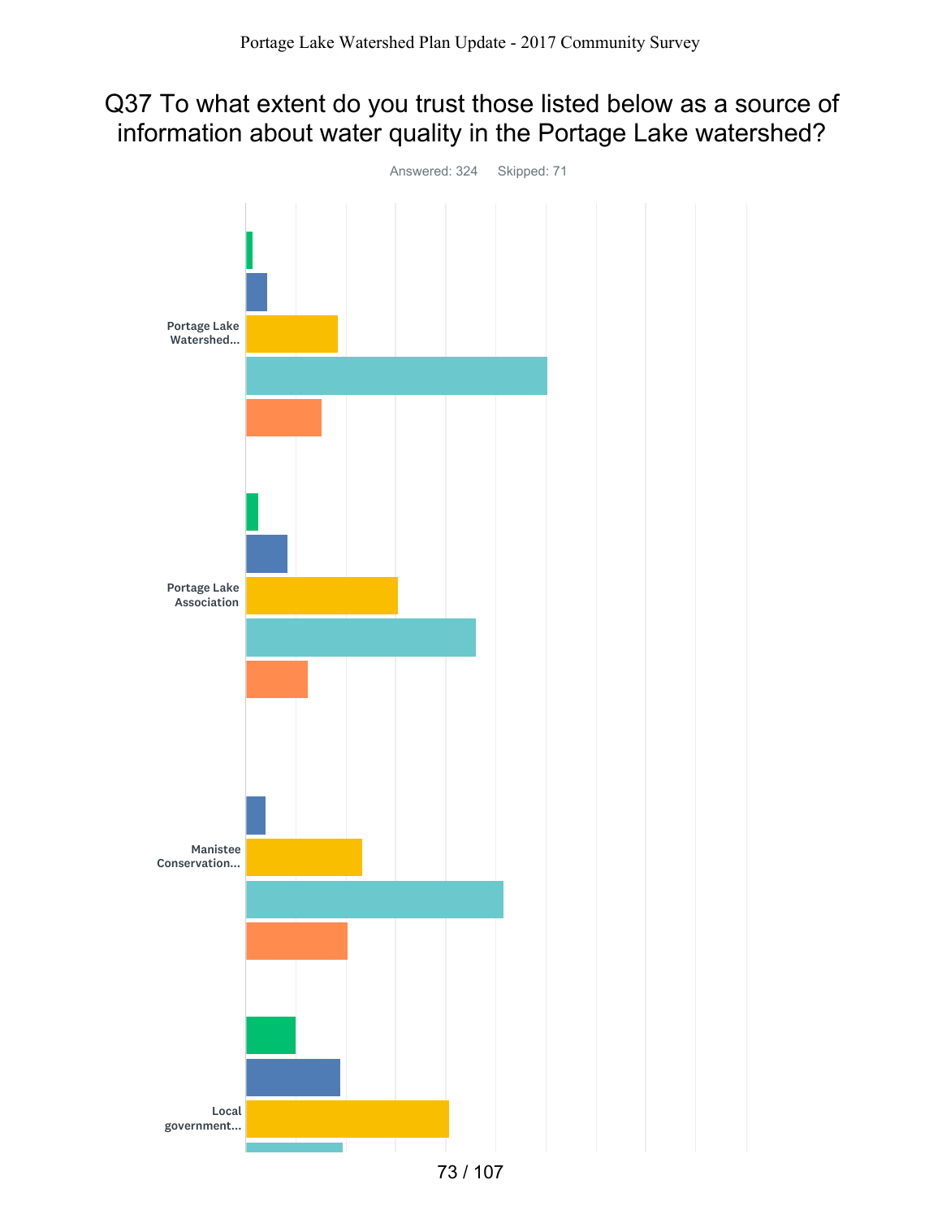# Q37 To what extent do you trust those listed below as a source of information about water quality in the Portage Lake watershed?

Answered: 324 Skipped: 71

Portage Lake Watershed...

Portage Lake Association

Manistee Conservation...

Local government...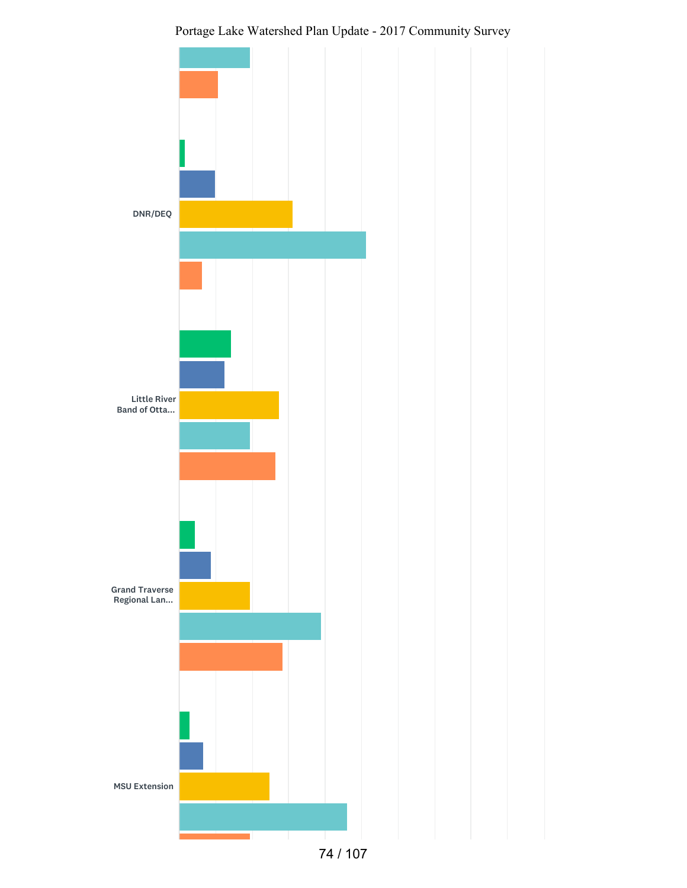DNR/DEQ

Little River Band of Otta...

Grand Traverse Regional Lan...

MSU Extension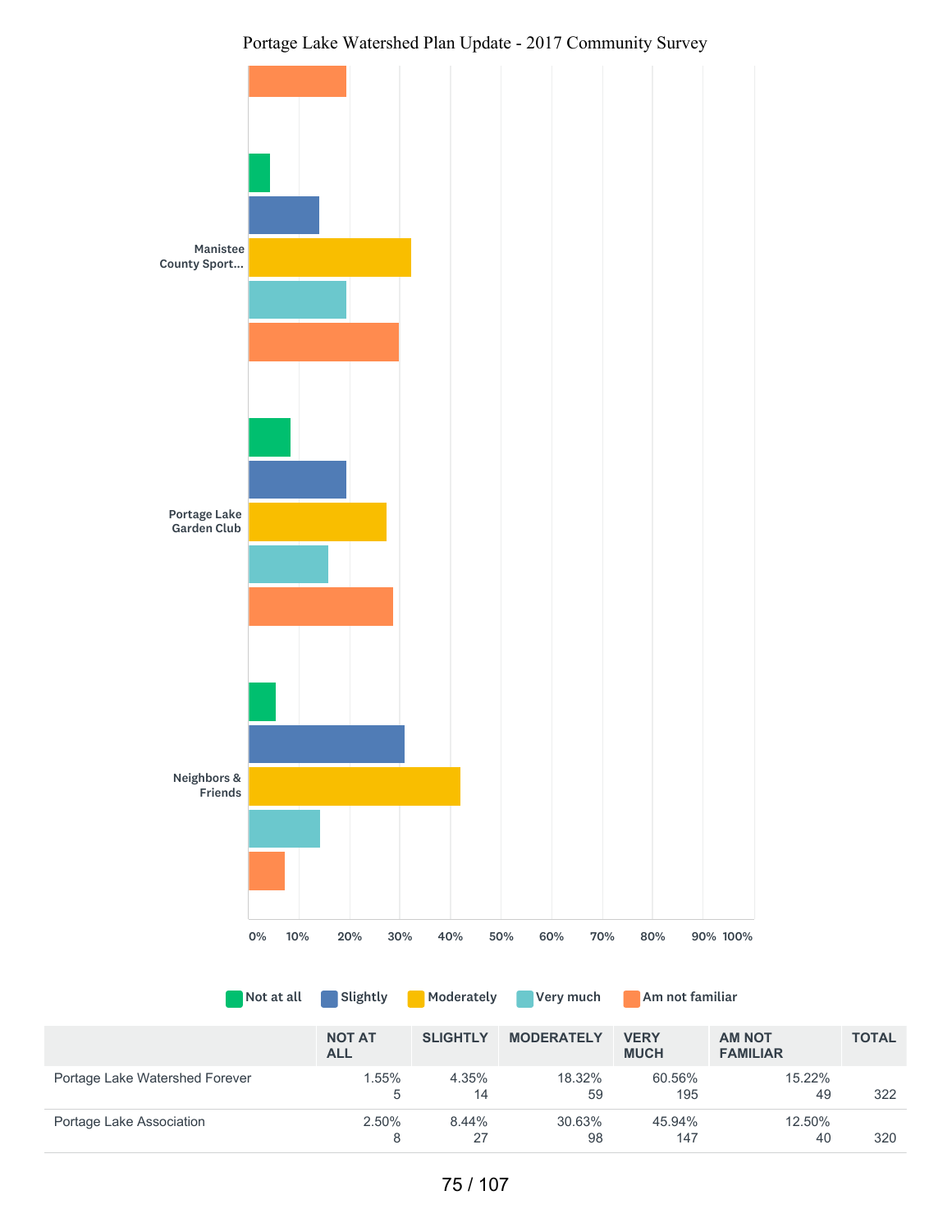Manistee County Sport...

Portage Lake Garden Club

Neighbors & Friends

0% 10% 20% 30% 40% 50% 60% 70% 80% 90% 100%

Not at all | Slightly | Moderately | Very much | Am not familiar

| | NOT AT ALL | SLIGHTLY | MODERATELY | VERY MUCH | AM NOT FAMILIAR | TOTAL |
|---|---|---|---|---|---|---|
| Portage Lake Watershed Forever | 1.55%<br>5 | 4.35%<br>14 | 18.32%<br>59 | 60.56%<br>195 | 15.22%<br>49 | 322 |
| Portage Lake Association | 2.50%<br>8 | 8.44%<br>27 | 30.63%<br>98 | 45.94%<br>147 | 12.50%<br>40 | 320 |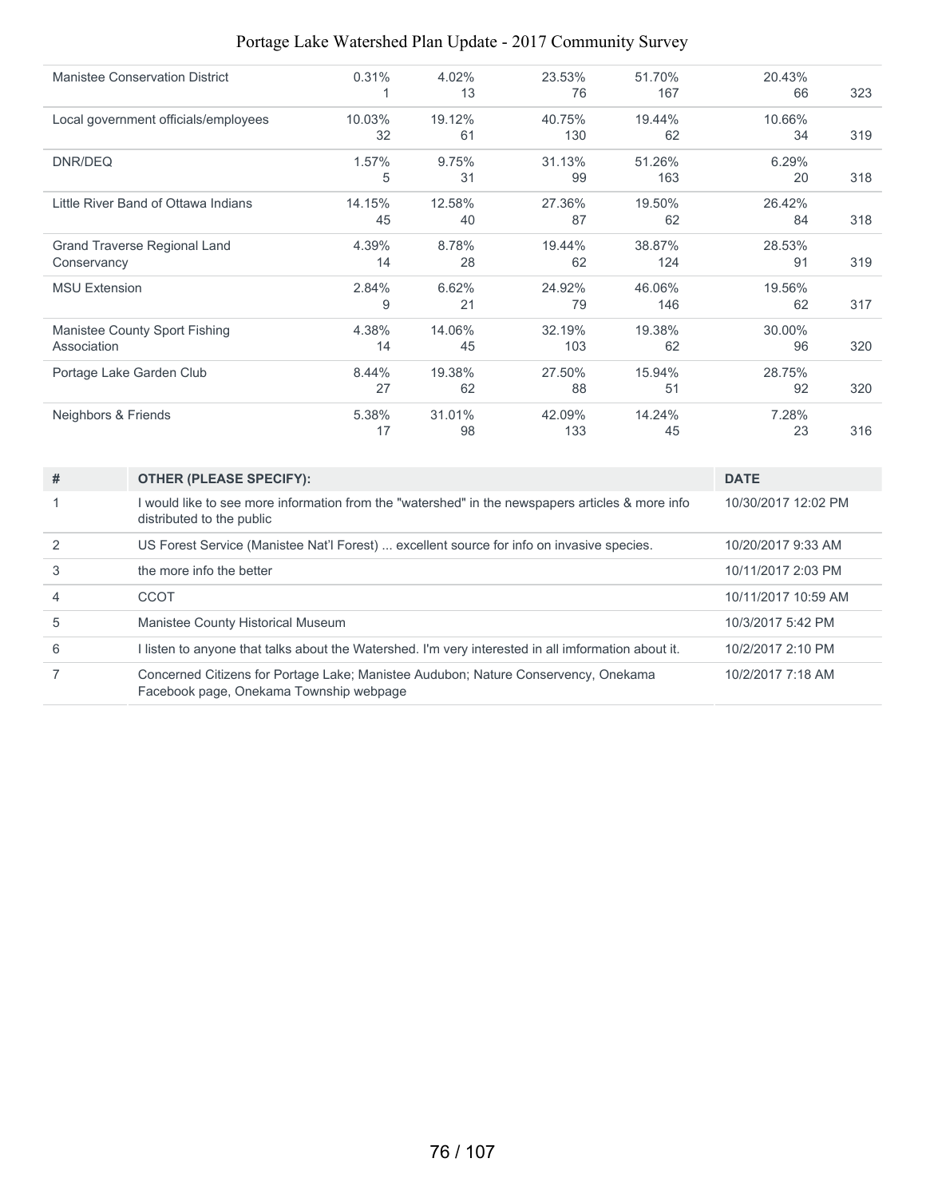| | | | | | | |
|---|---|---|---|---|---|---|
| Manistee Conservation District | 0.31%<br>1 | 4.02%<br>13 | 23.53%<br>76 | 51.70%<br>167 | 20.43%<br>66 | 323 |
| Local government officials/employees | 10.03%<br>32 | 19.12%<br>61 | 40.75%<br>130 | 19.44%<br>62 | 10.66%<br>34 | 319 |
| DNR/DEQ | 1.57%<br>5 | 9.75%<br>31 | 31.13%<br>99 | 51.26%<br>163 | 6.29%<br>20 | 318 |
| Little River Band of Ottawa Indians | 14.15%<br>45 | 12.58%<br>40 | 27.36%<br>87 | 19.50%<br>62 | 26.42%<br>84 | 318 |
| Grand Traverse Regional Land Conservancy | 4.39%<br>14 | 8.78%<br>28 | 19.44%<br>62 | 38.87%<br>124 | 28.53%<br>91 | 319 |
| MSU Extension | 2.84%<br>9 | 6.62%<br>21 | 24.92%<br>79 | 46.06%<br>146 | 19.56%<br>62 | 317 |
| Manistee County Sport Fishing Association | 4.38%<br>14 | 14.06%<br>45 | 32.19%<br>103 | 19.38%<br>62 | 30.00%<br>96 | 320 |
| Portage Lake Garden Club | 8.44%<br>27 | 19.38%<br>62 | 27.50%<br>88 | 15.94%<br>51 | 28.75%<br>92 | 320 |
| Neighbors & Friends | 5.38%<br>17 | 31.01%<br>98 | 42.09%<br>133 | 14.24%<br>45 | 7.28%<br>23 | 316 |

| # | OTHER (PLEASE SPECIFY): | DATE |
|---|---|---|
| 1 | I would like to see more information from the "watershed" in the newspapers articles & more info distributed to the public | 10/30/2017 12:02 PM |
| 2 | US Forest Service (Manistee Nat'l Forest) ... excellent source for info on invasive species. | 10/20/2017 9:33 AM |
| 3 | the more info the better | 10/11/2017 2:03 PM |
| 4 | CCOT | 10/11/2017 10:59 AM |
| 5 | Manistee County Historical Museum | 10/3/2017 5:42 PM |
| 6 | I listen to anyone that talks about the Watershed. I'm very interested in all imformation about it. | 10/2/2017 2:10 PM |
| 7 | Concerned Citizens for Portage Lake; Manistee Audubon; Nature Conservency, Onekama Facebook page, Onekama Township webpage | 10/2/2017 7:18 AM |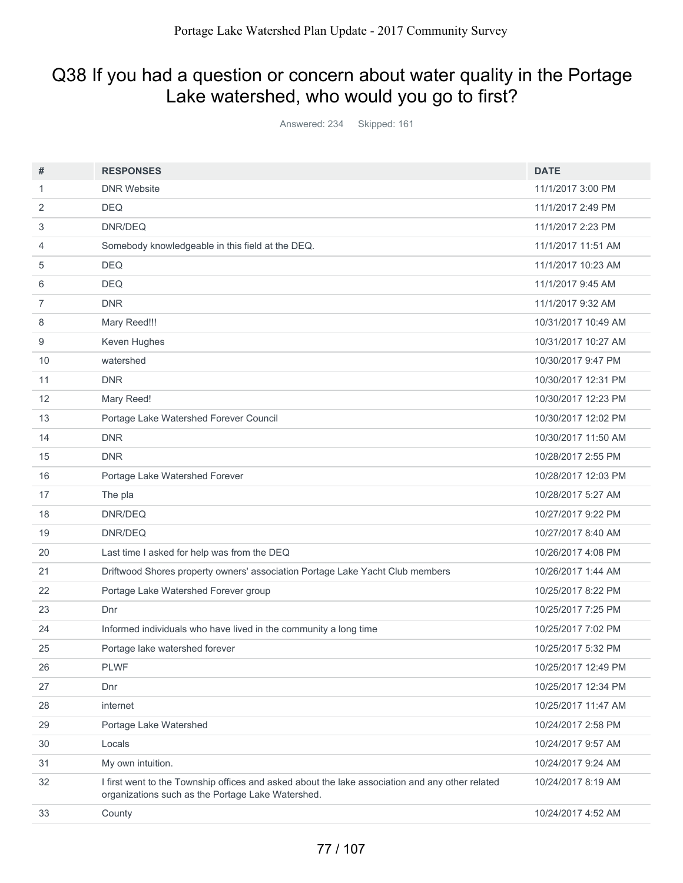# Q38 If you had a question or concern about water quality in the Portage Lake watershed, who would you go to first?

Answered: 234 Skipped: 161

| # | RESPONSES | DATE |
|---|---|---|
| 1 | DNR Website | 11/1/2017 3:00 PM |
| 2 | DEQ | 11/1/2017 2:49 PM |
| 3 | DNR/DEQ | 11/1/2017 2:23 PM |
| 4 | Somebody knowledgeable in this field at the DEQ. | 11/1/2017 11:51 AM |
| 5 | DEQ | 11/1/2017 10:23 AM |
| 6 | DEQ | 11/1/2017 9:45 AM |
| 7 | DNR | 11/1/2017 9:32 AM |
| 8 | Mary Reed!!! | 10/31/2017 10:49 AM |
| 9 | Keven Hughes | 10/31/2017 10:27 AM |
| 10 | watershed | 10/30/2017 9:47 PM |
| 11 | DNR | 10/30/2017 12:31 PM |
| 12 | Mary Reed! | 10/30/2017 12:23 PM |
| 13 | Portage Lake Watershed Forever Council | 10/30/2017 12:02 PM |
| 14 | DNR | 10/30/2017 11:50 AM |
| 15 | DNR | 10/28/2017 2:55 PM |
| 16 | Portage Lake Watershed Forever | 10/28/2017 12:03 PM |
| 17 | The pla | 10/28/2017 5:27 AM |
| 18 | DNR/DEQ | 10/27/2017 9:22 PM |
| 19 | DNR/DEQ | 10/27/2017 8:40 AM |
| 20 | Last time I asked for help was from the DEQ | 10/26/2017 4:08 PM |
| 21 | Driftwood Shores property owners' association Portage Lake Yacht Club members | 10/26/2017 1:44 AM |
| 22 | Portage Lake Watershed Forever group | 10/25/2017 8:22 PM |
| 23 | Dnr | 10/25/2017 7:25 PM |
| 24 | Informed individuals who have lived in the community a long time | 10/25/2017 7:02 PM |
| 25 | Portage lake watershed forever | 10/25/2017 5:32 PM |
| 26 | PLWF | 10/25/2017 12:49 PM |
| 27 | Dnr | 10/25/2017 12:34 PM |
| 28 | internet | 10/25/2017 11:47 AM |
| 29 | Portage Lake Watershed | 10/24/2017 2:58 PM |
| 30 | Locals | 10/24/2017 9:57 AM |
| 31 | My own intuition. | 10/24/2017 9:24 AM |
| 32 | I first went to the Township offices and asked about the lake association and any other related organizations such as the Portage Lake Watershed. | 10/24/2017 8:19 AM |
| 33 | County | 10/24/2017 4:52 AM |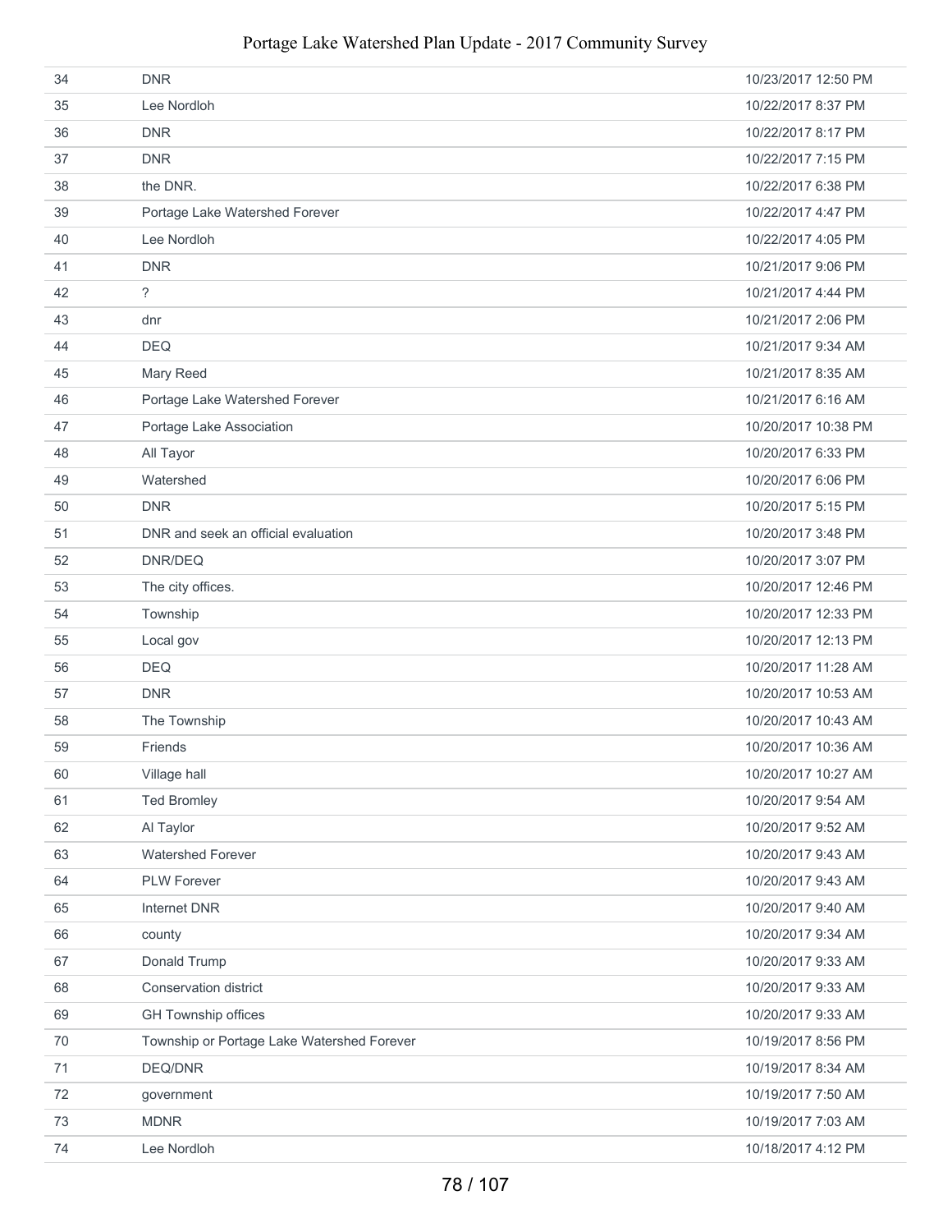| | | |
|---|---|---|
| 34 | DNR | 10/23/2017 12:50 PM |
| 35 | Lee Nordloh | 10/22/2017 8:37 PM |
| 36 | DNR | 10/22/2017 8:17 PM |
| 37 | DNR | 10/22/2017 7:15 PM |
| 38 | the DNR. | 10/22/2017 6:38 PM |
| 39 | Portage Lake Watershed Forever | 10/22/2017 4:47 PM |
| 40 | Lee Nordloh | 10/22/2017 4:05 PM |
| 41 | DNR | 10/21/2017 9:06 PM |
| 42 | ? | 10/21/2017 4:44 PM |
| 43 | dnr | 10/21/2017 2:06 PM |
| 44 | DEQ | 10/21/2017 9:34 AM |
| 45 | Mary Reed | 10/21/2017 8:35 AM |
| 46 | Portage Lake Watershed Forever | 10/21/2017 6:16 AM |
| 47 | Portage Lake Association | 10/20/2017 10:38 PM |
| 48 | All Tayor | 10/20/2017 6:33 PM |
| 49 | Watershed | 10/20/2017 6:06 PM |
| 50 | DNR | 10/20/2017 5:15 PM |
| 51 | DNR and seek an official evaluation | 10/20/2017 3:48 PM |
| 52 | DNR/DEQ | 10/20/2017 3:07 PM |
| 53 | The city offices. | 10/20/2017 12:46 PM |
| 54 | Township | 10/20/2017 12:33 PM |
| 55 | Local gov | 10/20/2017 12:13 PM |
| 56 | DEQ | 10/20/2017 11:28 AM |
| 57 | DNR | 10/20/2017 10:53 AM |
| 58 | The Township | 10/20/2017 10:43 AM |
| 59 | Friends | 10/20/2017 10:36 AM |
| 60 | Village hall | 10/20/2017 10:27 AM |
| 61 | Ted Bromley | 10/20/2017 9:54 AM |
| 62 | Al Taylor | 10/20/2017 9:52 AM |
| 63 | Watershed Forever | 10/20/2017 9:43 AM |
| 64 | PLW Forever | 10/20/2017 9:43 AM |
| 65 | Internet DNR | 10/20/2017 9:40 AM |
| 66 | county | 10/20/2017 9:34 AM |
| 67 | Donald Trump | 10/20/2017 9:33 AM |
| 68 | Conservation district | 10/20/2017 9:33 AM |
| 69 | GH Township offices | 10/20/2017 9:33 AM |
| 70 | Township or Portage Lake Watershed Forever | 10/19/2017 8:56 PM |
| 71 | DEQ/DNR | 10/19/2017 8:34 AM |
| 72 | government | 10/19/2017 7:50 AM |
| 73 | MDNR | 10/19/2017 7:03 AM |
| 74 | Lee Nordloh | 10/18/2017 4:12 PM |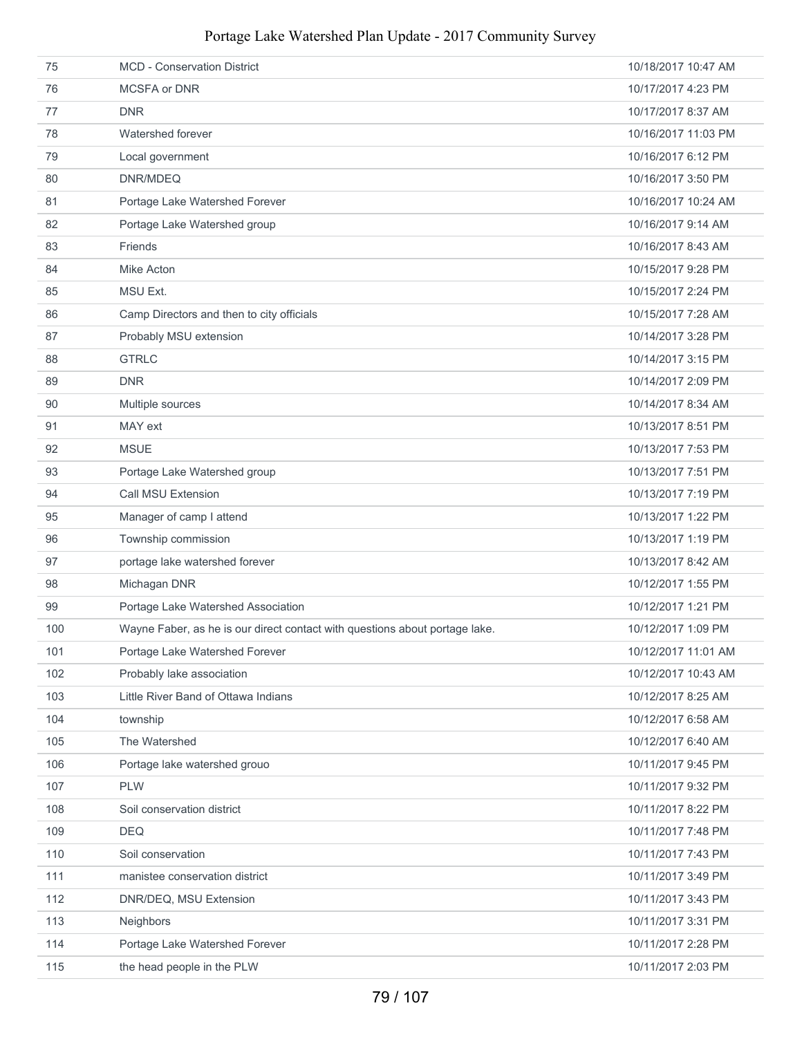| | | |
|---|---|---|
| 75 | MCD - Conservation District | 10/18/2017 10:47 AM |
| 76 | MCSFA or DNR | 10/17/2017 4:23 PM |
| 77 | DNR | 10/17/2017 8:37 AM |
| 78 | Watershed forever | 10/16/2017 11:03 PM |
| 79 | Local government | 10/16/2017 6:12 PM |
| 80 | DNR/MDEQ | 10/16/2017 3:50 PM |
| 81 | Portage Lake Watershed Forever | 10/16/2017 10:24 AM |
| 82 | Portage Lake Watershed group | 10/16/2017 9:14 AM |
| 83 | Friends | 10/16/2017 8:43 AM |
| 84 | Mike Acton | 10/15/2017 9:28 PM |
| 85 | MSU Ext. | 10/15/2017 2:24 PM |
| 86 | Camp Directors and then to city officials | 10/15/2017 7:28 AM |
| 87 | Probably MSU extension | 10/14/2017 3:28 PM |
| 88 | GTRLC | 10/14/2017 3:15 PM |
| 89 | DNR | 10/14/2017 2:09 PM |
| 90 | Multiple sources | 10/14/2017 8:34 AM |
| 91 | MAY ext | 10/13/2017 8:51 PM |
| 92 | MSUE | 10/13/2017 7:53 PM |
| 93 | Portage Lake Watershed group | 10/13/2017 7:51 PM |
| 94 | Call MSU Extension | 10/13/2017 7:19 PM |
| 95 | Manager of camp I attend | 10/13/2017 1:22 PM |
| 96 | Township commission | 10/13/2017 1:19 PM |
| 97 | portage lake watershed forever | 10/13/2017 8:42 AM |
| 98 | Michagan DNR | 10/12/2017 1:55 PM |
| 99 | Portage Lake Watershed Association | 10/12/2017 1:21 PM |
| 100 | Wayne Faber, as he is our direct contact with questions about portage lake. | 10/12/2017 1:09 PM |
| 101 | Portage Lake Watershed Forever | 10/12/2017 11:01 AM |
| 102 | Probably lake association | 10/12/2017 10:43 AM |
| 103 | Little River Band of Ottawa Indians | 10/12/2017 8:25 AM |
| 104 | township | 10/12/2017 6:58 AM |
| 105 | The Watershed | 10/12/2017 6:40 AM |
| 106 | Portage lake watershed grouo | 10/11/2017 9:45 PM |
| 107 | PLW | 10/11/2017 9:32 PM |
| 108 | Soil conservation district | 10/11/2017 8:22 PM |
| 109 | DEQ | 10/11/2017 7:48 PM |
| 110 | Soil conservation | 10/11/2017 7:43 PM |
| 111 | manistee conservation district | 10/11/2017 3:49 PM |
| 112 | DNR/DEQ, MSU Extension | 10/11/2017 3:43 PM |
| 113 | Neighbors | 10/11/2017 3:31 PM |
| 114 | Portage Lake Watershed Forever | 10/11/2017 2:28 PM |
| 115 | the head people in the PLW | 10/11/2017 2:03 PM |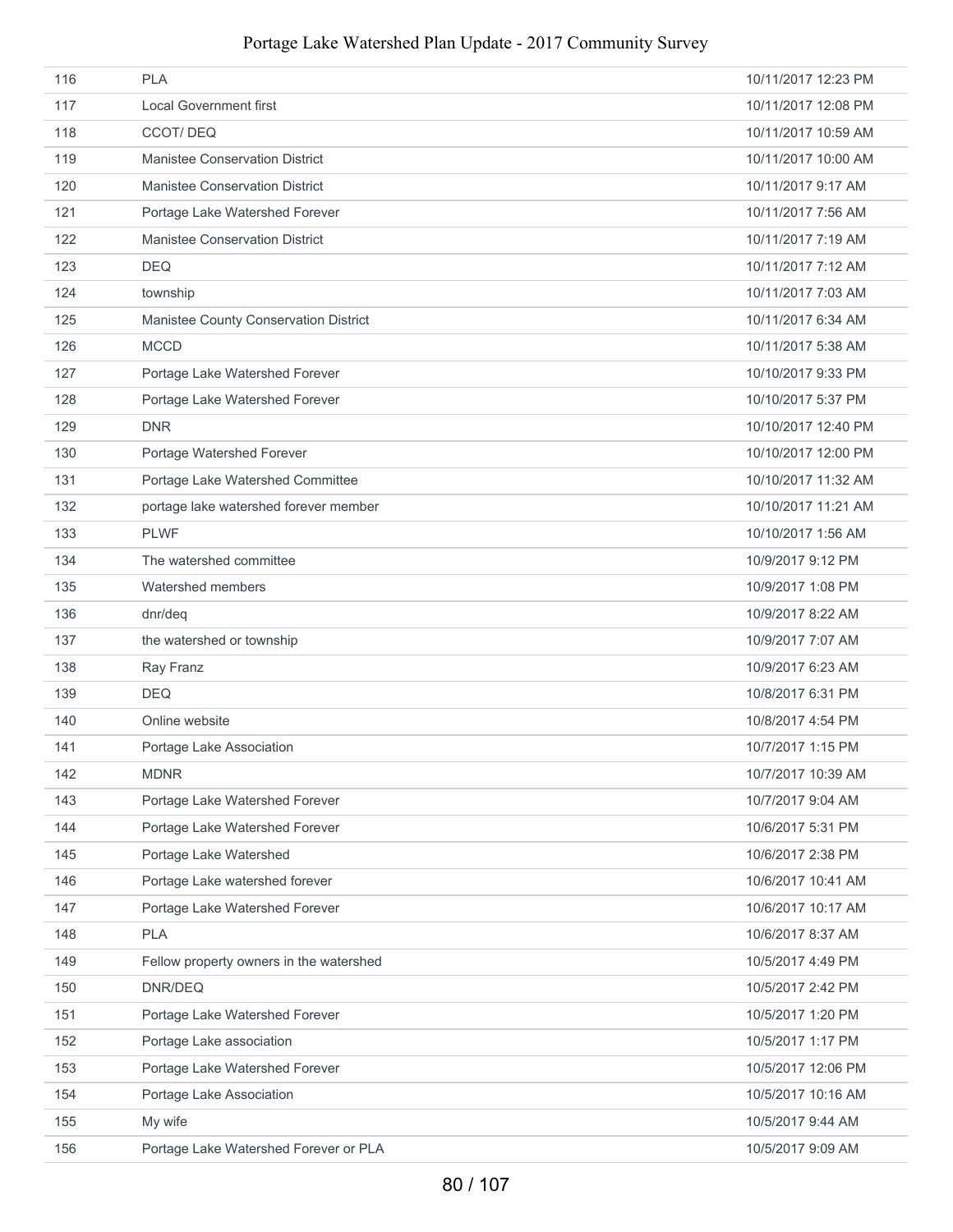| | | |
|---|---|---|
| 116 | PLA | 10/11/2017 12:23 PM |
| 117 | Local Government first | 10/11/2017 12:08 PM |
| 118 | CCOT/ DEQ | 10/11/2017 10:59 AM |
| 119 | Manistee Conservation District | 10/11/2017 10:00 AM |
| 120 | Manistee Conservation District | 10/11/2017 9:17 AM |
| 121 | Portage Lake Watershed Forever | 10/11/2017 7:56 AM |
| 122 | Manistee Conservation District | 10/11/2017 7:19 AM |
| 123 | DEQ | 10/11/2017 7:12 AM |
| 124 | township | 10/11/2017 7:03 AM |
| 125 | Manistee County Conservation District | 10/11/2017 6:34 AM |
| 126 | MCCD | 10/11/2017 5:38 AM |
| 127 | Portage Lake Watershed Forever | 10/10/2017 9:33 PM |
| 128 | Portage Lake Watershed Forever | 10/10/2017 5:37 PM |
| 129 | DNR | 10/10/2017 12:40 PM |
| 130 | Portage Watershed Forever | 10/10/2017 12:00 PM |
| 131 | Portage Lake Watershed Committee | 10/10/2017 11:32 AM |
| 132 | portage lake watershed forever member | 10/10/2017 11:21 AM |
| 133 | PLWF | 10/10/2017 1:56 AM |
| 134 | The watershed committee | 10/9/2017 9:12 PM |
| 135 | Watershed members | 10/9/2017 1:08 PM |
| 136 | dnr/deq | 10/9/2017 8:22 AM |
| 137 | the watershed or township | 10/9/2017 7:07 AM |
| 138 | Ray Franz | 10/9/2017 6:23 AM |
| 139 | DEQ | 10/8/2017 6:31 PM |
| 140 | Online website | 10/8/2017 4:54 PM |
| 141 | Portage Lake Association | 10/7/2017 1:15 PM |
| 142 | MDNR | 10/7/2017 10:39 AM |
| 143 | Portage Lake Watershed Forever | 10/7/2017 9:04 AM |
| 144 | Portage Lake Watershed Forever | 10/6/2017 5:31 PM |
| 145 | Portage Lake Watershed | 10/6/2017 2:38 PM |
| 146 | Portage Lake watershed forever | 10/6/2017 10:41 AM |
| 147 | Portage Lake Watershed Forever | 10/6/2017 10:17 AM |
| 148 | PLA | 10/6/2017 8:37 AM |
| 149 | Fellow property owners in the watershed | 10/5/2017 4:49 PM |
| 150 | DNR/DEQ | 10/5/2017 2:42 PM |
| 151 | Portage Lake Watershed Forever | 10/5/2017 1:20 PM |
| 152 | Portage Lake association | 10/5/2017 1:17 PM |
| 153 | Portage Lake Watershed Forever | 10/5/2017 12:06 PM |
| 154 | Portage Lake Association | 10/5/2017 10:16 AM |
| 155 | My wife | 10/5/2017 9:44 AM |
| 156 | Portage Lake Watershed Forever or PLA | 10/5/2017 9:09 AM |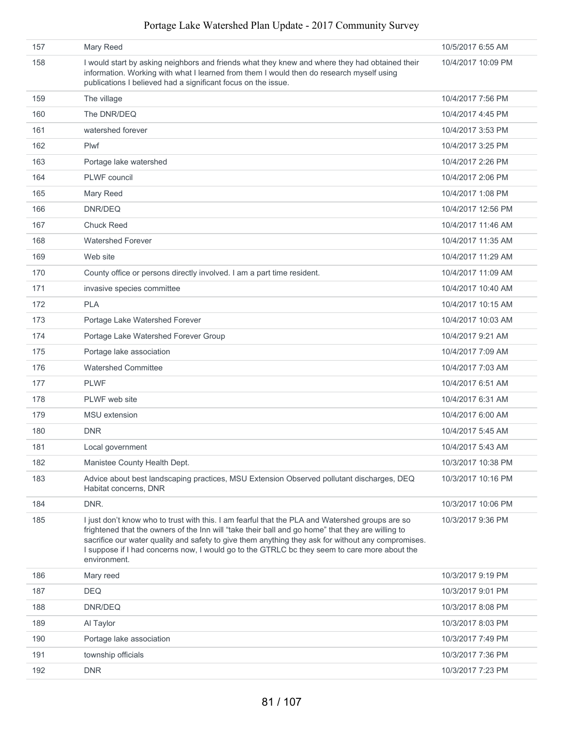| | | |
|---|---|---|
| 157 | Mary Reed | 10/5/2017 6:55 AM |
| 158 | I would start by asking neighbors and friends what they knew and where they had obtained their information. Working with what I learned from them I would then do research myself using publications I believed had a significant focus on the issue. | 10/4/2017 10:09 PM |
| 159 | The village | 10/4/2017 7:56 PM |
| 160 | The DNR/DEQ | 10/4/2017 4:45 PM |
| 161 | watershed forever | 10/4/2017 3:53 PM |
| 162 | Plwf | 10/4/2017 3:25 PM |
| 163 | Portage lake watershed | 10/4/2017 2:26 PM |
| 164 | PLWF council | 10/4/2017 2:06 PM |
| 165 | Mary Reed | 10/4/2017 1:08 PM |
| 166 | DNR/DEQ | 10/4/2017 12:56 PM |
| 167 | Chuck Reed | 10/4/2017 11:46 AM |
| 168 | Watershed Forever | 10/4/2017 11:35 AM |
| 169 | Web site | 10/4/2017 11:29 AM |
| 170 | County office or persons directly involved. I am a part time resident. | 10/4/2017 11:09 AM |
| 171 | invasive species committee | 10/4/2017 10:40 AM |
| 172 | PLA | 10/4/2017 10:15 AM |
| 173 | Portage Lake Watershed Forever | 10/4/2017 10:03 AM |
| 174 | Portage Lake Watershed Forever Group | 10/4/2017 9:21 AM |
| 175 | Portage lake association | 10/4/2017 7:09 AM |
| 176 | Watershed Committee | 10/4/2017 7:03 AM |
| 177 | PLWF | 10/4/2017 6:51 AM |
| 178 | PLWF web site | 10/4/2017 6:31 AM |
| 179 | MSU extension | 10/4/2017 6:00 AM |
| 180 | DNR | 10/4/2017 5:45 AM |
| 181 | Local government | 10/4/2017 5:43 AM |
| 182 | Manistee County Health Dept. | 10/3/2017 10:38 PM |
| 183 | Advice about best landscaping practices, MSU Extension Observed pollutant discharges, DEQ Habitat concerns, DNR | 10/3/2017 10:16 PM |
| 184 | DNR. | 10/3/2017 10:06 PM |
| 185 | I just don't know who to trust with this. I am fearful that the PLA and Watershed groups are so frightened that the owners of the Inn will "take their ball and go home" that they are willing to sacrifice our water quality and safety to give them anything they ask for without any compromises. I suppose if I had concerns now, I would go to the GTRLC bc they seem to care more about the environment. | 10/3/2017 9:36 PM |
| 186 | Mary reed | 10/3/2017 9:19 PM |
| 187 | DEQ | 10/3/2017 9:01 PM |
| 188 | DNR/DEQ | 10/3/2017 8:08 PM |
| 189 | Al Taylor | 10/3/2017 8:03 PM |
| 190 | Portage lake association | 10/3/2017 7:49 PM |
| 191 | township officials | 10/3/2017 7:36 PM |
| 192 | DNR | 10/3/2017 7:23 PM |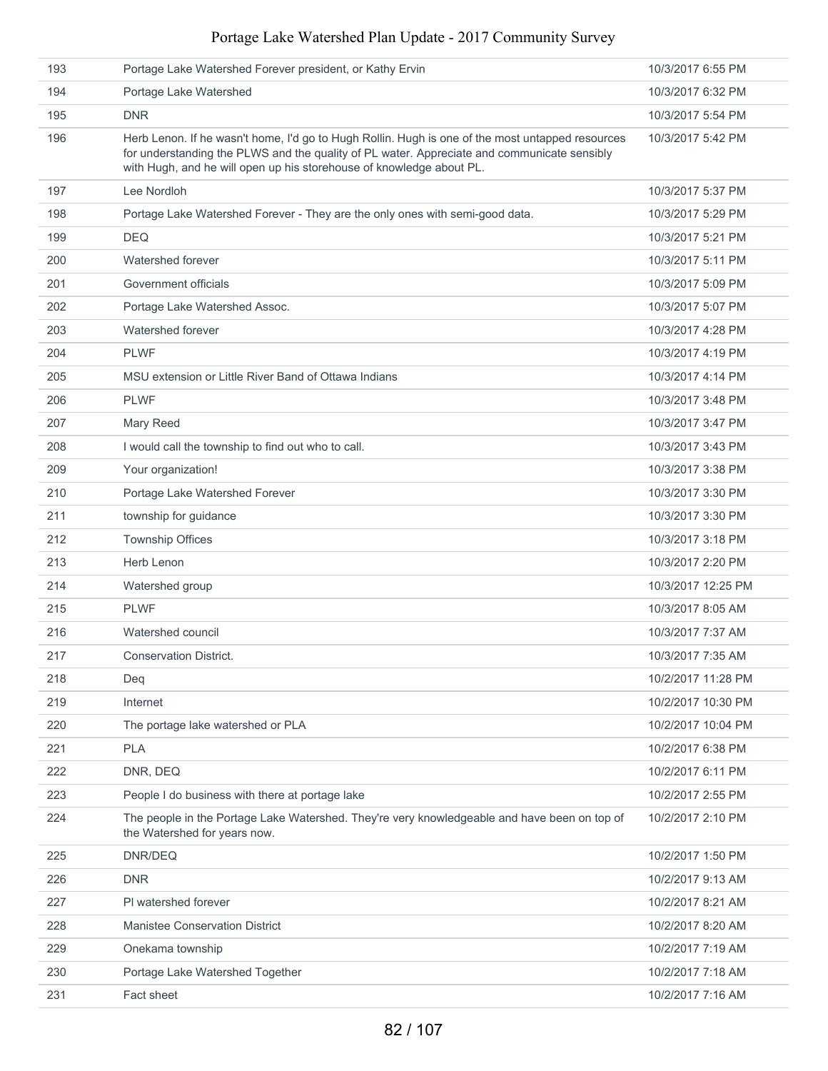| | | |
|---|---|---|
| 193 | Portage Lake Watershed Forever president, or Kathy Ervin | 10/3/2017 6:55 PM |
| 194 | Portage Lake Watershed | 10/3/2017 6:32 PM |
| 195 | DNR | 10/3/2017 5:54 PM |
| 196 | Herb Lenon. If he wasn't home, I'd go to Hugh Rollin. Hugh is one of the most untapped resources for understanding the PLWS and the quality of PL water. Appreciate and communicate sensibly with Hugh, and he will open up his storehouse of knowledge about PL. | 10/3/2017 5:42 PM |
| 197 | Lee Nordloh | 10/3/2017 5:37 PM |
| 198 | Portage Lake Watershed Forever - They are the only ones with semi-good data. | 10/3/2017 5:29 PM |
| 199 | DEQ | 10/3/2017 5:21 PM |
| 200 | Watershed forever | 10/3/2017 5:11 PM |
| 201 | Government officials | 10/3/2017 5:09 PM |
| 202 | Portage Lake Watershed Assoc. | 10/3/2017 5:07 PM |
| 203 | Watershed forever | 10/3/2017 4:28 PM |
| 204 | PLWF | 10/3/2017 4:19 PM |
| 205 | MSU extension or Little River Band of Ottawa Indians | 10/3/2017 4:14 PM |
| 206 | PLWF | 10/3/2017 3:48 PM |
| 207 | Mary Reed | 10/3/2017 3:47 PM |
| 208 | I would call the township to find out who to call. | 10/3/2017 3:43 PM |
| 209 | Your organization! | 10/3/2017 3:38 PM |
| 210 | Portage Lake Watershed Forever | 10/3/2017 3:30 PM |
| 211 | township for guidance | 10/3/2017 3:30 PM |
| 212 | Township Offices | 10/3/2017 3:18 PM |
| 213 | Herb Lenon | 10/3/2017 2:20 PM |
| 214 | Watershed group | 10/3/2017 12:25 PM |
| 215 | PLWF | 10/3/2017 8:05 AM |
| 216 | Watershed council | 10/3/2017 7:37 AM |
| 217 | Conservation District. | 10/3/2017 7:35 AM |
| 218 | Deq | 10/2/2017 11:28 PM |
| 219 | Internet | 10/2/2017 10:30 PM |
| 220 | The portage lake watershed or PLA | 10/2/2017 10:04 PM |
| 221 | PLA | 10/2/2017 6:38 PM |
| 222 | DNR, DEQ | 10/2/2017 6:11 PM |
| 223 | People I do business with there at portage lake | 10/2/2017 2:55 PM |
| 224 | The people in the Portage Lake Watershed. They're very knowledgeable and have been on top of the Watershed for years now. | 10/2/2017 2:10 PM |
| 225 | DNR/DEQ | 10/2/2017 1:50 PM |
| 226 | DNR | 10/2/2017 9:13 AM |
| 227 | Pl watershed forever | 10/2/2017 8:21 AM |
| 228 | Manistee Conservation District | 10/2/2017 8:20 AM |
| 229 | Onekama township | 10/2/2017 7:19 AM |
| 230 | Portage Lake Watershed Together | 10/2/2017 7:18 AM |
| 231 | Fact sheet | 10/2/2017 7:16 AM |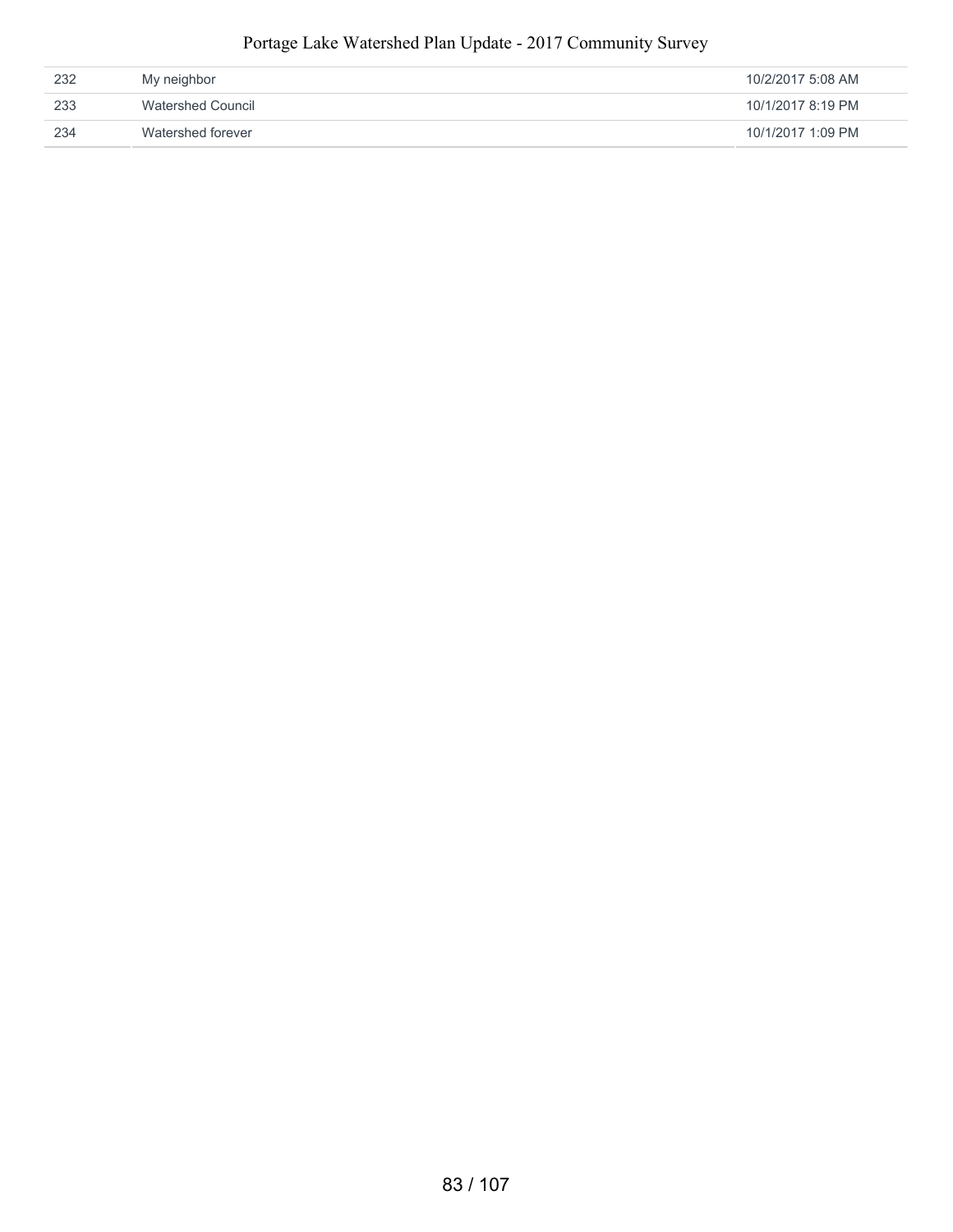| | | |
|---|---|---|
| 232 | My neighbor | 10/2/2017 5:08 AM |
| 233 | Watershed Council | 10/1/2017 8:19 PM |
| 234 | Watershed forever | 10/1/2017 1:09 PM |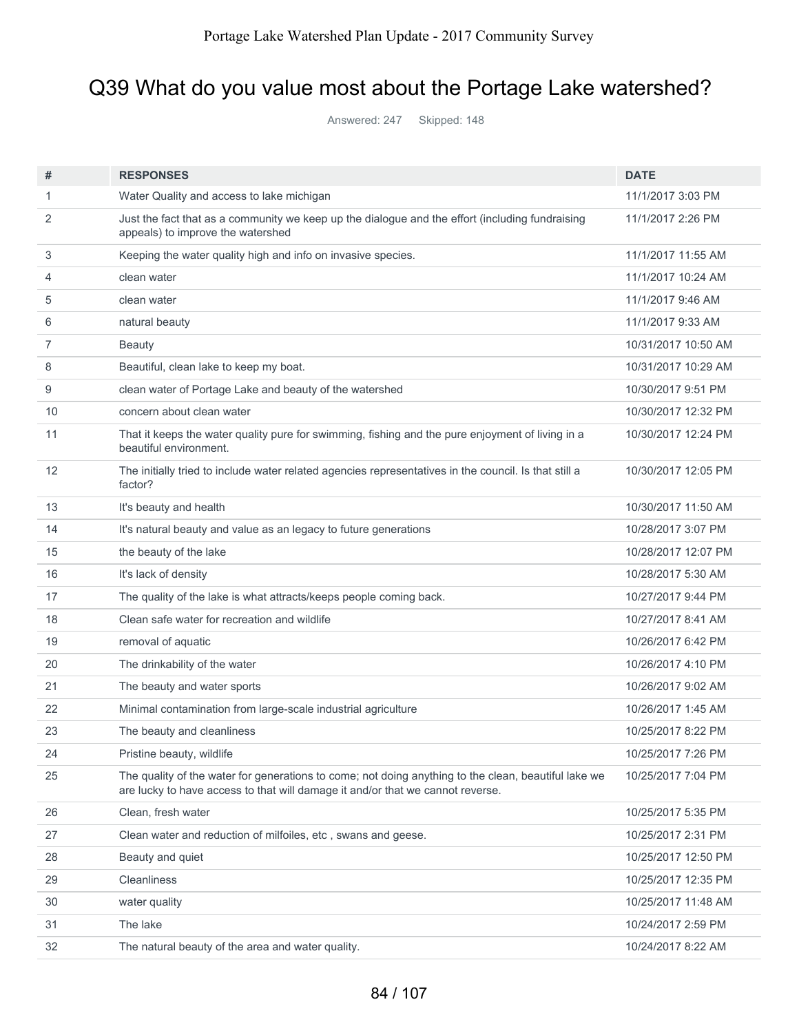## Q39 What do you value most about the Portage Lake watershed?

Answered: 247 Skipped: 148

| # | RESPONSES | DATE |
|---|---|---|
| 1 | Water Quality and access to lake michigan | 11/1/2017 3:03 PM |
| 2 | Just the fact that as a community we keep up the dialogue and the effort (including fundraising appeals) to improve the watershed | 11/1/2017 2:26 PM |
| 3 | Keeping the water quality high and info on invasive species. | 11/1/2017 11:55 AM |
| 4 | clean water | 11/1/2017 10:24 AM |
| 5 | clean water | 11/1/2017 9:46 AM |
| 6 | natural beauty | 11/1/2017 9:33 AM |
| 7 | Beauty | 10/31/2017 10:50 AM |
| 8 | Beautiful, clean lake to keep my boat. | 10/31/2017 10:29 AM |
| 9 | clean water of Portage Lake and beauty of the watershed | 10/30/2017 9:51 PM |
| 10 | concern about clean water | 10/30/2017 12:32 PM |
| 11 | That it keeps the water quality pure for swimming, fishing and the pure enjoyment of living in a beautiful environment. | 10/30/2017 12:24 PM |
| 12 | The initially tried to include water related agencies representatives in the council. Is that still a factor? | 10/30/2017 12:05 PM |
| 13 | It's beauty and health | 10/30/2017 11:50 AM |
| 14 | It's natural beauty and value as an legacy to future generations | 10/28/2017 3:07 PM |
| 15 | the beauty of the lake | 10/28/2017 12:07 PM |
| 16 | It's lack of density | 10/28/2017 5:30 AM |
| 17 | The quality of the lake is what attracts/keeps people coming back. | 10/27/2017 9:44 PM |
| 18 | Clean safe water for recreation and wildlife | 10/27/2017 8:41 AM |
| 19 | removal of aquatic | 10/26/2017 6:42 PM |
| 20 | The drinkability of the water | 10/26/2017 4:10 PM |
| 21 | The beauty and water sports | 10/26/2017 9:02 AM |
| 22 | Minimal contamination from large-scale industrial agriculture | 10/26/2017 1:45 AM |
| 23 | The beauty and cleanliness | 10/25/2017 8:22 PM |
| 24 | Pristine beauty, wildlife | 10/25/2017 7:26 PM |
| 25 | The quality of the water for generations to come; not doing anything to the clean, beautiful lake we are lucky to have access to that will damage it and/or that we cannot reverse. | 10/25/2017 7:04 PM |
| 26 | Clean, fresh water | 10/25/2017 5:35 PM |
| 27 | Clean water and reduction of milfoiles, etc , swans and geese. | 10/25/2017 2:31 PM |
| 28 | Beauty and quiet | 10/25/2017 12:50 PM |
| 29 | Cleanliness | 10/25/2017 12:35 PM |
| 30 | water quality | 10/25/2017 11:48 AM |
| 31 | The lake | 10/24/2017 2:59 PM |
| 32 | The natural beauty of the area and water quality. | 10/24/2017 8:22 AM |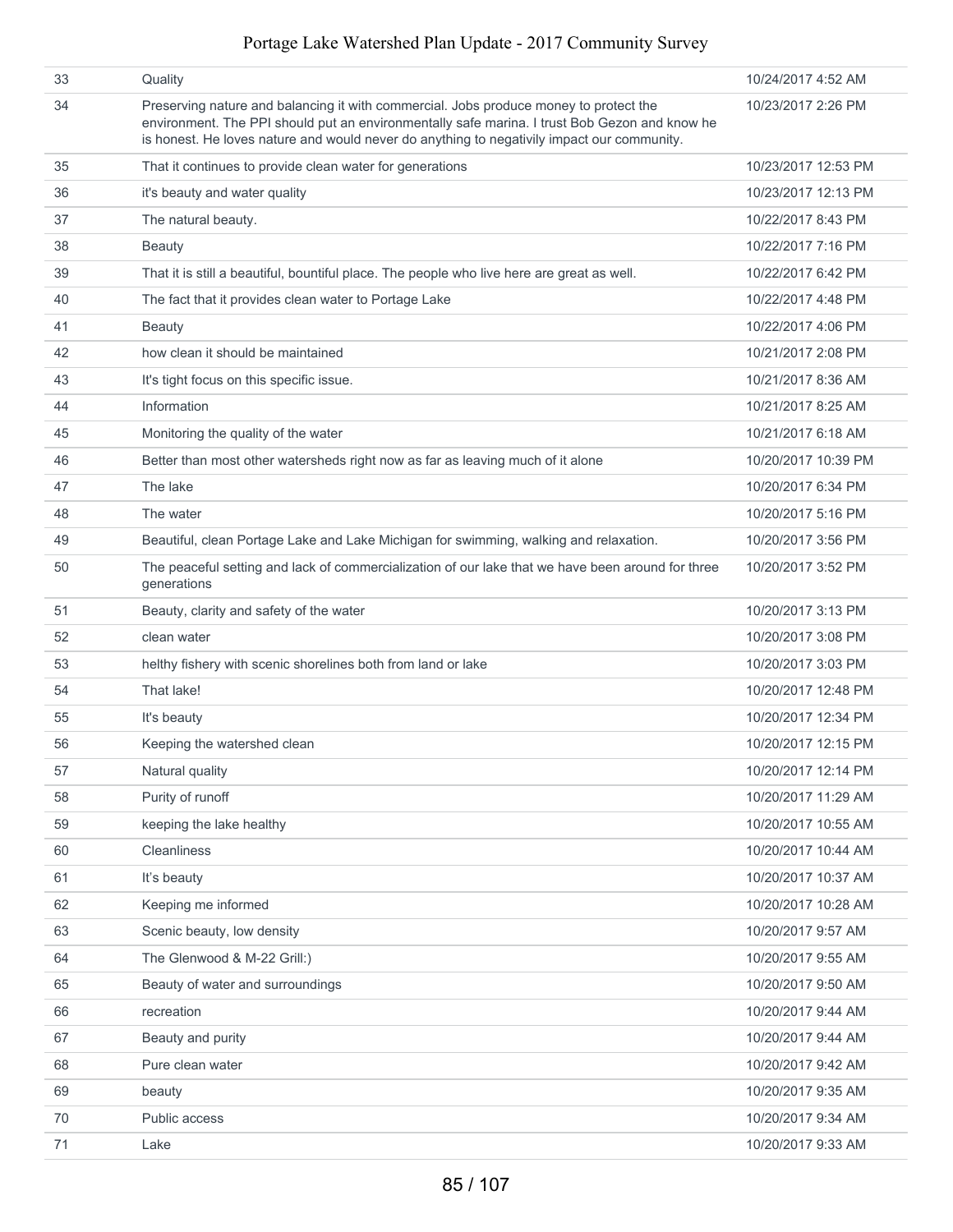| | | |
|---|---|---|
| 33 | Quality | 10/24/2017 4:52 AM |
| 34 | Preserving nature and balancing it with commercial. Jobs produce money to protect the environment. The PPI should put an environmentally safe marina. I trust Bob Gezon and know he is honest. He loves nature and would never do anything to negativily impact our community. | 10/23/2017 2:26 PM |
| 35 | That it continues to provide clean water for generations | 10/23/2017 12:53 PM |
| 36 | it's beauty and water quality | 10/23/2017 12:13 PM |
| 37 | The natural beauty. | 10/22/2017 8:43 PM |
| 38 | Beauty | 10/22/2017 7:16 PM |
| 39 | That it is still a beautiful, bountiful place. The people who live here are great as well. | 10/22/2017 6:42 PM |
| 40 | The fact that it provides clean water to Portage Lake | 10/22/2017 4:48 PM |
| 41 | Beauty | 10/22/2017 4:06 PM |
| 42 | how clean it should be maintained | 10/21/2017 2:08 PM |
| 43 | It's tight focus on this specific issue. | 10/21/2017 8:36 AM |
| 44 | Information | 10/21/2017 8:25 AM |
| 45 | Monitoring the quality of the water | 10/21/2017 6:18 AM |
| 46 | Better than most other watersheds right now as far as leaving much of it alone | 10/20/2017 10:39 PM |
| 47 | The lake | 10/20/2017 6:34 PM |
| 48 | The water | 10/20/2017 5:16 PM |
| 49 | Beautiful, clean Portage Lake and Lake Michigan for swimming, walking and relaxation. | 10/20/2017 3:56 PM |
| 50 | The peaceful setting and lack of commercialization of our lake that we have been around for three generations | 10/20/2017 3:52 PM |
| 51 | Beauty, clarity and safety of the water | 10/20/2017 3:13 PM |
| 52 | clean water | 10/20/2017 3:08 PM |
| 53 | helthy fishery with scenic shorelines both from land or lake | 10/20/2017 3:03 PM |
| 54 | That lake! | 10/20/2017 12:48 PM |
| 55 | It's beauty | 10/20/2017 12:34 PM |
| 56 | Keeping the watershed clean | 10/20/2017 12:15 PM |
| 57 | Natural quality | 10/20/2017 12:14 PM |
| 58 | Purity of runoff | 10/20/2017 11:29 AM |
| 59 | keeping the lake healthy | 10/20/2017 10:55 AM |
| 60 | Cleanliness | 10/20/2017 10:44 AM |
| 61 | It's beauty | 10/20/2017 10:37 AM |
| 62 | Keeping me informed | 10/20/2017 10:28 AM |
| 63 | Scenic beauty, low density | 10/20/2017 9:57 AM |
| 64 | The Glenwood & M-22 Grill:) | 10/20/2017 9:55 AM |
| 65 | Beauty of water and surroundings | 10/20/2017 9:50 AM |
| 66 | recreation | 10/20/2017 9:44 AM |
| 67 | Beauty and purity | 10/20/2017 9:44 AM |
| 68 | Pure clean water | 10/20/2017 9:42 AM |
| 69 | beauty | 10/20/2017 9:35 AM |
| 70 | Public access | 10/20/2017 9:34 AM |
| 71 | Lake | 10/20/2017 9:33 AM |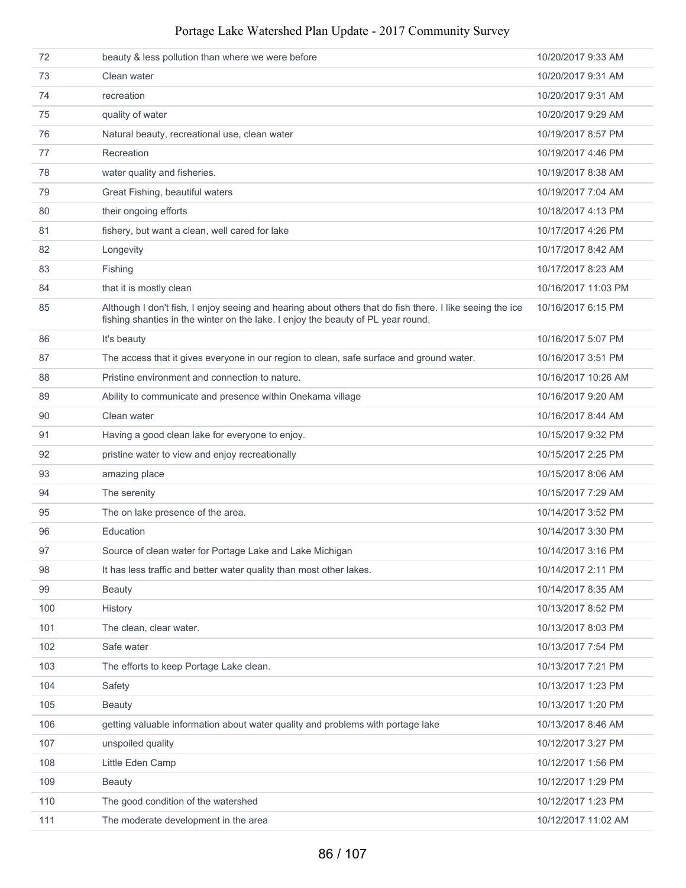| | | |
|---|---|---|
| 72 | beauty & less pollution than where we were before | 10/20/2017 9:33 AM |
| 73 | Clean water | 10/20/2017 9:31 AM |
| 74 | recreation | 10/20/2017 9:31 AM |
| 75 | quality of water | 10/20/2017 9:29 AM |
| 76 | Natural beauty, recreational use, clean water | 10/19/2017 8:57 PM |
| 77 | Recreation | 10/19/2017 4:46 PM |
| 78 | water quality and fisheries. | 10/19/2017 8:38 AM |
| 79 | Great Fishing, beautiful waters | 10/19/2017 7:04 AM |
| 80 | their ongoing efforts | 10/18/2017 4:13 PM |
| 81 | fishery, but want a clean, well cared for lake | 10/17/2017 4:26 PM |
| 82 | Longevity | 10/17/2017 8:42 AM |
| 83 | Fishing | 10/17/2017 8:23 AM |
| 84 | that it is mostly clean | 10/16/2017 11:03 PM |
| 85 | Although I don't fish, I enjoy seeing and hearing about others that do fish there. I like seeing the ice fishing shanties in the winter on the lake. I enjoy the beauty of PL year round. | 10/16/2017 6:15 PM |
| 86 | It's beauty | 10/16/2017 5:07 PM |
| 87 | The access that it gives everyone in our region to clean, safe surface and ground water. | 10/16/2017 3:51 PM |
| 88 | Pristine environment and connection to nature. | 10/16/2017 10:26 AM |
| 89 | Ability to communicate and presence within Onekama village | 10/16/2017 9:20 AM |
| 90 | Clean water | 10/16/2017 8:44 AM |
| 91 | Having a good clean lake for everyone to enjoy. | 10/15/2017 9:32 PM |
| 92 | pristine water to view and enjoy recreationally | 10/15/2017 2:25 PM |
| 93 | amazing place | 10/15/2017 8:06 AM |
| 94 | The serenity | 10/15/2017 7:29 AM |
| 95 | The on lake presence of the area. | 10/14/2017 3:52 PM |
| 96 | Education | 10/14/2017 3:30 PM |
| 97 | Source of clean water for Portage Lake and Lake Michigan | 10/14/2017 3:16 PM |
| 98 | It has less traffic and better water quality than most other lakes. | 10/14/2017 2:11 PM |
| 99 | Beauty | 10/14/2017 8:35 AM |
| 100 | History | 10/13/2017 8:52 PM |
| 101 | The clean, clear water. | 10/13/2017 8:03 PM |
| 102 | Safe water | 10/13/2017 7:54 PM |
| 103 | The efforts to keep Portage Lake clean. | 10/13/2017 7:21 PM |
| 104 | Safety | 10/13/2017 1:23 PM |
| 105 | Beauty | 10/13/2017 1:20 PM |
| 106 | getting valuable information about water quality and problems with portage lake | 10/13/2017 8:46 AM |
| 107 | unspoiled quality | 10/12/2017 3:27 PM |
| 108 | Little Eden Camp | 10/12/2017 1:56 PM |
| 109 | Beauty | 10/12/2017 1:29 PM |
| 110 | The good condition of the watershed | 10/12/2017 1:23 PM |
| 111 | The moderate development in the area | 10/12/2017 11:02 AM |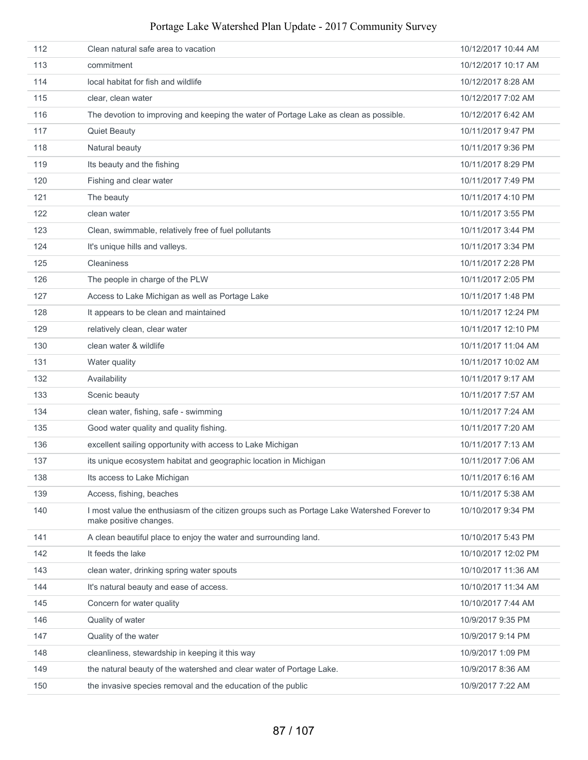| | | |
|---|---|---|
| 112 | Clean natural safe area to vacation | 10/12/2017 10:44 AM |
| 113 | commitment | 10/12/2017 10:17 AM |
| 114 | local habitat for fish and wildlife | 10/12/2017 8:28 AM |
| 115 | clear, clean water | 10/12/2017 7:02 AM |
| 116 | The devotion to improving and keeping the water of Portage Lake as clean as possible. | 10/12/2017 6:42 AM |
| 117 | Quiet Beauty | 10/11/2017 9:47 PM |
| 118 | Natural beauty | 10/11/2017 9:36 PM |
| 119 | Its beauty and the fishing | 10/11/2017 8:29 PM |
| 120 | Fishing and clear water | 10/11/2017 7:49 PM |
| 121 | The beauty | 10/11/2017 4:10 PM |
| 122 | clean water | 10/11/2017 3:55 PM |
| 123 | Clean, swimmable, relatively free of fuel pollutants | 10/11/2017 3:44 PM |
| 124 | It's unique hills and valleys. | 10/11/2017 3:34 PM |
| 125 | Cleaniness | 10/11/2017 2:28 PM |
| 126 | The people in charge of the PLW | 10/11/2017 2:05 PM |
| 127 | Access to Lake Michigan as well as Portage Lake | 10/11/2017 1:48 PM |
| 128 | It appears to be clean and maintained | 10/11/2017 12:24 PM |
| 129 | relatively clean, clear water | 10/11/2017 12:10 PM |
| 130 | clean water & wildlife | 10/11/2017 11:04 AM |
| 131 | Water quality | 10/11/2017 10:02 AM |
| 132 | Availability | 10/11/2017 9:17 AM |
| 133 | Scenic beauty | 10/11/2017 7:57 AM |
| 134 | clean water, fishing, safe - swimming | 10/11/2017 7:24 AM |
| 135 | Good water quality and quality fishing. | 10/11/2017 7:20 AM |
| 136 | excellent sailing opportunity with access to Lake Michigan | 10/11/2017 7:13 AM |
| 137 | its unique ecosystem habitat and geographic location in Michigan | 10/11/2017 7:06 AM |
| 138 | Its access to Lake Michigan | 10/11/2017 6:16 AM |
| 139 | Access, fishing, beaches | 10/11/2017 5:38 AM |
| 140 | I most value the enthusiasm of the citizen groups such as Portage Lake Watershed Forever to make positive changes. | 10/10/2017 9:34 PM |
| 141 | A clean beautiful place to enjoy the water and surrounding land. | 10/10/2017 5:43 PM |
| 142 | It feeds the lake | 10/10/2017 12:02 PM |
| 143 | clean water, drinking spring water spouts | 10/10/2017 11:36 AM |
| 144 | It's natural beauty and ease of access. | 10/10/2017 11:34 AM |
| 145 | Concern for water quality | 10/10/2017 7:44 AM |
| 146 | Quality of water | 10/9/2017 9:35 PM |
| 147 | Quality of the water | 10/9/2017 9:14 PM |
| 148 | cleanliness, stewardship in keeping it this way | 10/9/2017 1:09 PM |
| 149 | the natural beauty of the watershed and clear water of Portage Lake. | 10/9/2017 8:36 AM |
| 150 | the invasive species removal and the education of the public | 10/9/2017 7:22 AM |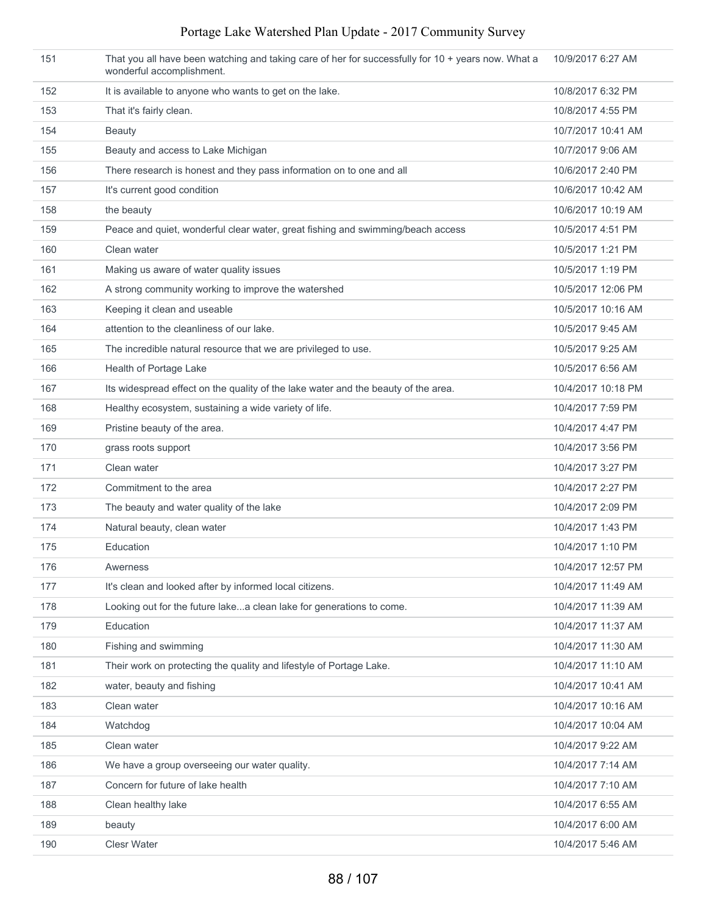| | | |
|---|---|---|
| 151 | That you all have been watching and taking care of her for successfully for 10 + years now. What a wonderful accomplishment. | 10/9/2017 6:27 AM |
| 152 | It is available to anyone who wants to get on the lake. | 10/8/2017 6:32 PM |
| 153 | That it's fairly clean. | 10/8/2017 4:55 PM |
| 154 | Beauty | 10/7/2017 10:41 AM |
| 155 | Beauty and access to Lake Michigan | 10/7/2017 9:06 AM |
| 156 | There research is honest and they pass information on to one and all | 10/6/2017 2:40 PM |
| 157 | It's current good condition | 10/6/2017 10:42 AM |
| 158 | the beauty | 10/6/2017 10:19 AM |
| 159 | Peace and quiet, wonderful clear water, great fishing and swimming/beach access | 10/5/2017 4:51 PM |
| 160 | Clean water | 10/5/2017 1:21 PM |
| 161 | Making us aware of water quality issues | 10/5/2017 1:19 PM |
| 162 | A strong community working to improve the watershed | 10/5/2017 12:06 PM |
| 163 | Keeping it clean and useable | 10/5/2017 10:16 AM |
| 164 | attention to the cleanliness of our lake. | 10/5/2017 9:45 AM |
| 165 | The incredible natural resource that we are privileged to use. | 10/5/2017 9:25 AM |
| 166 | Health of Portage Lake | 10/5/2017 6:56 AM |
| 167 | Its widespread effect on the quality of the lake water and the beauty of the area. | 10/4/2017 10:18 PM |
| 168 | Healthy ecosystem, sustaining a wide variety of life. | 10/4/2017 7:59 PM |
| 169 | Pristine beauty of the area. | 10/4/2017 4:47 PM |
| 170 | grass roots support | 10/4/2017 3:56 PM |
| 171 | Clean water | 10/4/2017 3:27 PM |
| 172 | Commitment to the area | 10/4/2017 2:27 PM |
| 173 | The beauty and water quality of the lake | 10/4/2017 2:09 PM |
| 174 | Natural beauty, clean water | 10/4/2017 1:43 PM |
| 175 | Education | 10/4/2017 1:10 PM |
| 176 | Awerness | 10/4/2017 12:57 PM |
| 177 | It's clean and looked after by informed local citizens. | 10/4/2017 11:49 AM |
| 178 | Looking out for the future lake...a clean lake for generations to come. | 10/4/2017 11:39 AM |
| 179 | Education | 10/4/2017 11:37 AM |
| 180 | Fishing and swimming | 10/4/2017 11:30 AM |
| 181 | Their work on protecting the quality and lifestyle of Portage Lake. | 10/4/2017 11:10 AM |
| 182 | water, beauty and fishing | 10/4/2017 10:41 AM |
| 183 | Clean water | 10/4/2017 10:16 AM |
| 184 | Watchdog | 10/4/2017 10:04 AM |
| 185 | Clean water | 10/4/2017 9:22 AM |
| 186 | We have a group overseeing our water quality. | 10/4/2017 7:14 AM |
| 187 | Concern for future of lake health | 10/4/2017 7:10 AM |
| 188 | Clean healthy lake | 10/4/2017 6:55 AM |
| 189 | beauty | 10/4/2017 6:00 AM |
| 190 | Clesr Water | 10/4/2017 5:46 AM |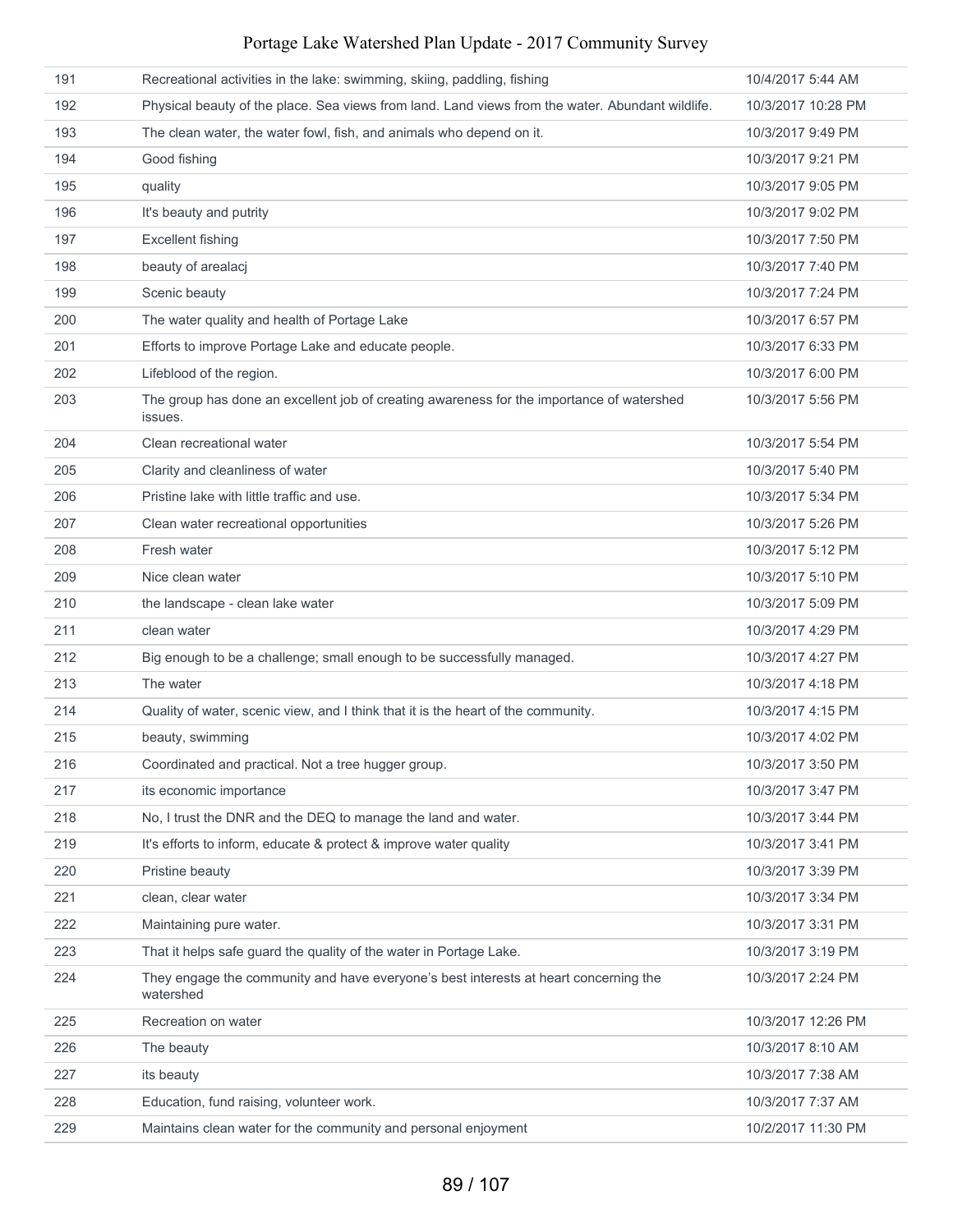| | | |
|---|---|---|
| 191 | Recreational activities in the lake: swimming, skiing, paddling, fishing | 10/4/2017 5:44 AM |
| 192 | Physical beauty of the place. Sea views from land. Land views from the water. Abundant wildlife. | 10/3/2017 10:28 PM |
| 193 | The clean water, the water fowl, fish, and animals who depend on it. | 10/3/2017 9:49 PM |
| 194 | Good fishing | 10/3/2017 9:21 PM |
| 195 | quality | 10/3/2017 9:05 PM |
| 196 | It's beauty and putrity | 10/3/2017 9:02 PM |
| 197 | Excellent fishing | 10/3/2017 7:50 PM |
| 198 | beauty of arealacj | 10/3/2017 7:40 PM |
| 199 | Scenic beauty | 10/3/2017 7:24 PM |
| 200 | The water quality and health of Portage Lake | 10/3/2017 6:57 PM |
| 201 | Efforts to improve Portage Lake and educate people. | 10/3/2017 6:33 PM |
| 202 | Lifeblood of the region. | 10/3/2017 6:00 PM |
| 203 | The group has done an excellent job of creating awareness for the importance of watershed issues. | 10/3/2017 5:56 PM |
| 204 | Clean recreational water | 10/3/2017 5:54 PM |
| 205 | Clarity and cleanliness of water | 10/3/2017 5:40 PM |
| 206 | Pristine lake with little traffic and use. | 10/3/2017 5:34 PM |
| 207 | Clean water recreational opportunities | 10/3/2017 5:26 PM |
| 208 | Fresh water | 10/3/2017 5:12 PM |
| 209 | Nice clean water | 10/3/2017 5:10 PM |
| 210 | the landscape - clean lake water | 10/3/2017 5:09 PM |
| 211 | clean water | 10/3/2017 4:29 PM |
| 212 | Big enough to be a challenge; small enough to be successfully managed. | 10/3/2017 4:27 PM |
| 213 | The water | 10/3/2017 4:18 PM |
| 214 | Quality of water, scenic view, and I think that it is the heart of the community. | 10/3/2017 4:15 PM |
| 215 | beauty, swimming | 10/3/2017 4:02 PM |
| 216 | Coordinated and practical. Not a tree hugger group. | 10/3/2017 3:50 PM |
| 217 | its economic importance | 10/3/2017 3:47 PM |
| 218 | No, I trust the DNR and the DEQ to manage the land and water. | 10/3/2017 3:44 PM |
| 219 | It's efforts to inform, educate & protect & improve water quality | 10/3/2017 3:41 PM |
| 220 | Pristine beauty | 10/3/2017 3:39 PM |
| 221 | clean, clear water | 10/3/2017 3:34 PM |
| 222 | Maintaining pure water. | 10/3/2017 3:31 PM |
| 223 | That it helps safe guard the quality of the water in Portage Lake. | 10/3/2017 3:19 PM |
| 224 | They engage the community and have everyone's best interests at heart concerning the watershed | 10/3/2017 2:24 PM |
| 225 | Recreation on water | 10/3/2017 12:26 PM |
| 226 | The beauty | 10/3/2017 8:10 AM |
| 227 | its beauty | 10/3/2017 7:38 AM |
| 228 | Education, fund raising, volunteer work. | 10/3/2017 7:37 AM |
| 229 | Maintains clean water for the community and personal enjoyment | 10/2/2017 11:30 PM |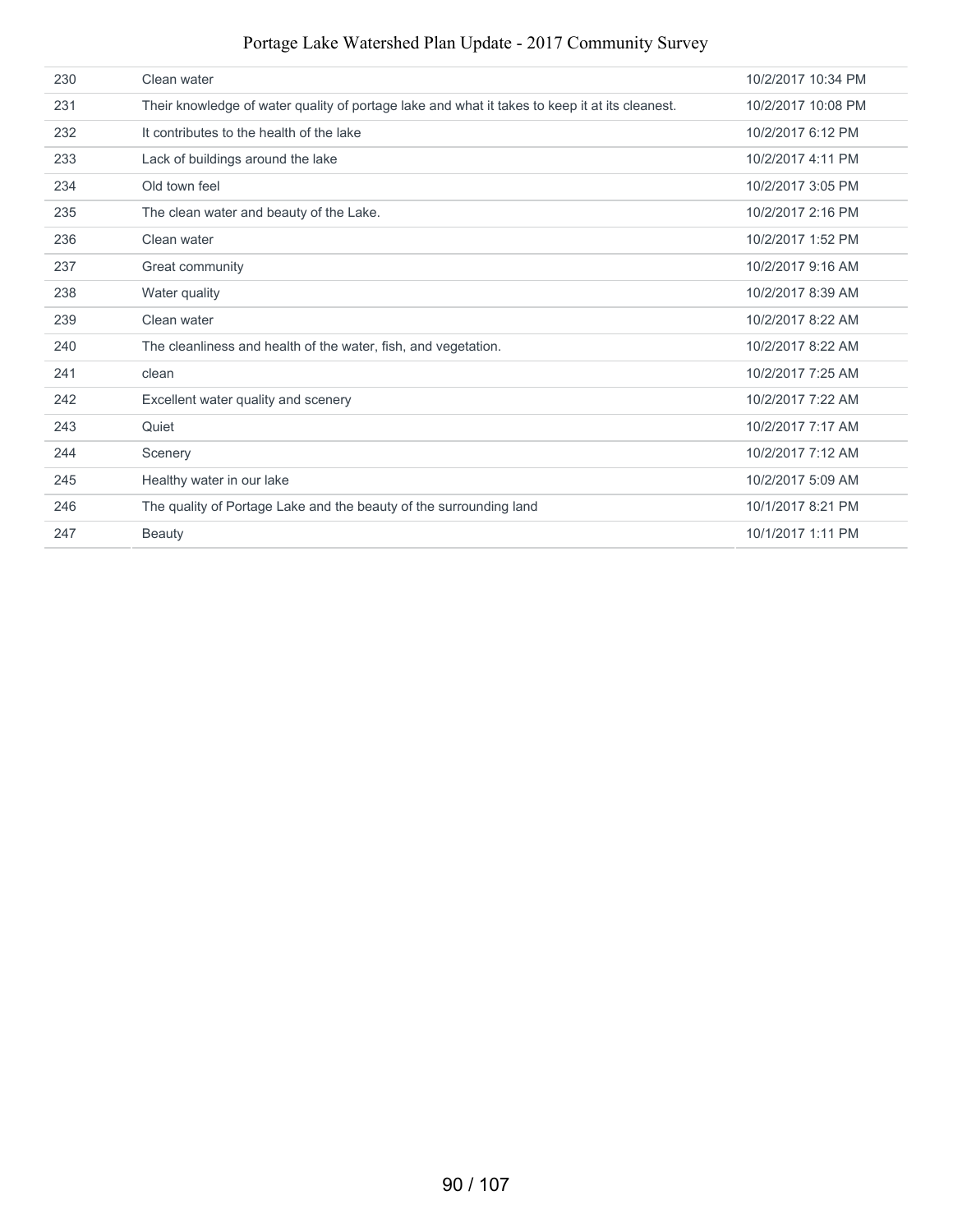| | | |
|---|---|---|
| 230 | Clean water | 10/2/2017 10:34 PM |
| 231 | Their knowledge of water quality of portage lake and what it takes to keep it at its cleanest. | 10/2/2017 10:08 PM |
| 232 | It contributes to the health of the lake | 10/2/2017 6:12 PM |
| 233 | Lack of buildings around the lake | 10/2/2017 4:11 PM |
| 234 | Old town feel | 10/2/2017 3:05 PM |
| 235 | The clean water and beauty of the Lake. | 10/2/2017 2:16 PM |
| 236 | Clean water | 10/2/2017 1:52 PM |
| 237 | Great community | 10/2/2017 9:16 AM |
| 238 | Water quality | 10/2/2017 8:39 AM |
| 239 | Clean water | 10/2/2017 8:22 AM |
| 240 | The cleanliness and health of the water, fish, and vegetation. | 10/2/2017 8:22 AM |
| 241 | clean | 10/2/2017 7:25 AM |
| 242 | Excellent water quality and scenery | 10/2/2017 7:22 AM |
| 243 | Quiet | 10/2/2017 7:17 AM |
| 244 | Scenery | 10/2/2017 7:12 AM |
| 245 | Healthy water in our lake | 10/2/2017 5:09 AM |
| 246 | The quality of Portage Lake and the beauty of the surrounding land | 10/1/2017 8:21 PM |
| 247 | Beauty | 10/1/2017 1:11 PM |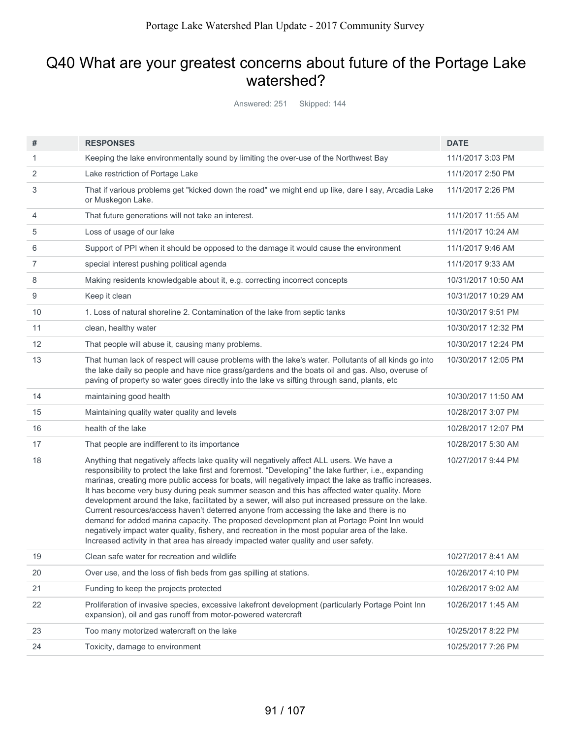## Q40 What are your greatest concerns about future of the Portage Lake watershed?

Answered: 251 Skipped: 144

| # | RESPONSES | DATE |
|---|---|---|
| 1 | Keeping the lake environmentally sound by limiting the over-use of the Northwest Bay | 11/1/2017 3:03 PM |
| 2 | Lake restriction of Portage Lake | 11/1/2017 2:50 PM |
| 3 | That if various problems get "kicked down the road" we might end up like, dare I say, Arcadia Lake or Muskegon Lake. | 11/1/2017 2:26 PM |
| 4 | That future generations will not take an interest. | 11/1/2017 11:55 AM |
| 5 | Loss of usage of our lake | 11/1/2017 10:24 AM |
| 6 | Support of PPI when it should be opposed to the damage it would cause the environment | 11/1/2017 9:46 AM |
| 7 | special interest pushing political agenda | 11/1/2017 9:33 AM |
| 8 | Making residents knowledgable about it, e.g. correcting incorrect concepts | 10/31/2017 10:50 AM |
| 9 | Keep it clean | 10/31/2017 10:29 AM |
| 10 | 1. Loss of natural shoreline 2. Contamination of the lake from septic tanks | 10/30/2017 9:51 PM |
| 11 | clean, healthy water | 10/30/2017 12:32 PM |
| 12 | That people will abuse it, causing many problems. | 10/30/2017 12:24 PM |
| 13 | That human lack of respect will cause problems with the lake's water. Pollutants of all kinds go into the lake daily so people and have nice grass/gardens and the boats oil and gas. Also, overuse of paving of property so water goes directly into the lake vs sifting through sand, plants, etc | 10/30/2017 12:05 PM |
| 14 | maintaining good health | 10/30/2017 11:50 AM |
| 15 | Maintaining quality water quality and levels | 10/28/2017 3:07 PM |
| 16 | health of the lake | 10/28/2017 12:07 PM |
| 17 | That people are indifferent to its importance | 10/28/2017 5:30 AM |
| 18 | Anything that negatively affects lake quality will negatively affect ALL users. We have a responsibility to protect the lake first and foremost. "Developing" the lake further, i.e., expanding marinas, creating more public access for boats, will negatively impact the lake as traffic increases. It has become very busy during peak summer season and this has affected water quality. More development around the lake, facilitated by a sewer, will also put increased pressure on the lake. Current resources/access haven't deterred anyone from accessing the lake and there is no demand for added marina capacity. The proposed development plan at Portage Point Inn would negatively impact water quality, fishery, and recreation in the most popular area of the lake. Increased activity in that area has already impacted water quality and user safety. | 10/27/2017 9:44 PM |
| 19 | Clean safe water for recreation and wildlife | 10/27/2017 8:41 AM |
| 20 | Over use, and the loss of fish beds from gas spilling at stations. | 10/26/2017 4:10 PM |
| 21 | Funding to keep the projects protected | 10/26/2017 9:02 AM |
| 22 | Proliferation of invasive species, excessive lakefront development (particularly Portage Point Inn expansion), oil and gas runoff from motor-powered watercraft | 10/26/2017 1:45 AM |
| 23 | Too many motorized watercraft on the lake | 10/25/2017 8:22 PM |
| 24 | Toxicity, damage to environment | 10/25/2017 7:26 PM |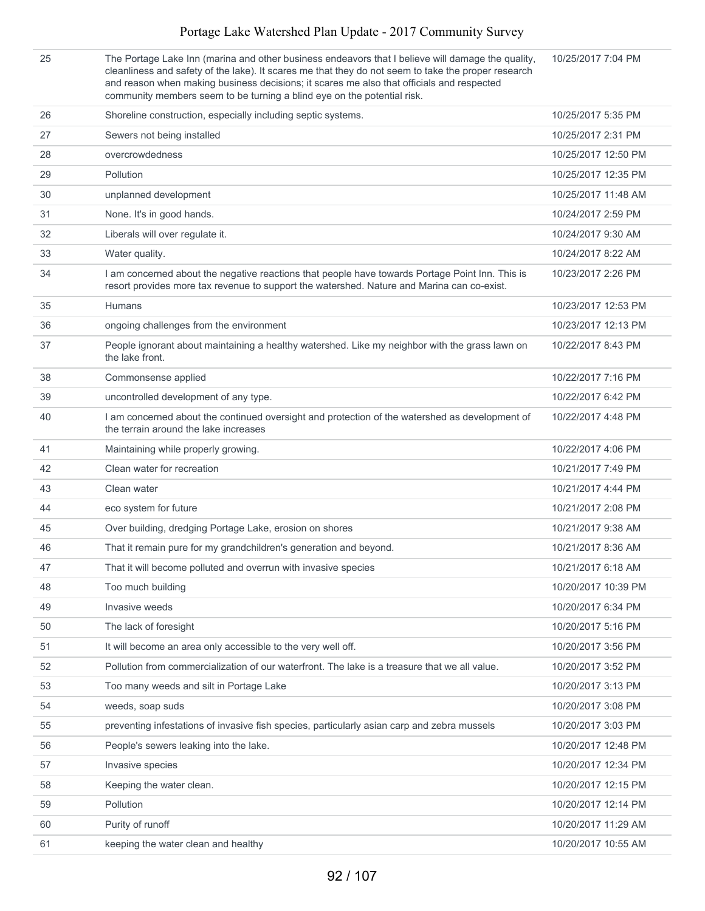| | | |
|---|---|---|
| 25 | The Portage Lake Inn (marina and other business endeavors that I believe will damage the quality, cleanliness and safety of the lake). It scares me that they do not seem to take the proper research and reason when making business decisions; it scares me also that officials and respected community members seem to be turning a blind eye on the potential risk. | 10/25/2017 7:04 PM |
| 26 | Shoreline construction, especially including septic systems. | 10/25/2017 5:35 PM |
| 27 | Sewers not being installed | 10/25/2017 2:31 PM |
| 28 | overcrowdedness | 10/25/2017 12:50 PM |
| 29 | Pollution | 10/25/2017 12:35 PM |
| 30 | unplanned development | 10/25/2017 11:48 AM |
| 31 | None. It's in good hands. | 10/24/2017 2:59 PM |
| 32 | Liberals will over regulate it. | 10/24/2017 9:30 AM |
| 33 | Water quality. | 10/24/2017 8:22 AM |
| 34 | I am concerned about the negative reactions that people have towards Portage Point Inn. This is resort provides more tax revenue to support the watershed. Nature and Marina can co-exist. | 10/23/2017 2:26 PM |
| 35 | Humans | 10/23/2017 12:53 PM |
| 36 | ongoing challenges from the environment | 10/23/2017 12:13 PM |
| 37 | People ignorant about maintaining a healthy watershed. Like my neighbor with the grass lawn on the lake front. | 10/22/2017 8:43 PM |
| 38 | Commonsense applied | 10/22/2017 7:16 PM |
| 39 | uncontrolled development of any type. | 10/22/2017 6:42 PM |
| 40 | I am concerned about the continued oversight and protection of the watershed as development of the terrain around the lake increases | 10/22/2017 4:48 PM |
| 41 | Maintaining while properly growing. | 10/22/2017 4:06 PM |
| 42 | Clean water for recreation | 10/21/2017 7:49 PM |
| 43 | Clean water | 10/21/2017 4:44 PM |
| 44 | eco system for future | 10/21/2017 2:08 PM |
| 45 | Over building, dredging Portage Lake, erosion on shores | 10/21/2017 9:38 AM |
| 46 | That it remain pure for my grandchildren's generation and beyond. | 10/21/2017 8:36 AM |
| 47 | That it will become polluted and overrun with invasive species | 10/21/2017 6:18 AM |
| 48 | Too much building | 10/20/2017 10:39 PM |
| 49 | Invasive weeds | 10/20/2017 6:34 PM |
| 50 | The lack of foresight | 10/20/2017 5:16 PM |
| 51 | It will become an area only accessible to the very well off. | 10/20/2017 3:56 PM |
| 52 | Pollution from commercialization of our waterfront. The lake is a treasure that we all value. | 10/20/2017 3:52 PM |
| 53 | Too many weeds and silt in Portage Lake | 10/20/2017 3:13 PM |
| 54 | weeds, soap suds | 10/20/2017 3:08 PM |
| 55 | preventing infestations of invasive fish species, particularly asian carp and zebra mussels | 10/20/2017 3:03 PM |
| 56 | People's sewers leaking into the lake. | 10/20/2017 12:48 PM |
| 57 | Invasive species | 10/20/2017 12:34 PM |
| 58 | Keeping the water clean. | 10/20/2017 12:15 PM |
| 59 | Pollution | 10/20/2017 12:14 PM |
| 60 | Purity of runoff | 10/20/2017 11:29 AM |
| 61 | keeping the water clean and healthy | 10/20/2017 10:55 AM |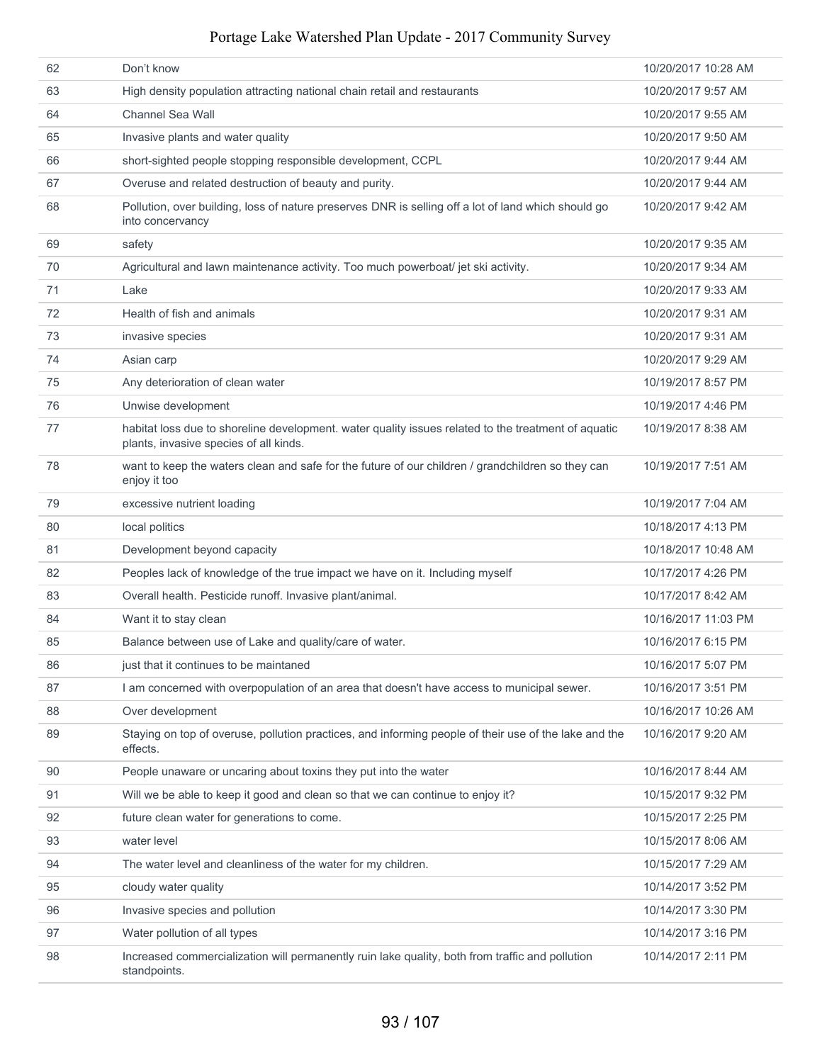| | | |
|---|---|---|
| 62 | Don't know | 10/20/2017 10:28 AM |
| 63 | High density population attracting national chain retail and restaurants | 10/20/2017 9:57 AM |
| 64 | Channel Sea Wall | 10/20/2017 9:55 AM |
| 65 | Invasive plants and water quality | 10/20/2017 9:50 AM |
| 66 | short-sighted people stopping responsible development, CCPL | 10/20/2017 9:44 AM |
| 67 | Overuse and related destruction of beauty and purity. | 10/20/2017 9:44 AM |
| 68 | Pollution, over building, loss of nature preserves DNR is selling off a lot of land which should go into concervancy | 10/20/2017 9:42 AM |
| 69 | safety | 10/20/2017 9:35 AM |
| 70 | Agricultural and lawn maintenance activity. Too much powerboat/ jet ski activity. | 10/20/2017 9:34 AM |
| 71 | Lake | 10/20/2017 9:33 AM |
| 72 | Health of fish and animals | 10/20/2017 9:31 AM |
| 73 | invasive species | 10/20/2017 9:31 AM |
| 74 | Asian carp | 10/20/2017 9:29 AM |
| 75 | Any deterioration of clean water | 10/19/2017 8:57 PM |
| 76 | Unwise development | 10/19/2017 4:46 PM |
| 77 | habitat loss due to shoreline development. water quality issues related to the treatment of aquatic plants, invasive species of all kinds. | 10/19/2017 8:38 AM |
| 78 | want to keep the waters clean and safe for the future of our children / grandchildren so they can enjoy it too | 10/19/2017 7:51 AM |
| 79 | excessive nutrient loading | 10/19/2017 7:04 AM |
| 80 | local politics | 10/18/2017 4:13 PM |
| 81 | Development beyond capacity | 10/18/2017 10:48 AM |
| 82 | Peoples lack of knowledge of the true impact we have on it. Including myself | 10/17/2017 4:26 PM |
| 83 | Overall health. Pesticide runoff. Invasive plant/animal. | 10/17/2017 8:42 AM |
| 84 | Want it to stay clean | 10/16/2017 11:03 PM |
| 85 | Balance between use of Lake and quality/care of water. | 10/16/2017 6:15 PM |
| 86 | just that it continues to be maintaned | 10/16/2017 5:07 PM |
| 87 | I am concerned with overpopulation of an area that doesn't have access to municipal sewer. | 10/16/2017 3:51 PM |
| 88 | Over development | 10/16/2017 10:26 AM |
| 89 | Staying on top of overuse, pollution practices, and informing people of their use of the lake and the effects. | 10/16/2017 9:20 AM |
| 90 | People unaware or uncaring about toxins they put into the water | 10/16/2017 8:44 AM |
| 91 | Will we be able to keep it good and clean so that we can continue to enjoy it? | 10/15/2017 9:32 PM |
| 92 | future clean water for generations to come. | 10/15/2017 2:25 PM |
| 93 | water level | 10/15/2017 8:06 AM |
| 94 | The water level and cleanliness of the water for my children. | 10/15/2017 7:29 AM |
| 95 | cloudy water quality | 10/14/2017 3:52 PM |
| 96 | Invasive species and pollution | 10/14/2017 3:30 PM |
| 97 | Water pollution of all types | 10/14/2017 3:16 PM |
| 98 | Increased commercialization will permanently ruin lake quality, both from traffic and pollution standpoints. | 10/14/2017 2:11 PM |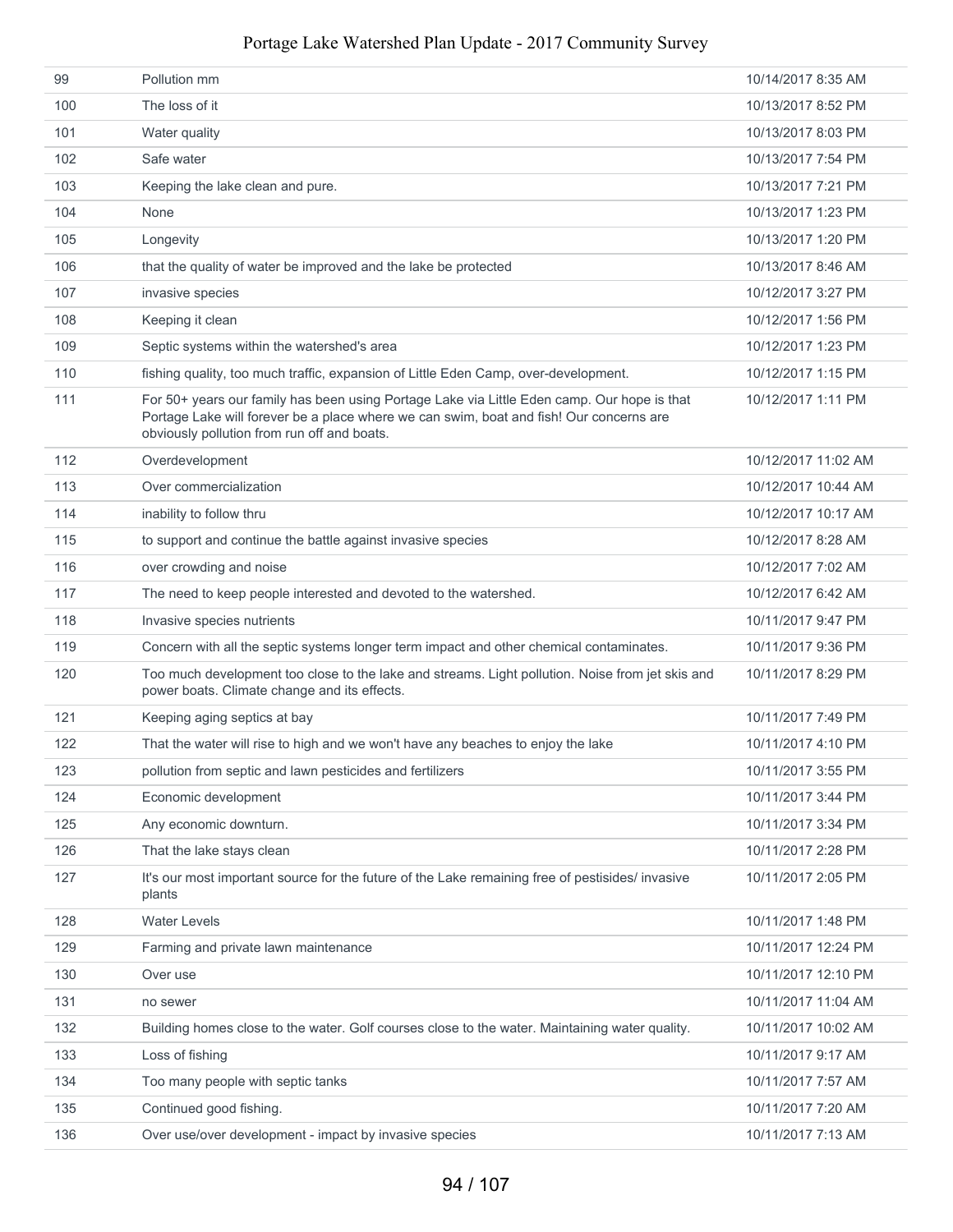| | | |
|---|---|---|
| 99 | Pollution mm | 10/14/2017 8:35 AM |
| 100 | The loss of it | 10/13/2017 8:52 PM |
| 101 | Water quality | 10/13/2017 8:03 PM |
| 102 | Safe water | 10/13/2017 7:54 PM |
| 103 | Keeping the lake clean and pure. | 10/13/2017 7:21 PM |
| 104 | None | 10/13/2017 1:23 PM |
| 105 | Longevity | 10/13/2017 1:20 PM |
| 106 | that the quality of water be improved and the lake be protected | 10/13/2017 8:46 AM |
| 107 | invasive species | 10/12/2017 3:27 PM |
| 108 | Keeping it clean | 10/12/2017 1:56 PM |
| 109 | Septic systems within the watershed's area | 10/12/2017 1:23 PM |
| 110 | fishing quality, too much traffic, expansion of Little Eden Camp, over-development. | 10/12/2017 1:15 PM |
| 111 | For 50+ years our family has been using Portage Lake via Little Eden camp. Our hope is that Portage Lake will forever be a place where we can swim, boat and fish! Our concerns are obviously pollution from run off and boats. | 10/12/2017 1:11 PM |
| 112 | Overdevelopment | 10/12/2017 11:02 AM |
| 113 | Over commercialization | 10/12/2017 10:44 AM |
| 114 | inability to follow thru | 10/12/2017 10:17 AM |
| 115 | to support and continue the battle against invasive species | 10/12/2017 8:28 AM |
| 116 | over crowding and noise | 10/12/2017 7:02 AM |
| 117 | The need to keep people interested and devoted to the watershed. | 10/12/2017 6:42 AM |
| 118 | Invasive species nutrients | 10/11/2017 9:47 PM |
| 119 | Concern with all the septic systems longer term impact and other chemical contaminates. | 10/11/2017 9:36 PM |
| 120 | Too much development too close to the lake and streams. Light pollution. Noise from jet skis and power boats. Climate change and its effects. | 10/11/2017 8:29 PM |
| 121 | Keeping aging septics at bay | 10/11/2017 7:49 PM |
| 122 | That the water will rise to high and we won't have any beaches to enjoy the lake | 10/11/2017 4:10 PM |
| 123 | pollution from septic and lawn pesticides and fertilizers | 10/11/2017 3:55 PM |
| 124 | Economic development | 10/11/2017 3:44 PM |
| 125 | Any economic downturn. | 10/11/2017 3:34 PM |
| 126 | That the lake stays clean | 10/11/2017 2:28 PM |
| 127 | It's our most important source for the future of the Lake remaining free of pestisides/ invasive plants | 10/11/2017 2:05 PM |
| 128 | Water Levels | 10/11/2017 1:48 PM |
| 129 | Farming and private lawn maintenance | 10/11/2017 12:24 PM |
| 130 | Over use | 10/11/2017 12:10 PM |
| 131 | no sewer | 10/11/2017 11:04 AM |
| 132 | Building homes close to the water. Golf courses close to the water. Maintaining water quality. | 10/11/2017 10:02 AM |
| 133 | Loss of fishing | 10/11/2017 9:17 AM |
| 134 | Too many people with septic tanks | 10/11/2017 7:57 AM |
| 135 | Continued good fishing. | 10/11/2017 7:20 AM |
| 136 | Over use/over development - impact by invasive species | 10/11/2017 7:13 AM |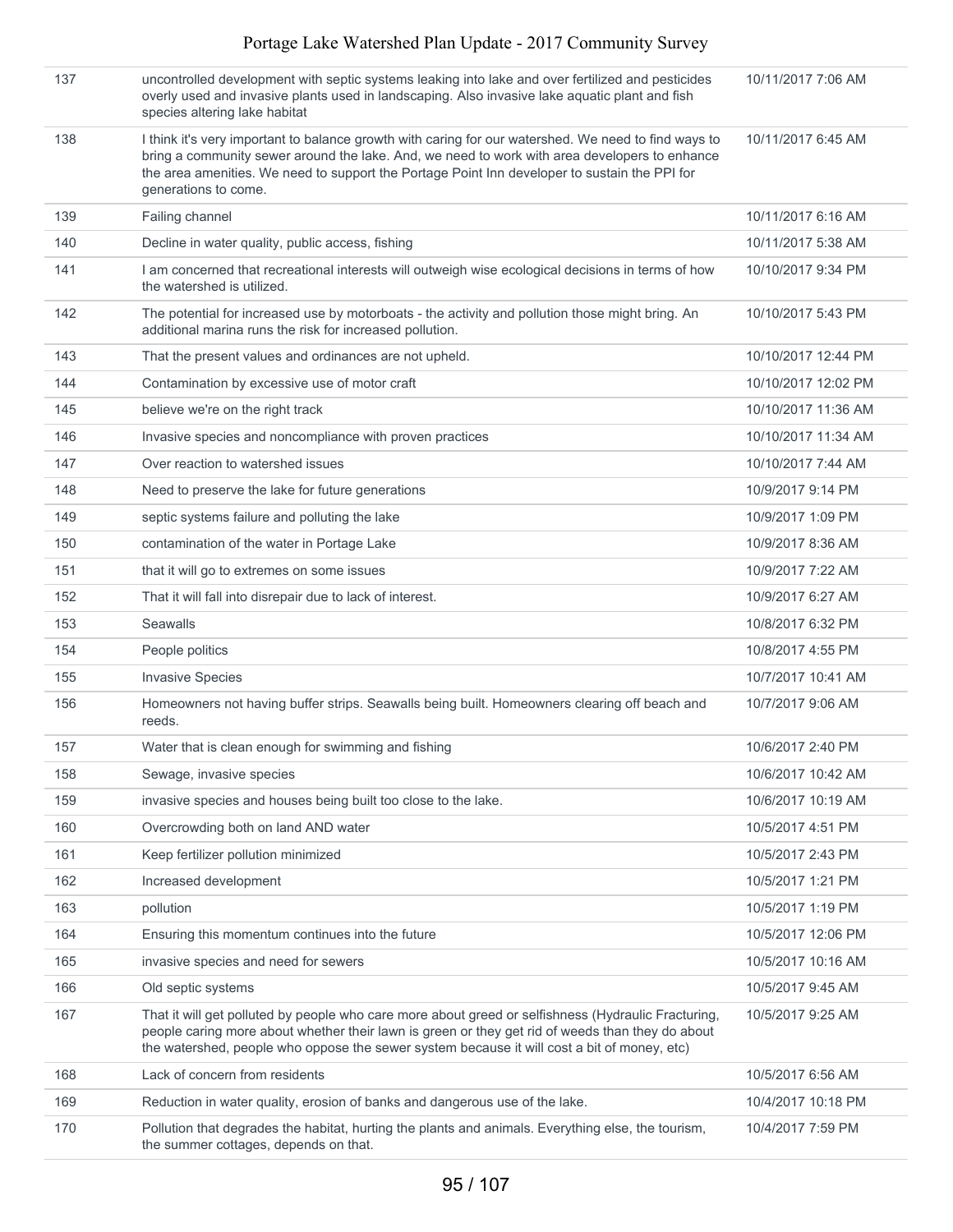| | | |
|---|---|---|
| 137 | uncontrolled development with septic systems leaking into lake and over fertilized and pesticides overly used and invasive plants used in landscaping. Also invasive lake aquatic plant and fish species altering lake habitat | 10/11/2017 7:06 AM |
| 138 | I think it's very important to balance growth with caring for our watershed. We need to find ways to bring a community sewer around the lake. And, we need to work with area developers to enhance the area amenities. We need to support the Portage Point Inn developer to sustain the PPI for generations to come. | 10/11/2017 6:45 AM |
| 139 | Failing channel | 10/11/2017 6:16 AM |
| 140 | Decline in water quality, public access, fishing | 10/11/2017 5:38 AM |
| 141 | I am concerned that recreational interests will outweigh wise ecological decisions in terms of how the watershed is utilized. | 10/10/2017 9:34 PM |
| 142 | The potential for increased use by motorboats - the activity and pollution those might bring. An additional marina runs the risk for increased pollution. | 10/10/2017 5:43 PM |
| 143 | That the present values and ordinances are not upheld. | 10/10/2017 12:44 PM |
| 144 | Contamination by excessive use of motor craft | 10/10/2017 12:02 PM |
| 145 | believe we're on the right track | 10/10/2017 11:36 AM |
| 146 | Invasive species and noncompliance with proven practices | 10/10/2017 11:34 AM |
| 147 | Over reaction to watershed issues | 10/10/2017 7:44 AM |
| 148 | Need to preserve the lake for future generations | 10/9/2017 9:14 PM |
| 149 | septic systems failure and polluting the lake | 10/9/2017 1:09 PM |
| 150 | contamination of the water in Portage Lake | 10/9/2017 8:36 AM |
| 151 | that it will go to extremes on some issues | 10/9/2017 7:22 AM |
| 152 | That it will fall into disrepair due to lack of interest. | 10/9/2017 6:27 AM |
| 153 | Seawalls | 10/8/2017 6:32 PM |
| 154 | People politics | 10/8/2017 4:55 PM |
| 155 | Invasive Species | 10/7/2017 10:41 AM |
| 156 | Homeowners not having buffer strips. Seawalls being built. Homeowners clearing off beach and reeds. | 10/7/2017 9:06 AM |
| 157 | Water that is clean enough for swimming and fishing | 10/6/2017 2:40 PM |
| 158 | Sewage, invasive species | 10/6/2017 10:42 AM |
| 159 | invasive species and houses being built too close to the lake. | 10/6/2017 10:19 AM |
| 160 | Overcrowding both on land AND water | 10/5/2017 4:51 PM |
| 161 | Keep fertilizer pollution minimized | 10/5/2017 2:43 PM |
| 162 | Increased development | 10/5/2017 1:21 PM |
| 163 | pollution | 10/5/2017 1:19 PM |
| 164 | Ensuring this momentum continues into the future | 10/5/2017 12:06 PM |
| 165 | invasive species and need for sewers | 10/5/2017 10:16 AM |
| 166 | Old septic systems | 10/5/2017 9:45 AM |
| 167 | That it will get polluted by people who care more about greed or selfishness (Hydraulic Fracturing, people caring more about whether their lawn is green or they get rid of weeds than they do about the watershed, people who oppose the sewer system because it will cost a bit of money, etc) | 10/5/2017 9:25 AM |
| 168 | Lack of concern from residents | 10/5/2017 6:56 AM |
| 169 | Reduction in water quality, erosion of banks and dangerous use of the lake. | 10/4/2017 10:18 PM |
| 170 | Pollution that degrades the habitat, hurting the plants and animals. Everything else, the tourism, the summer cottages, depends on that. | 10/4/2017 7:59 PM |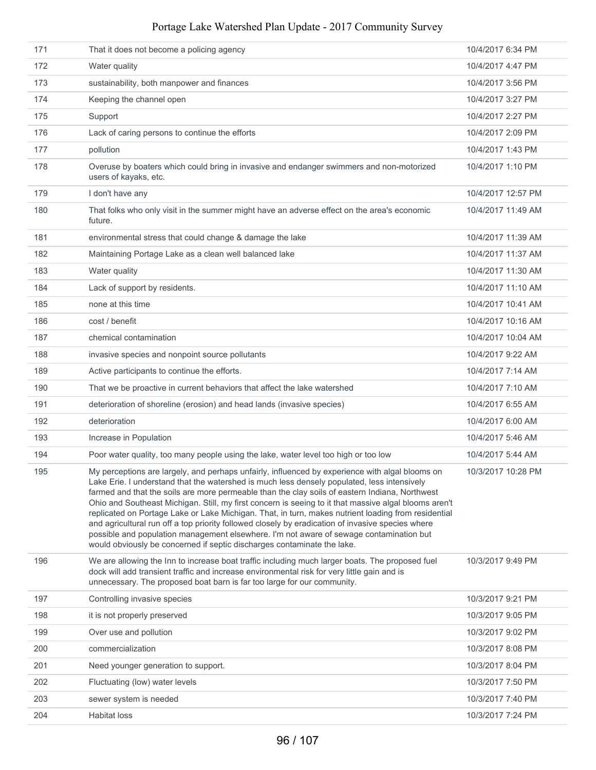| | | |
|---|---|---|
| 171 | That it does not become a policing agency | 10/4/2017 6:34 PM |
| 172 | Water quality | 10/4/2017 4:47 PM |
| 173 | sustainability, both manpower and finances | 10/4/2017 3:56 PM |
| 174 | Keeping the channel open | 10/4/2017 3:27 PM |
| 175 | Support | 10/4/2017 2:27 PM |
| 176 | Lack of caring persons to continue the efforts | 10/4/2017 2:09 PM |
| 177 | pollution | 10/4/2017 1:43 PM |
| 178 | Overuse by boaters which could bring in invasive and endanger swimmers and non-motorized users of kayaks, etc. | 10/4/2017 1:10 PM |
| 179 | I don't have any | 10/4/2017 12:57 PM |
| 180 | That folks who only visit in the summer might have an adverse effect on the area's economic future. | 10/4/2017 11:49 AM |
| 181 | environmental stress that could change & damage the lake | 10/4/2017 11:39 AM |
| 182 | Maintaining Portage Lake as a clean well balanced lake | 10/4/2017 11:37 AM |
| 183 | Water quality | 10/4/2017 11:30 AM |
| 184 | Lack of support by residents. | 10/4/2017 11:10 AM |
| 185 | none at this time | 10/4/2017 10:41 AM |
| 186 | cost / benefit | 10/4/2017 10:16 AM |
| 187 | chemical contamination | 10/4/2017 10:04 AM |
| 188 | invasive species and nonpoint source pollutants | 10/4/2017 9:22 AM |
| 189 | Active participants to continue the efforts. | 10/4/2017 7:14 AM |
| 190 | That we be proactive in current behaviors that affect the lake watershed | 10/4/2017 7:10 AM |
| 191 | deterioration of shoreline (erosion) and head lands (invasive species) | 10/4/2017 6:55 AM |
| 192 | deterioration | 10/4/2017 6:00 AM |
| 193 | Increase in Population | 10/4/2017 5:46 AM |
| 194 | Poor water quality, too many people using the lake, water level too high or too low | 10/4/2017 5:44 AM |
| 195 | My perceptions are largely, and perhaps unfairly, influenced by experience with algal blooms on Lake Erie. I understand that the watershed is much less densely populated, less intensively farmed and that the soils are more permeable than the clay soils of eastern Indiana, Northwest Ohio and Southeast Michigan. Still, my first concern is seeing to it that massive algal blooms aren't replicated on Portage Lake or Lake Michigan. That, in turn, makes nutrient loading from residential and agricultural run off a top priority followed closely by eradication of invasive species where possible and population management elsewhere. I'm not aware of sewage contamination but would obviously be concerned if septic discharges contaminate the lake. | 10/3/2017 10:28 PM |
| 196 | We are allowing the Inn to increase boat traffic including much larger boats. The proposed fuel dock will add transient traffic and increase environmental risk for very little gain and is unnecessary. The proposed boat barn is far too large for our community. | 10/3/2017 9:49 PM |
| 197 | Controlling invasive species | 10/3/2017 9:21 PM |
| 198 | it is not properly preserved | 10/3/2017 9:05 PM |
| 199 | Over use and pollution | 10/3/2017 9:02 PM |
| 200 | commercialization | 10/3/2017 8:08 PM |
| 201 | Need younger generation to support. | 10/3/2017 8:04 PM |
| 202 | Fluctuating (low) water levels | 10/3/2017 7:50 PM |
| 203 | sewer system is needed | 10/3/2017 7:40 PM |
| 204 | Habitat loss | 10/3/2017 7:24 PM |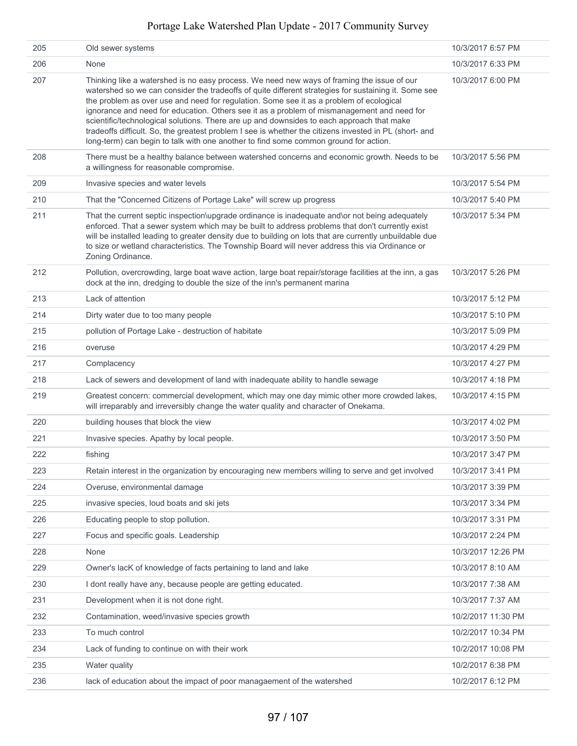| | | |
|---|---|---|
| 205 | Old sewer systems | 10/3/2017 6:57 PM |
| 206 | None | 10/3/2017 6:33 PM |
| 207 | Thinking like a watershed is no easy process. We need new ways of framing the issue of our watershed so we can consider the tradeoffs of quite different strategies for sustaining it. Some see the problem as over use and need for regulation. Some see it as a problem of ecological ignorance and need for education. Others see it as a problem of mismanagement and need for scientific/technological solutions. There are up and downsides to each approach that make tradeoffs difficult. So, the greatest problem I see is whether the citizens invested in PL (short- and long-term) can begin to talk with one another to find some common ground for action. | 10/3/2017 6:00 PM |
| 208 | There must be a healthy balance between watershed concerns and economic growth. Needs to be a willingness for reasonable compromise. | 10/3/2017 5:56 PM |
| 209 | Invasive species and water levels | 10/3/2017 5:54 PM |
| 210 | That the "Concerned Citizens of Portage Lake" will screw up progress | 10/3/2017 5:40 PM |
| 211 | That the current septic inspection\upgrade ordinance is inadequate and\or not being adequately enforced. That a sewer system which may be built to address problems that don't currently exist will be installed leading to greater density due to building on lots that are currently unbuildable due to size or wetland characteristics. The Township Board will never address this via Ordinance or Zoning Ordinance. | 10/3/2017 5:34 PM |
| 212 | Pollution, overcrowding, large boat wave action, large boat repair/storage facilities at the inn, a gas dock at the inn, dredging to double the size of the inn's permanent marina | 10/3/2017 5:26 PM |
| 213 | Lack of attention | 10/3/2017 5:12 PM |
| 214 | Dirty water due to too many people | 10/3/2017 5:10 PM |
| 215 | pollution of Portage Lake - destruction of habitate | 10/3/2017 5:09 PM |
| 216 | overuse | 10/3/2017 4:29 PM |
| 217 | Complacency | 10/3/2017 4:27 PM |
| 218 | Lack of sewers and development of land with inadequate ability to handle sewage | 10/3/2017 4:18 PM |
| 219 | Greatest concern: commercial development, which may one day mimic other more crowded lakes, will irreparably and irreversibly change the water quality and character of Onekama. | 10/3/2017 4:15 PM |
| 220 | building houses that block the view | 10/3/2017 4:02 PM |
| 221 | Invasive species. Apathy by local people. | 10/3/2017 3:50 PM |
| 222 | fishing | 10/3/2017 3:47 PM |
| 223 | Retain interest in the organization by encouraging new members willing to serve and get involved | 10/3/2017 3:41 PM |
| 224 | Overuse, environmental damage | 10/3/2017 3:39 PM |
| 225 | invasive species, loud boats and ski jets | 10/3/2017 3:34 PM |
| 226 | Educating people to stop pollution. | 10/3/2017 3:31 PM |
| 227 | Focus and specific goals. Leadership | 10/3/2017 2:24 PM |
| 228 | None | 10/3/2017 12:26 PM |
| 229 | Owner's lacK of knowledge of facts pertaining to land and lake | 10/3/2017 8:10 AM |
| 230 | I dont really have any, because people are getting educated. | 10/3/2017 7:38 AM |
| 231 | Development when it is not done right. | 10/3/2017 7:37 AM |
| 232 | Contamination, weed/invasive species growth | 10/2/2017 11:30 PM |
| 233 | To much control | 10/2/2017 10:34 PM |
| 234 | Lack of funding to continue on with their work | 10/2/2017 10:08 PM |
| 235 | Water quality | 10/2/2017 6:38 PM |
| 236 | lack of education about the impact of poor managaement of the watershed | 10/2/2017 6:12 PM |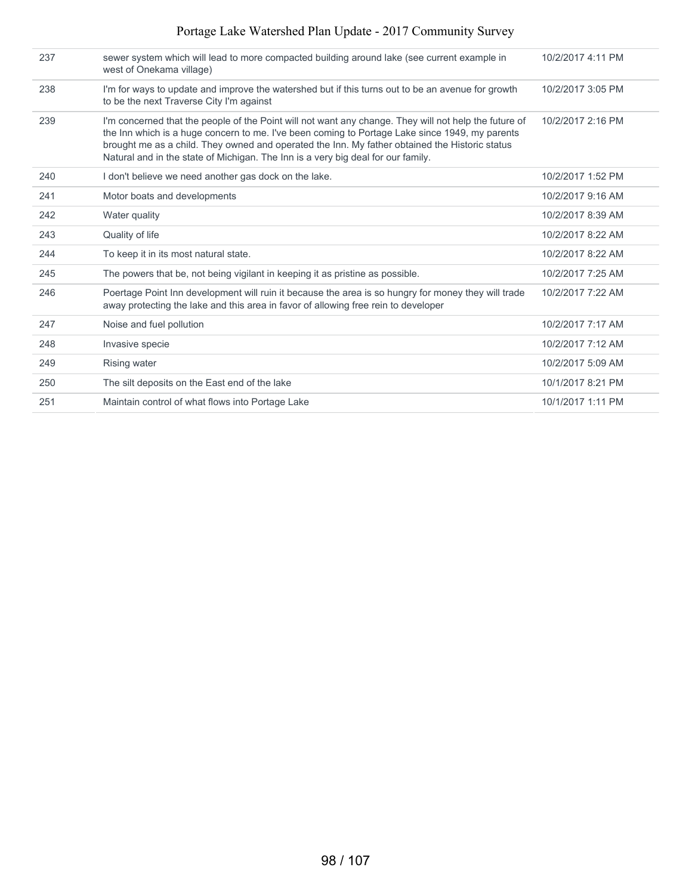| | | |
|---|---|---|
| 237 | sewer system which will lead to more compacted building around lake (see current example in west of Onekama village) | 10/2/2017 4:11 PM |
| 238 | I'm for ways to update and improve the watershed but if this turns out to be an avenue for growth to be the next Traverse City I'm against | 10/2/2017 3:05 PM |
| 239 | I'm concerned that the people of the Point will not want any change. They will not help the future of the Inn which is a huge concern to me. I've been coming to Portage Lake since 1949, my parents brought me as a child. They owned and operated the Inn. My father obtained the Historic status Natural and in the state of Michigan. The Inn is a very big deal for our family. | 10/2/2017 2:16 PM |
| 240 | I don't believe we need another gas dock on the lake. | 10/2/2017 1:52 PM |
| 241 | Motor boats and developments | 10/2/2017 9:16 AM |
| 242 | Water quality | 10/2/2017 8:39 AM |
| 243 | Quality of life | 10/2/2017 8:22 AM |
| 244 | To keep it in its most natural state. | 10/2/2017 8:22 AM |
| 245 | The powers that be, not being vigilant in keeping it as pristine as possible. | 10/2/2017 7:25 AM |
| 246 | Poertage Point Inn development will ruin it because the area is so hungry for money they will trade away protecting the lake and this area in favor of allowing free rein to developer | 10/2/2017 7:22 AM |
| 247 | Noise and fuel pollution | 10/2/2017 7:17 AM |
| 248 | Invasive specie | 10/2/2017 7:12 AM |
| 249 | Rising water | 10/2/2017 5:09 AM |
| 250 | The silt deposits on the East end of the lake | 10/1/2017 8:21 PM |
| 251 | Maintain control of what flows into Portage Lake | 10/1/2017 1:11 PM |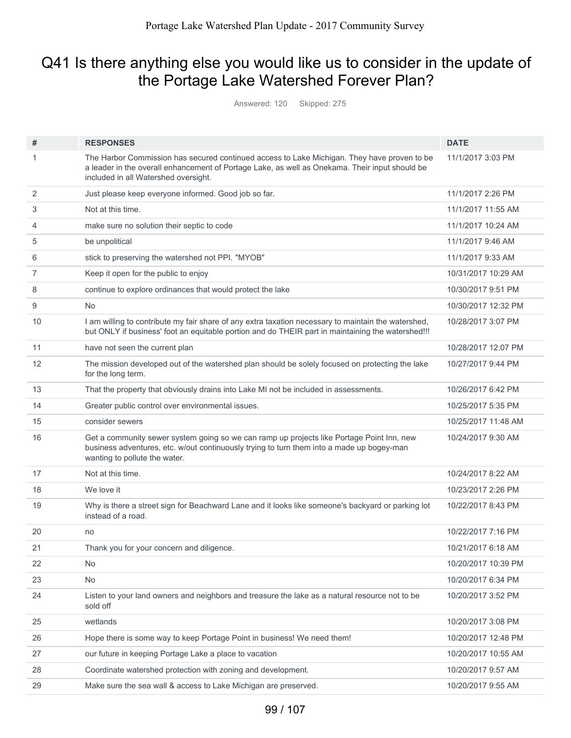# Q41 Is there anything else you would like us to consider in the update of the Portage Lake Watershed Forever Plan?

Answered: 120 Skipped: 275

| # | RESPONSES | DATE |
|---|---|---|
| 1 | The Harbor Commission has secured continued access to Lake Michigan. They have proven to be a leader in the overall enhancement of Portage Lake, as well as Onekama. Their input should be included in all Watershed oversight. | 11/1/2017 3:03 PM |
| 2 | Just please keep everyone informed. Good job so far. | 11/1/2017 2:26 PM |
| 3 | Not at this time. | 11/1/2017 11:55 AM |
| 4 | make sure no solution their septic to code | 11/1/2017 10:24 AM |
| 5 | be unpolitical | 11/1/2017 9:46 AM |
| 6 | stick to preserving the watershed not PPI. "MYOB" | 11/1/2017 9:33 AM |
| 7 | Keep it open for the public to enjoy | 10/31/2017 10:29 AM |
| 8 | continue to explore ordinances that would protect the lake | 10/30/2017 9:51 PM |
| 9 | No | 10/30/2017 12:32 PM |
| 10 | I am willing to contribute my fair share of any extra taxation necessary to maintain the watershed, but ONLY if business' foot an equitable portion and do THEIR part in maintaining the watershed!!! | 10/28/2017 3:07 PM |
| 11 | have not seen the current plan | 10/28/2017 12:07 PM |
| 12 | The mission developed out of the watershed plan should be solely focused on protecting the lake for the long term. | 10/27/2017 9:44 PM |
| 13 | That the property that obviously drains into Lake MI not be included in assessments. | 10/26/2017 6:42 PM |
| 14 | Greater public control over environmental issues. | 10/25/2017 5:35 PM |
| 15 | consider sewers | 10/25/2017 11:48 AM |
| 16 | Get a community sewer system going so we can ramp up projects like Portage Point Inn, new business adventures, etc. w/out continuously trying to turn them into a made up bogey-man wanting to pollute the water. | 10/24/2017 9:30 AM |
| 17 | Not at this time. | 10/24/2017 8:22 AM |
| 18 | We love it | 10/23/2017 2:26 PM |
| 19 | Why is there a street sign for Beachward Lane and it looks like someone's backyard or parking lot instead of a road. | 10/22/2017 8:43 PM |
| 20 | no | 10/22/2017 7:16 PM |
| 21 | Thank you for your concern and diligence. | 10/21/2017 6:18 AM |
| 22 | No | 10/20/2017 10:39 PM |
| 23 | No | 10/20/2017 6:34 PM |
| 24 | Listen to your land owners and neighbors and treasure the lake as a natural resource not to be sold off | 10/20/2017 3:52 PM |
| 25 | wetlands | 10/20/2017 3:08 PM |
| 26 | Hope there is some way to keep Portage Point in business! We need them! | 10/20/2017 12:48 PM |
| 27 | our future in keeping Portage Lake a place to vacation | 10/20/2017 10:55 AM |
| 28 | Coordinate watershed protection with zoning and development. | 10/20/2017 9:57 AM |
| 29 | Make sure the sea wall & access to Lake Michigan are preserved. | 10/20/2017 9:55 AM |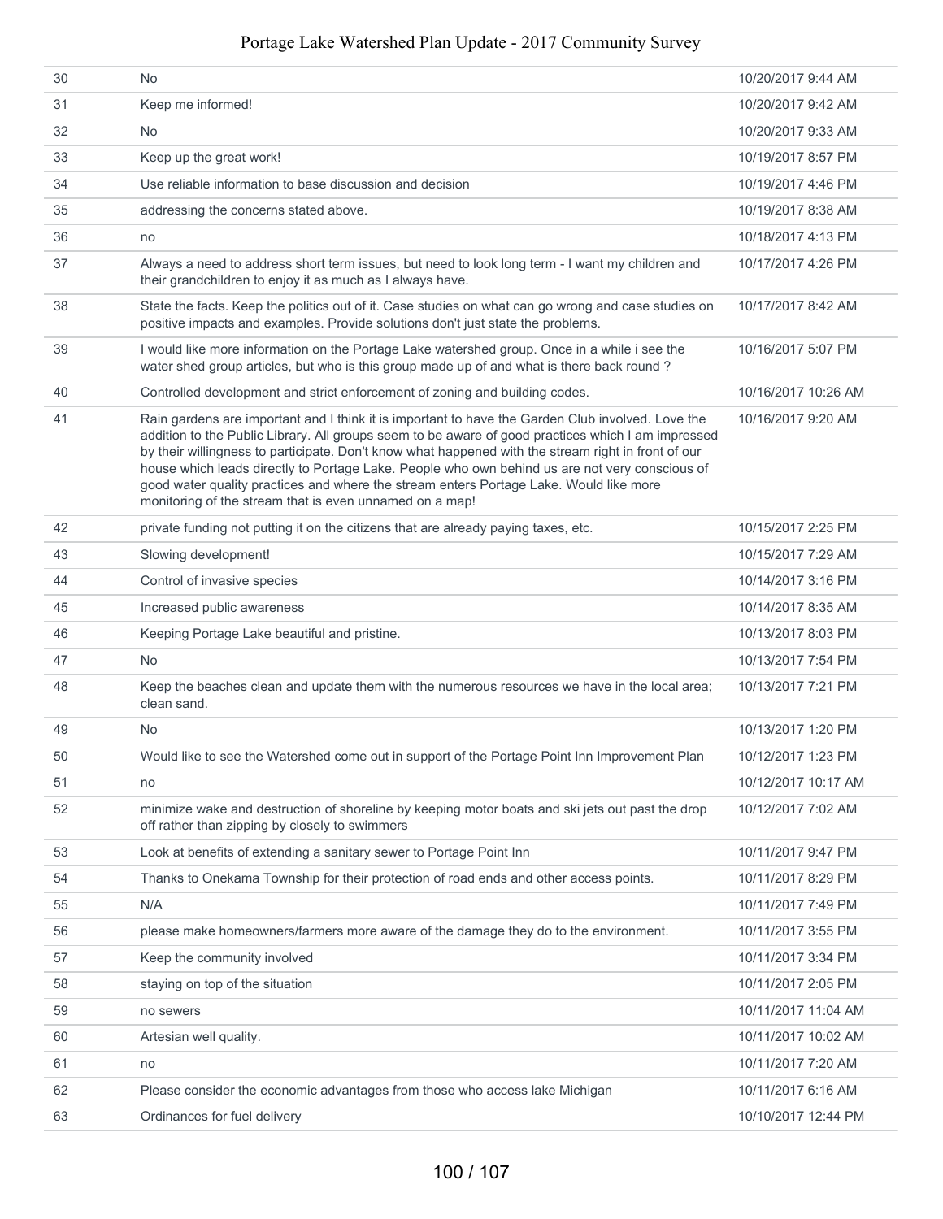| 30 | No | 10/20/2017 9:44 AM |
|---|---|---|
| 31 | Keep me informed! | 10/20/2017 9:42 AM |
| 32 | No | 10/20/2017 9:33 AM |
| 33 | Keep up the great work! | 10/19/2017 8:57 PM |
| 34 | Use reliable information to base discussion and decision | 10/19/2017 4:46 PM |
| 35 | addressing the concerns stated above. | 10/19/2017 8:38 AM |
| 36 | no | 10/18/2017 4:13 PM |
| 37 | Always a need to address short term issues, but need to look long term - I want my children and their grandchildren to enjoy it as much as I always have. | 10/17/2017 4:26 PM |
| 38 | State the facts. Keep the politics out of it. Case studies on what can go wrong and case studies on positive impacts and examples. Provide solutions don't just state the problems. | 10/17/2017 8:42 AM |
| 39 | I would like more information on the Portage Lake watershed group. Once in a while i see the water shed group articles, but who is this group made up of and what is there back round ? | 10/16/2017 5:07 PM |
| 40 | Controlled development and strict enforcement of zoning and building codes. | 10/16/2017 10:26 AM |
| 41 | Rain gardens are important and I think it is important to have the Garden Club involved. Love the addition to the Public Library. All groups seem to be aware of good practices which I am impressed by their willingness to participate. Don't know what happened with the stream right in front of our house which leads directly to Portage Lake. People who own behind us are not very conscious of good water quality practices and where the stream enters Portage Lake. Would like more monitoring of the stream that is even unnamed on a map! | 10/16/2017 9:20 AM |
| 42 | private funding not putting it on the citizens that are already paying taxes, etc. | 10/15/2017 2:25 PM |
| 43 | Slowing development! | 10/15/2017 7:29 AM |
| 44 | Control of invasive species | 10/14/2017 3:16 PM |
| 45 | Increased public awareness | 10/14/2017 8:35 AM |
| 46 | Keeping Portage Lake beautiful and pristine. | 10/13/2017 8:03 PM |
| 47 | No | 10/13/2017 7:54 PM |
| 48 | Keep the beaches clean and update them with the numerous resources we have in the local area; clean sand. | 10/13/2017 7:21 PM |
| 49 | No | 10/13/2017 1:20 PM |
| 50 | Would like to see the Watershed come out in support of the Portage Point Inn Improvement Plan | 10/12/2017 1:23 PM |
| 51 | no | 10/12/2017 10:17 AM |
| 52 | minimize wake and destruction of shoreline by keeping motor boats and ski jets out past the drop off rather than zipping by closely to swimmers | 10/12/2017 7:02 AM |
| 53 | Look at benefits of extending a sanitary sewer to Portage Point Inn | 10/11/2017 9:47 PM |
| 54 | Thanks to Onekama Township for their protection of road ends and other access points. | 10/11/2017 8:29 PM |
| 55 | N/A | 10/11/2017 7:49 PM |
| 56 | please make homeowners/farmers more aware of the damage they do to the environment. | 10/11/2017 3:55 PM |
| 57 | Keep the community involved | 10/11/2017 3:34 PM |
| 58 | staying on top of the situation | 10/11/2017 2:05 PM |
| 59 | no sewers | 10/11/2017 11:04 AM |
| 60 | Artesian well quality. | 10/11/2017 10:02 AM |
| 61 | no | 10/11/2017 7:20 AM |
| 62 | Please consider the economic advantages from those who access lake Michigan | 10/11/2017 6:16 AM |
| 63 | Ordinances for fuel delivery | 10/10/2017 12:44 PM |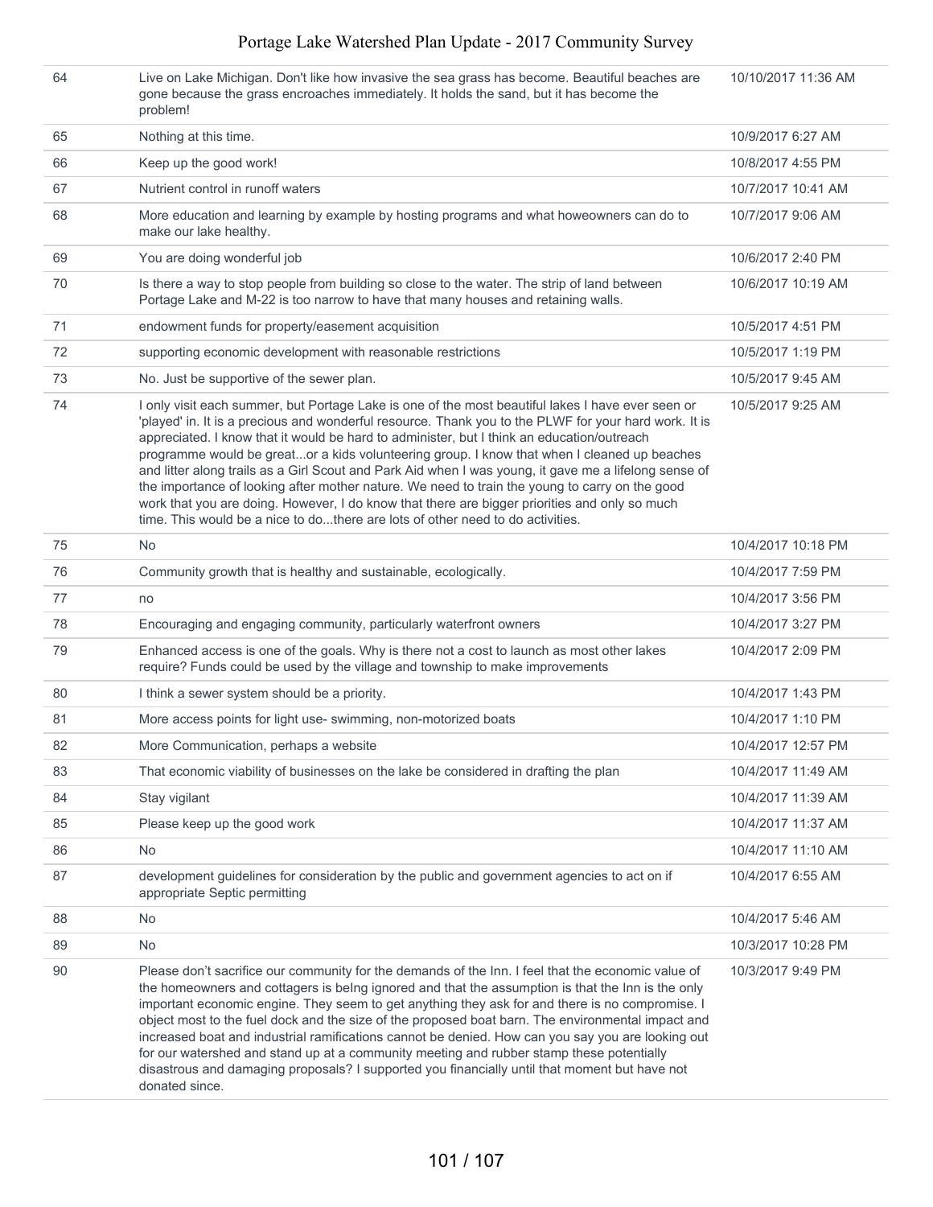| | | |
|---|---|---|
| 64 | Live on Lake Michigan. Don't like how invasive the sea grass has become. Beautiful beaches are gone because the grass encroaches immediately. It holds the sand, but it has become the problem! | 10/10/2017 11:36 AM |
| 65 | Nothing at this time. | 10/9/2017 6:27 AM |
| 66 | Keep up the good work! | 10/8/2017 4:55 PM |
| 67 | Nutrient control in runoff waters | 10/7/2017 10:41 AM |
| 68 | More education and learning by example by hosting programs and what howeowners can do to make our lake healthy. | 10/7/2017 9:06 AM |
| 69 | You are doing wonderful job | 10/6/2017 2:40 PM |
| 70 | Is there a way to stop people from building so close to the water. The strip of land between Portage Lake and M-22 is too narrow to have that many houses and retaining walls. | 10/6/2017 10:19 AM |
| 71 | endowment funds for property/easement acquisition | 10/5/2017 4:51 PM |
| 72 | supporting economic development with reasonable restrictions | 10/5/2017 1:19 PM |
| 73 | No. Just be supportive of the sewer plan. | 10/5/2017 9:45 AM |
| 74 | I only visit each summer, but Portage Lake is one of the most beautiful lakes I have ever seen or 'played' in. It is a precious and wonderful resource. Thank you to the PLWF for your hard work. It is appreciated. I know that it would be hard to administer, but I think an education/outreach programme would be great...or a kids volunteering group. I know that when I cleaned up beaches and litter along trails as a Girl Scout and Park Aid when I was young, it gave me a lifelong sense of the importance of looking after mother nature. We need to train the young to carry on the good work that you are doing. However, I do know that there are bigger priorities and only so much time. This would be a nice to do...there are lots of other need to do activities. | 10/5/2017 9:25 AM |
| 75 | No | 10/4/2017 10:18 PM |
| 76 | Community growth that is healthy and sustainable, ecologically. | 10/4/2017 7:59 PM |
| 77 | no | 10/4/2017 3:56 PM |
| 78 | Encouraging and engaging community, particularly waterfront owners | 10/4/2017 3:27 PM |
| 79 | Enhanced access is one of the goals. Why is there not a cost to launch as most other lakes require? Funds could be used by the village and township to make improvements | 10/4/2017 2:09 PM |
| 80 | I think a sewer system should be a priority. | 10/4/2017 1:43 PM |
| 81 | More access points for light use- swimming, non-motorized boats | 10/4/2017 1:10 PM |
| 82 | More Communication, perhaps a website | 10/4/2017 12:57 PM |
| 83 | That economic viability of businesses on the lake be considered in drafting the plan | 10/4/2017 11:49 AM |
| 84 | Stay vigilant | 10/4/2017 11:39 AM |
| 85 | Please keep up the good work | 10/4/2017 11:37 AM |
| 86 | No | 10/4/2017 11:10 AM |
| 87 | development guidelines for consideration by the public and government agencies to act on if appropriate Septic permitting | 10/4/2017 6:55 AM |
| 88 | No | 10/4/2017 5:46 AM |
| 89 | No | 10/3/2017 10:28 PM |
| 90 | Please don't sacrifice our community for the demands of the Inn. I feel that the economic value of the homeowners and cottagers is beIng ignored and that the assumption is that the Inn is the only important economic engine. They seem to get anything they ask for and there is no compromise. I object most to the fuel dock and the size of the proposed boat barn. The environmental impact and increased boat and industrial ramifications cannot be denied. How can you say you are looking out for our watershed and stand up at a community meeting and rubber stamp these potentially disastrous and damaging proposals? I supported you financially until that moment but have not donated since. | 10/3/2017 9:49 PM |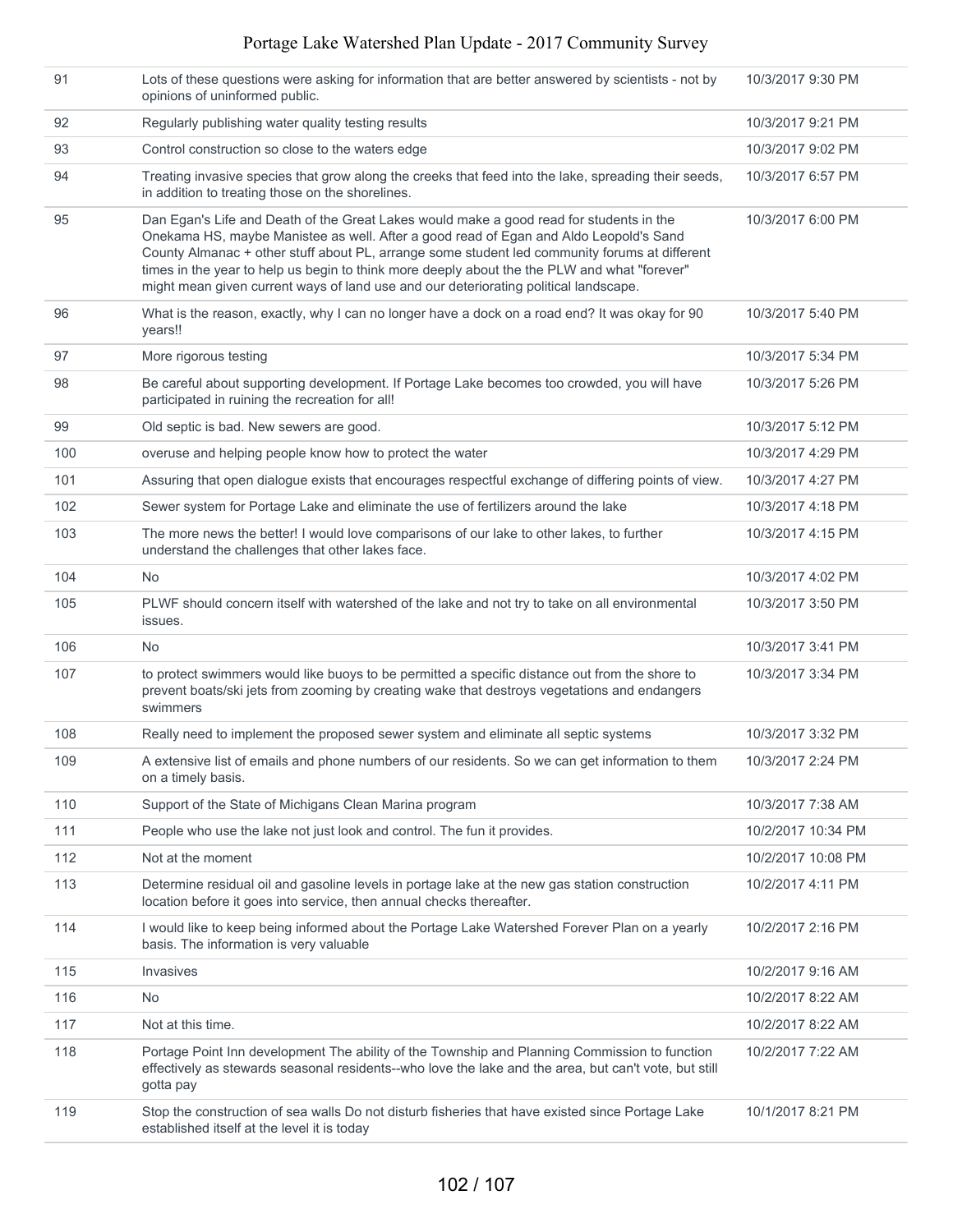| | | |
|---|---|---|
| 91 | Lots of these questions were asking for information that are better answered by scientists - not by opinions of uninformed public. | 10/3/2017 9:30 PM |
| 92 | Regularly publishing water quality testing results | 10/3/2017 9:21 PM |
| 93 | Control construction so close to the waters edge | 10/3/2017 9:02 PM |
| 94 | Treating invasive species that grow along the creeks that feed into the lake, spreading their seeds, in addition to treating those on the shorelines. | 10/3/2017 6:57 PM |
| 95 | Dan Egan's Life and Death of the Great Lakes would make a good read for students in the Onekama HS, maybe Manistee as well. After a good read of Egan and Aldo Leopold's Sand County Almanac + other stuff about PL, arrange some student led community forums at different times in the year to help us begin to think more deeply about the the PLW and what "forever" might mean given current ways of land use and our deteriorating political landscape. | 10/3/2017 6:00 PM |
| 96 | What is the reason, exactly, why I can no longer have a dock on a road end? It was okay for 90 years!! | 10/3/2017 5:40 PM |
| 97 | More rigorous testing | 10/3/2017 5:34 PM |
| 98 | Be careful about supporting development. If Portage Lake becomes too crowded, you will have participated in ruining the recreation for all! | 10/3/2017 5:26 PM |
| 99 | Old septic is bad. New sewers are good. | 10/3/2017 5:12 PM |
| 100 | overuse and helping people know how to protect the water | 10/3/2017 4:29 PM |
| 101 | Assuring that open dialogue exists that encourages respectful exchange of differing points of view. | 10/3/2017 4:27 PM |
| 102 | Sewer system for Portage Lake and eliminate the use of fertilizers around the lake | 10/3/2017 4:18 PM |
| 103 | The more news the better! I would love comparisons of our lake to other lakes, to further understand the challenges that other lakes face. | 10/3/2017 4:15 PM |
| 104 | No | 10/3/2017 4:02 PM |
| 105 | PLWF should concern itself with watershed of the lake and not try to take on all environmental issues. | 10/3/2017 3:50 PM |
| 106 | No | 10/3/2017 3:41 PM |
| 107 | to protect swimmers would like buoys to be permitted a specific distance out from the shore to prevent boats/ski jets from zooming by creating wake that destroys vegetations and endangers swimmers | 10/3/2017 3:34 PM |
| 108 | Really need to implement the proposed sewer system and eliminate all septic systems | 10/3/2017 3:32 PM |
| 109 | A extensive list of emails and phone numbers of our residents. So we can get information to them on a timely basis. | 10/3/2017 2:24 PM |
| 110 | Support of the State of Michigans Clean Marina program | 10/3/2017 7:38 AM |
| 111 | People who use the lake not just look and control. The fun it provides. | 10/2/2017 10:34 PM |
| 112 | Not at the moment | 10/2/2017 10:08 PM |
| 113 | Determine residual oil and gasoline levels in portage lake at the new gas station construction location before it goes into service, then annual checks thereafter. | 10/2/2017 4:11 PM |
| 114 | I would like to keep being informed about the Portage Lake Watershed Forever Plan on a yearly basis. The information is very valuable | 10/2/2017 2:16 PM |
| 115 | Invasives | 10/2/2017 9:16 AM |
| 116 | No | 10/2/2017 8:22 AM |
| 117 | Not at this time. | 10/2/2017 8:22 AM |
| 118 | Portage Point Inn development The ability of the Township and Planning Commission to function effectively as stewards seasonal residents--who love the lake and the area, but can't vote, but still gotta pay | 10/2/2017 7:22 AM |
| 119 | Stop the construction of sea walls Do not disturb fisheries that have existed since Portage Lake established itself at the level it is today | 10/1/2017 8:21 PM |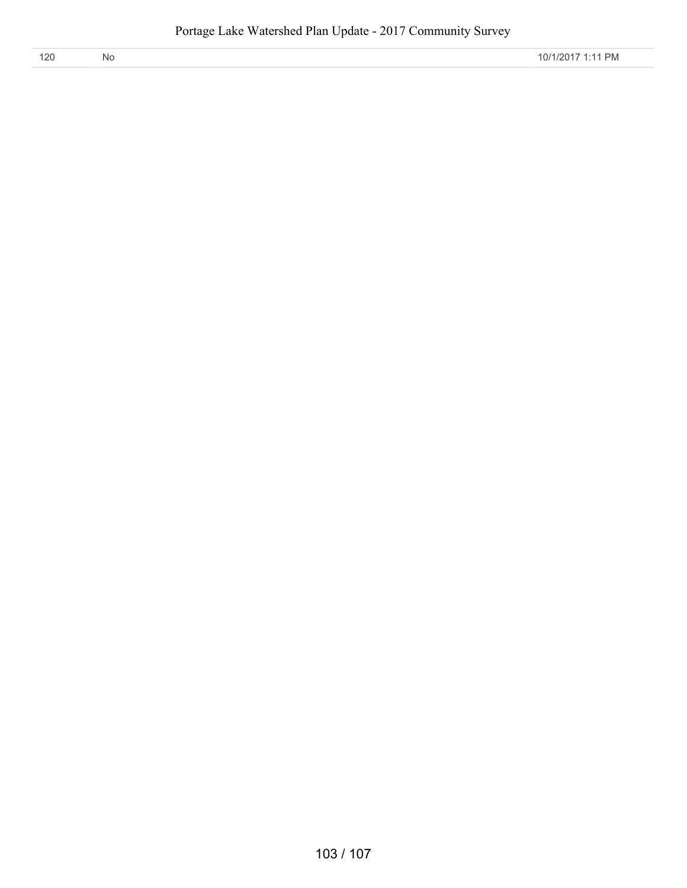| 120 | No | 10/1/2017 1:11 PM |
|---|---|---|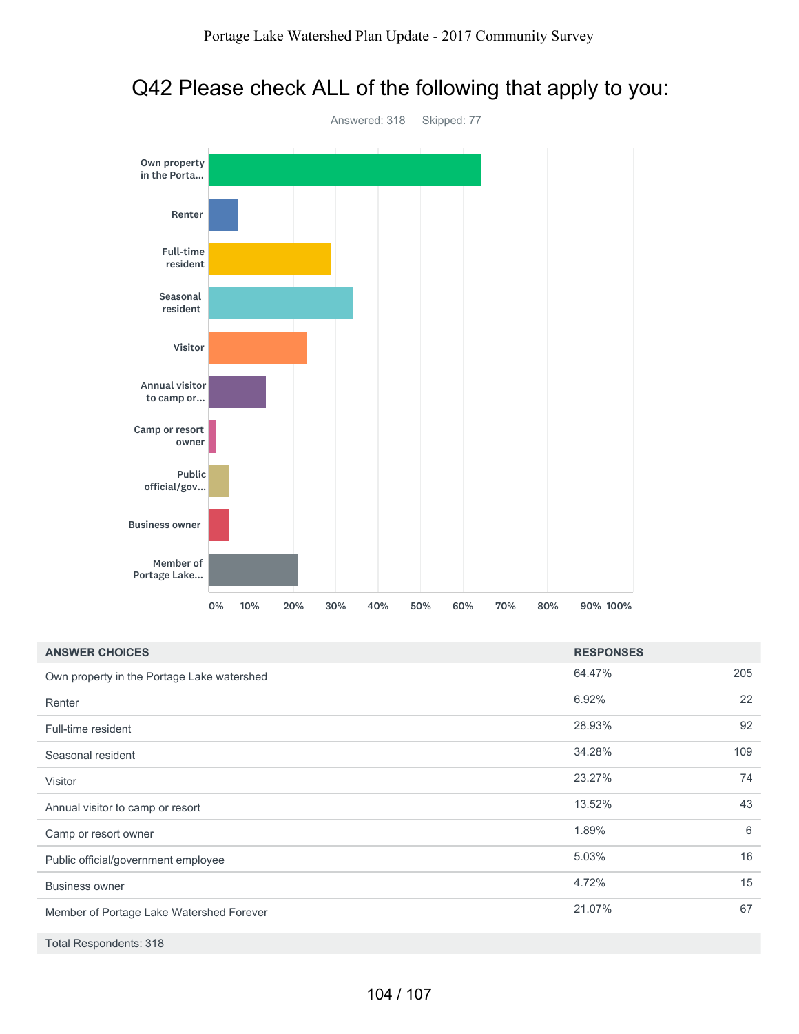# Q42 Please check ALL of the following that apply to you:

Answered: 318 Skipped: 77

| ANSWER CHOICES | RESPONSES | |
|---|---|---|
| Own property in the Portage Lake watershed | 64.47% | 205 |
| Renter | 6.92% | 22 |
| Full-time resident | 28.93% | 92 |
| Seasonal resident | 34.28% | 109 |
| Visitor | 23.27% | 74 |
| Annual visitor to camp or resort | 13.52% | 43 |
| Camp or resort owner | 1.89% | 6 |
| Public official/government employee | 5.03% | 16 |
| Business owner | 4.72% | 15 |
| Member of Portage Lake Watershed Forever | 21.07% | 67 |
| Total Respondents: 318 | | |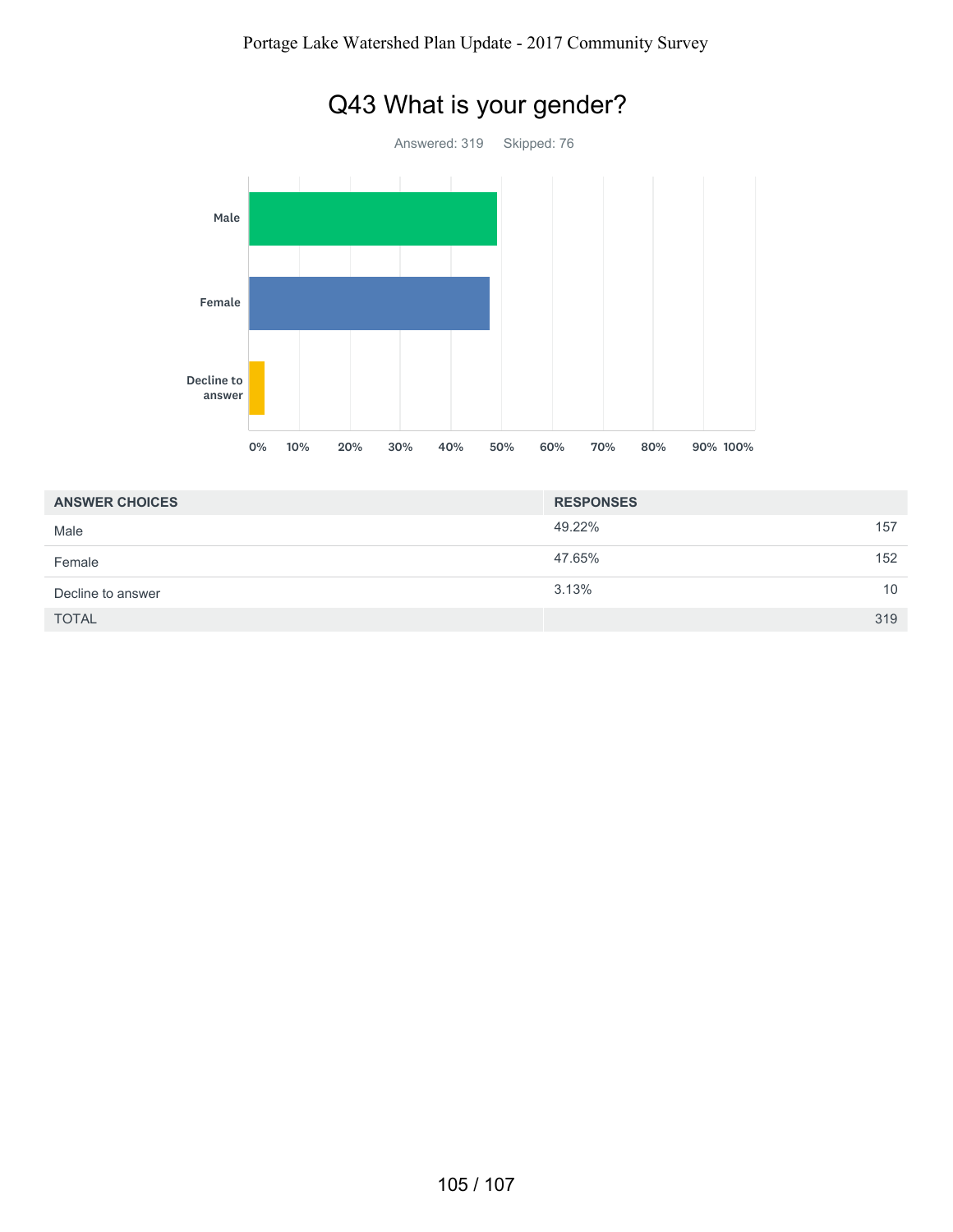# Q43 What is your gender?

Answered: 319 Skipped: 76

Male

Female

Decline to answer

0% 10% 20% 30% 40% 50% 60% 70% 80% 90% 100%

| ANSWER CHOICES | RESPONSES | |
|---|---|---|
| Male | 49.22% | 157 |
| Female | 47.65% | 152 |
| Decline to answer | 3.13% | 10 |
| TOTAL | | 319 |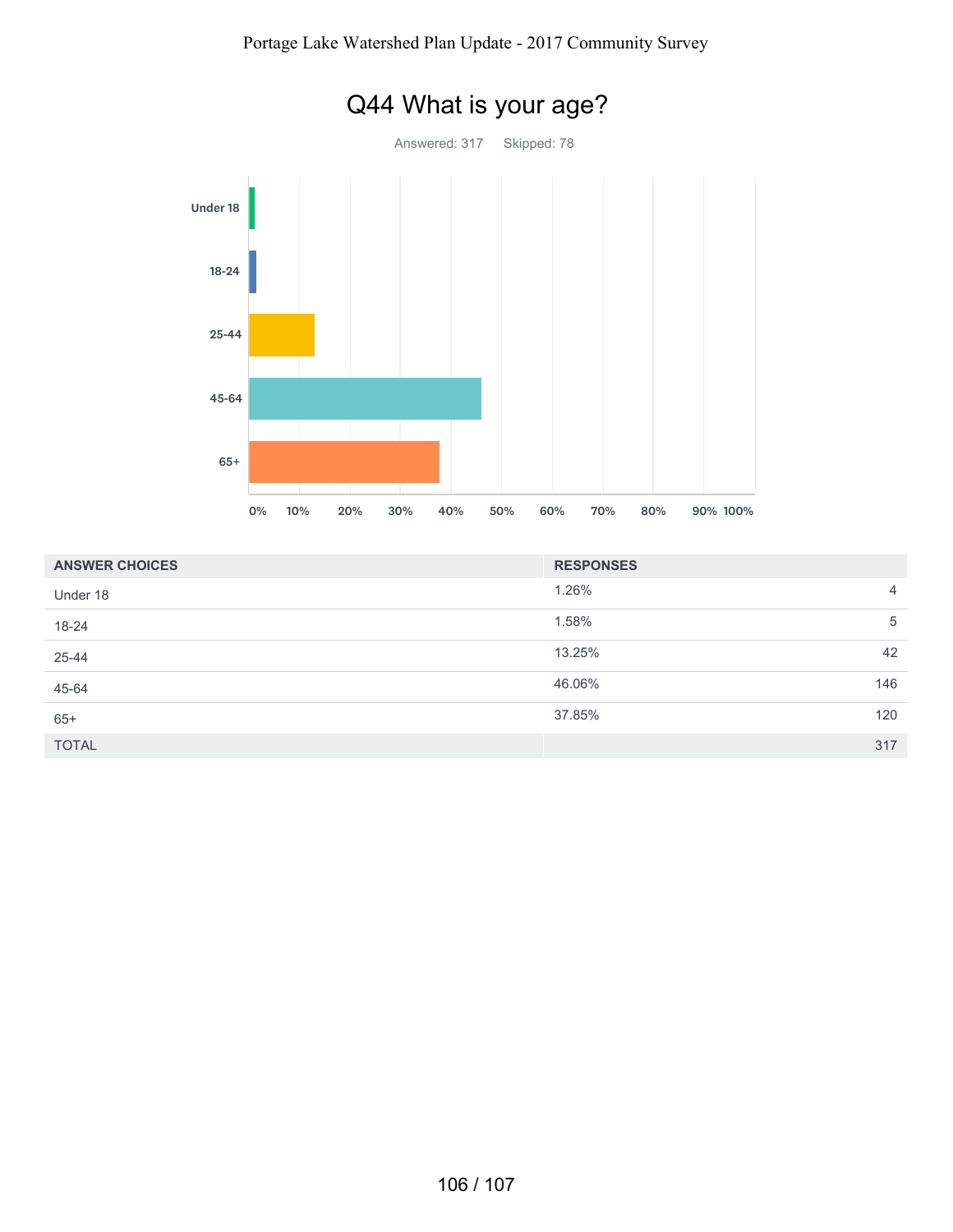# Q44 What is your age?

Answered: 317 Skipped: 78

| ANSWER CHOICES | RESPONSES | |
|---|---|---|
| Under 18 | 1.26% | 4 |
| 18-24 | 1.58% | 5 |
| 25-44 | 13.25% | 42 |
| 45-64 | 46.06% | 146 |
| 65+ | 37.85% | 120 |
| TOTAL | | 317 |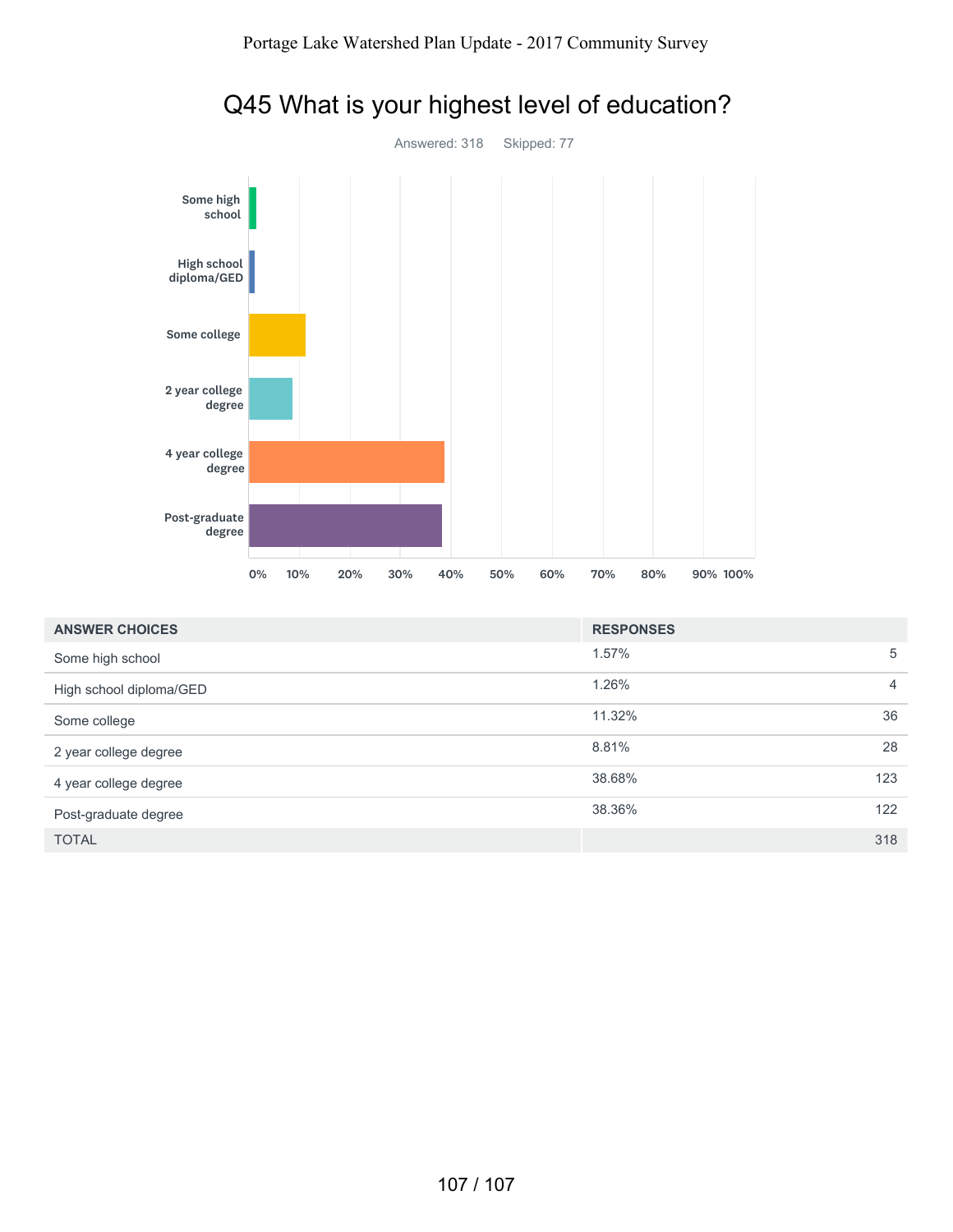# Q45 What is your highest level of education?

Answered: 318 Skipped: 77

Some high school

High school diploma/GED

Some college

2 year college degree

4 year college degree

Post-graduate degree

0% 10% 20% 30% 40% 50% 60% 70% 80% 90% 100%

| ANSWER CHOICES | RESPONSES | |
|---|---|---|
| Some high school | 1.57% | 5 |
| High school diploma/GED | 1.26% | 4 |
| Some college | 11.32% | 36 |
| 2 year college degree | 8.81% | 28 |
| 4 year college degree | 38.68% | 123 |
| Post-graduate degree | 38.36% | 122 |
| TOTAL | | 318 |